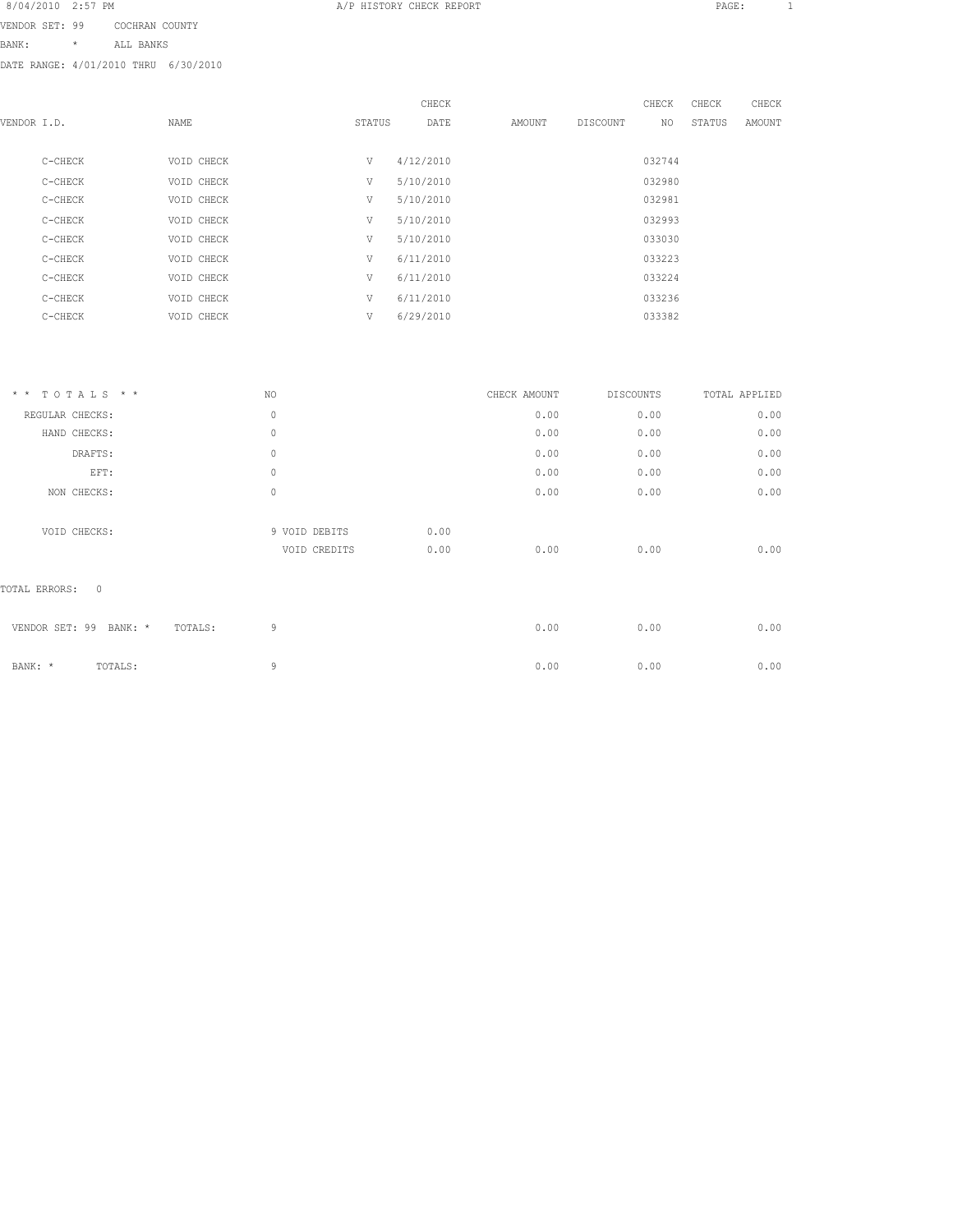8/04/2010 2:57 PM A/P HISTORY CHECK REPORT

VENDOR SET: 99 COCHRAN COUNTY

BANK: * ALL BANKS

DATE RANGE: 4/01/2010 THRU 6/30/2010

| VENDOR I.D. | NAME | STATUS | CHECK DATE | AMOUNT | DISCOUNT | CHECK NO | CHECK STATUS | CHECK AMOUNT |
|---|---|---|---|---|---|---|---|---|
| C-CHECK | VOID CHECK | V | 4/12/2010 | | | 032744 | | |
| C-CHECK | VOID CHECK | V | 5/10/2010 | | | 032980 | | |
| C-CHECK | VOID CHECK | V | 5/10/2010 | | | 032981 | | |
| C-CHECK | VOID CHECK | V | 5/10/2010 | | | 032993 | | |
| C-CHECK | VOID CHECK | V | 5/10/2010 | | | 033030 | | |
| C-CHECK | VOID CHECK | V | 6/11/2010 | | | 033223 | | |
| C-CHECK | VOID CHECK | V | 6/11/2010 | | | 033224 | | |
| C-CHECK | VOID CHECK | V | 6/11/2010 | | | 033236 | | |
| C-CHECK | VOID CHECK | V | 6/29/2010 | | | 033382 | | |

| * * T O T A L S * * | NO | | | CHECK AMOUNT | DISCOUNTS | TOTAL APPLIED |
|---|---|---|---|---|---|---|
| REGULAR CHECKS: | 0 | | | 0.00 | 0.00 | 0.00 |
| HAND CHECKS: | 0 | | | 0.00 | 0.00 | 0.00 |
| DRAFTS: | 0 | | | 0.00 | 0.00 | 0.00 |
| EFT: | 0 | | | 0.00 | 0.00 | 0.00 |
| NON CHECKS: | 0 | | | 0.00 | 0.00 | 0.00 |
| VOID CHECKS: | 9 | VOID DEBITS | 0.00 | | | |
| | | VOID CREDITS | 0.00 | 0.00 | 0.00 | 0.00 |

TOTAL ERRORS: 0

| | NO | CHECK AMOUNT | DISCOUNTS | TOTAL APPLIED |
|---|---|---|---|---|
| VENDOR SET: 99 BANK: * TOTALS: | 9 | 0.00 | 0.00 | 0.00 |
| BANK: * TOTALS: | 9 | 0.00 | 0.00 | 0.00 |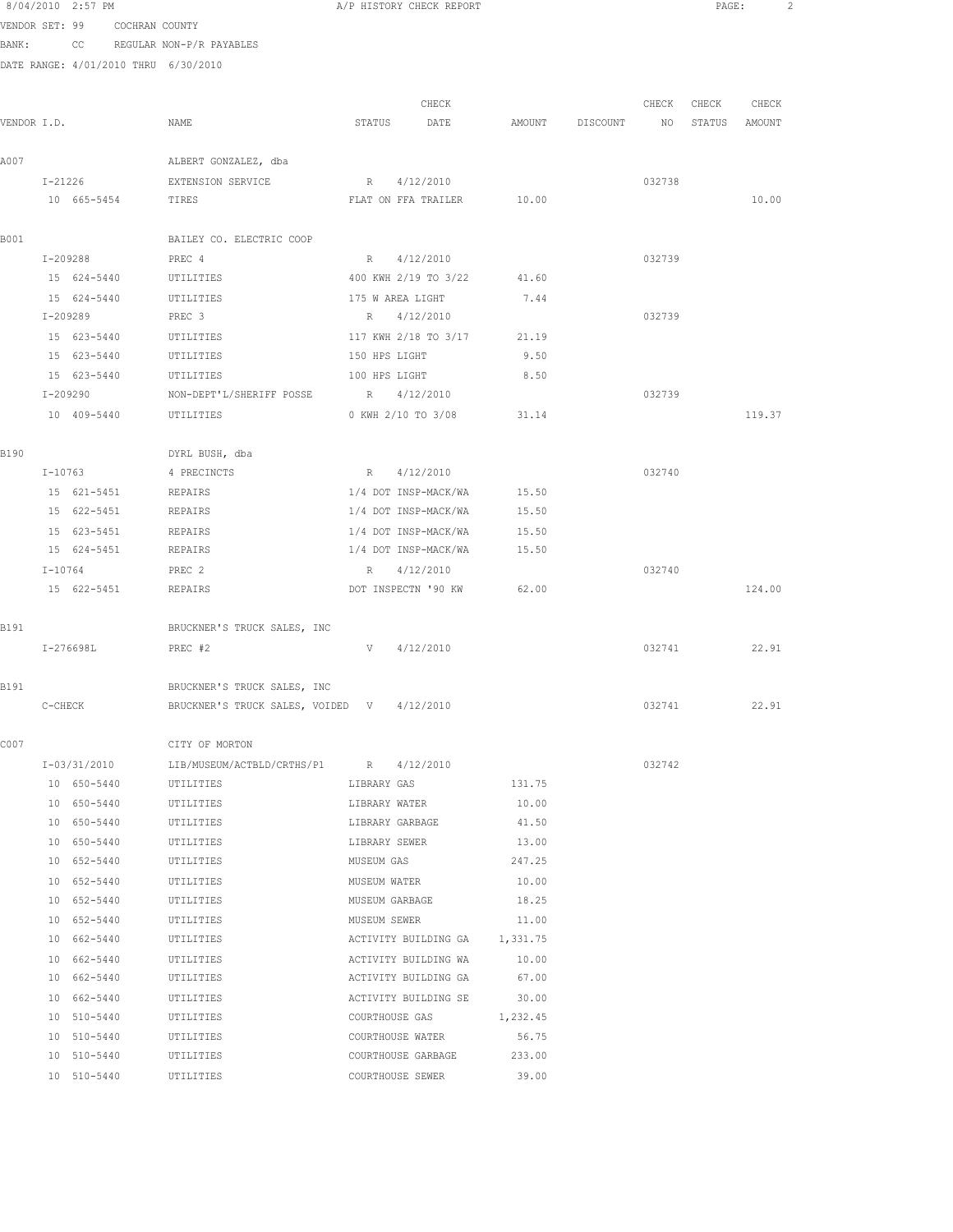8/04/2010 2:57 PM A/P HISTORY CHECK REPORT

VENDOR SET: 99 COCHRAN COUNTY

BANK: CC REGULAR NON-P/R PAYABLES

DATE RANGE: 4/01/2010 THRU 6/30/2010

| VENDOR I.D. | NAME | STATUS | CHECK DATE | AMOUNT | DISCOUNT | CHECK NO | CHECK STATUS | CHECK AMOUNT |
|---|---|---|---|---|---|---|---|---|
| A007 | ALBERT GONZALEZ, dba | | | | | | | |
| I-21226 | EXTENSION SERVICE | R | 4/12/2010 | | | 032738 | | |
| 10 665-5454 | TIRES | FLAT ON FFA TRAILER | | 10.00 | | | | 10.00 |
| B001 | BAILEY CO. ELECTRIC COOP | | | | | | | |
| I-209288 | PREC 4 | R | 4/12/2010 | | | 032739 | | |
| 15 624-5440 | UTILITIES | 400 KWH 2/19 TO 3/22 | | 41.60 | | | | |
| 15 624-5440 | UTILITIES | 175 W AREA LIGHT | | 7.44 | | | | |
| I-209289 | PREC 3 | R | 4/12/2010 | | | 032739 | | |
| 15 623-5440 | UTILITIES | 117 KWH 2/18 TO 3/17 | | 21.19 | | | | |
| 15 623-5440 | UTILITIES | 150 HPS LIGHT | | 9.50 | | | | |
| 15 623-5440 | UTILITIES | 100 HPS LIGHT | | 8.50 | | | | |
| I-209290 | NON-DEPT'L/SHERIFF POSSE | R | 4/12/2010 | | | 032739 | | |
| 10 409-5440 | UTILITIES | 0 KWH 2/10 TO 3/08 | | 31.14 | | | | 119.37 |
| B190 | DYRL BUSH, dba | | | | | | | |
| I-10763 | 4 PRECINCTS | R | 4/12/2010 | | | 032740 | | |
| 15 621-5451 | REPAIRS | 1/4 DOT INSP-MACK/WA | | 15.50 | | | | |
| 15 622-5451 | REPAIRS | 1/4 DOT INSP-MACK/WA | | 15.50 | | | | |
| 15 623-5451 | REPAIRS | 1/4 DOT INSP-MACK/WA | | 15.50 | | | | |
| 15 624-5451 | REPAIRS | 1/4 DOT INSP-MACK/WA | | 15.50 | | | | |
| I-10764 | PREC 2 | R | 4/12/2010 | | | 032740 | | |
| 15 622-5451 | REPAIRS | DOT INSPECTN '90 KW | | 62.00 | | | | 124.00 |
| B191 | BRUCKNER'S TRUCK SALES, INC | | | | | | | |
| I-276698L | PREC #2 | V | 4/12/2010 | | | 032741 | | 22.91 |
| B191 | BRUCKNER'S TRUCK SALES, INC | | | | | | | |
| C-CHECK | BRUCKNER'S TRUCK SALES, VOIDED | V | 4/12/2010 | | | 032741 | | 22.91 |
| C007 | CITY OF MORTON | | | | | | | |
| I-03/31/2010 | LIB/MUSEUM/ACTBLD/CRTHS/P1 | R | 4/12/2010 | | | 032742 | | |
| 10 650-5440 | UTILITIES | LIBRARY GAS | | 131.75 | | | | |
| 10 650-5440 | UTILITIES | LIBRARY WATER | | 10.00 | | | | |
| 10 650-5440 | UTILITIES | LIBRARY GARBAGE | | 41.50 | | | | |
| 10 650-5440 | UTILITIES | LIBRARY SEWER | | 13.00 | | | | |
| 10 652-5440 | UTILITIES | MUSEUM GAS | | 247.25 | | | | |
| 10 652-5440 | UTILITIES | MUSEUM WATER | | 10.00 | | | | |
| 10 652-5440 | UTILITIES | MUSEUM GARBAGE | | 18.25 | | | | |
| 10 652-5440 | UTILITIES | MUSEUM SEWER | | 11.00 | | | | |
| 10 662-5440 | UTILITIES | ACTIVITY BUILDING GA | | 1,331.75 | | | | |
| 10 662-5440 | UTILITIES | ACTIVITY BUILDING WA | | 10.00 | | | | |
| 10 662-5440 | UTILITIES | ACTIVITY BUILDING GA | | 67.00 | | | | |
| 10 662-5440 | UTILITIES | ACTIVITY BUILDING SE | | 30.00 | | | | |
| 10 510-5440 | UTILITIES | COURTHOUSE GAS | | 1,232.45 | | | | |
| 10 510-5440 | UTILITIES | COURTHOUSE WATER | | 56.75 | | | | |
| 10 510-5440 | UTILITIES | COURTHOUSE GARBAGE | | 233.00 | | | | |
| 10 510-5440 | UTILITIES | COURTHOUSE SEWER | | 39.00 | | | | |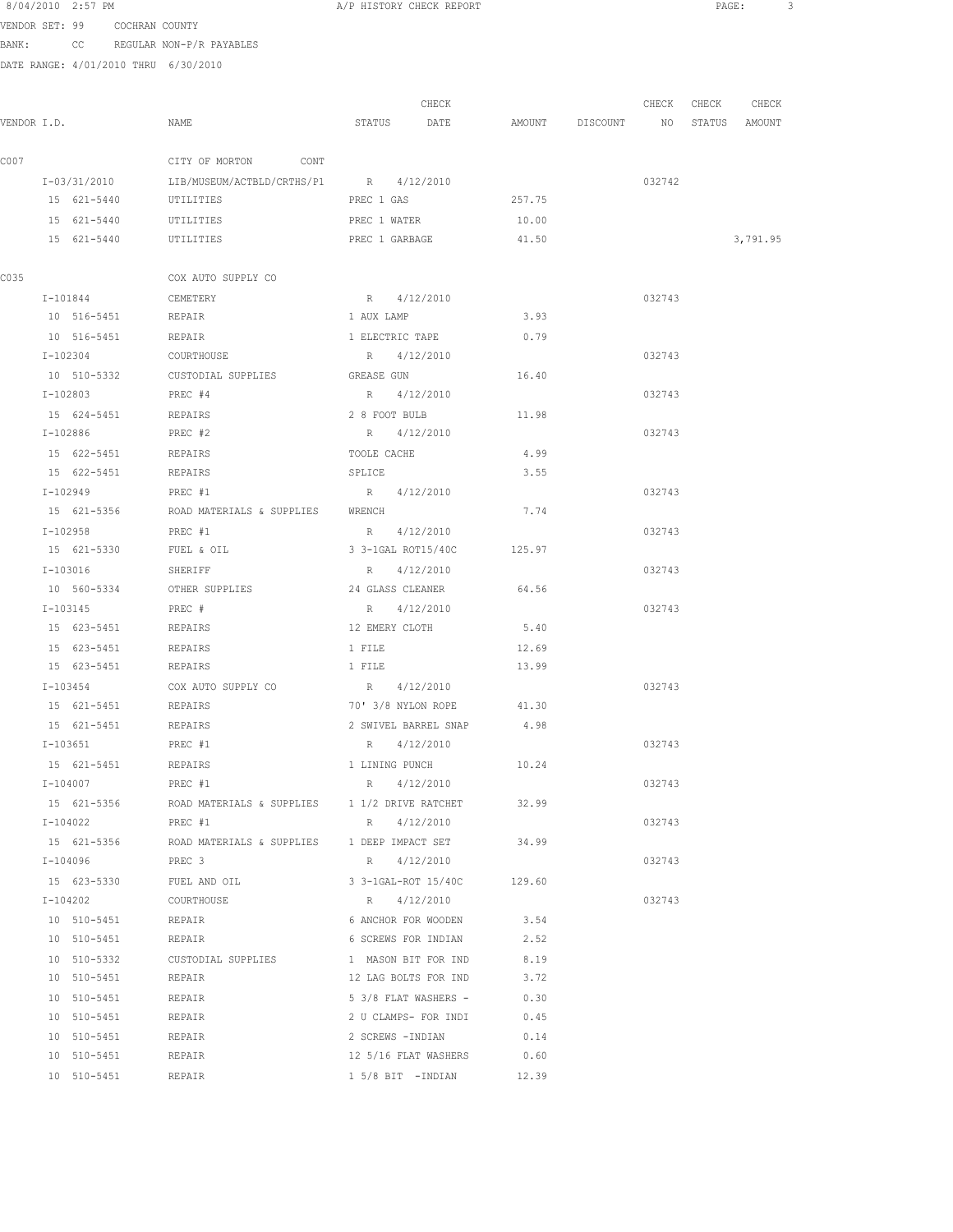A/P HISTORY CHECK REPORT

VENDOR SET: 99 COCHRAN COUNTY

BANK: CC REGULAR NON-P/R PAYABLES

DATE RANGE: 4/01/2010 THRU 6/30/2010

| VENDOR I.D. | NAME | STATUS | CHECK DATE | AMOUNT | DISCOUNT | CHECK NO | CHECK STATUS | CHECK AMOUNT |
|---|---|---|---|---|---|---|---|---|
| C007 | CITY OF MORTON CONT | | | | | | | |
| I-03/31/2010 | LIB/MUSEUM/ACTBLD/CRTHS/P1 | R | 4/12/2010 | | | 032742 | | |
| 15 621-5440 | UTILITIES | PREC 1 GAS | | 257.75 | | | | |
| 15 621-5440 | UTILITIES | PREC 1 WATER | | 10.00 | | | | |
| 15 621-5440 | UTILITIES | PREC 1 GARBAGE | | 41.50 | | | | 3,791.95 |
| C035 | COX AUTO SUPPLY CO | | | | | | | |
| I-101844 | CEMETERY | R | 4/12/2010 | | | 032743 | | |
| 10 516-5451 | REPAIR | 1 AUX LAMP | | 3.93 | | | | |
| 10 516-5451 | REPAIR | 1 ELECTRIC TAPE | | 0.79 | | | | |
| I-102304 | COURTHOUSE | R | 4/12/2010 | | | 032743 | | |
| 10 510-5332 | CUSTODIAL SUPPLIES | GREASE GUN | | 16.40 | | | | |
| I-102803 | PREC #4 | R | 4/12/2010 | | | 032743 | | |
| 15 624-5451 | REPAIRS | 2 8 FOOT BULB | | 11.98 | | | | |
| I-102886 | PREC #2 | R | 4/12/2010 | | | 032743 | | |
| 15 622-5451 | REPAIRS | TOOLE CACHE | | 4.99 | | | | |
| 15 622-5451 | REPAIRS | SPLICE | | 3.55 | | | | |
| I-102949 | PREC #1 | R | 4/12/2010 | | | 032743 | | |
| 15 621-5356 | ROAD MATERIALS & SUPPLIES | WRENCH | | 7.74 | | | | |
| I-102958 | PREC #1 | R | 4/12/2010 | | | 032743 | | |
| 15 621-5330 | FUEL & OIL | 3 3-1GAL ROT15/40C | | 125.97 | | | | |
| I-103016 | SHERIFF | R | 4/12/2010 | | | 032743 | | |
| 10 560-5334 | OTHER SUPPLIES | 24 GLASS CLEANER | | 64.56 | | | | |
| I-103145 | PREC # | R | 4/12/2010 | | | 032743 | | |
| 15 623-5451 | REPAIRS | 12 EMERY CLOTH | | 5.40 | | | | |
| 15 623-5451 | REPAIRS | 1 FILE | | 12.69 | | | | |
| 15 623-5451 | REPAIRS | 1 FILE | | 13.99 | | | | |
| I-103454 | COX AUTO SUPPLY CO | R | 4/12/2010 | | | 032743 | | |
| 15 621-5451 | REPAIRS | 70' 3/8 NYLON ROPE | | 41.30 | | | | |
| 15 621-5451 | REPAIRS | 2 SWIVEL BARREL SNAP | | 4.98 | | | | |
| I-103651 | PREC #1 | R | 4/12/2010 | | | 032743 | | |
| 15 621-5451 | REPAIRS | 1 LINING PUNCH | | 10.24 | | | | |
| I-104007 | PREC #1 | R | 4/12/2010 | | | 032743 | | |
| 15 621-5356 | ROAD MATERIALS & SUPPLIES | 1 1/2 DRIVE RATCHET | | 32.99 | | | | |
| I-104022 | PREC #1 | R | 4/12/2010 | | | 032743 | | |
| 15 621-5356 | ROAD MATERIALS & SUPPLIES | 1 DEEP IMPACT SET | | 34.99 | | | | |
| I-104096 | PREC 3 | R | 4/12/2010 | | | 032743 | | |
| 15 623-5330 | FUEL AND OIL | 3 3-1GAL-ROT 15/40C | | 129.60 | | | | |
| I-104202 | COURTHOUSE | R | 4/12/2010 | | | 032743 | | |
| 10 510-5451 | REPAIR | 6 ANCHOR FOR WOODEN | | 3.54 | | | | |
| 10 510-5451 | REPAIR | 6 SCREWS FOR INDIAN | | 2.52 | | | | |
| 10 510-5332 | CUSTODIAL SUPPLIES | 1 MASON BIT FOR IND | | 8.19 | | | | |
| 10 510-5451 | REPAIR | 12 LAG BOLTS FOR IND | | 3.72 | | | | |
| 10 510-5451 | REPAIR | 5 3/8 FLAT WASHERS - | | 0.30 | | | | |
| 10 510-5451 | REPAIR | 2 U CLAMPS- FOR INDI | | 0.45 | | | | |
| 10 510-5451 | REPAIR | 2 SCREWS -INDIAN | | 0.14 | | | | |
| 10 510-5451 | REPAIR | 12 5/16 FLAT WASHERS | | 0.60 | | | | |
| 10 510-5451 | REPAIR | 1 5/8 BIT -INDIAN | | 12.39 | | | | |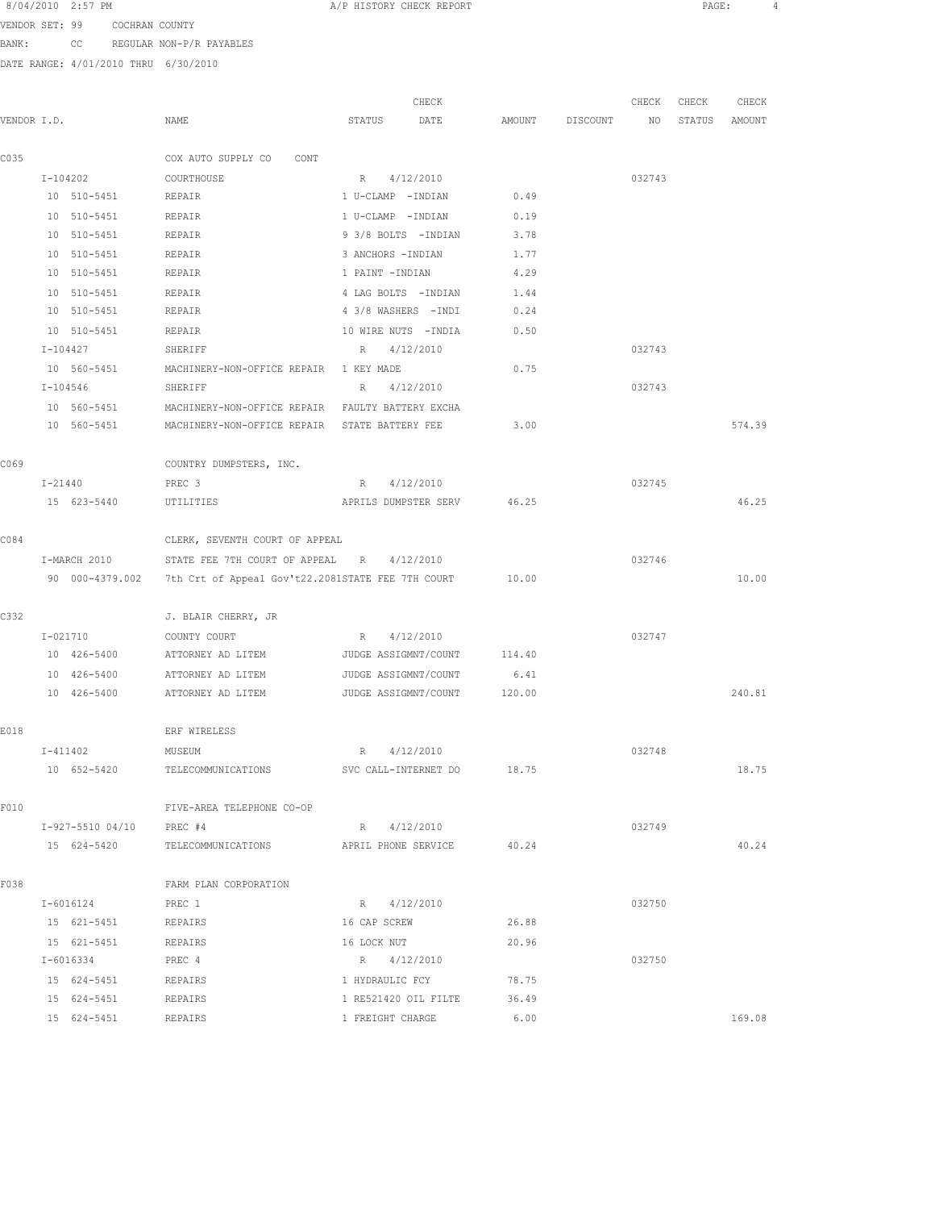8/04/2010 2:57 PM A/P HISTORY CHECK REPORT

VENDOR SET: 99 COCHRAN COUNTY

BANK: CC REGULAR NON-P/R PAYABLES

DATE RANGE: 4/01/2010 THRU 6/30/2010

| VENDOR I.D. | NAME | STATUS | CHECK DATE | AMOUNT | DISCOUNT | CHECK NO | CHECK STATUS | CHECK AMOUNT |
|---|---|---|---|---|---|---|---|---|
| C035 | COX AUTO SUPPLY CO CONT | | | | | | | |
| I-104202 | COURTHOUSE | R | 4/12/2010 | | | 032743 | | |
| 10 510-5451 | REPAIR | 1 U-CLAMP -INDIAN | | 0.49 | | | | |
| 10 510-5451 | REPAIR | 1 U-CLAMP -INDIAN | | 0.19 | | | | |
| 10 510-5451 | REPAIR | 9 3/8 BOLTS -INDIAN | | 3.78 | | | | |
| 10 510-5451 | REPAIR | 3 ANCHORS -INDIAN | | 1.77 | | | | |
| 10 510-5451 | REPAIR | 1 PAINT -INDIAN | | 4.29 | | | | |
| 10 510-5451 | REPAIR | 4 LAG BOLTS -INDIAN | | 1.44 | | | | |
| 10 510-5451 | REPAIR | 4 3/8 WASHERS -INDI | | 0.24 | | | | |
| 10 510-5451 | REPAIR | 10 WIRE NUTS -INDIA | | 0.50 | | | | |
| I-104427 | SHERIFF | R | 4/12/2010 | | | 032743 | | |
| 10 560-5451 | MACHINERY-NON-OFFICE REPAIR | 1 KEY MADE | | 0.75 | | | | |
| I-104546 | SHERIFF | R | 4/12/2010 | | | 032743 | | |
| 10 560-5451 | MACHINERY-NON-OFFICE REPAIR | FAULTY BATTERY EXCHA | | | | | | |
| 10 560-5451 | MACHINERY-NON-OFFICE REPAIR | STATE BATTERY FEE | | 3.00 | | | | 574.39 |
| C069 | COUNTRY DUMPSTERS, INC. | | | | | | | |
| I-21440 | PREC 3 | R | 4/12/2010 | | | 032745 | | |
| 15 623-5440 | UTILITIES | APRILS DUMPSTER SERV | | 46.25 | | | | 46.25 |
| C084 | CLERK, SEVENTH COURT OF APPEAL | | | | | | | |
| I-MARCH 2010 | STATE FEE 7TH COURT OF APPEAL | R | 4/12/2010 | | | 032746 | | |
| 90 000-4379.002 | 7th Crt of Appeal Gov't22.2081 | STATE FEE 7TH COURT | | 10.00 | | | | 10.00 |
| C332 | J. BLAIR CHERRY, JR | | | | | | | |
| I-021710 | COUNTY COURT | R | 4/12/2010 | | | 032747 | | |
| 10 426-5400 | ATTORNEY AD LITEM | JUDGE ASSIGMNT/COUNT | | 114.40 | | | | |
| 10 426-5400 | ATTORNEY AD LITEM | JUDGE ASSIGMNT/COUNT | | 6.41 | | | | |
| 10 426-5400 | ATTORNEY AD LITEM | JUDGE ASSIGMNT/COUNT | | 120.00 | | | | 240.81 |
| E018 | ERF WIRELESS | | | | | | | |
| I-411402 | MUSEUM | R | 4/12/2010 | | | 032748 | | |
| 10 652-5420 | TELECOMMUNICATIONS | SVC CALL-INTERNET DO | | 18.75 | | | | 18.75 |
| F010 | FIVE-AREA TELEPHONE CO-OP | | | | | | | |
| I-927-5510 04/10 | PREC #4 | R | 4/12/2010 | | | 032749 | | |
| 15 624-5420 | TELECOMMUNICATIONS | APRIL PHONE SERVICE | | 40.24 | | | | 40.24 |
| F038 | FARM PLAN CORPORATION | | | | | | | |
| I-6016124 | PREC 1 | R | 4/12/2010 | | | 032750 | | |
| 15 621-5451 | REPAIRS | 16 CAP SCREW | | 26.88 | | | | |
| 15 621-5451 | REPAIRS | 16 LOCK NUT | | 20.96 | | | | |
| I-6016334 | PREC 4 | R | 4/12/2010 | | | 032750 | | |
| 15 624-5451 | REPAIRS | 1 HYDRAULIC FCY | | 78.75 | | | | |
| 15 624-5451 | REPAIRS | 1 RE521420 OIL FILTE | | 36.49 | | | | |
| 15 624-5451 | REPAIRS | 1 FREIGHT CHARGE | | 6.00 | | | | 169.08 |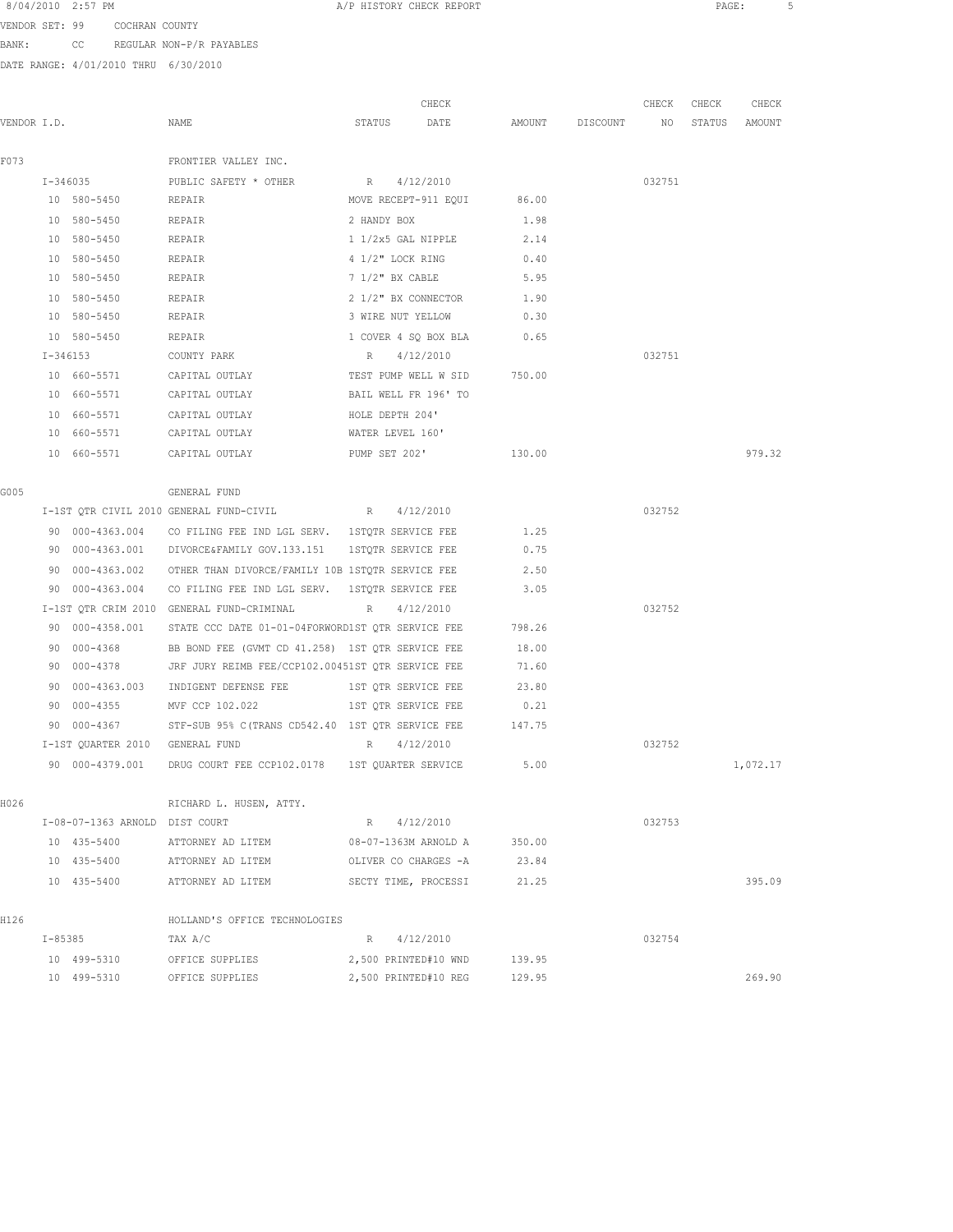8/04/2010 2:57 PM A/P HISTORY CHECK REPORT PAGE: 5

VENDOR SET: 99 COCHRAN COUNTY

BANK: CC REGULAR NON-P/R PAYABLES

DATE RANGE: 4/01/2010 THRU 6/30/2010

| VENDOR I.D. | NAME | STATUS | CHECK DATE | AMOUNT | DISCOUNT | CHECK NO | CHECK STATUS | CHECK AMOUNT |
|---|---|---|---|---|---|---|---|---|
| F073 | FRONTIER VALLEY INC. | | | | | | | |
| I-346035 | PUBLIC SAFETY * OTHER | R | 4/12/2010 | | | 032751 | | |
| 10 580-5450 | REPAIR | MOVE RECEPT-911 EQUI | | 86.00 | | | | |
| 10 580-5450 | REPAIR | 2 HANDY BOX | | 1.98 | | | | |
| 10 580-5450 | REPAIR | 1 1/2x5 GAL NIPPLE | | 2.14 | | | | |
| 10 580-5450 | REPAIR | 4 1/2" LOCK RING | | 0.40 | | | | |
| 10 580-5450 | REPAIR | 7 1/2" BX CABLE | | 5.95 | | | | |
| 10 580-5450 | REPAIR | 2 1/2" BX CONNECTOR | | 1.90 | | | | |
| 10 580-5450 | REPAIR | 3 WIRE NUT YELLOW | | 0.30 | | | | |
| 10 580-5450 | REPAIR | 1 COVER 4 SQ BOX BLA | | 0.65 | | | | |
| I-346153 | COUNTY PARK | R | 4/12/2010 | | | 032751 | | |
| 10 660-5571 | CAPITAL OUTLAY | TEST PUMP WELL W SID | | 750.00 | | | | |
| 10 660-5571 | CAPITAL OUTLAY | BAIL WELL FR 196' TO | | | | | | |
| 10 660-5571 | CAPITAL OUTLAY | HOLE DEPTH 204' | | | | | | |
| 10 660-5571 | CAPITAL OUTLAY | WATER LEVEL 160' | | | | | | |
| 10 660-5571 | CAPITAL OUTLAY | PUMP SET 202' | | 130.00 | | | | 979.32 |
| G005 | GENERAL FUND | | | | | | | |
| I-1ST QTR CIVIL 2010 | GENERAL FUND-CIVIL | R | 4/12/2010 | | | 032752 | | |
| 90 000-4363.004 | CO FILING FEE IND LGL SERV. | 1STQTR SERVICE FEE | | 1.25 | | | | |
| 90 000-4363.001 | DIVORCE&FAMILY GOV.133.151 | 1STQTR SERVICE FEE | | 0.75 | | | | |
| 90 000-4363.002 | OTHER THAN DIVORCE/FAMILY 10B | 1STQTR SERVICE FEE | | 2.50 | | | | |
| 90 000-4363.004 | CO FILING FEE IND LGL SERV. | 1STQTR SERVICE FEE | | 3.05 | | | | |
| I-1ST QTR CRIM 2010 | GENERAL FUND-CRIMINAL | R | 4/12/2010 | | | 032752 | | |
| 90 000-4358.001 | STATE CCC DATE 01-01-04FORWORD | 1ST QTR SERVICE FEE | | 798.26 | | | | |
| 90 000-4368 | BB BOND FEE (GVMT CD 41.258) | 1ST QTR SERVICE FEE | | 18.00 | | | | |
| 90 000-4378 | JRF JURY REIMB FEE/CCP102.0045 | 1ST QTR SERVICE FEE | | 71.60 | | | | |
| 90 000-4363.003 | INDIGENT DEFENSE FEE | 1ST QTR SERVICE FEE | | 23.80 | | | | |
| 90 000-4355 | MVF CCP 102.022 | 1ST QTR SERVICE FEE | | 0.21 | | | | |
| 90 000-4367 | STF-SUB 95% C(TRANS CD542.40 | 1ST QTR SERVICE FEE | | 147.75 | | | | |
| I-1ST QUARTER 2010 | GENERAL FUND | R | 4/12/2010 | | | 032752 | | |
| 90 000-4379.001 | DRUG COURT FEE CCP102.0178 | 1ST QUARTER SERVICE | | 5.00 | | | | 1,072.17 |
| H026 | RICHARD L. HUSEN, ATTY. | | | | | | | |
| I-08-07-1363 ARNOLD | DIST COURT | R | 4/12/2010 | | | 032753 | | |
| 10 435-5400 | ATTORNEY AD LITEM | 08-07-1363M ARNOLD A | | 350.00 | | | | |
| 10 435-5400 | ATTORNEY AD LITEM | OLIVER CO CHARGES -A | | 23.84 | | | | |
| 10 435-5400 | ATTORNEY AD LITEM | SECTY TIME, PROCESSI | | 21.25 | | | | 395.09 |
| H126 | HOLLAND'S OFFICE TECHNOLOGIES | | | | | | | |
| I-85385 | TAX A/C | R | 4/12/2010 | | | 032754 | | |
| 10 499-5310 | OFFICE SUPPLIES | 2,500 PRINTED#10 WND | | 139.95 | | | | |
| 10 499-5310 | OFFICE SUPPLIES | 2,500 PRINTED#10 REG | | 129.95 | | | | 269.90 |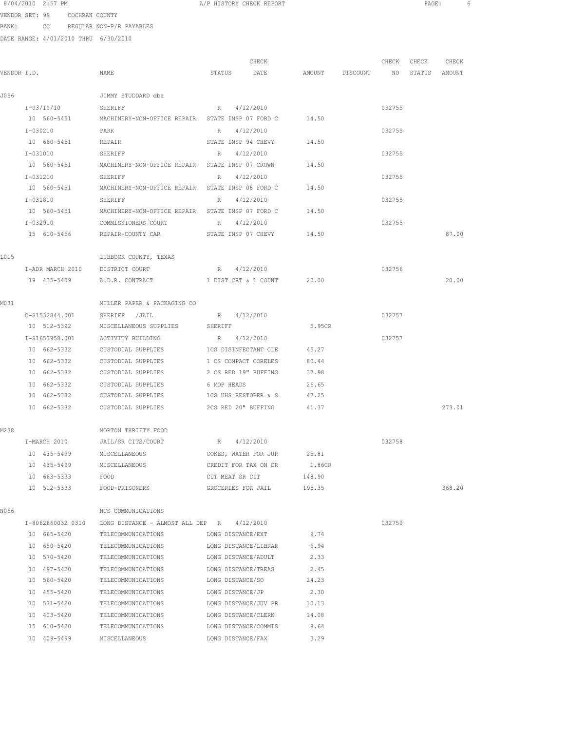8/04/2010 2:57 PM A/P HISTORY CHECK REPORT

VENDOR SET: 99 COCHRAN COUNTY
BANK: CC REGULAR NON-P/R PAYABLES
DATE RANGE: 4/01/2010 THRU 6/30/2010

| VENDOR I.D. | NAME | STATUS | CHECK DATE | AMOUNT | DISCOUNT | CHECK NO | CHECK STATUS | CHECK AMOUNT |
|---|---|---|---|---|---|---|---|---|
| J056 | JIMMY STUDDARD dba | | | | | | | |
| I-03/10/10 | SHERIFF | R | 4/12/2010 | | | 032755 | | |
| 10 560-5451 | MACHINERY-NON-OFFICE REPAIR | STATE INSP 07 FORD C | | 14.50 | | | | |
| I-030210 | PARK | R | 4/12/2010 | | | 032755 | | |
| 10 660-5451 | REPAIR | STATE INSP 94 CHEVY | | 14.50 | | | | |
| I-031010 | SHERIFF | R | 4/12/2010 | | | 032755 | | |
| 10 560-5451 | MACHINERY-NON-OFFICE REPAIR | STATE INSP 07 CROWN | | 14.50 | | | | |
| I-031210 | SHERIFF | R | 4/12/2010 | | | 032755 | | |
| 10 560-5451 | MACHINERY-NON-OFFICE REPAIR | STATE INSP 08 FORD C | | 14.50 | | | | |
| I-031810 | SHERIFF | R | 4/12/2010 | | | 032755 | | |
| 10 560-5451 | MACHINERY-NON-OFFICE REPAIR | STATE INSP 07 FORD C | | 14.50 | | | | |
| I-032910 | COMMISSIONERS COURT | R | 4/12/2010 | | | 032755 | | |
| 15 610-5456 | REPAIR-COUNTY CAR | STATE INSP 07 CHEVY | | 14.50 | | | | 87.00 |
| L015 | LUBBOCK COUNTY, TEXAS | | | | | | | |
| I-ADR MARCH 2010 | DISTRICT COURT | R | 4/12/2010 | | | 032756 | | |
| 19 435-5409 | A.D.R. CONTRACT | 1 DIST CRT & 1 COUNT | | 20.00 | | | | 20.00 |
| M031 | MILLER PAPER & PACKAGING CO | | | | | | | |
| C-S1532844.001 | SHERIFF /JAIL | R | 4/12/2010 | | | 032757 | | |
| 10 512-5392 | MISCELLANEOUS SUPPLIES | SHERIFF | | 5.95CR | | | | |
| I-S1653958.001 | ACTIVITY BUILDING | R | 4/12/2010 | | | 032757 | | |
| 10 662-5332 | CUSTODIAL SUPPLIES | 1CS DISINFECTANT CLE | | 45.27 | | | | |
| 10 662-5332 | CUSTODIAL SUPPLIES | 1 CS COMPACT CORELES | | 80.44 | | | | |
| 10 662-5332 | CUSTODIAL SUPPLIES | 2 CS RED 19" BUFFING | | 37.98 | | | | |
| 10 662-5332 | CUSTODIAL SUPPLIES | 6 MOP HEADS | | 26.65 | | | | |
| 10 662-5332 | CUSTODIAL SUPPLIES | 1CS UHS RESTORER & S | | 47.25 | | | | |
| 10 662-5332 | CUSTODIAL SUPPLIES | 2CS RED 20" BUFFING | | 41.37 | | | | 273.01 |
| M238 | MORTON THRIFTY FOOD | | | | | | | |
| I-MARCH 2010 | JAIL/SR CITS/COURT | R | 4/12/2010 | | | 032758 | | |
| 10 435-5499 | MISCELLANEOUS | COKES, WATER FOR JUR | | 25.81 | | | | |
| 10 435-5499 | MISCELLANEOUS | CREDIT FOR TAX ON DR | | 1.86CR | | | | |
| 10 663-5333 | FOOD | CUT MEAT SR CIT | | 148.90 | | | | |
| 10 512-5333 | FOOD-PRISONERS | GROCERIES FOR JAIL | | 195.35 | | | | 368.20 |
| N066 | NTS COMMUNICATIONS | | | | | | | |
| I-8062660032 0310 | LONG DISTANCE - ALMOST ALL DEP | R | 4/12/2010 | | | 032759 | | |
| 10 665-5420 | TELECOMMUNICATIONS | LONG DISTANCE/EXT | | 9.74 | | | | |
| 10 650-5420 | TELECOMMUNICATIONS | LONG DISTANCE/LIBRAR | | 6.94 | | | | |
| 10 570-5420 | TELECOMMUNICATIONS | LONG DISTANCE/ADULT | | 2.33 | | | | |
| 10 497-5420 | TELECOMMUNICATIONS | LONG DISTANCE/TREAS | | 2.45 | | | | |
| 10 560-5420 | TELECOMMUNICATIONS | LONG DISTANCE/SO | | 24.23 | | | | |
| 10 455-5420 | TELECOMMUNICATIONS | LONG DISTANCE/JP | | 2.30 | | | | |
| 10 571-5420 | TELECOMMUNICATIONS | LONG DISTANCE/JUV PR | | 10.13 | | | | |
| 10 403-5420 | TELECOMMUNICATIONS | LONG DISTANCE/CLERK | | 14.08 | | | | |
| 15 610-5420 | TELECOMMUNICATIONS | LONG DISTANCE/COMMIS | | 8.64 | | | | |
| 10 409-5499 | MISCELLANEOUS | LONG DISTANCE/FAX | | 3.29 | | | | |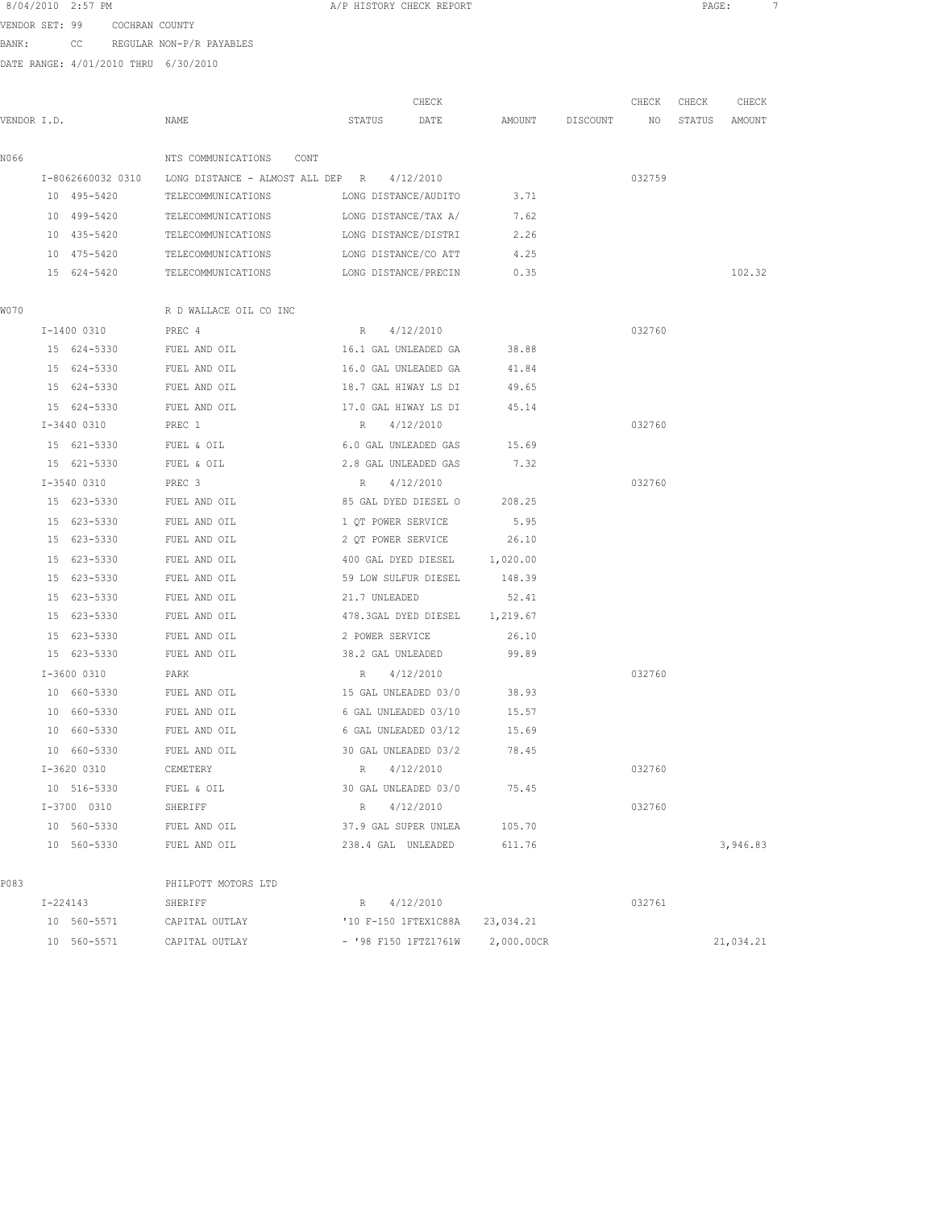8/04/2010 2:57 PM A/P HISTORY CHECK REPORT

VENDOR SET: 99 COCHRAN COUNTY

BANK: CC REGULAR NON-P/R PAYABLES

DATE RANGE: 4/01/2010 THRU 6/30/2010

| VENDOR I.D. | NAME | STATUS | CHECK DATE | AMOUNT | DISCOUNT | CHECK NO | CHECK STATUS | CHECK AMOUNT |
|---|---|---|---|---|---|---|---|---|
| N066 | NTS COMMUNICATIONS CONT | | | | | | | |
| I-8062660032 0310 | LONG DISTANCE - ALMOST ALL DEP | R | 4/12/2010 | | | 032759 | | |
| 10 495-5420 | TELECOMMUNICATIONS | LONG DISTANCE/AUDITO | | 3.71 | | | | |
| 10 499-5420 | TELECOMMUNICATIONS | LONG DISTANCE/TAX A/ | | 7.62 | | | | |
| 10 435-5420 | TELECOMMUNICATIONS | LONG DISTANCE/DISTRI | | 2.26 | | | | |
| 10 475-5420 | TELECOMMUNICATIONS | LONG DISTANCE/CO ATT | | 4.25 | | | | |
| 15 624-5420 | TELECOMMUNICATIONS | LONG DISTANCE/PRECIN | | 0.35 | | | | 102.32 |
| W070 | R D WALLACE OIL CO INC | | | | | | | |
| I-1400 0310 | PREC 4 | R | 4/12/2010 | | | 032760 | | |
| 15 624-5330 | FUEL AND OIL | 16.1 GAL UNLEADED GA | | 38.88 | | | | |
| 15 624-5330 | FUEL AND OIL | 16.0 GAL UNLEADED GA | | 41.84 | | | | |
| 15 624-5330 | FUEL AND OIL | 18.7 GAL HIWAY LS DI | | 49.65 | | | | |
| 15 624-5330 | FUEL AND OIL | 17.0 GAL HIWAY LS DI | | 45.14 | | | | |
| I-3440 0310 | PREC 1 | R | 4/12/2010 | | | 032760 | | |
| 15 621-5330 | FUEL & OIL | 6.0 GAL UNLEADED GAS | | 15.69 | | | | |
| 15 621-5330 | FUEL & OIL | 2.8 GAL UNLEADED GAS | | 7.32 | | | | |
| I-3540 0310 | PREC 3 | R | 4/12/2010 | | | 032760 | | |
| 15 623-5330 | FUEL AND OIL | 85 GAL DYED DIESEL O | | 208.25 | | | | |
| 15 623-5330 | FUEL AND OIL | 1 QT POWER SERVICE | | 5.95 | | | | |
| 15 623-5330 | FUEL AND OIL | 2 QT POWER SERVICE | | 26.10 | | | | |
| 15 623-5330 | FUEL AND OIL | 400 GAL DYED DIESEL | | 1,020.00 | | | | |
| 15 623-5330 | FUEL AND OIL | 59 LOW SULFUR DIESEL | | 148.39 | | | | |
| 15 623-5330 | FUEL AND OIL | 21.7 UNLEADED | | 52.41 | | | | |
| 15 623-5330 | FUEL AND OIL | 478.3GAL DYED DIESEL | | 1,219.67 | | | | |
| 15 623-5330 | FUEL AND OIL | 2 POWER SERVICE | | 26.10 | | | | |
| 15 623-5330 | FUEL AND OIL | 38.2 GAL UNLEADED | | 99.89 | | | | |
| I-3600 0310 | PARK | R | 4/12/2010 | | | 032760 | | |
| 10 660-5330 | FUEL AND OIL | 15 GAL UNLEADED 03/0 | | 38.93 | | | | |
| 10 660-5330 | FUEL AND OIL | 6 GAL UNLEADED 03/10 | | 15.57 | | | | |
| 10 660-5330 | FUEL AND OIL | 6 GAL UNLEADED 03/12 | | 15.69 | | | | |
| 10 660-5330 | FUEL AND OIL | 30 GAL UNLEADED 03/2 | | 78.45 | | | | |
| I-3620 0310 | CEMETERY | R | 4/12/2010 | | | 032760 | | |
| 10 516-5330 | FUEL & OIL | 30 GAL UNLEADED 03/0 | | 75.45 | | | | |
| I-3700 0310 | SHERIFF | R | 4/12/2010 | | | 032760 | | |
| 10 560-5330 | FUEL AND OIL | 37.9 GAL SUPER UNLEA | | 105.70 | | | | |
| 10 560-5330 | FUEL AND OIL | 238.4 GAL UNLEADED | | 611.76 | | | | 3,946.83 |
| P083 | PHILPOTT MOTORS LTD | | | | | | | |
| I-224143 | SHERIFF | R | 4/12/2010 | | | 032761 | | |
| 10 560-5571 | CAPITAL OUTLAY | '10 F-150 1FTEX1C88A | | 23,034.21 | | | | |
| 10 560-5571 | CAPITAL OUTLAY | - '98 F150 1FTZ1761W | | 2,000.00CR | | | | 21,034.21 |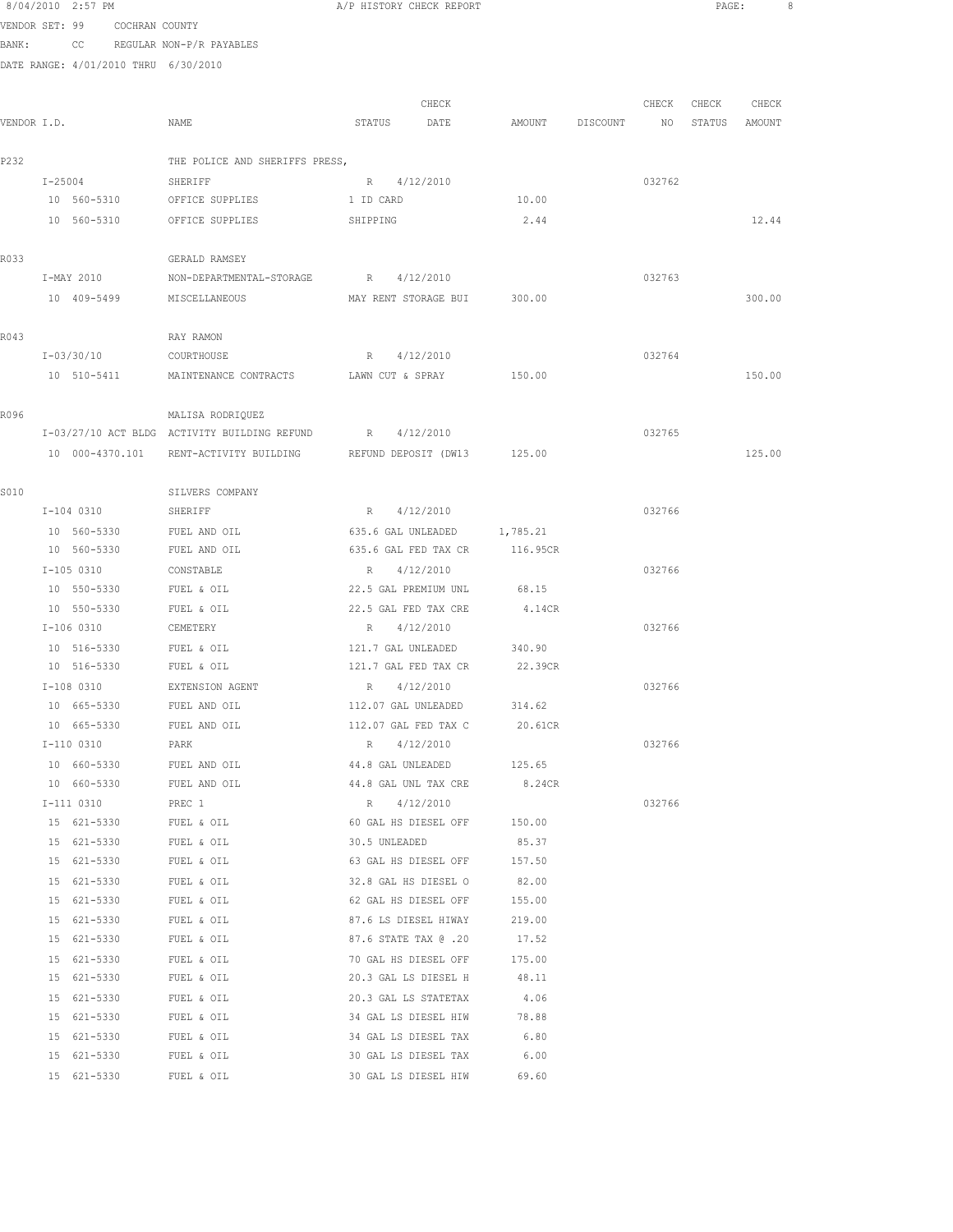8/04/2010 2:57 PM A/P HISTORY CHECK REPORT

VENDOR SET: 99 COCHRAN COUNTY

BANK: CC REGULAR NON-P/R PAYABLES

DATE RANGE: 4/01/2010 THRU 6/30/2010

| VENDOR I.D. | NAME | STATUS | CHECK DATE | AMOUNT | DISCOUNT | CHECK NO | CHECK STATUS | CHECK AMOUNT |
|---|---|---|---|---|---|---|---|---|
| P232 | THE POLICE AND SHERIFFS PRESS, | | | | | | | |
| I-25004 | SHERIFF | R | 4/12/2010 | | | 032762 | | |
| 10 560-5310 | OFFICE SUPPLIES | 1 ID CARD | | 10.00 | | | | |
| 10 560-5310 | OFFICE SUPPLIES | SHIPPING | | 2.44 | | | | 12.44 |
| R033 | GERALD RAMSEY | | | | | | | |
| I-MAY 2010 | NON-DEPARTMENTAL-STORAGE | R | 4/12/2010 | | | 032763 | | |
| 10 409-5499 | MISCELLANEOUS | MAY RENT STORAGE BUI | | 300.00 | | | | 300.00 |
| R043 | RAY RAMON | | | | | | | |
| I-03/30/10 | COURTHOUSE | R | 4/12/2010 | | | 032764 | | |
| 10 510-5411 | MAINTENANCE CONTRACTS | LAWN CUT & SPRAY | | 150.00 | | | | 150.00 |
| R096 | MALISA RODRIQUEZ | | | | | | | |
| I-03/27/10 ACT BLDG | ACTIVITY BUILDING REFUND | R | 4/12/2010 | | | 032765 | | |
| 10 000-4370.101 | RENT-ACTIVITY BUILDING | REFUND DEPOSIT (DW13 | | 125.00 | | | | 125.00 |
| S010 | SILVERS COMPANY | | | | | | | |
| I-104 0310 | SHERIFF | R | 4/12/2010 | | | 032766 | | |
| 10 560-5330 | FUEL AND OIL | 635.6 GAL UNLEADED | | 1,785.21 | | | | |
| 10 560-5330 | FUEL AND OIL | 635.6 GAL FED TAX CR | | 116.95CR | | | | |
| I-105 0310 | CONSTABLE | R | 4/12/2010 | | | 032766 | | |
| 10 550-5330 | FUEL & OIL | 22.5 GAL PREMIUM UNL | | 68.15 | | | | |
| 10 550-5330 | FUEL & OIL | 22.5 GAL FED TAX CRE | | 4.14CR | | | | |
| I-106 0310 | CEMETERY | R | 4/12/2010 | | | 032766 | | |
| 10 516-5330 | FUEL & OIL | 121.7 GAL UNLEADED | | 340.90 | | | | |
| 10 516-5330 | FUEL & OIL | 121.7 GAL FED TAX CR | | 22.39CR | | | | |
| I-108 0310 | EXTENSION AGENT | R | 4/12/2010 | | | 032766 | | |
| 10 665-5330 | FUEL AND OIL | 112.07 GAL UNLEADED | | 314.62 | | | | |
| 10 665-5330 | FUEL AND OIL | 112.07 GAL FED TAX C | | 20.61CR | | | | |
| I-110 0310 | PARK | R | 4/12/2010 | | | 032766 | | |
| 10 660-5330 | FUEL AND OIL | 44.8 GAL UNLEADED | | 125.65 | | | | |
| 10 660-5330 | FUEL AND OIL | 44.8 GAL UNL TAX CRE | | 8.24CR | | | | |
| I-111 0310 | PREC 1 | R | 4/12/2010 | | | 032766 | | |
| 15 621-5330 | FUEL & OIL | 60 GAL HS DIESEL OFF | | 150.00 | | | | |
| 15 621-5330 | FUEL & OIL | 30.5 UNLEADED | | 85.37 | | | | |
| 15 621-5330 | FUEL & OIL | 63 GAL HS DIESEL OFF | | 157.50 | | | | |
| 15 621-5330 | FUEL & OIL | 32.8 GAL HS DIESEL O | | 82.00 | | | | |
| 15 621-5330 | FUEL & OIL | 62 GAL HS DIESEL OFF | | 155.00 | | | | |
| 15 621-5330 | FUEL & OIL | 87.6 LS DIESEL HIWAY | | 219.00 | | | | |
| 15 621-5330 | FUEL & OIL | 87.6 STATE TAX @ .20 | | 17.52 | | | | |
| 15 621-5330 | FUEL & OIL | 70 GAL HS DIESEL OFF | | 175.00 | | | | |
| 15 621-5330 | FUEL & OIL | 20.3 GAL LS DIESEL H | | 48.11 | | | | |
| 15 621-5330 | FUEL & OIL | 20.3 GAL LS STATETAX | | 4.06 | | | | |
| 15 621-5330 | FUEL & OIL | 34 GAL LS DIESEL HIW | | 78.88 | | | | |
| 15 621-5330 | FUEL & OIL | 34 GAL LS DIESEL TAX | | 6.80 | | | | |
| 15 621-5330 | FUEL & OIL | 30 GAL LS DIESEL TAX | | 6.00 | | | | |
| 15 621-5330 | FUEL & OIL | 30 GAL LS DIESEL HIW | | 69.60 | | | | |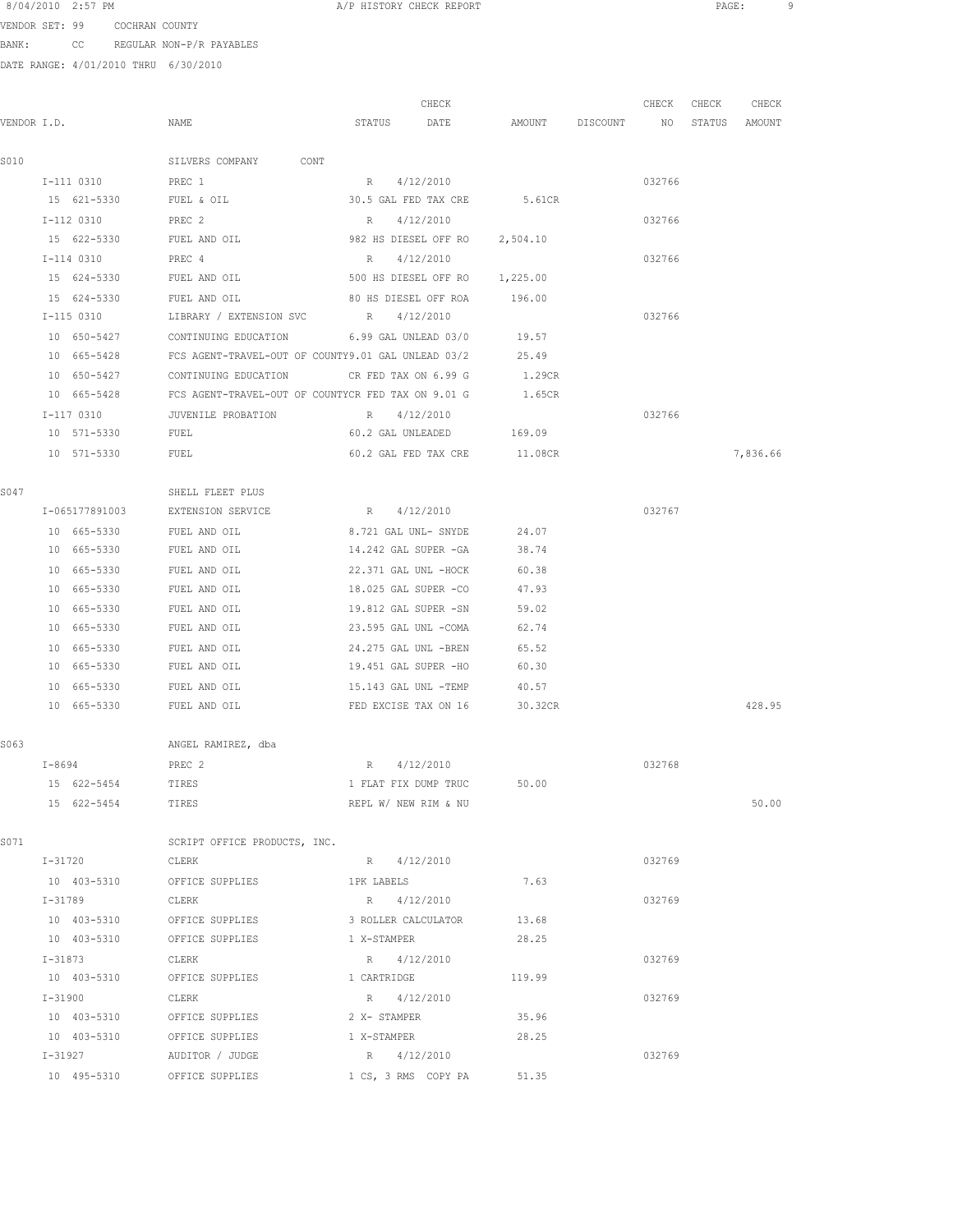8/04/2010 2:57 PM A/P HISTORY CHECK REPORT

VENDOR SET: 99 COCHRAN COUNTY

BANK: CC REGULAR NON-P/R PAYABLES

DATE RANGE: 4/01/2010 THRU 6/30/2010

| VENDOR I.D. | NAME | STATUS | CHECK DATE | AMOUNT | DISCOUNT | CHECK NO | CHECK STATUS | CHECK AMOUNT |
|---|---|---|---|---|---|---|---|---|
| S010 | SILVERS COMPANY CONT | | | | | | | |
| I-111 0310 | PREC 1 | R | 4/12/2010 | | | 032766 | | |
| 15 621-5330 | FUEL & OIL | 30.5 GAL FED TAX CRE | | 5.61CR | | | | |
| I-112 0310 | PREC 2 | R | 4/12/2010 | | | 032766 | | |
| 15 622-5330 | FUEL AND OIL | 982 HS DIESEL OFF RO | | 2,504.10 | | | | |
| I-114 0310 | PREC 4 | R | 4/12/2010 | | | 032766 | | |
| 15 624-5330 | FUEL AND OIL | 500 HS DIESEL OFF RO | | 1,225.00 | | | | |
| 15 624-5330 | FUEL AND OIL | 80 HS DIESEL OFF ROA | | 196.00 | | | | |
| I-115 0310 | LIBRARY / EXTENSION SVC | R | 4/12/2010 | | | 032766 | | |
| 10 650-5427 | CONTINUING EDUCATION | 6.99 GAL UNLEAD 03/0 | | 19.57 | | | | |
| 10 665-5428 | FCS AGENT-TRAVEL-OUT OF COUNTY | 9.01 GAL UNLEAD 03/2 | | 25.49 | | | | |
| 10 650-5427 | CONTINUING EDUCATION | CR FED TAX ON 6.99 G | | 1.29CR | | | | |
| 10 665-5428 | FCS AGENT-TRAVEL-OUT OF COUNTY | CR FED TAX ON 9.01 G | | 1.65CR | | | | |
| I-117 0310 | JUVENILE PROBATION | R | 4/12/2010 | | | 032766 | | |
| 10 571-5330 | FUEL | 60.2 GAL UNLEADED | | 169.09 | | | | |
| 10 571-5330 | FUEL | 60.2 GAL FED TAX CRE | | 11.08CR | | | | 7,836.66 |
| S047 | SHELL FLEET PLUS | | | | | | | |
| I-065177891003 | EXTENSION SERVICE | R | 4/12/2010 | | | 032767 | | |
| 10 665-5330 | FUEL AND OIL | 8.721 GAL UNL- SNYDE | | 24.07 | | | | |
| 10 665-5330 | FUEL AND OIL | 14.242 GAL SUPER -GA | | 38.74 | | | | |
| 10 665-5330 | FUEL AND OIL | 22.371 GAL UNL -HOCK | | 60.38 | | | | |
| 10 665-5330 | FUEL AND OIL | 18.025 GAL SUPER -CO | | 47.93 | | | | |
| 10 665-5330 | FUEL AND OIL | 19.812 GAL SUPER -SN | | 59.02 | | | | |
| 10 665-5330 | FUEL AND OIL | 23.595 GAL UNL -COMA | | 62.74 | | | | |
| 10 665-5330 | FUEL AND OIL | 24.275 GAL UNL -BREN | | 65.52 | | | | |
| 10 665-5330 | FUEL AND OIL | 19.451 GAL SUPER -HO | | 60.30 | | | | |
| 10 665-5330 | FUEL AND OIL | 15.143 GAL UNL -TEMP | | 40.57 | | | | |
| 10 665-5330 | FUEL AND OIL | FED EXCISE TAX ON 16 | | 30.32CR | | | | 428.95 |
| S063 | ANGEL RAMIREZ, dba | | | | | | | |
| I-8694 | PREC 2 | R | 4/12/2010 | | | 032768 | | |
| 15 622-5454 | TIRES | 1 FLAT FIX DUMP TRUC | | 50.00 | | | | |
| 15 622-5454 | TIRES | REPL W/ NEW RIM & NU | | | | | | 50.00 |
| S071 | SCRIPT OFFICE PRODUCTS, INC. | | | | | | | |
| I-31720 | CLERK | R | 4/12/2010 | | | 032769 | | |
| 10 403-5310 | OFFICE SUPPLIES | 1PK LABELS | | 7.63 | | | | |
| I-31789 | CLERK | R | 4/12/2010 | | | 032769 | | |
| 10 403-5310 | OFFICE SUPPLIES | 3 ROLLER CALCULATOR | | 13.68 | | | | |
| 10 403-5310 | OFFICE SUPPLIES | 1 X-STAMPER | | 28.25 | | | | |
| I-31873 | CLERK | R | 4/12/2010 | | | 032769 | | |
| 10 403-5310 | OFFICE SUPPLIES | 1 CARTRIDGE | | 119.99 | | | | |
| I-31900 | CLERK | R | 4/12/2010 | | | 032769 | | |
| 10 403-5310 | OFFICE SUPPLIES | 2 X- STAMPER | | 35.96 | | | | |
| 10 403-5310 | OFFICE SUPPLIES | 1 X-STAMPER | | 28.25 | | | | |
| I-31927 | AUDITOR / JUDGE | R | 4/12/2010 | | | 032769 | | |
| 10 495-5310 | OFFICE SUPPLIES | 1 CS, 3 RMS COPY PA | | 51.35 | | | | |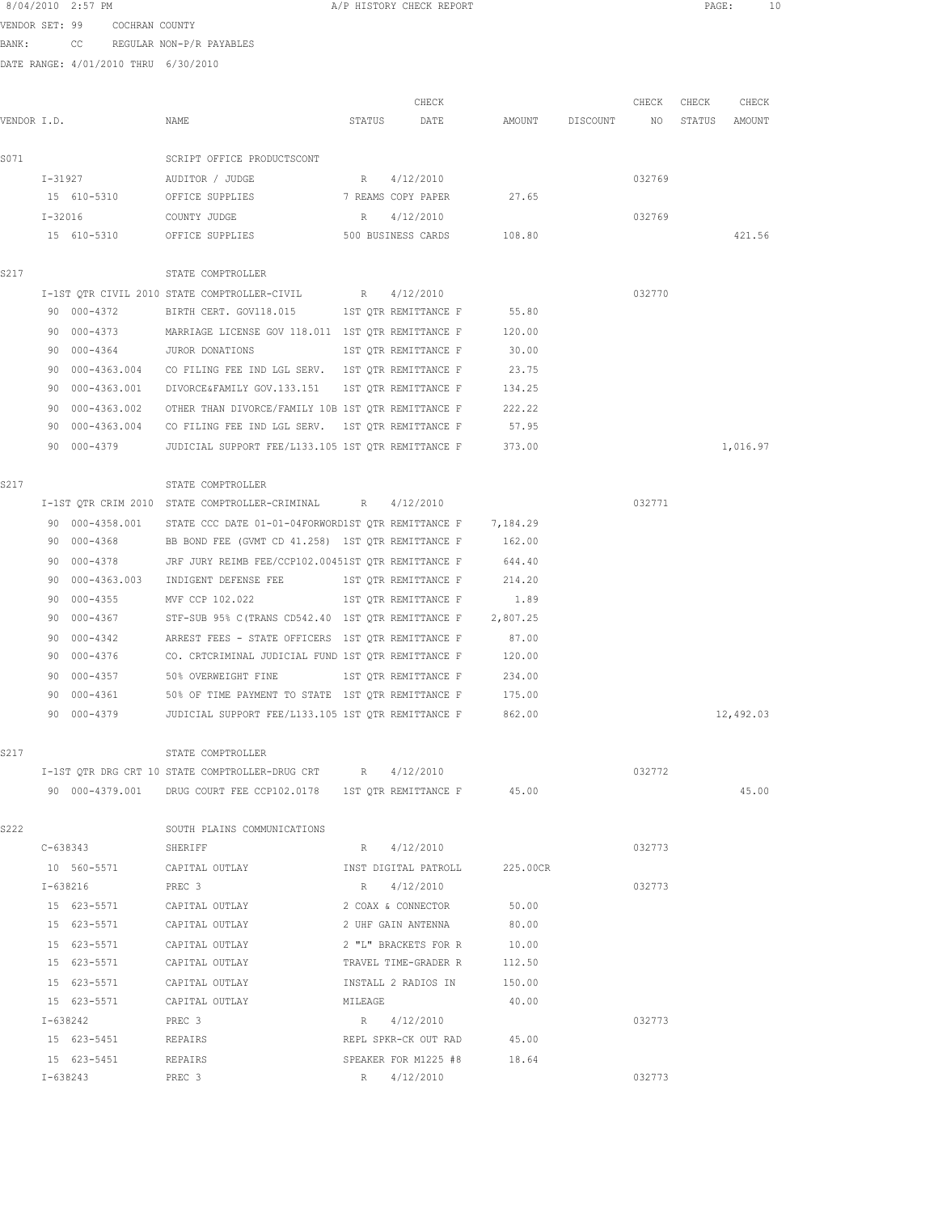8/04/2010 2:57 PM A/P HISTORY CHECK REPORT

VENDOR SET: 99 COCHRAN COUNTY

BANK: CC REGULAR NON-P/R PAYABLES

DATE RANGE: 4/01/2010 THRU 6/30/2010

| VENDOR I.D. | NAME | STATUS | CHECK DATE | AMOUNT | DISCOUNT | CHECK NO | CHECK STATUS | CHECK AMOUNT |
|---|---|---|---|---|---|---|---|---|
| S071 | SCRIPT OFFICE PRODUCTSCONT | | | | | | | |
| I-31927 | AUDITOR / JUDGE | R | 4/12/2010 | | | 032769 | | |
| 15 610-5310 | OFFICE SUPPLIES | 7 REAMS COPY PAPER | | 27.65 | | | | |
| I-32016 | COUNTY JUDGE | R | 4/12/2010 | | | 032769 | | |
| 15 610-5310 | OFFICE SUPPLIES | 500 BUSINESS CARDS | | 108.80 | | | | 421.56 |
| S217 | STATE COMPTROLLER | | | | | | | |
| I-1ST QTR CIVIL 2010 | STATE COMPTROLLER-CIVIL | R | 4/12/2010 | | | 032770 | | |
| 90 000-4372 | BIRTH CERT. GOV118.015 | 1ST QTR REMITTANCE F | | 55.80 | | | | |
| 90 000-4373 | MARRIAGE LICENSE GOV 118.011 | 1ST QTR REMITTANCE F | | 120.00 | | | | |
| 90 000-4364 | JUROR DONATIONS | 1ST QTR REMITTANCE F | | 30.00 | | | | |
| 90 000-4363.004 | CO FILING FEE IND LGL SERV. | 1ST QTR REMITTANCE F | | 23.75 | | | | |
| 90 000-4363.001 | DIVORCE&FAMILY GOV.133.151 | 1ST QTR REMITTANCE F | | 134.25 | | | | |
| 90 000-4363.002 | OTHER THAN DIVORCE/FAMILY 10B | 1ST QTR REMITTANCE F | | 222.22 | | | | |
| 90 000-4363.004 | CO FILING FEE IND LGL SERV. | 1ST QTR REMITTANCE F | | 57.95 | | | | |
| 90 000-4379 | JUDICIAL SUPPORT FEE/L133.105 | 1ST QTR REMITTANCE F | | 373.00 | | | | 1,016.97 |
| S217 | STATE COMPTROLLER | | | | | | | |
| I-1ST QTR CRIM 2010 | STATE COMPTROLLER-CRIMINAL | R | 4/12/2010 | | | 032771 | | |
| 90 000-4358.001 | STATE CCC DATE 01-01-04FORWORD | 1ST QTR REMITTANCE F | | 7,184.29 | | | | |
| 90 000-4368 | BB BOND FEE (GVMT CD 41.258) | 1ST QTR REMITTANCE F | | 162.00 | | | | |
| 90 000-4378 | JRF JURY REIMB FEE/CCP102.0045 | 1ST QTR REMITTANCE F | | 644.40 | | | | |
| 90 000-4363.003 | INDIGENT DEFENSE FEE | 1ST QTR REMITTANCE F | | 214.20 | | | | |
| 90 000-4355 | MVF CCP 102.022 | 1ST QTR REMITTANCE F | | 1.89 | | | | |
| 90 000-4367 | STF-SUB 95% C(TRANS CD542.40 | 1ST QTR REMITTANCE F | | 2,807.25 | | | | |
| 90 000-4342 | ARREST FEES - STATE OFFICERS | 1ST QTR REMITTANCE F | | 87.00 | | | | |
| 90 000-4376 | CO. CRTCRIMINAL JUDICIAL FUND | 1ST QTR REMITTANCE F | | 120.00 | | | | |
| 90 000-4357 | 50% OVERWEIGHT FINE | 1ST QTR REMITTANCE F | | 234.00 | | | | |
| 90 000-4361 | 50% OF TIME PAYMENT TO STATE | 1ST QTR REMITTANCE F | | 175.00 | | | | |
| 90 000-4379 | JUDICIAL SUPPORT FEE/L133.105 | 1ST QTR REMITTANCE F | | 862.00 | | | | 12,492.03 |
| S217 | STATE COMPTROLLER | | | | | | | |
| I-1ST QTR DRG CRT 10 | STATE COMPTROLLER-DRUG CRT | R | 4/12/2010 | | | 032772 | | |
| 90 000-4379.001 | DRUG COURT FEE CCP102.0178 | 1ST QTR REMITTANCE F | | 45.00 | | | | 45.00 |
| S222 | SOUTH PLAINS COMMUNICATIONS | | | | | | | |
| C-638343 | SHERIFF | R | 4/12/2010 | | | 032773 | | |
| 10 560-5571 | CAPITAL OUTLAY | INST DIGITAL PATROLL | | 225.00CR | | | | |
| I-638216 | PREC 3 | R | 4/12/2010 | | | 032773 | | |
| 15 623-5571 | CAPITAL OUTLAY | 2 COAX & CONNECTOR | | 50.00 | | | | |
| 15 623-5571 | CAPITAL OUTLAY | 2 UHF GAIN ANTENNA | | 80.00 | | | | |
| 15 623-5571 | CAPITAL OUTLAY | 2 "L" BRACKETS FOR R | | 10.00 | | | | |
| 15 623-5571 | CAPITAL OUTLAY | TRAVEL TIME-GRADER R | | 112.50 | | | | |
| 15 623-5571 | CAPITAL OUTLAY | INSTALL 2 RADIOS IN | | 150.00 | | | | |
| 15 623-5571 | CAPITAL OUTLAY | MILEAGE | | 40.00 | | | | |
| I-638242 | PREC 3 | R | 4/12/2010 | | | 032773 | | |
| 15 623-5451 | REPAIRS | REPL SPKR-CK OUT RAD | | 45.00 | | | | |
| 15 623-5451 | REPAIRS | SPEAKER FOR M1225 #8 | | 18.64 | | | | |
| I-638243 | PREC 3 | R | 4/12/2010 | | | 032773 | | |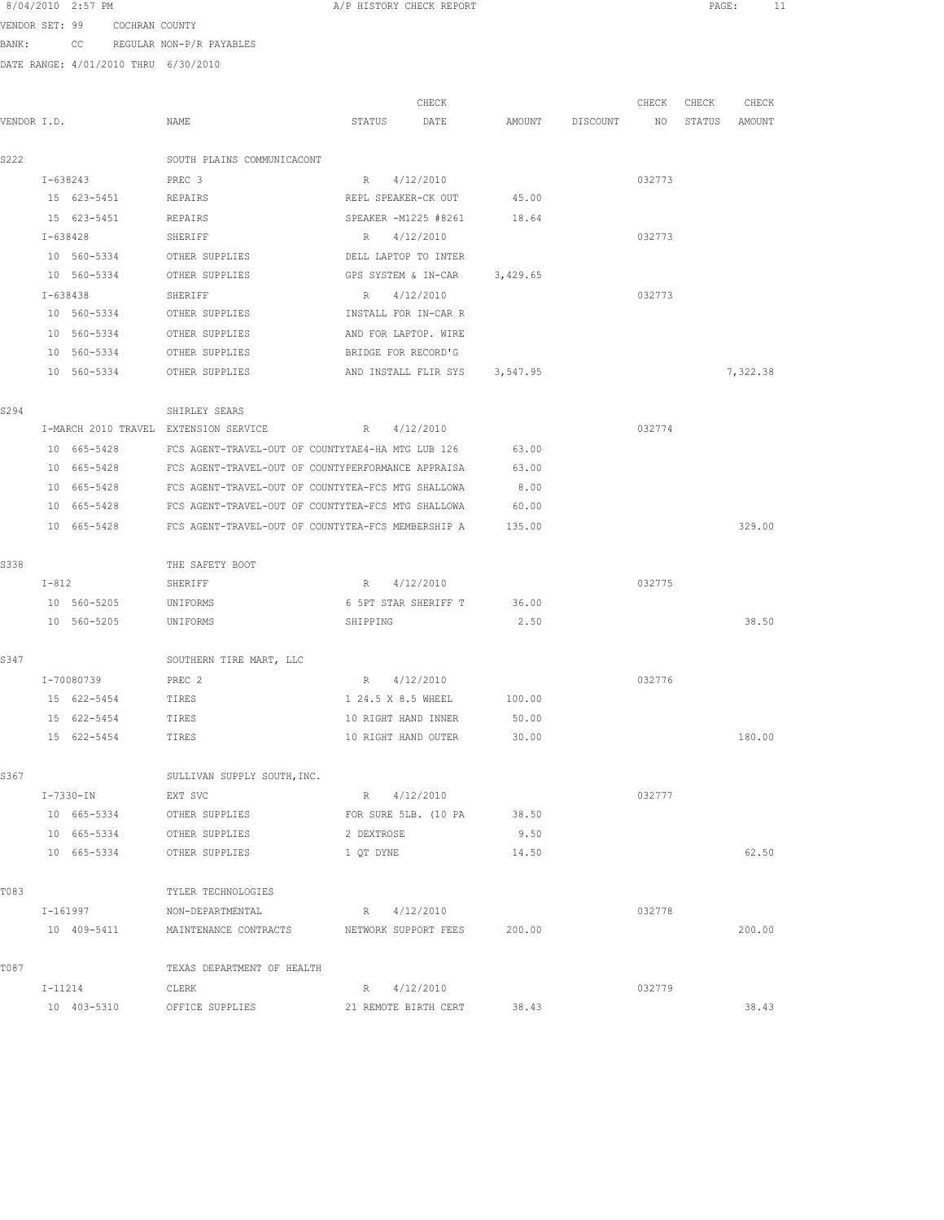VENDOR SET: 99 COCHRAN COUNTY

BANK: CC REGULAR NON-P/R PAYABLES

DATE RANGE: 4/01/2010 THRU 6/30/2010

| VENDOR I.D. | NAME | STATUS | CHECK DATE | AMOUNT | DISCOUNT | CHECK NO | CHECK STATUS | CHECK AMOUNT |
|---|---|---|---|---|---|---|---|---|
| S222 | SOUTH PLAINS COMMUNICACONT | | | | | | | |
| I-638243 | PREC 3 | R | 4/12/2010 | | | 032773 | | |
| 15 623-5451 | REPAIRS | REPL SPEAKER-CK OUT | | 45.00 | | | | |
| 15 623-5451 | REPAIRS | SPEAKER -M1225 #8261 | | 18.64 | | | | |
| I-638428 | SHERIFF | R | 4/12/2010 | | | 032773 | | |
| 10 560-5334 | OTHER SUPPLIES | DELL LAPTOP TO INTER | | | | | | |
| 10 560-5334 | OTHER SUPPLIES | GPS SYSTEM & IN-CAR | | 3,429.65 | | | | |
| I-638438 | SHERIFF | R | 4/12/2010 | | | 032773 | | |
| 10 560-5334 | OTHER SUPPLIES | INSTALL FOR IN-CAR R | | | | | | |
| 10 560-5334 | OTHER SUPPLIES | AND FOR LAPTOP. WIRE | | | | | | |
| 10 560-5334 | OTHER SUPPLIES | BRIDGE FOR RECORD'G | | | | | | |
| 10 560-5334 | OTHER SUPPLIES | AND INSTALL FLIR SYS | | 3,547.95 | | | | 7,322.38 |
| S294 | SHIRLEY SEARS | | | | | | | |
| I-MARCH 2010 TRAVEL | EXTENSION SERVICE | R | 4/12/2010 | | | 032774 | | |
| 10 665-5428 | FCS AGENT-TRAVEL-OUT OF COUNTY | TAE4-HA MTG LUB 126 | | 63.00 | | | | |
| 10 665-5428 | FCS AGENT-TRAVEL-OUT OF COUNTY | PERFORMANCE APPRAISA | | 63.00 | | | | |
| 10 665-5428 | FCS AGENT-TRAVEL-OUT OF COUNTY | TEA-FCS MTG SHALLOWA | | 8.00 | | | | |
| 10 665-5428 | FCS AGENT-TRAVEL-OUT OF COUNTY | TEA-FCS MTG SHALLOWA | | 60.00 | | | | |
| 10 665-5428 | FCS AGENT-TRAVEL-OUT OF COUNTY | TEA-FCS MEMBERSHIP A | | 135.00 | | | | 329.00 |
| S338 | THE SAFETY BOOT | | | | | | | |
| I-812 | SHERIFF | R | 4/12/2010 | | | 032775 | | |
| 10 560-5205 | UNIFORMS | 6 5PT STAR SHERIFF T | | 36.00 | | | | |
| 10 560-5205 | UNIFORMS | SHIPPING | | 2.50 | | | | 38.50 |
| S347 | SOUTHERN TIRE MART, LLC | | | | | | | |
| I-70080739 | PREC 2 | R | 4/12/2010 | | | 032776 | | |
| 15 622-5454 | TIRES | 1 24.5 X 8.5 WHEEL | | 100.00 | | | | |
| 15 622-5454 | TIRES | 10 RIGHT HAND INNER | | 50.00 | | | | |
| 15 622-5454 | TIRES | 10 RIGHT HAND OUTER | | 30.00 | | | | 180.00 |
| S367 | SULLIVAN SUPPLY SOUTH,INC. | | | | | | | |
| I-7330-IN | EXT SVC | R | 4/12/2010 | | | 032777 | | |
| 10 665-5334 | OTHER SUPPLIES | FOR SURE 5LB. (10 PA | | 38.50 | | | | |
| 10 665-5334 | OTHER SUPPLIES | 2 DEXTROSE | | 9.50 | | | | |
| 10 665-5334 | OTHER SUPPLIES | 1 QT DYNE | | 14.50 | | | | 62.50 |
| T083 | TYLER TECHNOLOGIES | | | | | | | |
| I-161997 | NON-DEPARTMENTAL | R | 4/12/2010 | | | 032778 | | |
| 10 409-5411 | MAINTENANCE CONTRACTS | NETWORK SUPPORT FEES | | 200.00 | | | | 200.00 |
| T087 | TEXAS DEPARTMENT OF HEALTH | | | | | | | |
| I-11214 | CLERK | R | 4/12/2010 | | | 032779 | | |
| 10 403-5310 | OFFICE SUPPLIES | 21 REMOTE BIRTH CERT | | 38.43 | | | | 38.43 |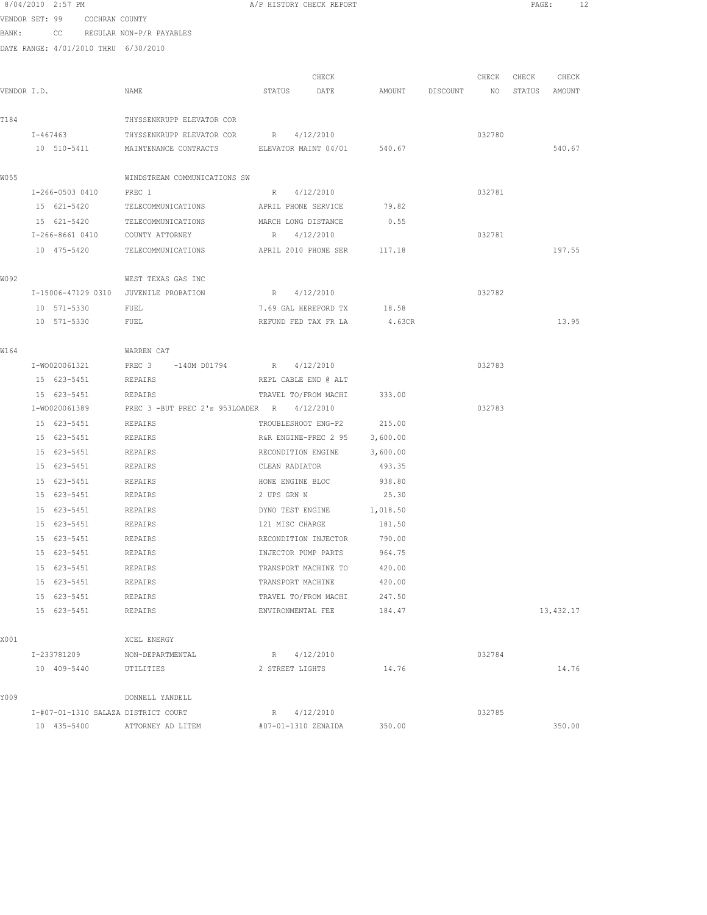8/04/2010 2:57 PM A/P HISTORY CHECK REPORT

VENDOR SET: 99 COCHRAN COUNTY

BANK: CC REGULAR NON-P/R PAYABLES

DATE RANGE: 4/01/2010 THRU 6/30/2010

| VENDOR I.D. | NAME | STATUS | CHECK DATE | AMOUNT | DISCOUNT | CHECK NO | CHECK STATUS | CHECK AMOUNT |
|---|---|---|---|---|---|---|---|---|
| T184 | THYSSENKRUPP ELEVATOR COR | | | | | | | |
| I-467463 | THYSSENKRUPP ELEVATOR COR | R | 4/12/2010 | | | 032780 | | |
| 10 510-5411 | MAINTENANCE CONTRACTS | ELEVATOR MAINT 04/01 | | 540.67 | | | | 540.67 |
| W055 | WINDSTREAM COMMUNICATIONS SW | | | | | | | |
| I-266-0503 0410 | PREC 1 | R | 4/12/2010 | | | 032781 | | |
| 15 621-5420 | TELECOMMUNICATIONS | APRIL PHONE SERVICE | | 79.82 | | | | |
| 15 621-5420 | TELECOMMUNICATIONS | MARCH LONG DISTANCE | | 0.55 | | | | |
| I-266-8661 0410 | COUNTY ATTORNEY | R | 4/12/2010 | | | 032781 | | |
| 10 475-5420 | TELECOMMUNICATIONS | APRIL 2010 PHONE SER | | 117.18 | | | | 197.55 |
| W092 | WEST TEXAS GAS INC | | | | | | | |
| I-15006-47129 0310 | JUVENILE PROBATION | R | 4/12/2010 | | | 032782 | | |
| 10 571-5330 | FUEL | 7.69 GAL HEREFORD TX | | 18.58 | | | | |
| 10 571-5330 | FUEL | REFUND FED TAX FR LA | | 4.63CR | | | | 13.95 |
| W164 | WARREN CAT | | | | | | | |
| I-WO020061321 | PREC 3 -140M D01794 | R | 4/12/2010 | | | 032783 | | |
| 15 623-5451 | REPAIRS | REPL CABLE END @ ALT | | | | | | |
| 15 623-5451 | REPAIRS | TRAVEL TO/FROM MACHI | | 333.00 | | | | |
| I-WO020061389 | PREC 3 -BUT PREC 2's 953LOADER | R | 4/12/2010 | | | 032783 | | |
| 15 623-5451 | REPAIRS | TROUBLESHOOT ENG-P2 | | 215.00 | | | | |
| 15 623-5451 | REPAIRS | R&R ENGINE-PREC 2 95 | | 3,600.00 | | | | |
| 15 623-5451 | REPAIRS | RECONDITION ENGINE | | 3,600.00 | | | | |
| 15 623-5451 | REPAIRS | CLEAN RADIATOR | | 493.35 | | | | |
| 15 623-5451 | REPAIRS | HONE ENGINE BLOC | | 938.80 | | | | |
| 15 623-5451 | REPAIRS | 2 UPS GRN N | | 25.30 | | | | |
| 15 623-5451 | REPAIRS | DYNO TEST ENGINE | | 1,018.50 | | | | |
| 15 623-5451 | REPAIRS | 121 MISC CHARGE | | 181.50 | | | | |
| 15 623-5451 | REPAIRS | RECONDITION INJECTOR | | 790.00 | | | | |
| 15 623-5451 | REPAIRS | INJECTOR PUMP PARTS | | 964.75 | | | | |
| 15 623-5451 | REPAIRS | TRANSPORT MACHINE TO | | 420.00 | | | | |
| 15 623-5451 | REPAIRS | TRANSPORT MACHINE | | 420.00 | | | | |
| 15 623-5451 | REPAIRS | TRAVEL TO/FROM MACHI | | 247.50 | | | | |
| 15 623-5451 | REPAIRS | ENVIRONMENTAL FEE | | 184.47 | | | | 13,432.17 |
| X001 | XCEL ENERGY | | | | | | | |
| I-233781209 | NON-DEPARTMENTAL | R | 4/12/2010 | | | 032784 | | |
| 10 409-5440 | UTILITIES | 2 STREET LIGHTS | | 14.76 | | | | 14.76 |
| Y009 | DONNELL YANDELL | | | | | | | |
| I-#07-01-1310 SALAZA | DISTRICT COURT | R | 4/12/2010 | | | 032785 | | |
| 10 435-5400 | ATTORNEY AD LITEM | #07-01-1310 ZENAIDA | | 350.00 | | | | 350.00 |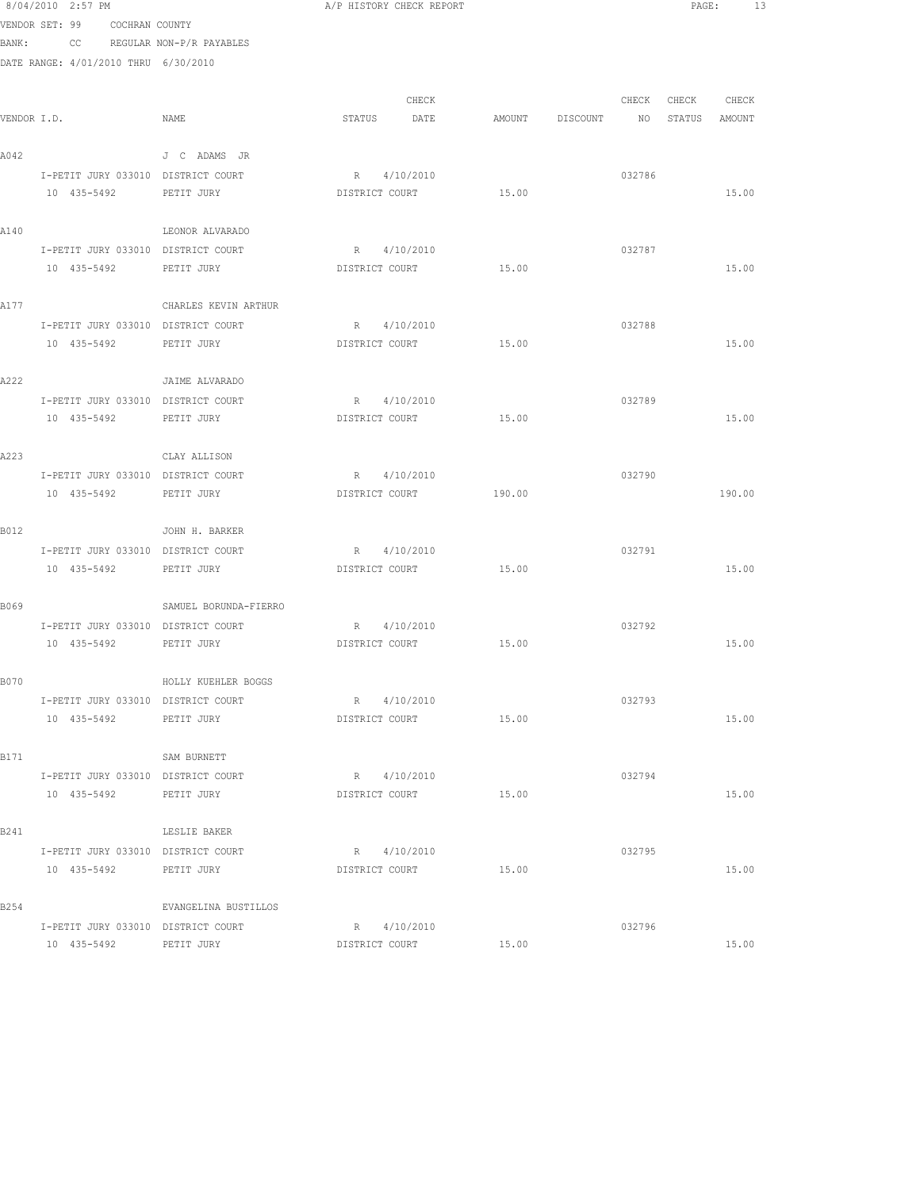8/04/2010 2:57 PM A/P HISTORY CHECK REPORT

VENDOR SET: 99 COCHRAN COUNTY

BANK: CC REGULAR NON-P/R PAYABLES

DATE RANGE: 4/01/2010 THRU 6/30/2010

| VENDOR I.D. | NAME | STATUS | CHECK DATE | AMOUNT | DISCOUNT | CHECK NO | CHECK STATUS | CHECK AMOUNT |
|---|---|---|---|---|---|---|---|---|
| A042 | J C ADAMS JR | | | | | | | |
| I-PETIT JURY 033010 | DISTRICT COURT | R | 4/10/2010 | | | 032786 | | |
| 10 435-5492 | PETIT JURY | DISTRICT COURT | | 15.00 | | | | 15.00 |
| A140 | LEONOR ALVARADO | | | | | | | |
| I-PETIT JURY 033010 | DISTRICT COURT | R | 4/10/2010 | | | 032787 | | |
| 10 435-5492 | PETIT JURY | DISTRICT COURT | | 15.00 | | | | 15.00 |
| A177 | CHARLES KEVIN ARTHUR | | | | | | | |
| I-PETIT JURY 033010 | DISTRICT COURT | R | 4/10/2010 | | | 032788 | | |
| 10 435-5492 | PETIT JURY | DISTRICT COURT | | 15.00 | | | | 15.00 |
| A222 | JAIME ALVARADO | | | | | | | |
| I-PETIT JURY 033010 | DISTRICT COURT | R | 4/10/2010 | | | 032789 | | |
| 10 435-5492 | PETIT JURY | DISTRICT COURT | | 15.00 | | | | 15.00 |
| A223 | CLAY ALLISON | | | | | | | |
| I-PETIT JURY 033010 | DISTRICT COURT | R | 4/10/2010 | | | 032790 | | |
| 10 435-5492 | PETIT JURY | DISTRICT COURT | | 190.00 | | | | 190.00 |
| B012 | JOHN H. BARKER | | | | | | | |
| I-PETIT JURY 033010 | DISTRICT COURT | R | 4/10/2010 | | | 032791 | | |
| 10 435-5492 | PETIT JURY | DISTRICT COURT | | 15.00 | | | | 15.00 |
| B069 | SAMUEL BORUNDA-FIERRO | | | | | | | |
| I-PETIT JURY 033010 | DISTRICT COURT | R | 4/10/2010 | | | 032792 | | |
| 10 435-5492 | PETIT JURY | DISTRICT COURT | | 15.00 | | | | 15.00 |
| B070 | HOLLY KUEHLER BOGGS | | | | | | | |
| I-PETIT JURY 033010 | DISTRICT COURT | R | 4/10/2010 | | | 032793 | | |
| 10 435-5492 | PETIT JURY | DISTRICT COURT | | 15.00 | | | | 15.00 |
| B171 | SAM BURNETT | | | | | | | |
| I-PETIT JURY 033010 | DISTRICT COURT | R | 4/10/2010 | | | 032794 | | |
| 10 435-5492 | PETIT JURY | DISTRICT COURT | | 15.00 | | | | 15.00 |
| B241 | LESLIE BAKER | | | | | | | |
| I-PETIT JURY 033010 | DISTRICT COURT | R | 4/10/2010 | | | 032795 | | |
| 10 435-5492 | PETIT JURY | DISTRICT COURT | | 15.00 | | | | 15.00 |
| B254 | EVANGELINA BUSTILLOS | | | | | | | |
| I-PETIT JURY 033010 | DISTRICT COURT | R | 4/10/2010 | | | 032796 | | |
| 10 435-5492 | PETIT JURY | DISTRICT COURT | | 15.00 | | | | 15.00 |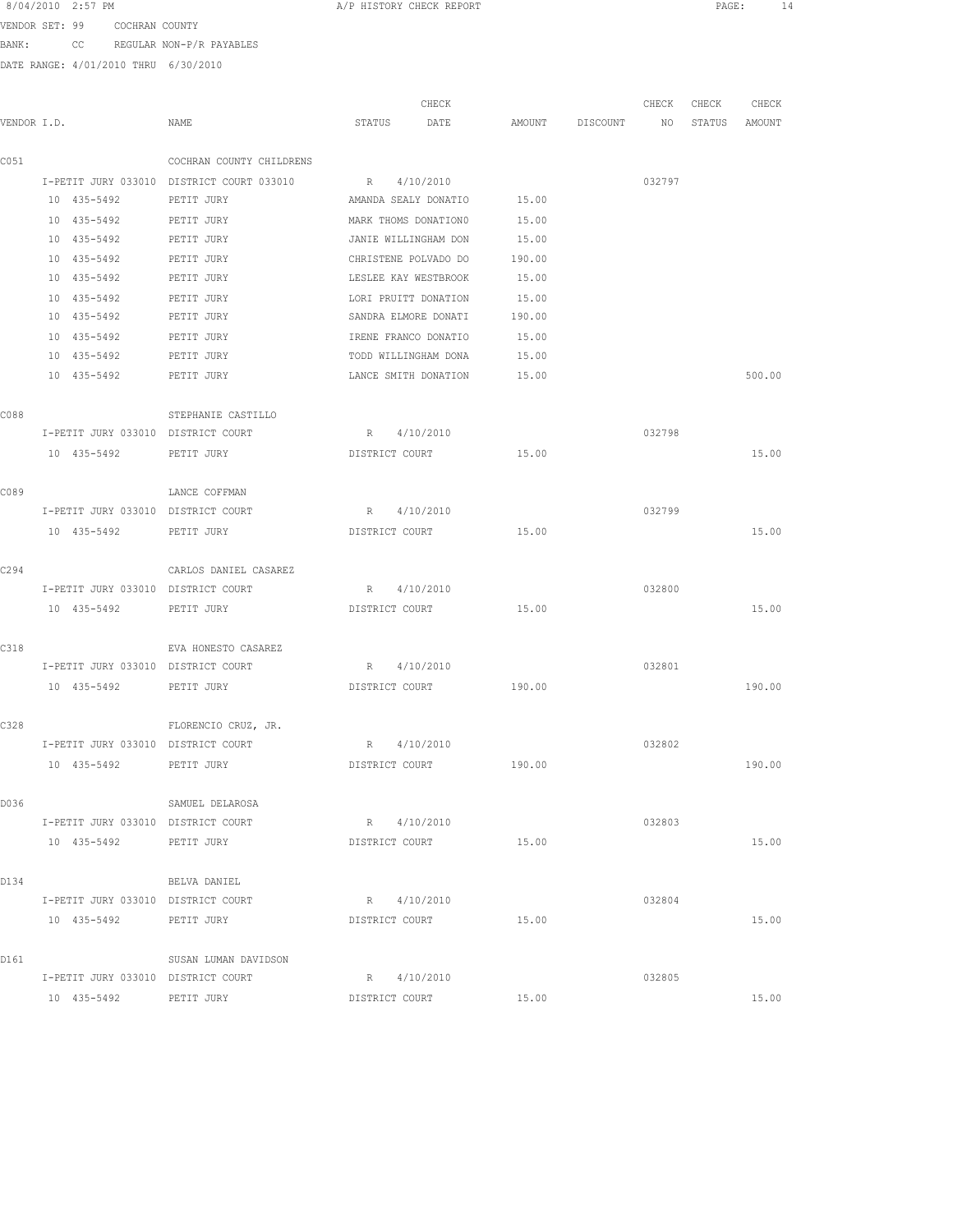8/04/2010 2:57 PM A/P HISTORY CHECK REPORT

VENDOR SET: 99 COCHRAN COUNTY

BANK: CC REGULAR NON-P/R PAYABLES

DATE RANGE: 4/01/2010 THRU 6/30/2010

| VENDOR I.D. | NAME | STATUS | CHECK DATE | AMOUNT | DISCOUNT | CHECK NO | CHECK STATUS | CHECK AMOUNT |
|---|---|---|---|---|---|---|---|---|
| C051 | COCHRAN COUNTY CHILDRENS | | | | | | | |
| I-PETIT JURY 033010 | DISTRICT COURT 033010 | R | 4/10/2010 | | | 032797 | | |
| 10 435-5492 | PETIT JURY | AMANDA SEALY DONATIO | | 15.00 | | | | |
| 10 435-5492 | PETIT JURY | MARK THOMS DONATION0 | | 15.00 | | | | |
| 10 435-5492 | PETIT JURY | JANIE WILLINGHAM DON | | 15.00 | | | | |
| 10 435-5492 | PETIT JURY | CHRISTENE POLVADO DO | | 190.00 | | | | |
| 10 435-5492 | PETIT JURY | LESLEE KAY WESTBROOK | | 15.00 | | | | |
| 10 435-5492 | PETIT JURY | LORI PRUITT DONATION | | 15.00 | | | | |
| 10 435-5492 | PETIT JURY | SANDRA ELMORE DONATI | | 190.00 | | | | |
| 10 435-5492 | PETIT JURY | IRENE FRANCO DONATIO | | 15.00 | | | | |
| 10 435-5492 | PETIT JURY | TODD WILLINGHAM DONA | | 15.00 | | | | |
| 10 435-5492 | PETIT JURY | LANCE SMITH DONATION | | 15.00 | | | | 500.00 |
| C088 | STEPHANIE CASTILLO | | | | | | | |
| I-PETIT JURY 033010 | DISTRICT COURT | R | 4/10/2010 | | | 032798 | | |
| 10 435-5492 | PETIT JURY | DISTRICT COURT | | 15.00 | | | | 15.00 |
| C089 | LANCE COFFMAN | | | | | | | |
| I-PETIT JURY 033010 | DISTRICT COURT | R | 4/10/2010 | | | 032799 | | |
| 10 435-5492 | PETIT JURY | DISTRICT COURT | | 15.00 | | | | 15.00 |
| C294 | CARLOS DANIEL CASAREZ | | | | | | | |
| I-PETIT JURY 033010 | DISTRICT COURT | R | 4/10/2010 | | | 032800 | | |
| 10 435-5492 | PETIT JURY | DISTRICT COURT | | 15.00 | | | | 15.00 |
| C318 | EVA HONESTO CASAREZ | | | | | | | |
| I-PETIT JURY 033010 | DISTRICT COURT | R | 4/10/2010 | | | 032801 | | |
| 10 435-5492 | PETIT JURY | DISTRICT COURT | | 190.00 | | | | 190.00 |
| C328 | FLORENCIO CRUZ, JR. | | | | | | | |
| I-PETIT JURY 033010 | DISTRICT COURT | R | 4/10/2010 | | | 032802 | | |
| 10 435-5492 | PETIT JURY | DISTRICT COURT | | 190.00 | | | | 190.00 |
| D036 | SAMUEL DELAROSA | | | | | | | |
| I-PETIT JURY 033010 | DISTRICT COURT | R | 4/10/2010 | | | 032803 | | |
| 10 435-5492 | PETIT JURY | DISTRICT COURT | | 15.00 | | | | 15.00 |
| D134 | BELVA DANIEL | | | | | | | |
| I-PETIT JURY 033010 | DISTRICT COURT | R | 4/10/2010 | | | 032804 | | |
| 10 435-5492 | PETIT JURY | DISTRICT COURT | | 15.00 | | | | 15.00 |
| D161 | SUSAN LUMAN DAVIDSON | | | | | | | |
| I-PETIT JURY 033010 | DISTRICT COURT | R | 4/10/2010 | | | 032805 | | |
| 10 435-5492 | PETIT JURY | DISTRICT COURT | | 15.00 | | | | 15.00 |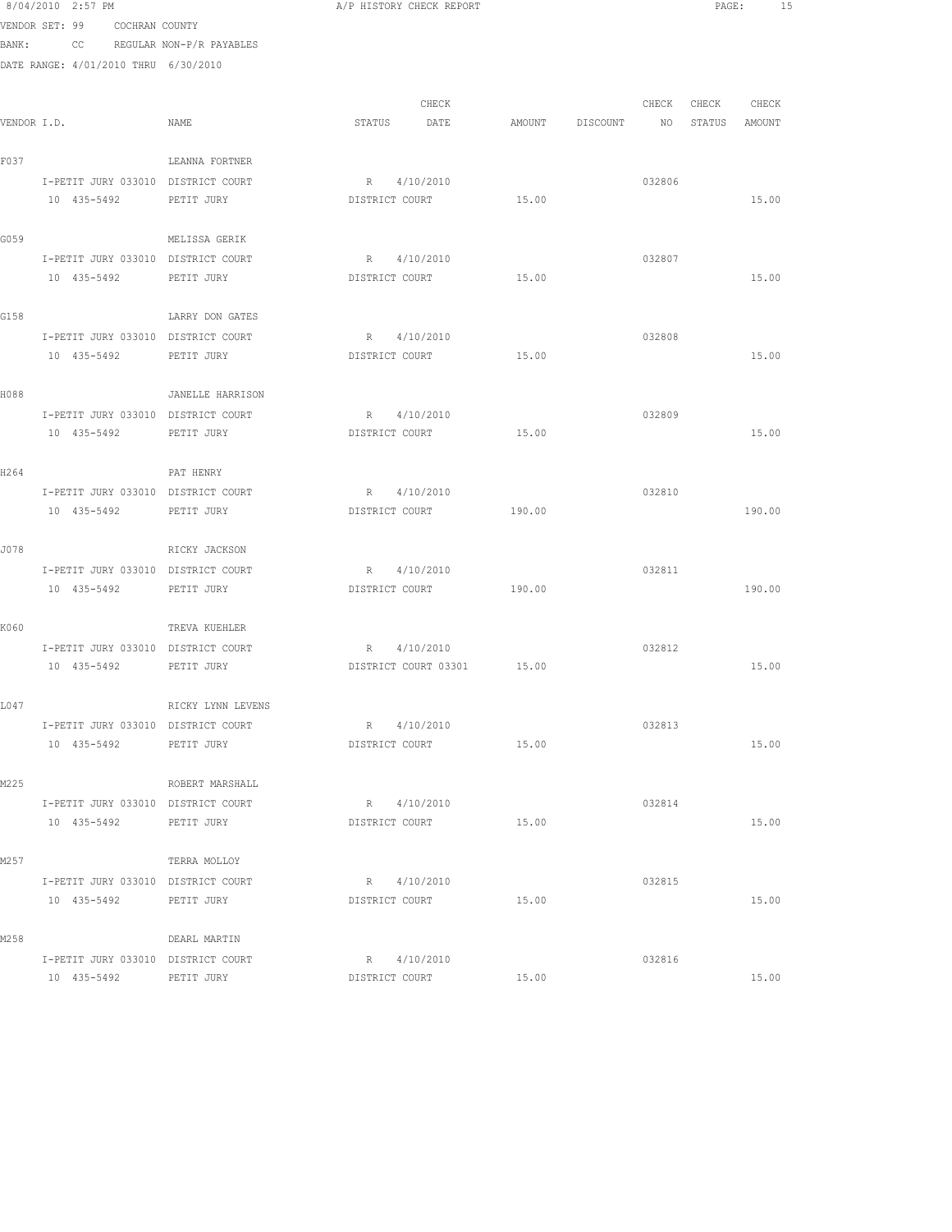8/04/2010 2:57 PM A/P HISTORY CHECK REPORT

VENDOR SET: 99 COCHRAN COUNTY
BANK: CC REGULAR NON-P/R PAYABLES
DATE RANGE: 4/01/2010 THRU 6/30/2010

| VENDOR I.D. | NAME | STATUS | CHECK DATE | AMOUNT | DISCOUNT | CHECK NO | CHECK STATUS | CHECK AMOUNT |
|---|---|---|---|---|---|---|---|---|
| F037 | LEANNA FORTNER | | | | | | | |
| I-PETIT JURY 033010 | DISTRICT COURT | R | 4/10/2010 | | | 032806 | | |
| 10 435-5492 | PETIT JURY | DISTRICT COURT | | 15.00 | | | | 15.00 |
| G059 | MELISSA GERIK | | | | | | | |
| I-PETIT JURY 033010 | DISTRICT COURT | R | 4/10/2010 | | | 032807 | | |
| 10 435-5492 | PETIT JURY | DISTRICT COURT | | 15.00 | | | | 15.00 |
| G158 | LARRY DON GATES | | | | | | | |
| I-PETIT JURY 033010 | DISTRICT COURT | R | 4/10/2010 | | | 032808 | | |
| 10 435-5492 | PETIT JURY | DISTRICT COURT | | 15.00 | | | | 15.00 |
| H088 | JANELLE HARRISON | | | | | | | |
| I-PETIT JURY 033010 | DISTRICT COURT | R | 4/10/2010 | | | 032809 | | |
| 10 435-5492 | PETIT JURY | DISTRICT COURT | | 15.00 | | | | 15.00 |
| H264 | PAT HENRY | | | | | | | |
| I-PETIT JURY 033010 | DISTRICT COURT | R | 4/10/2010 | | | 032810 | | |
| 10 435-5492 | PETIT JURY | DISTRICT COURT | | 190.00 | | | | 190.00 |
| J078 | RICKY JACKSON | | | | | | | |
| I-PETIT JURY 033010 | DISTRICT COURT | R | 4/10/2010 | | | 032811 | | |
| 10 435-5492 | PETIT JURY | DISTRICT COURT | | 190.00 | | | | 190.00 |
| K060 | TREVA KUEHLER | | | | | | | |
| I-PETIT JURY 033010 | DISTRICT COURT | R | 4/10/2010 | | | 032812 | | |
| 10 435-5492 | PETIT JURY | DISTRICT COURT 03301 | | 15.00 | | | | 15.00 |
| L047 | RICKY LYNN LEVENS | | | | | | | |
| I-PETIT JURY 033010 | DISTRICT COURT | R | 4/10/2010 | | | 032813 | | |
| 10 435-5492 | PETIT JURY | DISTRICT COURT | | 15.00 | | | | 15.00 |
| M225 | ROBERT MARSHALL | | | | | | | |
| I-PETIT JURY 033010 | DISTRICT COURT | R | 4/10/2010 | | | 032814 | | |
| 10 435-5492 | PETIT JURY | DISTRICT COURT | | 15.00 | | | | 15.00 |
| M257 | TERRA MOLLOY | | | | | | | |
| I-PETIT JURY 033010 | DISTRICT COURT | R | 4/10/2010 | | | 032815 | | |
| 10 435-5492 | PETIT JURY | DISTRICT COURT | | 15.00 | | | | 15.00 |
| M258 | DEARL MARTIN | | | | | | | |
| I-PETIT JURY 033010 | DISTRICT COURT | R | 4/10/2010 | | | 032816 | | |
| 10 435-5492 | PETIT JURY | DISTRICT COURT | | 15.00 | | | | 15.00 |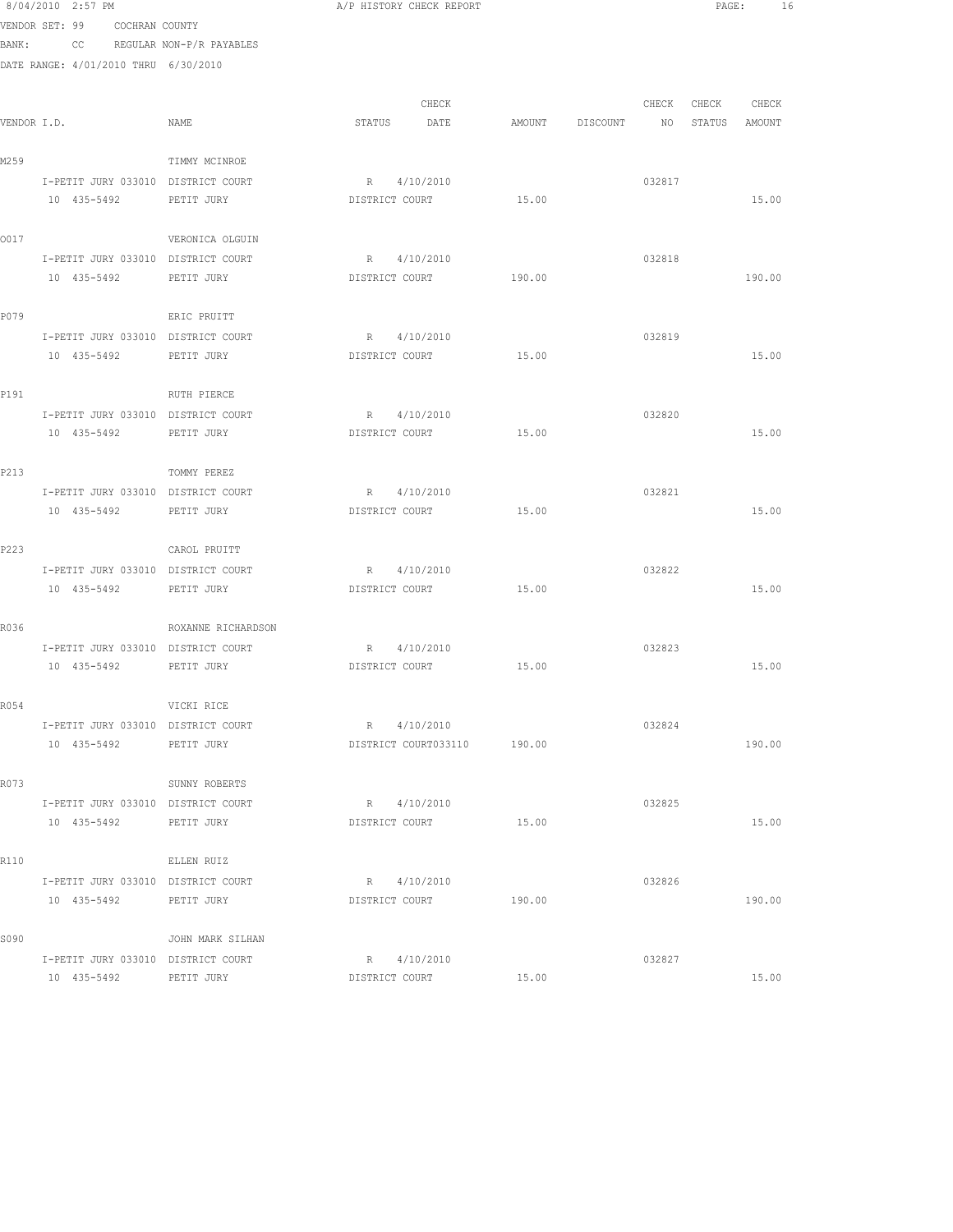8/04/2010 2:57 PM A/P HISTORY CHECK REPORT

VENDOR SET: 99 COCHRAN COUNTY
BANK: CC REGULAR NON-P/R PAYABLES
DATE RANGE: 4/01/2010 THRU 6/30/2010

| VENDOR I.D. | NAME | STATUS | CHECK DATE | AMOUNT | DISCOUNT | CHECK NO | CHECK STATUS | CHECK AMOUNT |
|---|---|---|---|---|---|---|---|---|
| M259 | TIMMY MCINROE | | | | | | | |
| I-PETIT JURY 033010 | DISTRICT COURT | R | 4/10/2010 | | | 032817 | | |
| 10 435-5492 | PETIT JURY | DISTRICT COURT | | 15.00 | | | | 15.00 |
| O017 | VERONICA OLGUIN | | | | | | | |
| I-PETIT JURY 033010 | DISTRICT COURT | R | 4/10/2010 | | | 032818 | | |
| 10 435-5492 | PETIT JURY | DISTRICT COURT | | 190.00 | | | | 190.00 |
| P079 | ERIC PRUITT | | | | | | | |
| I-PETIT JURY 033010 | DISTRICT COURT | R | 4/10/2010 | | | 032819 | | |
| 10 435-5492 | PETIT JURY | DISTRICT COURT | | 15.00 | | | | 15.00 |
| P191 | RUTH PIERCE | | | | | | | |
| I-PETIT JURY 033010 | DISTRICT COURT | R | 4/10/2010 | | | 032820 | | |
| 10 435-5492 | PETIT JURY | DISTRICT COURT | | 15.00 | | | | 15.00 |
| P213 | TOMMY PEREZ | | | | | | | |
| I-PETIT JURY 033010 | DISTRICT COURT | R | 4/10/2010 | | | 032821 | | |
| 10 435-5492 | PETIT JURY | DISTRICT COURT | | 15.00 | | | | 15.00 |
| P223 | CAROL PRUITT | | | | | | | |
| I-PETIT JURY 033010 | DISTRICT COURT | R | 4/10/2010 | | | 032822 | | |
| 10 435-5492 | PETIT JURY | DISTRICT COURT | | 15.00 | | | | 15.00 |
| R036 | ROXANNE RICHARDSON | | | | | | | |
| I-PETIT JURY 033010 | DISTRICT COURT | R | 4/10/2010 | | | 032823 | | |
| 10 435-5492 | PETIT JURY | DISTRICT COURT | | 15.00 | | | | 15.00 |
| R054 | VICKI RICE | | | | | | | |
| I-PETIT JURY 033010 | DISTRICT COURT | R | 4/10/2010 | | | 032824 | | |
| 10 435-5492 | PETIT JURY | DISTRICT COURT033110 | | 190.00 | | | | 190.00 |
| R073 | SUNNY ROBERTS | | | | | | | |
| I-PETIT JURY 033010 | DISTRICT COURT | R | 4/10/2010 | | | 032825 | | |
| 10 435-5492 | PETIT JURY | DISTRICT COURT | | 15.00 | | | | 15.00 |
| R110 | ELLEN RUIZ | | | | | | | |
| I-PETIT JURY 033010 | DISTRICT COURT | R | 4/10/2010 | | | 032826 | | |
| 10 435-5492 | PETIT JURY | DISTRICT COURT | | 190.00 | | | | 190.00 |
| S090 | JOHN MARK SILHAN | | | | | | | |
| I-PETIT JURY 033010 | DISTRICT COURT | R | 4/10/2010 | | | 032827 | | |
| 10 435-5492 | PETIT JURY | DISTRICT COURT | | 15.00 | | | | 15.00 |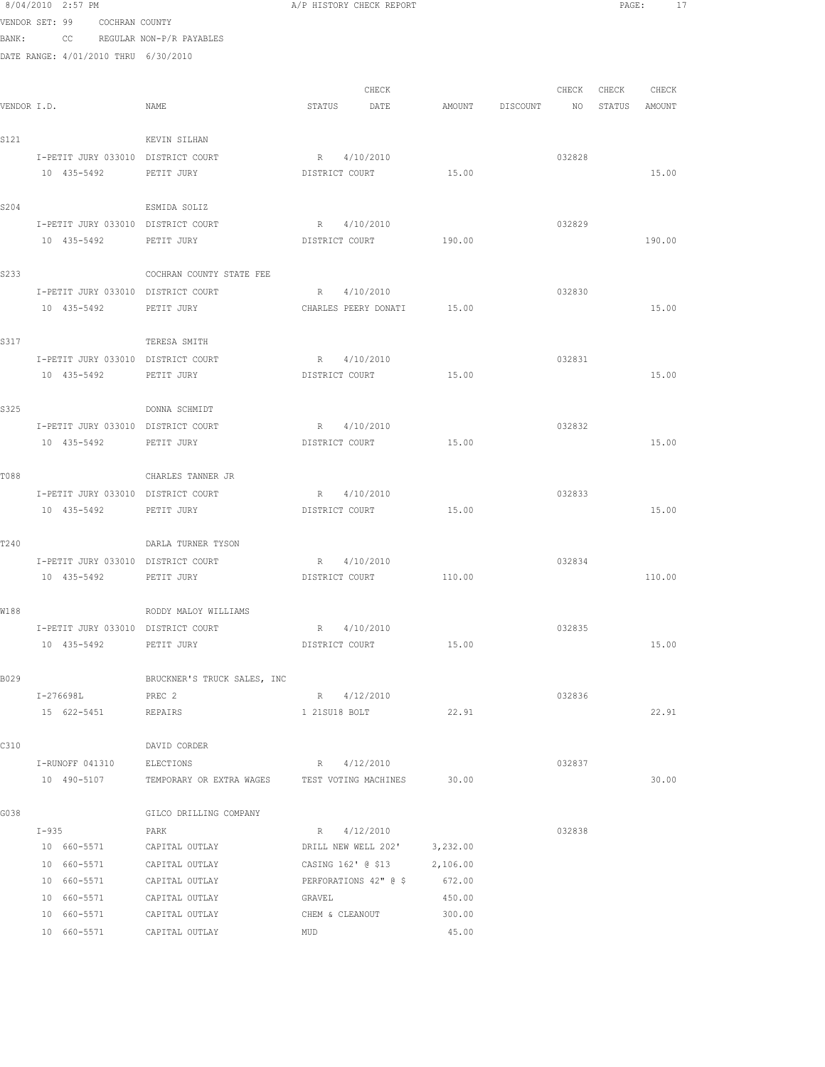8/04/2010 2:57 PM A/P HISTORY CHECK REPORT

VENDOR SET: 99 COCHRAN COUNTY

BANK: CC REGULAR NON-P/R PAYABLES

DATE RANGE: 4/01/2010 THRU 6/30/2010

| VENDOR I.D. | NAME | STATUS | CHECK DATE | AMOUNT | DISCOUNT | CHECK NO | CHECK STATUS | CHECK AMOUNT |
|---|---|---|---|---|---|---|---|---|
| S121 | KEVIN SILHAN | | | | | | | |
| I-PETIT JURY 033010 | DISTRICT COURT | R | 4/10/2010 | | | 032828 | | |
| 10 435-5492 | PETIT JURY | DISTRICT COURT | | 15.00 | | | | 15.00 |
| S204 | ESMIDA SOLIZ | | | | | | | |
| I-PETIT JURY 033010 | DISTRICT COURT | R | 4/10/2010 | | | 032829 | | |
| 10 435-5492 | PETIT JURY | DISTRICT COURT | | 190.00 | | | | 190.00 |
| S233 | COCHRAN COUNTY STATE FEE | | | | | | | |
| I-PETIT JURY 033010 | DISTRICT COURT | R | 4/10/2010 | | | 032830 | | |
| 10 435-5492 | PETIT JURY | CHARLES PEERY DONATI | | 15.00 | | | | 15.00 |
| S317 | TERESA SMITH | | | | | | | |
| I-PETIT JURY 033010 | DISTRICT COURT | R | 4/10/2010 | | | 032831 | | |
| 10 435-5492 | PETIT JURY | DISTRICT COURT | | 15.00 | | | | 15.00 |
| S325 | DONNA SCHMIDT | | | | | | | |
| I-PETIT JURY 033010 | DISTRICT COURT | R | 4/10/2010 | | | 032832 | | |
| 10 435-5492 | PETIT JURY | DISTRICT COURT | | 15.00 | | | | 15.00 |
| T088 | CHARLES TANNER JR | | | | | | | |
| I-PETIT JURY 033010 | DISTRICT COURT | R | 4/10/2010 | | | 032833 | | |
| 10 435-5492 | PETIT JURY | DISTRICT COURT | | 15.00 | | | | 15.00 |
| T240 | DARLA TURNER TYSON | | | | | | | |
| I-PETIT JURY 033010 | DISTRICT COURT | R | 4/10/2010 | | | 032834 | | |
| 10 435-5492 | PETIT JURY | DISTRICT COURT | | 110.00 | | | | 110.00 |
| W188 | RODDY MALOY WILLIAMS | | | | | | | |
| I-PETIT JURY 033010 | DISTRICT COURT | R | 4/10/2010 | | | 032835 | | |
| 10 435-5492 | PETIT JURY | DISTRICT COURT | | 15.00 | | | | 15.00 |
| B029 | BRUCKNER'S TRUCK SALES, INC | | | | | | | |
| I-276698L | PREC 2 | R | 4/12/2010 | | | 032836 | | |
| 15 622-5451 | REPAIRS | 1 21SU18 BOLT | | 22.91 | | | | 22.91 |
| C310 | DAVID CORDER | | | | | | | |
| I-RUNOFF 041310 | ELECTIONS | R | 4/12/2010 | | | 032837 | | |
| 10 490-5107 | TEMPORARY OR EXTRA WAGES | TEST VOTING MACHINES | | 30.00 | | | | 30.00 |
| G038 | GILCO DRILLING COMPANY | | | | | | | |
| I-935 | PARK | R | 4/12/2010 | | | 032838 | | |
| 10 660-5571 | CAPITAL OUTLAY | DRILL NEW WELL 202' | | 3,232.00 | | | | |
| 10 660-5571 | CAPITAL OUTLAY | CASING 162' @ $13 | | 2,106.00 | | | | |
| 10 660-5571 | CAPITAL OUTLAY | PERFORATIONS 42" @ $ | | 672.00 | | | | |
| 10 660-5571 | CAPITAL OUTLAY | GRAVEL | | 450.00 | | | | |
| 10 660-5571 | CAPITAL OUTLAY | CHEM & CLEANOUT | | 300.00 | | | | |
| 10 660-5571 | CAPITAL OUTLAY | MUD | | 45.00 | | | | |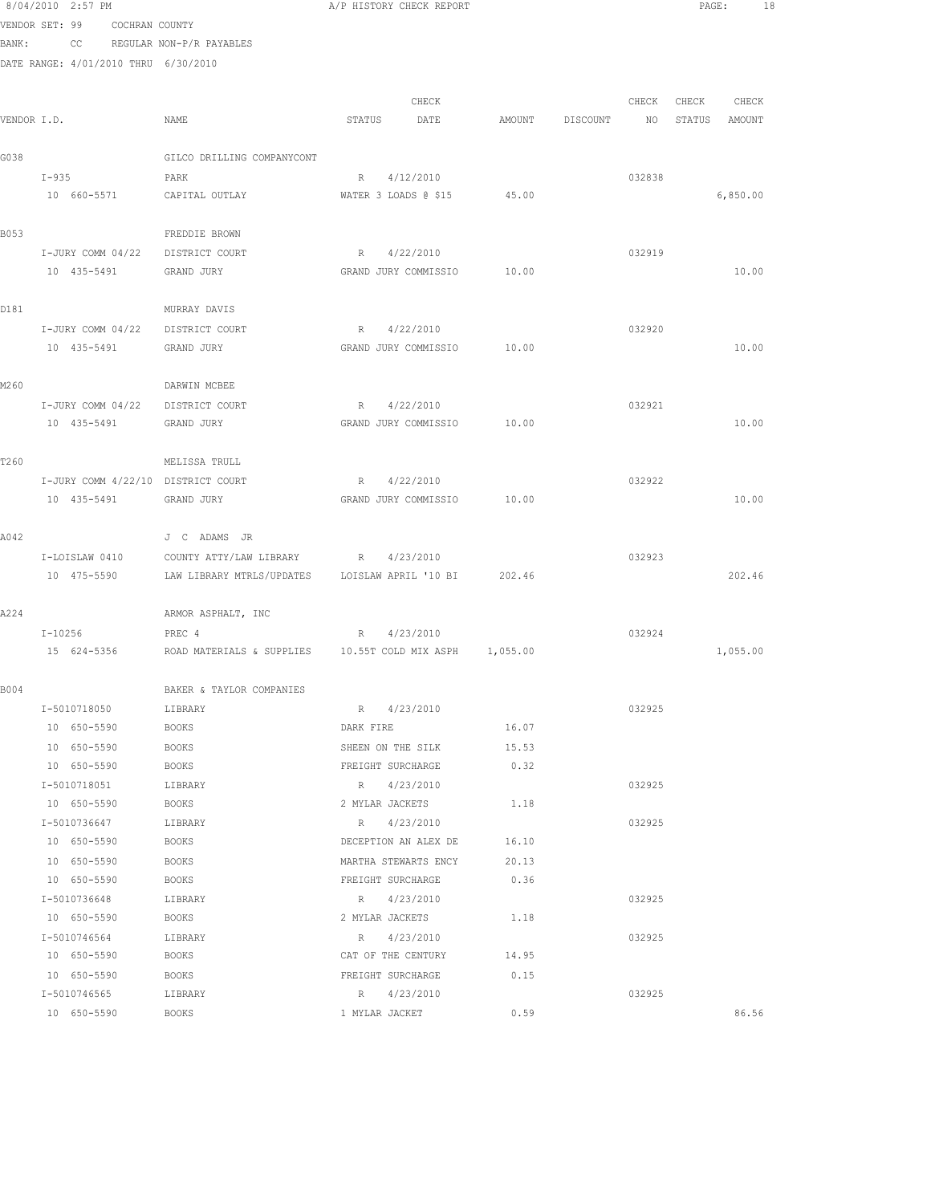8/04/2010 2:57 PM A/P HISTORY CHECK REPORT

VENDOR SET: 99 COCHRAN COUNTY
BANK: CC REGULAR NON-P/R PAYABLES
DATE RANGE: 4/01/2010 THRU 6/30/2010

| VENDOR I.D. | NAME | STATUS | CHECK DATE | AMOUNT | DISCOUNT | CHECK NO | CHECK STATUS | CHECK AMOUNT |
|---|---|---|---|---|---|---|---|---|
| G038 | GILCO DRILLING COMPANYCONT | | | | | | | |
| I-935 | PARK | R | 4/12/2010 | | | 032838 | | |
| 10 660-5571 | CAPITAL OUTLAY | WATER 3 LOADS @ $15 | | 45.00 | | | | 6,850.00 |
| B053 | FREDDIE BROWN | | | | | | | |
| I-JURY COMM 04/22 | DISTRICT COURT | R | 4/22/2010 | | | 032919 | | |
| 10 435-5491 | GRAND JURY | GRAND JURY COMMISSIO | | 10.00 | | | | 10.00 |
| D181 | MURRAY DAVIS | | | | | | | |
| I-JURY COMM 04/22 | DISTRICT COURT | R | 4/22/2010 | | | 032920 | | |
| 10 435-5491 | GRAND JURY | GRAND JURY COMMISSIO | | 10.00 | | | | 10.00 |
| M260 | DARWIN MCBEE | | | | | | | |
| I-JURY COMM 04/22 | DISTRICT COURT | R | 4/22/2010 | | | 032921 | | |
| 10 435-5491 | GRAND JURY | GRAND JURY COMMISSIO | | 10.00 | | | | 10.00 |
| T260 | MELISSA TRULL | | | | | | | |
| I-JURY COMM 4/22/10 | DISTRICT COURT | R | 4/22/2010 | | | 032922 | | |
| 10 435-5491 | GRAND JURY | GRAND JURY COMMISSIO | | 10.00 | | | | 10.00 |
| A042 | J C ADAMS JR | | | | | | | |
| I-LOISLAW 0410 | COUNTY ATTY/LAW LIBRARY | R | 4/23/2010 | | | 032923 | | |
| 10 475-5590 | LAW LIBRARY MTRLS/UPDATES | LOISLAW APRIL '10 BI | | 202.46 | | | | 202.46 |
| A224 | ARMOR ASPHALT, INC | | | | | | | |
| I-10256 | PREC 4 | R | 4/23/2010 | | | 032924 | | |
| 15 624-5356 | ROAD MATERIALS & SUPPLIES | 10.55T COLD MIX ASPH | | 1,055.00 | | | | 1,055.00 |
| B004 | BAKER & TAYLOR COMPANIES | | | | | | | |
| I-5010718050 | LIBRARY | R | 4/23/2010 | | | 032925 | | |
| 10 650-5590 | BOOKS | DARK FIRE | | 16.07 | | | | |
| 10 650-5590 | BOOKS | SHEEN ON THE SILK | | 15.53 | | | | |
| 10 650-5590 | BOOKS | FREIGHT SURCHARGE | | 0.32 | | | | |
| I-5010718051 | LIBRARY | R | 4/23/2010 | | | 032925 | | |
| 10 650-5590 | BOOKS | 2 MYLAR JACKETS | | 1.18 | | | | |
| I-5010736647 | LIBRARY | R | 4/23/2010 | | | 032925 | | |
| 10 650-5590 | BOOKS | DECEPTION AN ALEX DE | | 16.10 | | | | |
| 10 650-5590 | BOOKS | MARTHA STEWARTS ENCY | | 20.13 | | | | |
| 10 650-5590 | BOOKS | FREIGHT SURCHARGE | | 0.36 | | | | |
| I-5010736648 | LIBRARY | R | 4/23/2010 | | | 032925 | | |
| 10 650-5590 | BOOKS | 2 MYLAR JACKETS | | 1.18 | | | | |
| I-5010746564 | LIBRARY | R | 4/23/2010 | | | 032925 | | |
| 10 650-5590 | BOOKS | CAT OF THE CENTURY | | 14.95 | | | | |
| 10 650-5590 | BOOKS | FREIGHT SURCHARGE | | 0.15 | | | | |
| I-5010746565 | LIBRARY | R | 4/23/2010 | | | 032925 | | |
| 10 650-5590 | BOOKS | 1 MYLAR JACKET | | 0.59 | | | | 86.56 |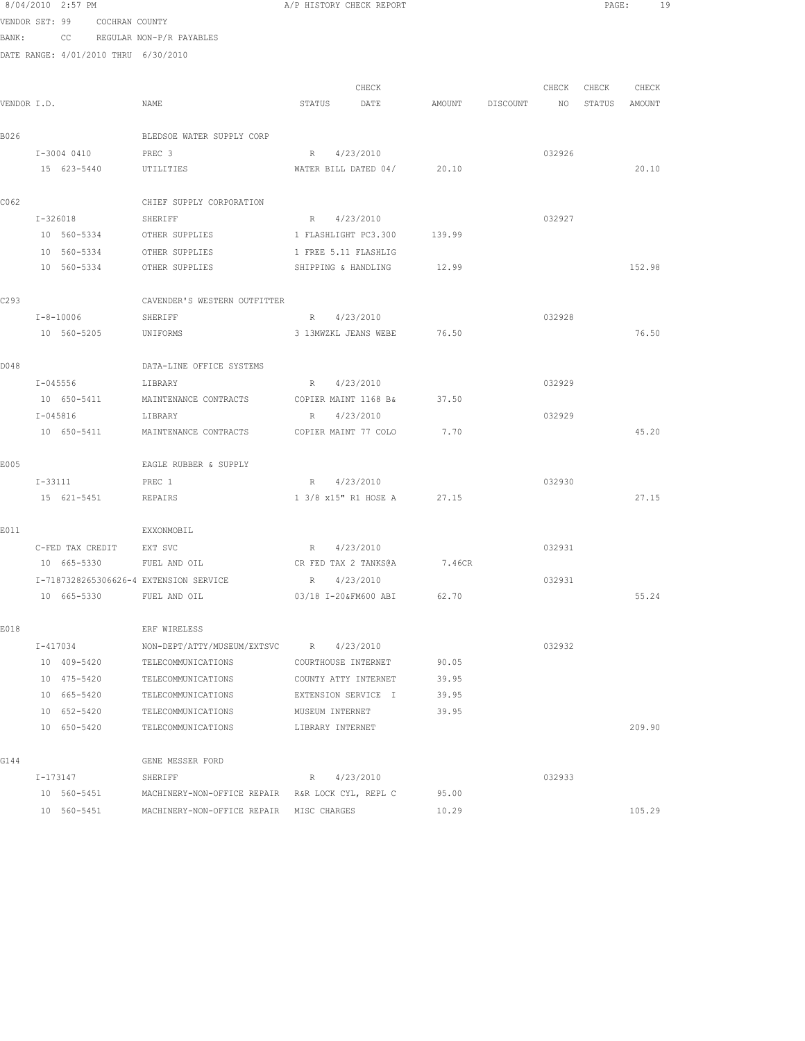8/04/2010 2:57 PM A/P HISTORY CHECK REPORT

VENDOR SET: 99 COCHRAN COUNTY

BANK: CC REGULAR NON-P/R PAYABLES

DATE RANGE: 4/01/2010 THRU 6/30/2010

| VENDOR I.D. | NAME | STATUS | CHECK DATE | AMOUNT | DISCOUNT | CHECK NO | CHECK STATUS | CHECK AMOUNT |
|---|---|---|---|---|---|---|---|---|
| B026 | BLEDSOE WATER SUPPLY CORP | | | | | | | |
| I-3004 0410 | PREC 3 | R | 4/23/2010 | | | 032926 | | |
| 15 623-5440 | UTILITIES | WATER BILL DATED 04/ | | 20.10 | | | | 20.10 |
| C062 | CHIEF SUPPLY CORPORATION | | | | | | | |
| I-326018 | SHERIFF | R | 4/23/2010 | | | 032927 | | |
| 10 560-5334 | OTHER SUPPLIES | 1 FLASHLIGHT PC3.300 | | 139.99 | | | | |
| 10 560-5334 | OTHER SUPPLIES | 1 FREE 5.11 FLASHLIG | | | | | | |
| 10 560-5334 | OTHER SUPPLIES | SHIPPING & HANDLING | | 12.99 | | | | 152.98 |
| C293 | CAVENDER'S WESTERN OUTFITTER | | | | | | | |
| I-8-10006 | SHERIFF | R | 4/23/2010 | | | 032928 | | |
| 10 560-5205 | UNIFORMS | 3 13MWZKL JEANS WEBE | | 76.50 | | | | 76.50 |
| D048 | DATA-LINE OFFICE SYSTEMS | | | | | | | |
| I-045556 | LIBRARY | R | 4/23/2010 | | | 032929 | | |
| 10 650-5411 | MAINTENANCE CONTRACTS | COPIER MAINT 1168 B& | | 37.50 | | | | |
| I-045816 | LIBRARY | R | 4/23/2010 | | | 032929 | | |
| 10 650-5411 | MAINTENANCE CONTRACTS | COPIER MAINT 77 COLO | | 7.70 | | | | 45.20 |
| E005 | EAGLE RUBBER & SUPPLY | | | | | | | |
| I-33111 | PREC 1 | R | 4/23/2010 | | | 032930 | | |
| 15 621-5451 | REPAIRS | 1 3/8 x15" R1 HOSE A | | 27.15 | | | | 27.15 |
| E011 | EXXONMOBIL | | | | | | | |
| C-FED TAX CREDIT | EXT SVC | R | 4/23/2010 | | | 032931 | | |
| 10 665-5330 | FUEL AND OIL | CR FED TAX 2 TANKS@A | | 7.46CR | | | | |
| I-7187328265306626-4 | EXTENSION SERVICE | R | 4/23/2010 | | | 032931 | | |
| 10 665-5330 | FUEL AND OIL | 03/18 I-20&FM600 ABI | | 62.70 | | | | 55.24 |
| E018 | ERF WIRELESS | | | | | | | |
| I-417034 | NON-DEPT/ATTY/MUSEUM/EXTSVC | R | 4/23/2010 | | | 032932 | | |
| 10 409-5420 | TELECOMMUNICATIONS | COURTHOUSE INTERNET | | 90.05 | | | | |
| 10 475-5420 | TELECOMMUNICATIONS | COUNTY ATTY INTERNET | | 39.95 | | | | |
| 10 665-5420 | TELECOMMUNICATIONS | EXTENSION SERVICE I | | 39.95 | | | | |
| 10 652-5420 | TELECOMMUNICATIONS | MUSEUM INTERNET | | 39.95 | | | | |
| 10 650-5420 | TELECOMMUNICATIONS | LIBRARY INTERNET | | | | | | 209.90 |
| G144 | GENE MESSER FORD | | | | | | | |
| I-173147 | SHERIFF | R | 4/23/2010 | | | 032933 | | |
| 10 560-5451 | MACHINERY-NON-OFFICE REPAIR | R&R LOCK CYL, REPL C | | 95.00 | | | | |
| 10 560-5451 | MACHINERY-NON-OFFICE REPAIR | MISC CHARGES | | 10.29 | | | | 105.29 |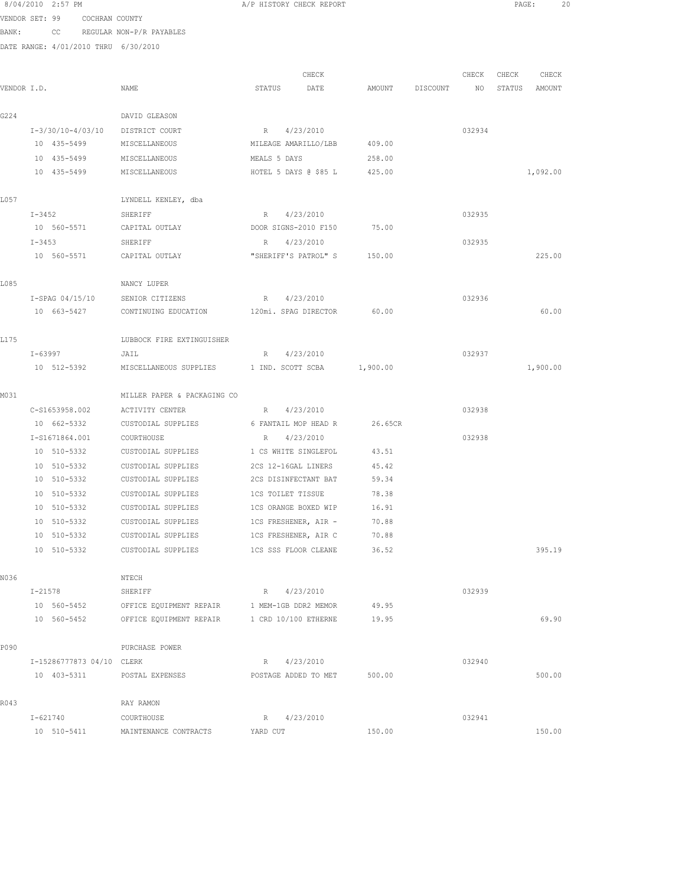8/04/2010 2:57 PM A/P HISTORY CHECK REPORT

VENDOR SET: 99 COCHRAN COUNTY
BANK: CC REGULAR NON-P/R PAYABLES
DATE RANGE: 4/01/2010 THRU 6/30/2010

| VENDOR I.D. | NAME | STATUS | CHECK DATE | AMOUNT | DISCOUNT | CHECK NO | CHECK STATUS | CHECK AMOUNT |
|---|---|---|---|---|---|---|---|---|
| G224 | DAVID GLEASON | | | | | | | |
| I-3/30/10-4/03/10 | DISTRICT COURT | R | 4/23/2010 | | | 032934 | | |
| 10 435-5499 | MISCELLANEOUS | MILEAGE AMARILLO/LBB | | 409.00 | | | | |
| 10 435-5499 | MISCELLANEOUS | MEALS 5 DAYS | | 258.00 | | | | |
| 10 435-5499 | MISCELLANEOUS | HOTEL 5 DAYS @ $85 L | | 425.00 | | | | 1,092.00 |
| L057 | LYNDELL KENLEY, dba | | | | | | | |
| I-3452 | SHERIFF | R | 4/23/2010 | | | 032935 | | |
| 10 560-5571 | CAPITAL OUTLAY | DOOR SIGNS-2010 F150 | | 75.00 | | | | |
| I-3453 | SHERIFF | R | 4/23/2010 | | | 032935 | | |
| 10 560-5571 | CAPITAL OUTLAY | "SHERIFF'S PATROL" S | | 150.00 | | | | 225.00 |
| L085 | NANCY LUPER | | | | | | | |
| I-SPAG 04/15/10 | SENIOR CITIZENS | R | 4/23/2010 | | | 032936 | | |
| 10 663-5427 | CONTINUING EDUCATION | 120mi. SPAG DIRECTOR | | 60.00 | | | | 60.00 |
| L175 | LUBBOCK FIRE EXTINGUISHER | | | | | | | |
| I-63997 | JAIL | R | 4/23/2010 | | | 032937 | | |
| 10 512-5392 | MISCELLANEOUS SUPPLIES | 1 IND. SCOTT SCBA | | 1,900.00 | | | | 1,900.00 |
| M031 | MILLER PAPER & PACKAGING CO | | | | | | | |
| C-S1653958.002 | ACTIVITY CENTER | R | 4/23/2010 | | | 032938 | | |
| 10 662-5332 | CUSTODIAL SUPPLIES | 6 FANTAIL MOP HEAD R | | 26.65CR | | | | |
| I-S1671864.001 | COURTHOUSE | R | 4/23/2010 | | | 032938 | | |
| 10 510-5332 | CUSTODIAL SUPPLIES | 1 CS WHITE SINGLEFOL | | 43.51 | | | | |
| 10 510-5332 | CUSTODIAL SUPPLIES | 2CS 12-16GAL LINERS | | 45.42 | | | | |
| 10 510-5332 | CUSTODIAL SUPPLIES | 2CS DISINFECTANT BAT | | 59.34 | | | | |
| 10 510-5332 | CUSTODIAL SUPPLIES | 1CS TOILET TISSUE | | 78.38 | | | | |
| 10 510-5332 | CUSTODIAL SUPPLIES | 1CS ORANGE BOXED WIP | | 16.91 | | | | |
| 10 510-5332 | CUSTODIAL SUPPLIES | 1CS FRESHENER, AIR - | | 70.88 | | | | |
| 10 510-5332 | CUSTODIAL SUPPLIES | 1CS FRESHENER, AIR C | | 70.88 | | | | |
| 10 510-5332 | CUSTODIAL SUPPLIES | 1CS SSS FLOOR CLEANE | | 36.52 | | | | 395.19 |
| N036 | NTECH | | | | | | | |
| I-21578 | SHERIFF | R | 4/23/2010 | | | 032939 | | |
| 10 560-5452 | OFFICE EQUIPMENT REPAIR | 1 MEM-1GB DDR2 MEMOR | | 49.95 | | | | |
| 10 560-5452 | OFFICE EQUIPMENT REPAIR | 1 CRD 10/100 ETHERNE | | 19.95 | | | | 69.90 |
| P090 | PURCHASE POWER | | | | | | | |
| I-15286777873 04/10 | CLERK | R | 4/23/2010 | | | 032940 | | |
| 10 403-5311 | POSTAL EXPENSES | POSTAGE ADDED TO MET | | 500.00 | | | | 500.00 |
| R043 | RAY RAMON | | | | | | | |
| I-621740 | COURTHOUSE | R | 4/23/2010 | | | 032941 | | |
| 10 510-5411 | MAINTENANCE CONTRACTS | YARD CUT | | 150.00 | | | | 150.00 |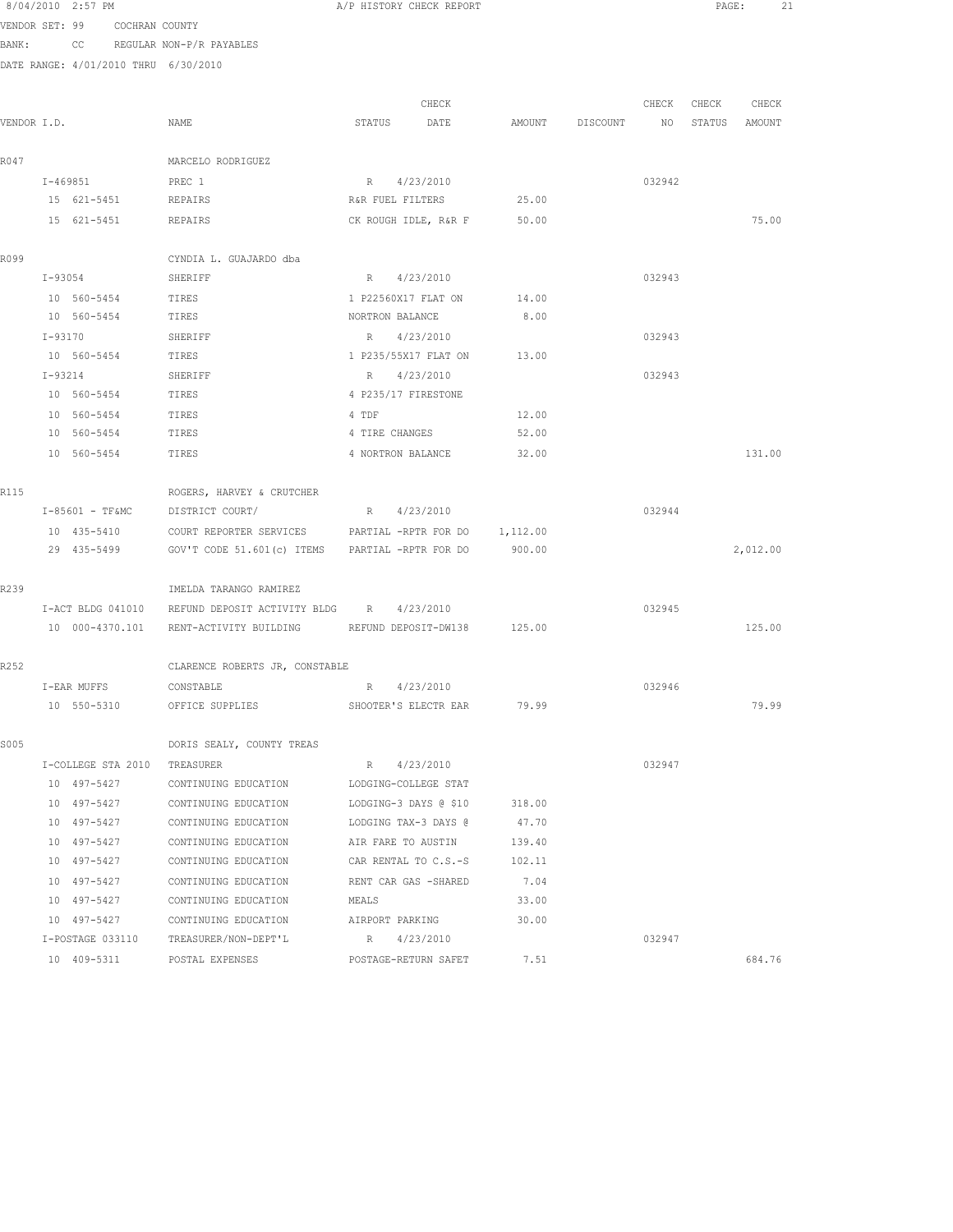8/04/2010 2:57 PM A/P HISTORY CHECK REPORT

VENDOR SET: 99 COCHRAN COUNTY

BANK: CC REGULAR NON-P/R PAYABLES

DATE RANGE: 4/01/2010 THRU 6/30/2010

| VENDOR I.D. | NAME | STATUS | CHECK DATE | AMOUNT | DISCOUNT | CHECK NO | CHECK STATUS | CHECK AMOUNT |
|---|---|---|---|---|---|---|---|---|
| R047 | MARCELO RODRIGUEZ | | | | | | | |
| I-469851 | PREC 1 | R | 4/23/2010 | | | 032942 | | |
| 15 621-5451 | REPAIRS | R&R FUEL FILTERS | | 25.00 | | | | |
| 15 621-5451 | REPAIRS | CK ROUGH IDLE, R&R F | | 50.00 | | | | 75.00 |
| R099 | CYNDIA L. GUAJARDO dba | | | | | | | |
| I-93054 | SHERIFF | R | 4/23/2010 | | | 032943 | | |
| 10 560-5454 | TIRES | 1 P22560X17 FLAT ON | | 14.00 | | | | |
| 10 560-5454 | TIRES | NORTRON BALANCE | | 8.00 | | | | |
| I-93170 | SHERIFF | R | 4/23/2010 | | | 032943 | | |
| 10 560-5454 | TIRES | 1 P235/55X17 FLAT ON | | 13.00 | | | | |
| I-93214 | SHERIFF | R | 4/23/2010 | | | 032943 | | |
| 10 560-5454 | TIRES | 4 P235/17 FIRESTONE | | | | | | |
| 10 560-5454 | TIRES | 4 TDF | | 12.00 | | | | |
| 10 560-5454 | TIRES | 4 TIRE CHANGES | | 52.00 | | | | |
| 10 560-5454 | TIRES | 4 NORTRON BALANCE | | 32.00 | | | | 131.00 |
| R115 | ROGERS, HARVEY & CRUTCHER | | | | | | | |
| I-85601 - TF&MC | DISTRICT COURT/ | R | 4/23/2010 | | | 032944 | | |
| 10 435-5410 | COURT REPORTER SERVICES | PARTIAL -RPTR FOR DO | | 1,112.00 | | | | |
| 29 435-5499 | GOV'T CODE 51.601(c) ITEMS | PARTIAL -RPTR FOR DO | | 900.00 | | | | 2,012.00 |
| R239 | IMELDA TARANGO RAMIREZ | | | | | | | |
| I-ACT BLDG 041010 | REFUND DEPOSIT ACTIVITY BLDG | R | 4/23/2010 | | | 032945 | | |
| 10 000-4370.101 | RENT-ACTIVITY BUILDING | REFUND DEPOSIT-DW138 | | 125.00 | | | | 125.00 |
| R252 | CLARENCE ROBERTS JR, CONSTABLE | | | | | | | |
| I-EAR MUFFS | CONSTABLE | R | 4/23/2010 | | | 032946 | | |
| 10 550-5310 | OFFICE SUPPLIES | SHOOTER'S ELECTR EAR | | 79.99 | | | | 79.99 |
| S005 | DORIS SEALY, COUNTY TREAS | | | | | | | |
| I-COLLEGE STA 2010 | TREASURER | R | 4/23/2010 | | | 032947 | | |
| 10 497-5427 | CONTINUING EDUCATION | LODGING-COLLEGE STAT | | | | | | |
| 10 497-5427 | CONTINUING EDUCATION | LODGING-3 DAYS @ $10 | | 318.00 | | | | |
| 10 497-5427 | CONTINUING EDUCATION | LODGING TAX-3 DAYS @ | | 47.70 | | | | |
| 10 497-5427 | CONTINUING EDUCATION | AIR FARE TO AUSTIN | | 139.40 | | | | |
| 10 497-5427 | CONTINUING EDUCATION | CAR RENTAL TO C.S.-S | | 102.11 | | | | |
| 10 497-5427 | CONTINUING EDUCATION | RENT CAR GAS -SHARED | | 7.04 | | | | |
| 10 497-5427 | CONTINUING EDUCATION | MEALS | | 33.00 | | | | |
| 10 497-5427 | CONTINUING EDUCATION | AIRPORT PARKING | | 30.00 | | | | |
| I-POSTAGE 033110 | TREASURER/NON-DEPT'L | R | 4/23/2010 | | | 032947 | | |
| 10 409-5311 | POSTAL EXPENSES | POSTAGE-RETURN SAFET | | 7.51 | | | | 684.76 |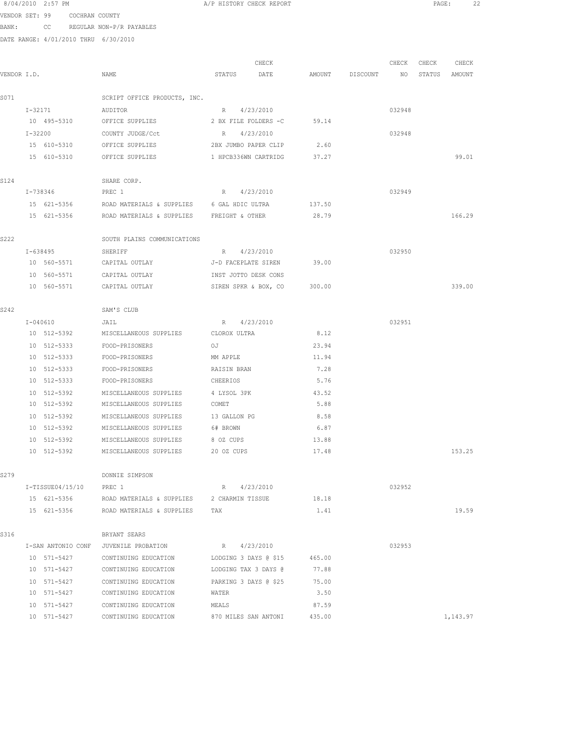8/04/2010 2:57 PM A/P HISTORY CHECK REPORT

VENDOR SET: 99 COCHRAN COUNTY

BANK: CC REGULAR NON-P/R PAYABLES

DATE RANGE: 4/01/2010 THRU 6/30/2010

| VENDOR I.D. | NAME | STATUS | CHECK DATE | AMOUNT | DISCOUNT | CHECK NO | CHECK STATUS | CHECK AMOUNT |
|---|---|---|---|---|---|---|---|---|
| S071 | SCRIPT OFFICE PRODUCTS, INC. | | | | | | | |
| I-32171 | AUDITOR | R | 4/23/2010 | | | 032948 | | |
| 10 495-5310 | OFFICE SUPPLIES | 2 BX FILE FOLDERS -C | | 59.14 | | | | |
| I-32200 | COUNTY JUDGE/Cct | R | 4/23/2010 | | | 032948 | | |
| 15 610-5310 | OFFICE SUPPLIES | 2BX JUMBO PAPER CLIP | | 2.60 | | | | |
| 15 610-5310 | OFFICE SUPPLIES | 1 HPCB336WN CARTRIDG | | 37.27 | | | | 99.01 |
| S124 | SHARE CORP. | | | | | | | |
| I-738346 | PREC 1 | R | 4/23/2010 | | | 032949 | | |
| 15 621-5356 | ROAD MATERIALS & SUPPLIES | 6 GAL HDIC ULTRA | | 137.50 | | | | |
| 15 621-5356 | ROAD MATERIALS & SUPPLIES | FREIGHT & OTHER | | 28.79 | | | | 166.29 |
| S222 | SOUTH PLAINS COMMUNICATIONS | | | | | | | |
| I-638495 | SHERIFF | R | 4/23/2010 | | | 032950 | | |
| 10 560-5571 | CAPITAL OUTLAY | J-D FACEPLATE SIREN | | 39.00 | | | | |
| 10 560-5571 | CAPITAL OUTLAY | INST JOTTO DESK CONS | | | | | | |
| 10 560-5571 | CAPITAL OUTLAY | SIREN SPKR & BOX, CO | | 300.00 | | | | 339.00 |
| S242 | SAM'S CLUB | | | | | | | |
| I-040610 | JAIL | R | 4/23/2010 | | | 032951 | | |
| 10 512-5392 | MISCELLANEOUS SUPPLIES | CLOROX ULTRA | | 8.12 | | | | |
| 10 512-5333 | FOOD-PRISONERS | OJ | | 23.94 | | | | |
| 10 512-5333 | FOOD-PRISONERS | MM APPLE | | 11.94 | | | | |
| 10 512-5333 | FOOD-PRISONERS | RAISIN BRAN | | 7.28 | | | | |
| 10 512-5333 | FOOD-PRISONERS | CHEERIOS | | 5.76 | | | | |
| 10 512-5392 | MISCELLANEOUS SUPPLIES | 4 LYSOL 3PK | | 43.52 | | | | |
| 10 512-5392 | MISCELLANEOUS SUPPLIES | COMET | | 5.88 | | | | |
| 10 512-5392 | MISCELLANEOUS SUPPLIES | 13 GALLON PG | | 8.58 | | | | |
| 10 512-5392 | MISCELLANEOUS SUPPLIES | 6# BROWN | | 6.87 | | | | |
| 10 512-5392 | MISCELLANEOUS SUPPLIES | 8 OZ CUPS | | 13.88 | | | | |
| 10 512-5392 | MISCELLANEOUS SUPPLIES | 20 OZ CUPS | | 17.48 | | | | 153.25 |
| S279 | DONNIE SIMPSON | | | | | | | |
| I-TISSUE04/15/10 | PREC 1 | R | 4/23/2010 | | | 032952 | | |
| 15 621-5356 | ROAD MATERIALS & SUPPLIES | 2 CHARMIN TISSUE | | 18.18 | | | | |
| 15 621-5356 | ROAD MATERIALS & SUPPLIES | TAX | | 1.41 | | | | 19.59 |
| S316 | BRYANT SEARS | | | | | | | |
| I-SAN ANTONIO CONF | JUVENILE PROBATION | R | 4/23/2010 | | | 032953 | | |
| 10 571-5427 | CONTINUING EDUCATION | LODGING 3 DAYS @ $15 | | 465.00 | | | | |
| 10 571-5427 | CONTINUING EDUCATION | LODGING TAX 3 DAYS @ | | 77.88 | | | | |
| 10 571-5427 | CONTINUING EDUCATION | PARKING 3 DAYS @ $25 | | 75.00 | | | | |
| 10 571-5427 | CONTINUING EDUCATION | WATER | | 3.50 | | | | |
| 10 571-5427 | CONTINUING EDUCATION | MEALS | | 87.59 | | | | |
| 10 571-5427 | CONTINUING EDUCATION | 870 MILES SAN ANTONI | | 435.00 | | | | 1,143.97 |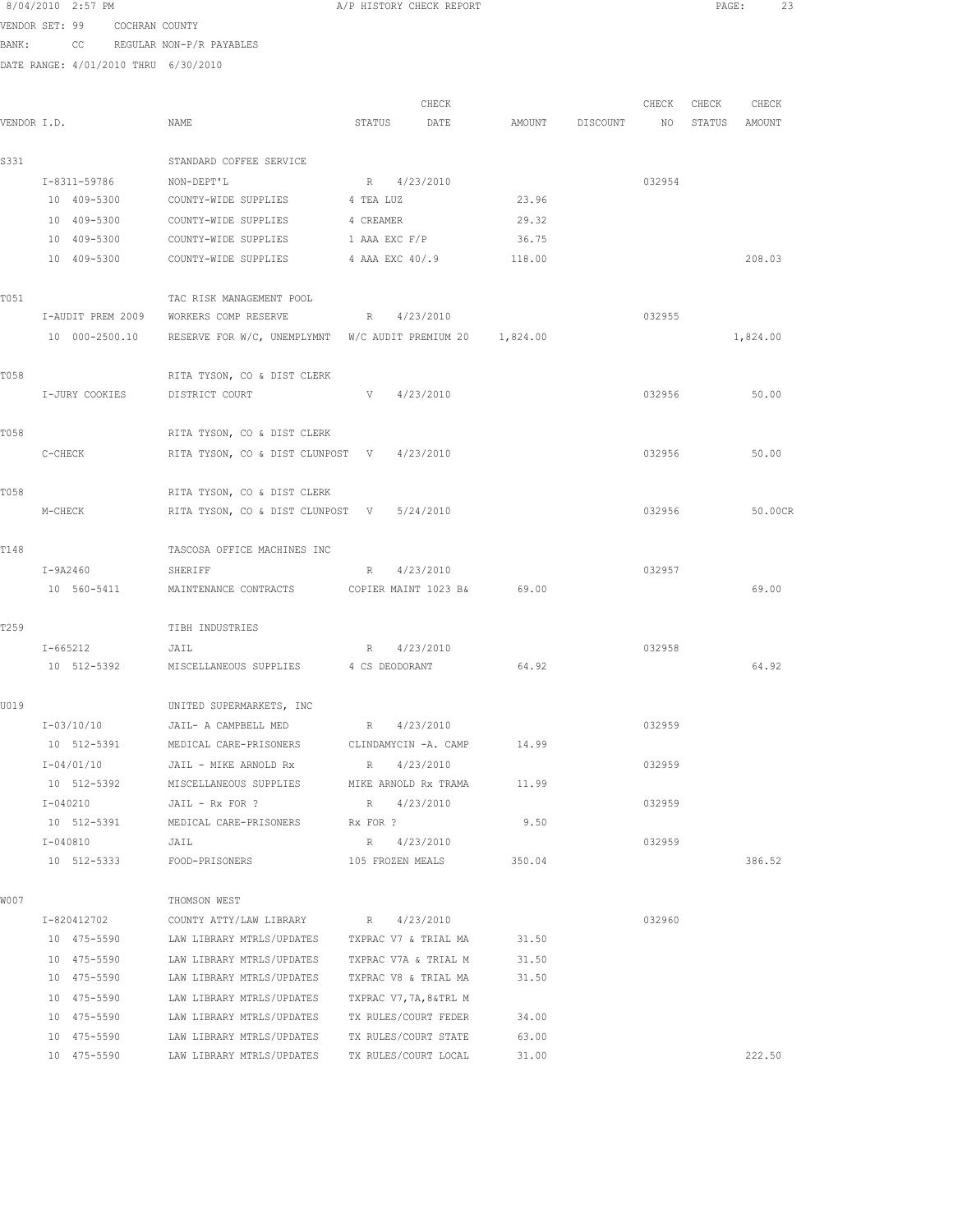8/04/2010 2:57 PM A/P HISTORY CHECK REPORT

VENDOR SET: 99 COCHRAN COUNTY
BANK: CC REGULAR NON-P/R PAYABLES
DATE RANGE: 4/01/2010 THRU 6/30/2010

| VENDOR I.D. | NAME | STATUS | CHECK DATE | AMOUNT | DISCOUNT | CHECK NO | CHECK STATUS | CHECK AMOUNT |
|---|---|---|---|---|---|---|---|---|
| S331 | STANDARD COFFEE SERVICE | | | | | | | |
| I-8311-59786 | NON-DEPT'L | R | 4/23/2010 | | | 032954 | | |
| 10 409-5300 | COUNTY-WIDE SUPPLIES | 4 TEA LUZ | | 23.96 | | | | |
| 10 409-5300 | COUNTY-WIDE SUPPLIES | 4 CREAMER | | 29.32 | | | | |
| 10 409-5300 | COUNTY-WIDE SUPPLIES | 1 AAA EXC F/P | | 36.75 | | | | |
| 10 409-5300 | COUNTY-WIDE SUPPLIES | 4 AAA EXC 40/.9 | | 118.00 | | | | 208.03 |
| T051 | TAC RISK MANAGEMENT POOL | | | | | | | |
| I-AUDIT PREM 2009 | WORKERS COMP RESERVE | R | 4/23/2010 | | | 032955 | | |
| 10 000-2500.10 | RESERVE FOR W/C, UNEMPLYMNT | W/C AUDIT PREMIUM 20 | | 1,824.00 | | | | 1,824.00 |
| T058 | RITA TYSON, CO & DIST CLERK | | | | | | | |
| I-JURY COOKIES | DISTRICT COURT | V | 4/23/2010 | | | 032956 | | 50.00 |
| T058 | RITA TYSON, CO & DIST CLERK | | | | | | | |
| C-CHECK | RITA TYSON, CO & DIST CLUNPOST | V | 4/23/2010 | | | 032956 | | 50.00 |
| T058 | RITA TYSON, CO & DIST CLERK | | | | | | | |
| M-CHECK | RITA TYSON, CO & DIST CLUNPOST | V | 5/24/2010 | | | 032956 | | 50.00CR |
| T148 | TASCOSA OFFICE MACHINES INC | | | | | | | |
| I-9A2460 | SHERIFF | R | 4/23/2010 | | | 032957 | | |
| 10 560-5411 | MAINTENANCE CONTRACTS | COPIER MAINT 1023 B& | | 69.00 | | | | 69.00 |
| T259 | TIBH INDUSTRIES | | | | | | | |
| I-665212 | JAIL | R | 4/23/2010 | | | 032958 | | |
| 10 512-5392 | MISCELLANEOUS SUPPLIES | 4 CS DEODORANT | | 64.92 | | | | 64.92 |
| U019 | UNITED SUPERMARKETS, INC | | | | | | | |
| I-03/10/10 | JAIL- A CAMPBELL MED | R | 4/23/2010 | | | 032959 | | |
| 10 512-5391 | MEDICAL CARE-PRISONERS | CLINDAMYCIN -A. CAMP | | 14.99 | | | | |
| I-04/01/10 | JAIL - MIKE ARNOLD Rx | R | 4/23/2010 | | | 032959 | | |
| 10 512-5392 | MISCELLANEOUS SUPPLIES | MIKE ARNOLD Rx TRAMA | | 11.99 | | | | |
| I-040210 | JAIL - Rx FOR ? | R | 4/23/2010 | | | 032959 | | |
| 10 512-5391 | MEDICAL CARE-PRISONERS | Rx FOR ? | | 9.50 | | | | |
| I-040810 | JAIL | R | 4/23/2010 | | | 032959 | | |
| 10 512-5333 | FOOD-PRISONERS | 105 FROZEN MEALS | | 350.04 | | | | 386.52 |
| W007 | THOMSON WEST | | | | | | | |
| I-820412702 | COUNTY ATTY/LAW LIBRARY | R | 4/23/2010 | | | 032960 | | |
| 10 475-5590 | LAW LIBRARY MTRLS/UPDATES | TXPRAC V7 & TRIAL MA | | 31.50 | | | | |
| 10 475-5590 | LAW LIBRARY MTRLS/UPDATES | TXPRAC V7A & TRIAL M | | 31.50 | | | | |
| 10 475-5590 | LAW LIBRARY MTRLS/UPDATES | TXPRAC V8 & TRIAL MA | | 31.50 | | | | |
| 10 475-5590 | LAW LIBRARY MTRLS/UPDATES | TXPRAC V7,7A,8&TRL M | | | | | | |
| 10 475-5590 | LAW LIBRARY MTRLS/UPDATES | TX RULES/COURT FEDER | | 34.00 | | | | |
| 10 475-5590 | LAW LIBRARY MTRLS/UPDATES | TX RULES/COURT STATE | | 63.00 | | | | |
| 10 475-5590 | LAW LIBRARY MTRLS/UPDATES | TX RULES/COURT LOCAL | | 31.00 | | | | 222.50 |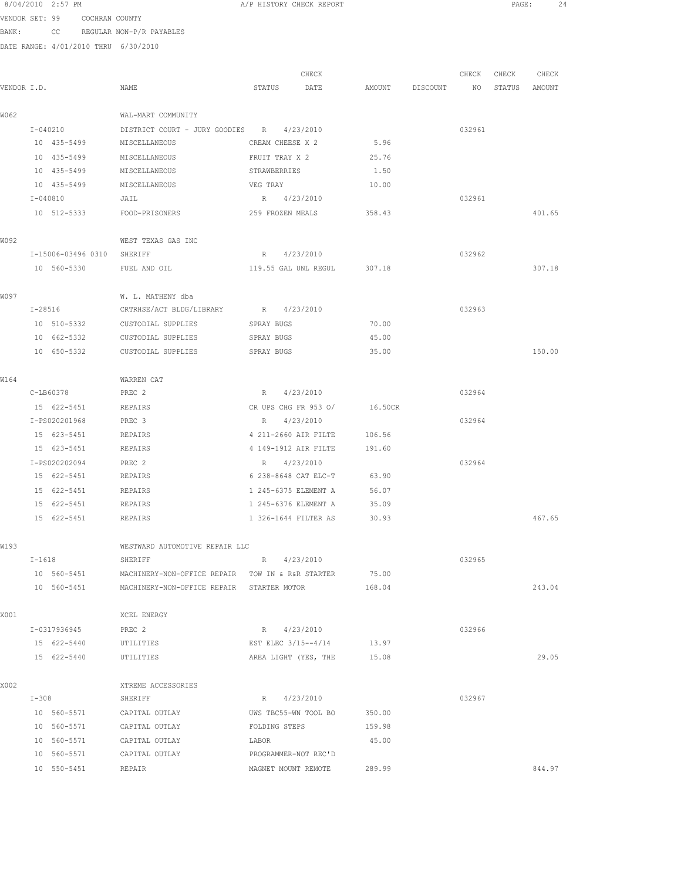8/04/2010 2:57 PM A/P HISTORY CHECK REPORT

VENDOR SET: 99 COCHRAN COUNTY

BANK: CC REGULAR NON-P/R PAYABLES

DATE RANGE: 4/01/2010 THRU 6/30/2010

| VENDOR I.D. | NAME | STATUS | CHECK DATE | AMOUNT | DISCOUNT | CHECK NO | CHECK STATUS | CHECK AMOUNT |
|---|---|---|---|---|---|---|---|---|
| W062 | WAL-MART COMMUNITY | | | | | | | |
| I-040210 | DISTRICT COURT - JURY GOODIES | R | 4/23/2010 | | | 032961 | | |
| 10 435-5499 | MISCELLANEOUS | CREAM CHEESE X 2 | | 5.96 | | | | |
| 10 435-5499 | MISCELLANEOUS | FRUIT TRAY X 2 | | 25.76 | | | | |
| 10 435-5499 | MISCELLANEOUS | STRAWBERRIES | | 1.50 | | | | |
| 10 435-5499 | MISCELLANEOUS | VEG TRAY | | 10.00 | | | | |
| I-040810 | JAIL | R | 4/23/2010 | | | 032961 | | |
| 10 512-5333 | FOOD-PRISONERS | 259 FROZEN MEALS | | 358.43 | | | | 401.65 |
| W092 | WEST TEXAS GAS INC | | | | | | | |
| I-15006-03496 0310 | SHERIFF | R | 4/23/2010 | | | 032962 | | |
| 10 560-5330 | FUEL AND OIL | 119.55 GAL UNL REGUL | | 307.18 | | | | 307.18 |
| W097 | W. L. MATHENY dba | | | | | | | |
| I-28516 | CRTRHSE/ACT BLDG/LIBRARY | R | 4/23/2010 | | | 032963 | | |
| 10 510-5332 | CUSTODIAL SUPPLIES | SPRAY BUGS | | 70.00 | | | | |
| 10 662-5332 | CUSTODIAL SUPPLIES | SPRAY BUGS | | 45.00 | | | | |
| 10 650-5332 | CUSTODIAL SUPPLIES | SPRAY BUGS | | 35.00 | | | | 150.00 |
| W164 | WARREN CAT | | | | | | | |
| C-LB60378 | PREC 2 | R | 4/23/2010 | | | 032964 | | |
| 15 622-5451 | REPAIRS | CR UPS CHG FR 953 O/ | | 16.50CR | | | | |
| I-PS020201968 | PREC 3 | R | 4/23/2010 | | | 032964 | | |
| 15 623-5451 | REPAIRS | 4 211-2660 AIR FILTE | | 106.56 | | | | |
| 15 623-5451 | REPAIRS | 4 149-1912 AIR FILTE | | 191.60 | | | | |
| I-PS020202094 | PREC 2 | R | 4/23/2010 | | | 032964 | | |
| 15 622-5451 | REPAIRS | 6 238-8648 CAT ELC-T | | 63.90 | | | | |
| 15 622-5451 | REPAIRS | 1 245-6375 ELEMENT A | | 56.07 | | | | |
| 15 622-5451 | REPAIRS | 1 245-6376 ELEMENT A | | 35.09 | | | | |
| 15 622-5451 | REPAIRS | 1 326-1644 FILTER AS | | 30.93 | | | | 467.65 |
| W193 | WESTWARD AUTOMOTIVE REPAIR LLC | | | | | | | |
| I-1618 | SHERIFF | R | 4/23/2010 | | | 032965 | | |
| 10 560-5451 | MACHINERY-NON-OFFICE REPAIR | TOW IN & R&R STARTER | | 75.00 | | | | |
| 10 560-5451 | MACHINERY-NON-OFFICE REPAIR | STARTER MOTOR | | 168.04 | | | | 243.04 |
| X001 | XCEL ENERGY | | | | | | | |
| I-0317936945 | PREC 2 | R | 4/23/2010 | | | 032966 | | |
| 15 622-5440 | UTILITIES | EST ELEC 3/15--4/14 | | 13.97 | | | | |
| 15 622-5440 | UTILITIES | AREA LIGHT (YES, THE | | 15.08 | | | | 29.05 |
| X002 | XTREME ACCESSORIES | | | | | | | |
| I-308 | SHERIFF | R | 4/23/2010 | | | 032967 | | |
| 10 560-5571 | CAPITAL OUTLAY | UWS TBC55-WN TOOL BO | | 350.00 | | | | |
| 10 560-5571 | CAPITAL OUTLAY | FOLDING STEPS | | 159.98 | | | | |
| 10 560-5571 | CAPITAL OUTLAY | LABOR | | 45.00 | | | | |
| 10 560-5571 | CAPITAL OUTLAY | PROGRAMMER-NOT REC'D | | | | | | |
| 10 550-5451 | REPAIR | MAGNET MOUNT REMOTE | | 289.99 | | | | 844.97 |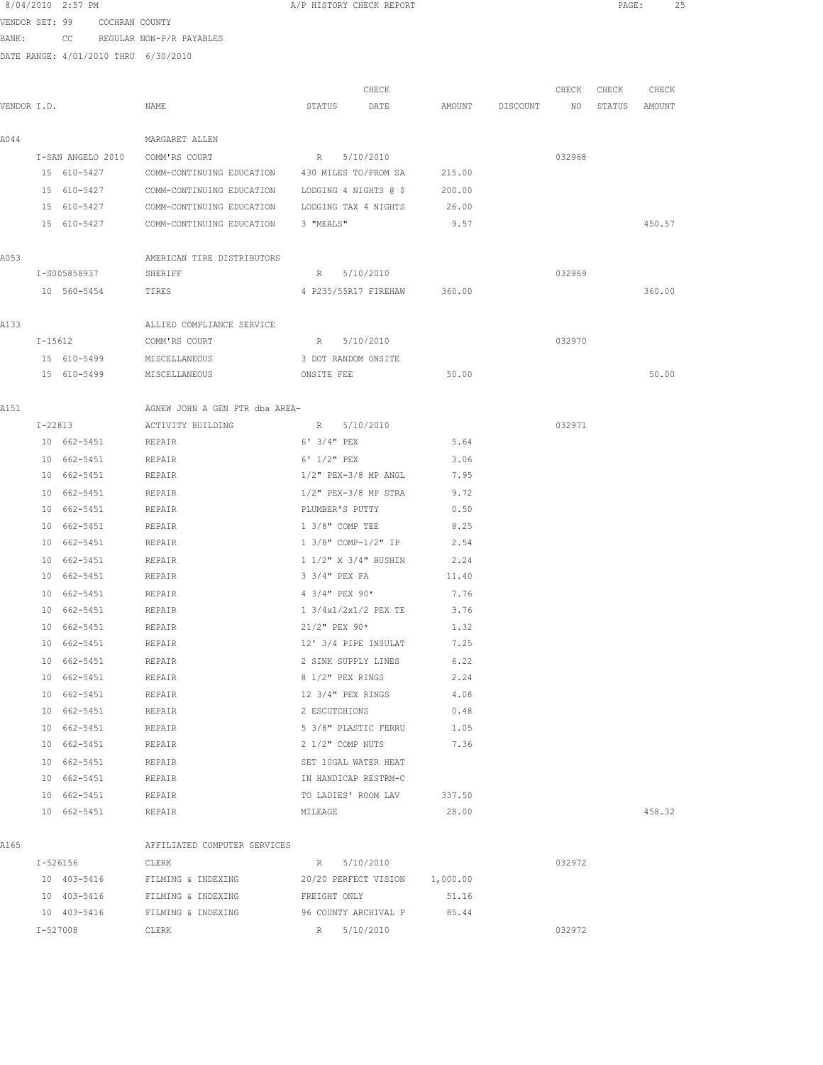8/04/2010 2:57 PM A/P HISTORY CHECK REPORT

VENDOR SET: 99 COCHRAN COUNTY

BANK: CC REGULAR NON-P/R PAYABLES

DATE RANGE: 4/01/2010 THRU 6/30/2010

| VENDOR I.D. | NAME | STATUS | CHECK DATE | AMOUNT | DISCOUNT | CHECK NO | CHECK STATUS | CHECK AMOUNT |
|---|---|---|---|---|---|---|---|---|
| A044 | MARGARET ALLEN | | | | | | | |
| I-SAN ANGELO 2010 | COMM'RS COURT | R | 5/10/2010 | | | 032968 | | |
| 15 610-5427 | COMM-CONTINUING EDUCATION | 430 MILES TO/FROM SA | | 215.00 | | | | |
| 15 610-5427 | COMM-CONTINUING EDUCATION | LODGING 4 NIGHTS @ $ | | 200.00 | | | | |
| 15 610-5427 | COMM-CONTINUING EDUCATION | LODGING TAX 4 NIGHTS | | 26.00 | | | | |
| 15 610-5427 | COMM-CONTINUING EDUCATION | 3 "MEALS" | | 9.57 | | | | 450.57 |
| A053 | AMERICAN TIRE DISTRIBUTORS | | | | | | | |
| I-S005858937 | SHERIFF | R | 5/10/2010 | | | 032969 | | |
| 10 560-5454 | TIRES | 4 P235/55R17 FIREHAW | | 360.00 | | | | 360.00 |
| A133 | ALLIED COMPLIANCE SERVICE | | | | | | | |
| I-15612 | COMM'RS COURT | R | 5/10/2010 | | | 032970 | | |
| 15 610-5499 | MISCELLANEOUS | 3 DOT RANDOM ONSITE | | | | | | |
| 15 610-5499 | MISCELLANEOUS | ONSITE FEE | | 50.00 | | | | 50.00 |
| A151 | AGNEW JOHN A GEN PTR dba AREA- | | | | | | | |
| I-22813 | ACTIVITY BUILDING | R | 5/10/2010 | | | 032971 | | |
| 10 662-5451 | REPAIR | 6' 3/4" PEX | | 5.64 | | | | |
| 10 662-5451 | REPAIR | 6' 1/2" PEX | | 3.06 | | | | |
| 10 662-5451 | REPAIR | 1/2" PEX-3/8 MP ANGL | | 7.95 | | | | |
| 10 662-5451 | REPAIR | 1/2" PEX-3/8 MP STRA | | 9.72 | | | | |
| 10 662-5451 | REPAIR | PLUMBER'S PUTTY | | 0.50 | | | | |
| 10 662-5451 | REPAIR | 1 3/8" COMP TEE | | 8.25 | | | | |
| 10 662-5451 | REPAIR | 1 3/8" COMP-1/2" IP | | 2.54 | | | | |
| 10 662-5451 | REPAIR | 1 1/2" X 3/4" BUSHIN | | 2.24 | | | | |
| 10 662-5451 | REPAIR | 3 3/4" PEX FA | | 11.40 | | | | |
| 10 662-5451 | REPAIR | 4 3/4" PEX 90* | | 7.76 | | | | |
| 10 662-5451 | REPAIR | 1 3/4x1/2x1/2 PEX TE | | 3.76 | | | | |
| 10 662-5451 | REPAIR | 21/2" PEX 90* | | 1.32 | | | | |
| 10 662-5451 | REPAIR | 12' 3/4 PIPE INSULAT | | 7.25 | | | | |
| 10 662-5451 | REPAIR | 2 SINK SUPPLY LINES | | 6.22 | | | | |
| 10 662-5451 | REPAIR | 8 1/2" PEX RINGS | | 2.24 | | | | |
| 10 662-5451 | REPAIR | 12 3/4" PEX RINGS | | 4.08 | | | | |
| 10 662-5451 | REPAIR | 2 ESCUTCHIONS | | 0.48 | | | | |
| 10 662-5451 | REPAIR | 5 3/8" PLASTIC FERRU | | 1.05 | | | | |
| 10 662-5451 | REPAIR | 2 1/2" COMP NUTS | | 7.36 | | | | |
| 10 662-5451 | REPAIR | SET 10GAL WATER HEAT | | | | | | |
| 10 662-5451 | REPAIR | IN HANDICAP RESTRM-C | | | | | | |
| 10 662-5451 | REPAIR | TO LADIES' ROOM LAV | | 337.50 | | | | |
| 10 662-5451 | REPAIR | MILEAGE | | 28.00 | | | | 458.32 |
| A165 | AFFILIATED COMPUTER SERVICES | | | | | | | |
| I-526156 | CLERK | R | 5/10/2010 | | | 032972 | | |
| 10 403-5416 | FILMING & INDEXING | 20/20 PERFECT VISION | | 1,000.00 | | | | |
| 10 403-5416 | FILMING & INDEXING | FREIGHT ONLY | | 51.16 | | | | |
| 10 403-5416 | FILMING & INDEXING | 96 COUNTY ARCHIVAL P | | 85.44 | | | | |
| I-527008 | CLERK | R | 5/10/2010 | | | 032972 | | |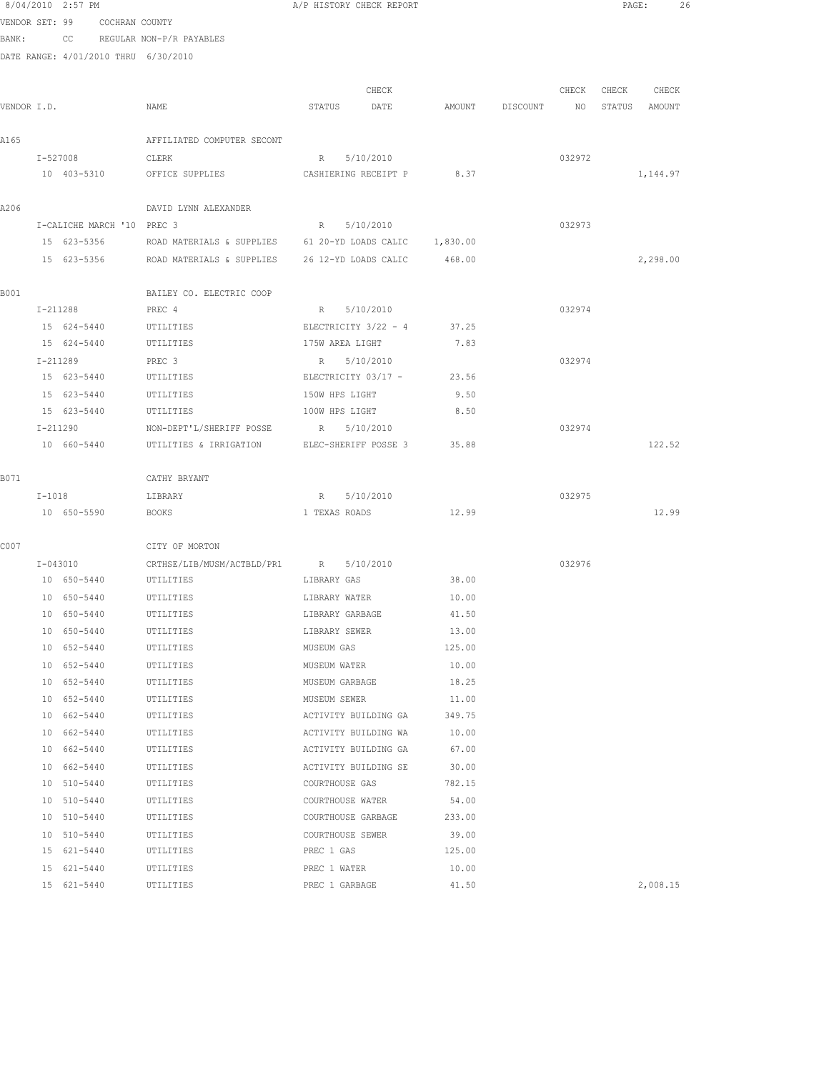8/04/2010 2:57 PM A/P HISTORY CHECK REPORT

VENDOR SET: 99 COCHRAN COUNTY

BANK: CC REGULAR NON-P/R PAYABLES

DATE RANGE: 4/01/2010 THRU 6/30/2010

| VENDOR I.D. | NAME | STATUS | CHECK DATE | AMOUNT | DISCOUNT | CHECK NO | CHECK STATUS | CHECK AMOUNT |
|---|---|---|---|---|---|---|---|---|
| A165 | AFFILIATED COMPUTER SECONT | | | | | | | |
| I-527008 | CLERK | R | 5/10/2010 | | | 032972 | | |
| 10 403-5310 | OFFICE SUPPLIES | CASHIERING RECEIPT P | | 8.37 | | | | 1,144.97 |
| A206 | DAVID LYNN ALEXANDER | | | | | | | |
| I-CALICHE MARCH '10 | PREC 3 | R | 5/10/2010 | | | 032973 | | |
| 15 623-5356 | ROAD MATERIALS & SUPPLIES | 61 20-YD LOADS CALIC | | 1,830.00 | | | | |
| 15 623-5356 | ROAD MATERIALS & SUPPLIES | 26 12-YD LOADS CALIC | | 468.00 | | | | 2,298.00 |
| B001 | BAILEY CO. ELECTRIC COOP | | | | | | | |
| I-211288 | PREC 4 | R | 5/10/2010 | | | 032974 | | |
| 15 624-5440 | UTILITIES | ELECTRICITY 3/22 - 4 | | 37.25 | | | | |
| 15 624-5440 | UTILITIES | 175W AREA LIGHT | | 7.83 | | | | |
| I-211289 | PREC 3 | R | 5/10/2010 | | | 032974 | | |
| 15 623-5440 | UTILITIES | ELECTRICITY 03/17 - | | 23.56 | | | | |
| 15 623-5440 | UTILITIES | 150W HPS LIGHT | | 9.50 | | | | |
| 15 623-5440 | UTILITIES | 100W HPS LIGHT | | 8.50 | | | | |
| I-211290 | NON-DEPT'L/SHERIFF POSSE | R | 5/10/2010 | | | 032974 | | |
| 10 660-5440 | UTILITIES & IRRIGATION | ELEC-SHERIFF POSSE 3 | | 35.88 | | | | 122.52 |
| B071 | CATHY BRYANT | | | | | | | |
| I-1018 | LIBRARY | R | 5/10/2010 | | | 032975 | | |
| 10 650-5590 | BOOKS | 1 TEXAS ROADS | | 12.99 | | | | 12.99 |
| C007 | CITY OF MORTON | | | | | | | |
| I-043010 | CRTHSE/LIB/MUSM/ACTBLD/PR1 | R | 5/10/2010 | | | 032976 | | |
| 10 650-5440 | UTILITIES | LIBRARY GAS | | 38.00 | | | | |
| 10 650-5440 | UTILITIES | LIBRARY WATER | | 10.00 | | | | |
| 10 650-5440 | UTILITIES | LIBRARY GARBAGE | | 41.50 | | | | |
| 10 650-5440 | UTILITIES | LIBRARY SEWER | | 13.00 | | | | |
| 10 652-5440 | UTILITIES | MUSEUM GAS | | 125.00 | | | | |
| 10 652-5440 | UTILITIES | MUSEUM WATER | | 10.00 | | | | |
| 10 652-5440 | UTILITIES | MUSEUM GARBAGE | | 18.25 | | | | |
| 10 652-5440 | UTILITIES | MUSEUM SEWER | | 11.00 | | | | |
| 10 662-5440 | UTILITIES | ACTIVITY BUILDING GA | | 349.75 | | | | |
| 10 662-5440 | UTILITIES | ACTIVITY BUILDING WA | | 10.00 | | | | |
| 10 662-5440 | UTILITIES | ACTIVITY BUILDING GA | | 67.00 | | | | |
| 10 662-5440 | UTILITIES | ACTIVITY BUILDING SE | | 30.00 | | | | |
| 10 510-5440 | UTILITIES | COURTHOUSE GAS | | 782.15 | | | | |
| 10 510-5440 | UTILITIES | COURTHOUSE WATER | | 54.00 | | | | |
| 10 510-5440 | UTILITIES | COURTHOUSE GARBAGE | | 233.00 | | | | |
| 10 510-5440 | UTILITIES | COURTHOUSE SEWER | | 39.00 | | | | |
| 15 621-5440 | UTILITIES | PREC 1 GAS | | 125.00 | | | | |
| 15 621-5440 | UTILITIES | PREC 1 WATER | | 10.00 | | | | |
| 15 621-5440 | UTILITIES | PREC 1 GARBAGE | | 41.50 | | | | 2,008.15 |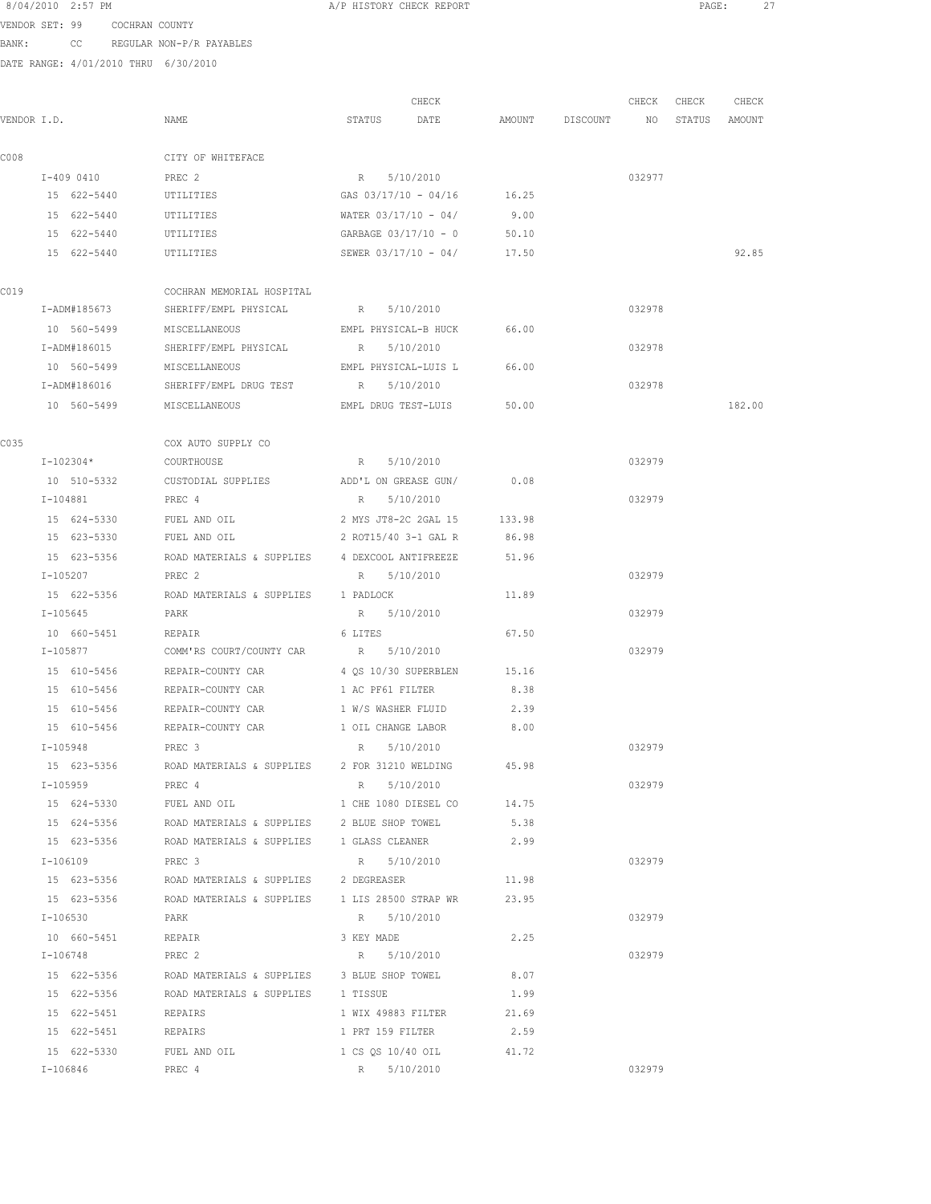VENDOR SET: 99 COCHRAN COUNTY

BANK: CC REGULAR NON-P/R PAYABLES

DATE RANGE: 4/01/2010 THRU 6/30/2010

| VENDOR I.D. | NAME | STATUS | CHECK DATE | AMOUNT | DISCOUNT | CHECK NO | CHECK STATUS | CHECK AMOUNT |
|---|---|---|---|---|---|---|---|---|
| C008 | CITY OF WHITEFACE | | | | | | | |
| I-409 0410 | PREC 2 | R | 5/10/2010 | | | 032977 | | |
| 15 622-5440 | UTILITIES | GAS 03/17/10 - 04/16 | | 16.25 | | | | |
| 15 622-5440 | UTILITIES | WATER 03/17/10 - 04/ | | 9.00 | | | | |
| 15 622-5440 | UTILITIES | GARBAGE 03/17/10 - 0 | | 50.10 | | | | |
| 15 622-5440 | UTILITIES | SEWER 03/17/10 - 04/ | | 17.50 | | | | 92.85 |
| C019 | COCHRAN MEMORIAL HOSPITAL | | | | | | | |
| I-ADM#185673 | SHERIFF/EMPL PHYSICAL | R | 5/10/2010 | | | 032978 | | |
| 10 560-5499 | MISCELLANEOUS | EMPL PHYSICAL-B HUCK | | 66.00 | | | | |
| I-ADM#186015 | SHERIFF/EMPL PHYSICAL | R | 5/10/2010 | | | 032978 | | |
| 10 560-5499 | MISCELLANEOUS | EMPL PHYSICAL-LUIS L | | 66.00 | | | | |
| I-ADM#186016 | SHERIFF/EMPL DRUG TEST | R | 5/10/2010 | | | 032978 | | |
| 10 560-5499 | MISCELLANEOUS | EMPL DRUG TEST-LUIS | | 50.00 | | | | 182.00 |
| C035 | COX AUTO SUPPLY CO | | | | | | | |
| I-102304* | COURTHOUSE | R | 5/10/2010 | | | 032979 | | |
| 10 510-5332 | CUSTODIAL SUPPLIES | ADD'L ON GREASE GUN/ | | 0.08 | | | | |
| I-104881 | PREC 4 | R | 5/10/2010 | | | 032979 | | |
| 15 624-5330 | FUEL AND OIL | 2 MYS JT8-2C 2GAL 15 | | 133.98 | | | | |
| 15 623-5330 | FUEL AND OIL | 2 ROT15/40 3-1 GAL R | | 86.98 | | | | |
| 15 623-5356 | ROAD MATERIALS & SUPPLIES | 4 DEXCOOL ANTIFREEZE | | 51.96 | | | | |
| I-105207 | PREC 2 | R | 5/10/2010 | | | 032979 | | |
| 15 622-5356 | ROAD MATERIALS & SUPPLIES | 1 PADLOCK | | 11.89 | | | | |
| I-105645 | PARK | R | 5/10/2010 | | | 032979 | | |
| 10 660-5451 | REPAIR | 6 LITES | | 67.50 | | | | |
| I-105877 | COMM'RS COURT/COUNTY CAR | R | 5/10/2010 | | | 032979 | | |
| 15 610-5456 | REPAIR-COUNTY CAR | 4 QS 10/30 SUPERBLEN | | 15.16 | | | | |
| 15 610-5456 | REPAIR-COUNTY CAR | 1 AC PF61 FILTER | | 8.38 | | | | |
| 15 610-5456 | REPAIR-COUNTY CAR | 1 W/S WASHER FLUID | | 2.39 | | | | |
| 15 610-5456 | REPAIR-COUNTY CAR | 1 OIL CHANGE LABOR | | 8.00 | | | | |
| I-105948 | PREC 3 | R | 5/10/2010 | | | 032979 | | |
| 15 623-5356 | ROAD MATERIALS & SUPPLIES | 2 FOR 31210 WELDING | | 45.98 | | | | |
| I-105959 | PREC 4 | R | 5/10/2010 | | | 032979 | | |
| 15 624-5330 | FUEL AND OIL | 1 CHE 1080 DIESEL CO | | 14.75 | | | | |
| 15 624-5356 | ROAD MATERIALS & SUPPLIES | 2 BLUE SHOP TOWEL | | 5.38 | | | | |
| 15 623-5356 | ROAD MATERIALS & SUPPLIES | 1 GLASS CLEANER | | 2.99 | | | | |
| I-106109 | PREC 3 | R | 5/10/2010 | | | 032979 | | |
| 15 623-5356 | ROAD MATERIALS & SUPPLIES | 2 DEGREASER | | 11.98 | | | | |
| 15 623-5356 | ROAD MATERIALS & SUPPLIES | 1 LIS 28500 STRAP WR | | 23.95 | | | | |
| I-106530 | PARK | R | 5/10/2010 | | | 032979 | | |
| 10 660-5451 | REPAIR | 3 KEY MADE | | 2.25 | | | | |
| I-106748 | PREC 2 | R | 5/10/2010 | | | 032979 | | |
| 15 622-5356 | ROAD MATERIALS & SUPPLIES | 3 BLUE SHOP TOWEL | | 8.07 | | | | |
| 15 622-5356 | ROAD MATERIALS & SUPPLIES | 1 TISSUE | | 1.99 | | | | |
| 15 622-5451 | REPAIRS | 1 WIX 49883 FILTER | | 21.69 | | | | |
| 15 622-5451 | REPAIRS | 1 PRT 159 FILTER | | 2.59 | | | | |
| 15 622-5330 | FUEL AND OIL | 1 CS QS 10/40 OIL | | 41.72 | | | | |
| I-106846 | PREC 4 | R | 5/10/2010 | | | 032979 | | |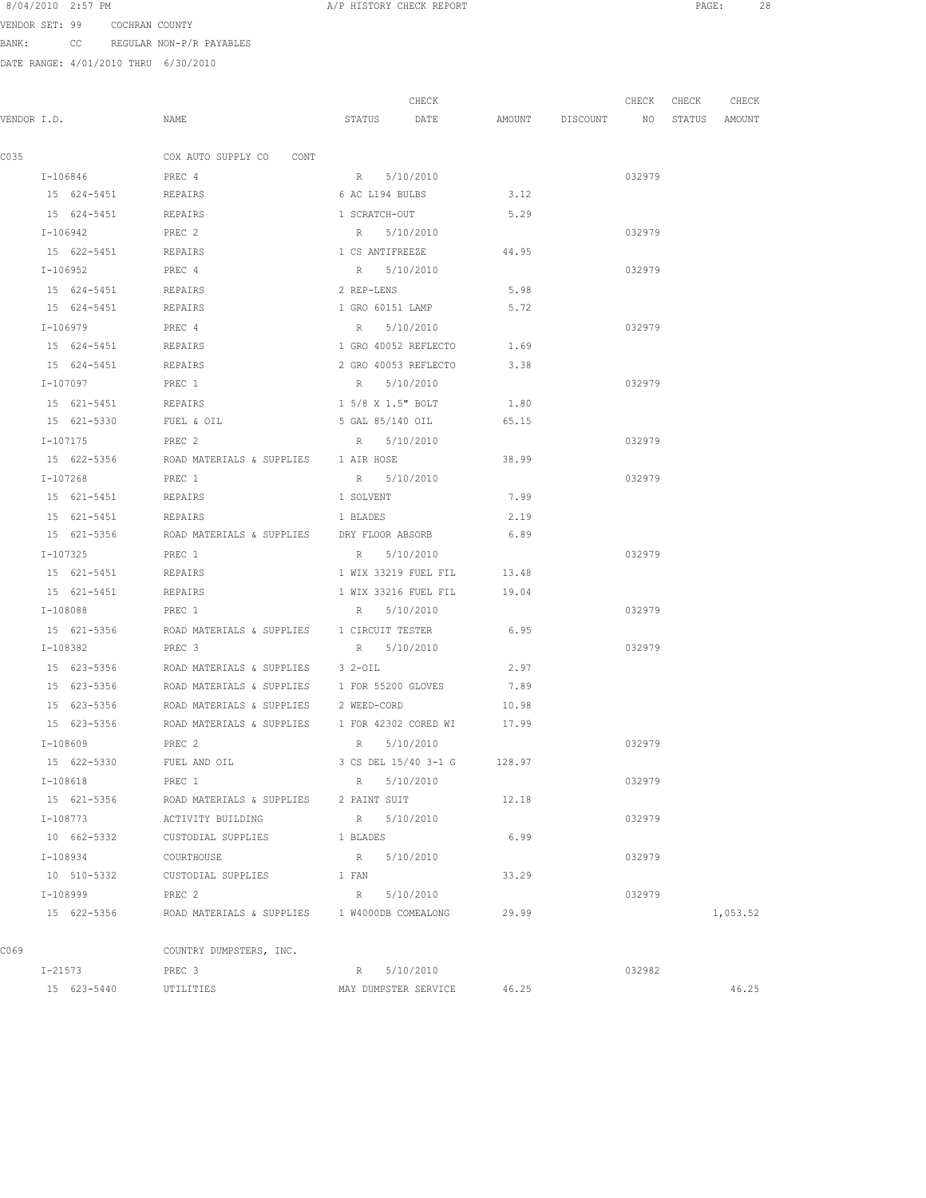8/04/2010 2:57 PM A/P HISTORY CHECK REPORT

VENDOR SET: 99 COCHRAN COUNTY

BANK: CC REGULAR NON-P/R PAYABLES

DATE RANGE: 4/01/2010 THRU 6/30/2010

| VENDOR I.D. | NAME | STATUS | CHECK DATE | AMOUNT | DISCOUNT | CHECK NO | CHECK STATUS | CHECK AMOUNT |
|---|---|---|---|---|---|---|---|---|
| C035 | COX AUTO SUPPLY CO CONT | | | | | | | |
| I-106846 | PREC 4 | R | 5/10/2010 | | | 032979 | | |
| 15 624-5451 | REPAIRS | 6 AC L194 BULBS | | 3.12 | | | | |
| 15 624-5451 | REPAIRS | 1 SCRATCH-OUT | | 5.29 | | | | |
| I-106942 | PREC 2 | R | 5/10/2010 | | | 032979 | | |
| 15 622-5451 | REPAIRS | 1 CS ANTIFREEZE | | 44.95 | | | | |
| I-106952 | PREC 4 | R | 5/10/2010 | | | 032979 | | |
| 15 624-5451 | REPAIRS | 2 REP-LENS | | 5.98 | | | | |
| 15 624-5451 | REPAIRS | 1 GRO 60151 LAMP | | 5.72 | | | | |
| I-106979 | PREC 4 | R | 5/10/2010 | | | 032979 | | |
| 15 624-5451 | REPAIRS | 1 GRO 40052 REFLECTO | | 1.69 | | | | |
| 15 624-5451 | REPAIRS | 2 GRO 40053 REFLECTO | | 3.38 | | | | |
| I-107097 | PREC 1 | R | 5/10/2010 | | | 032979 | | |
| 15 621-5451 | REPAIRS | 1 5/8 X 1.5" BOLT | | 1.80 | | | | |
| 15 621-5330 | FUEL & OIL | 5 GAL 85/140 OIL | | 65.15 | | | | |
| I-107175 | PREC 2 | R | 5/10/2010 | | | 032979 | | |
| 15 622-5356 | ROAD MATERIALS & SUPPLIES | 1 AIR HOSE | | 38.99 | | | | |
| I-107268 | PREC 1 | R | 5/10/2010 | | | 032979 | | |
| 15 621-5451 | REPAIRS | 1 SOLVENT | | 7.99 | | | | |
| 15 621-5451 | REPAIRS | 1 BLADES | | 2.19 | | | | |
| 15 621-5356 | ROAD MATERIALS & SUPPLIES | DRY FLOOR ABSORB | | 6.89 | | | | |
| I-107325 | PREC 1 | R | 5/10/2010 | | | 032979 | | |
| 15 621-5451 | REPAIRS | 1 WIX 33219 FUEL FIL | | 13.48 | | | | |
| 15 621-5451 | REPAIRS | 1 WIX 33216 FUEL FIL | | 19.04 | | | | |
| I-108088 | PREC 1 | R | 5/10/2010 | | | 032979 | | |
| 15 621-5356 | ROAD MATERIALS & SUPPLIES | 1 CIRCUIT TESTER | | 6.95 | | | | |
| I-108382 | PREC 3 | R | 5/10/2010 | | | 032979 | | |
| 15 623-5356 | ROAD MATERIALS & SUPPLIES | 3 2-OIL | | 2.97 | | | | |
| 15 623-5356 | ROAD MATERIALS & SUPPLIES | 1 FOR 55200 GLOVES | | 7.89 | | | | |
| 15 623-5356 | ROAD MATERIALS & SUPPLIES | 2 WEED-CORD | | 10.98 | | | | |
| 15 623-5356 | ROAD MATERIALS & SUPPLIES | 1 FOR 42302 CORED WI | | 17.99 | | | | |
| I-108609 | PREC 2 | R | 5/10/2010 | | | 032979 | | |
| 15 622-5330 | FUEL AND OIL | 3 CS DEL 15/40 3-1 G | | 128.97 | | | | |
| I-108618 | PREC 1 | R | 5/10/2010 | | | 032979 | | |
| 15 621-5356 | ROAD MATERIALS & SUPPLIES | 2 PAINT SUIT | | 12.18 | | | | |
| I-108773 | ACTIVITY BUILDING | R | 5/10/2010 | | | 032979 | | |
| 10 662-5332 | CUSTODIAL SUPPLIES | 1 BLADES | | 6.99 | | | | |
| I-108934 | COURTHOUSE | R | 5/10/2010 | | | 032979 | | |
| 10 510-5332 | CUSTODIAL SUPPLIES | 1 FAN | | 33.29 | | | | |
| I-108999 | PREC 2 | R | 5/10/2010 | | | 032979 | | |
| 15 622-5356 | ROAD MATERIALS & SUPPLIES | 1 W4000DB COMEALONG | | 29.99 | | | | 1,053.52 |
| C069 | COUNTRY DUMPSTERS, INC. | | | | | | | |
| I-21573 | PREC 3 | R | 5/10/2010 | | | 032982 | | |
| 15 623-5440 | UTILITIES | MAY DUMPSTER SERVICE | | 46.25 | | | | 46.25 |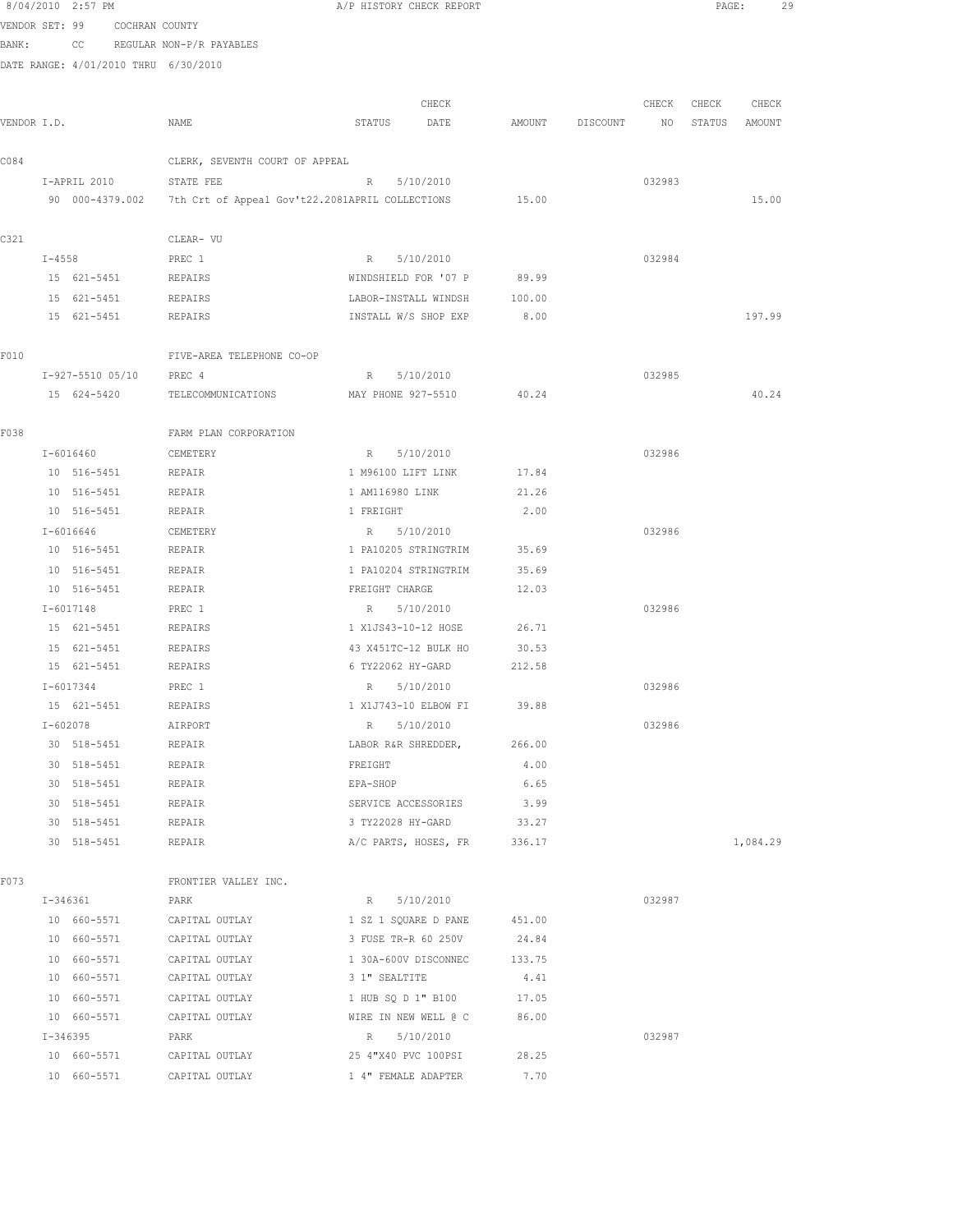8/04/2010 2:57 PM A/P HISTORY CHECK REPORT

VENDOR SET: 99 COCHRAN COUNTY

BANK: CC REGULAR NON-P/R PAYABLES

DATE RANGE: 4/01/2010 THRU 6/30/2010

| VENDOR I.D. | NAME | STATUS | CHECK DATE | AMOUNT | DISCOUNT | CHECK NO | CHECK STATUS | CHECK AMOUNT |
|---|---|---|---|---|---|---|---|---|
| C084 | CLERK, SEVENTH COURT OF APPEAL | | | | | | | |
| I-APRIL 2010 | STATE FEE | R | 5/10/2010 | | | 032983 | | |
| 90 000-4379.002 | 7th Crt of Appeal Gov't22.2081 | APRIL COLLECTIONS | | 15.00 | | | | 15.00 |
| C321 | CLEAR- VU | | | | | | | |
| I-4558 | PREC 1 | R | 5/10/2010 | | | 032984 | | |
| 15 621-5451 | REPAIRS | WINDSHIELD FOR '07 P | | 89.99 | | | | |
| 15 621-5451 | REPAIRS | LABOR-INSTALL WINDSH | | 100.00 | | | | |
| 15 621-5451 | REPAIRS | INSTALL W/S SHOP EXP | | 8.00 | | | | 197.99 |
| F010 | FIVE-AREA TELEPHONE CO-OP | | | | | | | |
| I-927-5510 05/10 | PREC 4 | R | 5/10/2010 | | | 032985 | | |
| 15 624-5420 | TELECOMMUNICATIONS | MAY PHONE 927-5510 | | 40.24 | | | | 40.24 |
| F038 | FARM PLAN CORPORATION | | | | | | | |
| I-6016460 | CEMETERY | R | 5/10/2010 | | | 032986 | | |
| 10 516-5451 | REPAIR | 1 M96100 LIFT LINK | | 17.84 | | | | |
| 10 516-5451 | REPAIR | 1 AM116980 LINK | | 21.26 | | | | |
| 10 516-5451 | REPAIR | 1 FREIGHT | | 2.00 | | | | |
| I-6016646 | CEMETERY | R | 5/10/2010 | | | 032986 | | |
| 10 516-5451 | REPAIR | 1 PA10205 STRINGTRIM | | 35.69 | | | | |
| 10 516-5451 | REPAIR | 1 PA10204 STRINGTRIM | | 35.69 | | | | |
| 10 516-5451 | REPAIR | FREIGHT CHARGE | | 12.03 | | | | |
| I-6017148 | PREC 1 | R | 5/10/2010 | | | 032986 | | |
| 15 621-5451 | REPAIRS | 1 X1JS43-10-12 HOSE | | 26.71 | | | | |
| 15 621-5451 | REPAIRS | 43 X451TC-12 BULK HO | | 30.53 | | | | |
| 15 621-5451 | REPAIRS | 6 TY22062 HY-GARD | | 212.58 | | | | |
| I-6017344 | PREC 1 | R | 5/10/2010 | | | 032986 | | |
| 15 621-5451 | REPAIRS | 1 X1J743-10 ELBOW FI | | 39.88 | | | | |
| I-602078 | AIRPORT | R | 5/10/2010 | | | 032986 | | |
| 30 518-5451 | REPAIR | LABOR R&R SHREDDER, | | 266.00 | | | | |
| 30 518-5451 | REPAIR | FREIGHT | | 4.00 | | | | |
| 30 518-5451 | REPAIR | EPA-SHOP | | 6.65 | | | | |
| 30 518-5451 | REPAIR | SERVICE ACCESSORIES | | 3.99 | | | | |
| 30 518-5451 | REPAIR | 3 TY22028 HY-GARD | | 33.27 | | | | |
| 30 518-5451 | REPAIR | A/C PARTS, HOSES, FR | | 336.17 | | | | 1,084.29 |
| F073 | FRONTIER VALLEY INC. | | | | | | | |
| I-346361 | PARK | R | 5/10/2010 | | | 032987 | | |
| 10 660-5571 | CAPITAL OUTLAY | 1 SZ 1 SQUARE D PANE | | 451.00 | | | | |
| 10 660-5571 | CAPITAL OUTLAY | 3 FUSE TR-R 60 250V | | 24.84 | | | | |
| 10 660-5571 | CAPITAL OUTLAY | 1 30A-600V DISCONNEC | | 133.75 | | | | |
| 10 660-5571 | CAPITAL OUTLAY | 3 1" SEALTITE | | 4.41 | | | | |
| 10 660-5571 | CAPITAL OUTLAY | 1 HUB SQ D 1" B100 | | 17.05 | | | | |
| 10 660-5571 | CAPITAL OUTLAY | WIRE IN NEW WELL @ C | | 86.00 | | | | |
| I-346395 | PARK | R | 5/10/2010 | | | 032987 | | |
| 10 660-5571 | CAPITAL OUTLAY | 25 4"X40 PVC 100PSI | | 28.25 | | | | |
| 10 660-5571 | CAPITAL OUTLAY | 1 4" FEMALE ADAPTER | | 7.70 | | | | |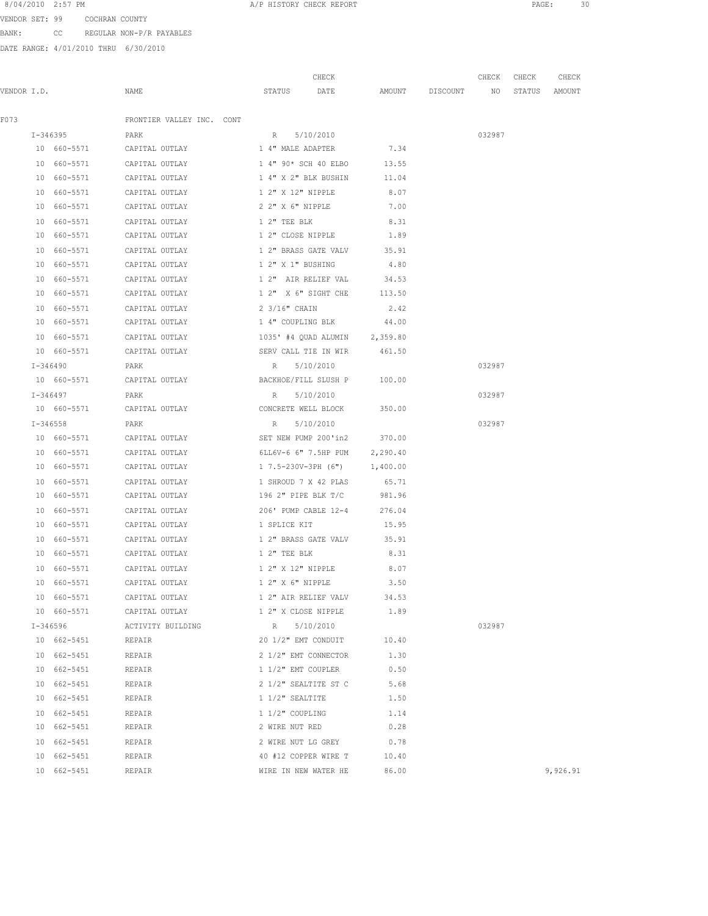8/04/2010 2:57 PM A/P HISTORY CHECK REPORT

VENDOR SET: 99 COCHRAN COUNTY

BANK: CC REGULAR NON-P/R PAYABLES

DATE RANGE: 4/01/2010 THRU 6/30/2010

| VENDOR I.D. | NAME | STATUS | CHECK DATE | AMOUNT | DISCOUNT | CHECK NO | CHECK STATUS | CHECK AMOUNT |
|---|---|---|---|---|---|---|---|---|
| F073 | FRONTIER VALLEY INC. CONT | | | | | | | |
| I-346395 | PARK | R | 5/10/2010 | | | 032987 | | |
| 10 660-5571 | CAPITAL OUTLAY | 1 4" MALE ADAPTER | | 7.34 | | | | |
| 10 660-5571 | CAPITAL OUTLAY | 1 4" 90* SCH 40 ELBO | | 13.55 | | | | |
| 10 660-5571 | CAPITAL OUTLAY | 1 4" X 2" BLK BUSHIN | | 11.04 | | | | |
| 10 660-5571 | CAPITAL OUTLAY | 1 2" X 12" NIPPLE | | 8.07 | | | | |
| 10 660-5571 | CAPITAL OUTLAY | 2 2" X 6" NIPPLE | | 7.00 | | | | |
| 10 660-5571 | CAPITAL OUTLAY | 1 2" TEE BLK | | 8.31 | | | | |
| 10 660-5571 | CAPITAL OUTLAY | 1 2" CLOSE NIPPLE | | 1.89 | | | | |
| 10 660-5571 | CAPITAL OUTLAY | 1 2" BRASS GATE VALV | | 35.91 | | | | |
| 10 660-5571 | CAPITAL OUTLAY | 1 2" X 1" BUSHING | | 4.80 | | | | |
| 10 660-5571 | CAPITAL OUTLAY | 1 2" AIR RELIEF VAL | | 34.53 | | | | |
| 10 660-5571 | CAPITAL OUTLAY | 1 2" X 6" SIGHT CHE | | 113.50 | | | | |
| 10 660-5571 | CAPITAL OUTLAY | 2 3/16" CHAIN | | 2.42 | | | | |
| 10 660-5571 | CAPITAL OUTLAY | 1 4" COUPLING BLK | | 44.00 | | | | |
| 10 660-5571 | CAPITAL OUTLAY | 1035' #4 QUAD ALUMIN | | 2,359.80 | | | | |
| 10 660-5571 | CAPITAL OUTLAY | SERV CALL TIE IN WIR | | 461.50 | | | | |
| I-346490 | PARK | R | 5/10/2010 | | | 032987 | | |
| 10 660-5571 | CAPITAL OUTLAY | BACKHOE/FILL SLUSH P | | 100.00 | | | | |
| I-346497 | PARK | R | 5/10/2010 | | | 032987 | | |
| 10 660-5571 | CAPITAL OUTLAY | CONCRETE WELL BLOCK | | 350.00 | | | | |
| I-346558 | PARK | R | 5/10/2010 | | | 032987 | | |
| 10 660-5571 | CAPITAL OUTLAY | SET NEW PUMP 200'in2 | | 370.00 | | | | |
| 10 660-5571 | CAPITAL OUTLAY | 6LL6V-6 6" 7.5HP PUM | | 2,290.40 | | | | |
| 10 660-5571 | CAPITAL OUTLAY | 1 7.5-230V-3PH (6") | | 1,400.00 | | | | |
| 10 660-5571 | CAPITAL OUTLAY | 1 SHROUD 7 X 42 PLAS | | 65.71 | | | | |
| 10 660-5571 | CAPITAL OUTLAY | 196 2" PIPE BLK T/C | | 981.96 | | | | |
| 10 660-5571 | CAPITAL OUTLAY | 206' PUMP CABLE 12-4 | | 276.04 | | | | |
| 10 660-5571 | CAPITAL OUTLAY | 1 SPLICE KIT | | 15.95 | | | | |
| 10 660-5571 | CAPITAL OUTLAY | 1 2" BRASS GATE VALV | | 35.91 | | | | |
| 10 660-5571 | CAPITAL OUTLAY | 1 2" TEE BLK | | 8.31 | | | | |
| 10 660-5571 | CAPITAL OUTLAY | 1 2" X 12" NIPPLE | | 8.07 | | | | |
| 10 660-5571 | CAPITAL OUTLAY | 1 2" X 6" NIPPLE | | 3.50 | | | | |
| 10 660-5571 | CAPITAL OUTLAY | 1 2" AIR RELIEF VALV | | 34.53 | | | | |
| 10 660-5571 | CAPITAL OUTLAY | 1 2" X CLOSE NIPPLE | | 1.89 | | | | |
| I-346596 | ACTIVITY BUILDING | R | 5/10/2010 | | | 032987 | | |
| 10 662-5451 | REPAIR | 20 1/2" EMT CONDUIT | | 10.40 | | | | |
| 10 662-5451 | REPAIR | 2 1/2" EMT CONNECTOR | | 1.30 | | | | |
| 10 662-5451 | REPAIR | 1 1/2" EMT COUPLER | | 0.50 | | | | |
| 10 662-5451 | REPAIR | 2 1/2" SEALTITE ST C | | 5.68 | | | | |
| 10 662-5451 | REPAIR | 1 1/2" SEALTITE | | 1.50 | | | | |
| 10 662-5451 | REPAIR | 1 1/2" COUPLING | | 1.14 | | | | |
| 10 662-5451 | REPAIR | 2 WIRE NUT RED | | 0.28 | | | | |
| 10 662-5451 | REPAIR | 2 WIRE NUT LG GREY | | 0.78 | | | | |
| 10 662-5451 | REPAIR | 40 #12 COPPER WIRE T | | 10.40 | | | | |
| 10 662-5451 | REPAIR | WIRE IN NEW WATER HE | | 86.00 | | | | 9,926.91 |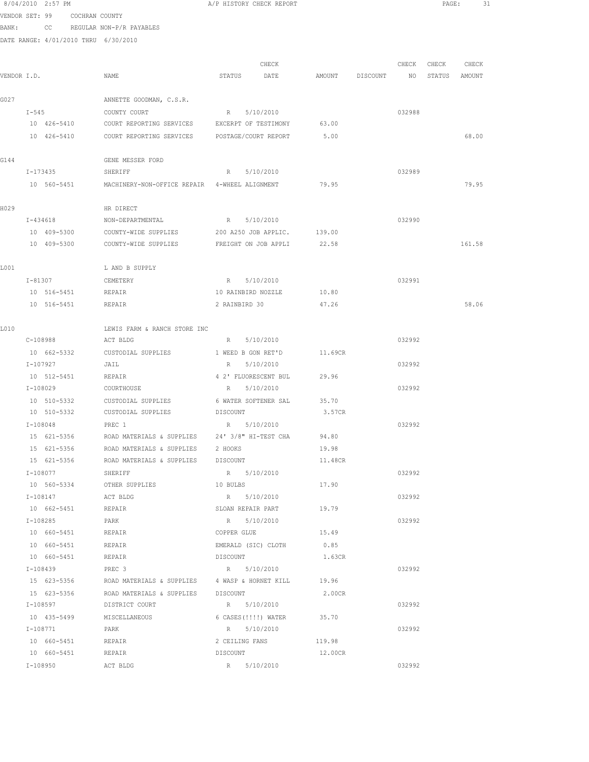8/04/2010 2:57 PM A/P HISTORY CHECK REPORT

VENDOR SET: 99 COCHRAN COUNTY

BANK: CC REGULAR NON-P/R PAYABLES

DATE RANGE: 4/01/2010 THRU 6/30/2010

| VENDOR I.D. | NAME | STATUS | CHECK DATE | AMOUNT | DISCOUNT | CHECK NO | CHECK STATUS | CHECK AMOUNT |
|---|---|---|---|---|---|---|---|---|
| G027 | ANNETTE GOODMAN, C.S.R. | | | | | | | |
| I-545 | COUNTY COURT | R | 5/10/2010 | | | 032988 | | |
| 10 426-5410 | COURT REPORTING SERVICES | EXCERPT OF TESTIMONY | | 63.00 | | | | |
| 10 426-5410 | COURT REPORTING SERVICES | POSTAGE/COURT REPORT | | 5.00 | | | | 68.00 |
| G144 | GENE MESSER FORD | | | | | | | |
| I-173435 | SHERIFF | R | 5/10/2010 | | | 032989 | | |
| 10 560-5451 | MACHINERY-NON-OFFICE REPAIR | 4-WHEEL ALIGNMENT | | 79.95 | | | | 79.95 |
| H029 | HR DIRECT | | | | | | | |
| I-434618 | NON-DEPARTMENTAL | R | 5/10/2010 | | | 032990 | | |
| 10 409-5300 | COUNTY-WIDE SUPPLIES | 200 A250 JOB APPLIC. | | 139.00 | | | | |
| 10 409-5300 | COUNTY-WIDE SUPPLIES | FREIGHT ON JOB APPLI | | 22.58 | | | | 161.58 |
| L001 | L AND B SUPPLY | | | | | | | |
| I-81307 | CEMETERY | R | 5/10/2010 | | | 032991 | | |
| 10 516-5451 | REPAIR | 10 RAINBIRD NOZZLE | | 10.80 | | | | |
| 10 516-5451 | REPAIR | 2 RAINBIRD 30 | | 47.26 | | | | 58.06 |
| L010 | LEWIS FARM & RANCH STORE INC | | | | | | | |
| C-108988 | ACT BLDG | R | 5/10/2010 | | | 032992 | | |
| 10 662-5332 | CUSTODIAL SUPPLIES | 1 WEED B GON RET'D | | 11.69CR | | | | |
| I-107927 | JAIL | R | 5/10/2010 | | | 032992 | | |
| 10 512-5451 | REPAIR | 4 2' FLUORESCENT BUL | | 29.96 | | | | |
| I-108029 | COURTHOUSE | R | 5/10/2010 | | | 032992 | | |
| 10 510-5332 | CUSTODIAL SUPPLIES | 6 WATER SOFTENER SAL | | 35.70 | | | | |
| 10 510-5332 | CUSTODIAL SUPPLIES | DISCOUNT | | 3.57CR | | | | |
| I-108048 | PREC 1 | R | 5/10/2010 | | | 032992 | | |
| 15 621-5356 | ROAD MATERIALS & SUPPLIES | 24' 3/8" HI-TEST CHA | | 94.80 | | | | |
| 15 621-5356 | ROAD MATERIALS & SUPPLIES | 2 HOOKS | | 19.98 | | | | |
| 15 621-5356 | ROAD MATERIALS & SUPPLIES | DISCOUNT | | 11.48CR | | | | |
| I-108077 | SHERIFF | R | 5/10/2010 | | | 032992 | | |
| 10 560-5334 | OTHER SUPPLIES | 10 BULBS | | 17.90 | | | | |
| I-108147 | ACT BLDG | R | 5/10/2010 | | | 032992 | | |
| 10 662-5451 | REPAIR | SLOAN REPAIR PART | | 19.79 | | | | |
| I-108285 | PARK | R | 5/10/2010 | | | 032992 | | |
| 10 660-5451 | REPAIR | COPPER GLUE | | 15.49 | | | | |
| 10 660-5451 | REPAIR | EMERALD (SIC) CLOTH | | 0.85 | | | | |
| 10 660-5451 | REPAIR | DISCOUNT | | 1.63CR | | | | |
| I-108439 | PREC 3 | R | 5/10/2010 | | | 032992 | | |
| 15 623-5356 | ROAD MATERIALS & SUPPLIES | 4 WASP & HORNET KILL | | 19.96 | | | | |
| 15 623-5356 | ROAD MATERIALS & SUPPLIES | DISCOUNT | | 2.00CR | | | | |
| I-108597 | DISTRICT COURT | R | 5/10/2010 | | | 032992 | | |
| 10 435-5499 | MISCELLANEOUS | 6 CASES(!!!!) WATER | | 35.70 | | | | |
| I-108771 | PARK | R | 5/10/2010 | | | 032992 | | |
| 10 660-5451 | REPAIR | 2 CEILING FANS | | 119.98 | | | | |
| 10 660-5451 | REPAIR | DISCOUNT | | 12.00CR | | | | |
| I-108950 | ACT BLDG | R | 5/10/2010 | | | 032992 | | |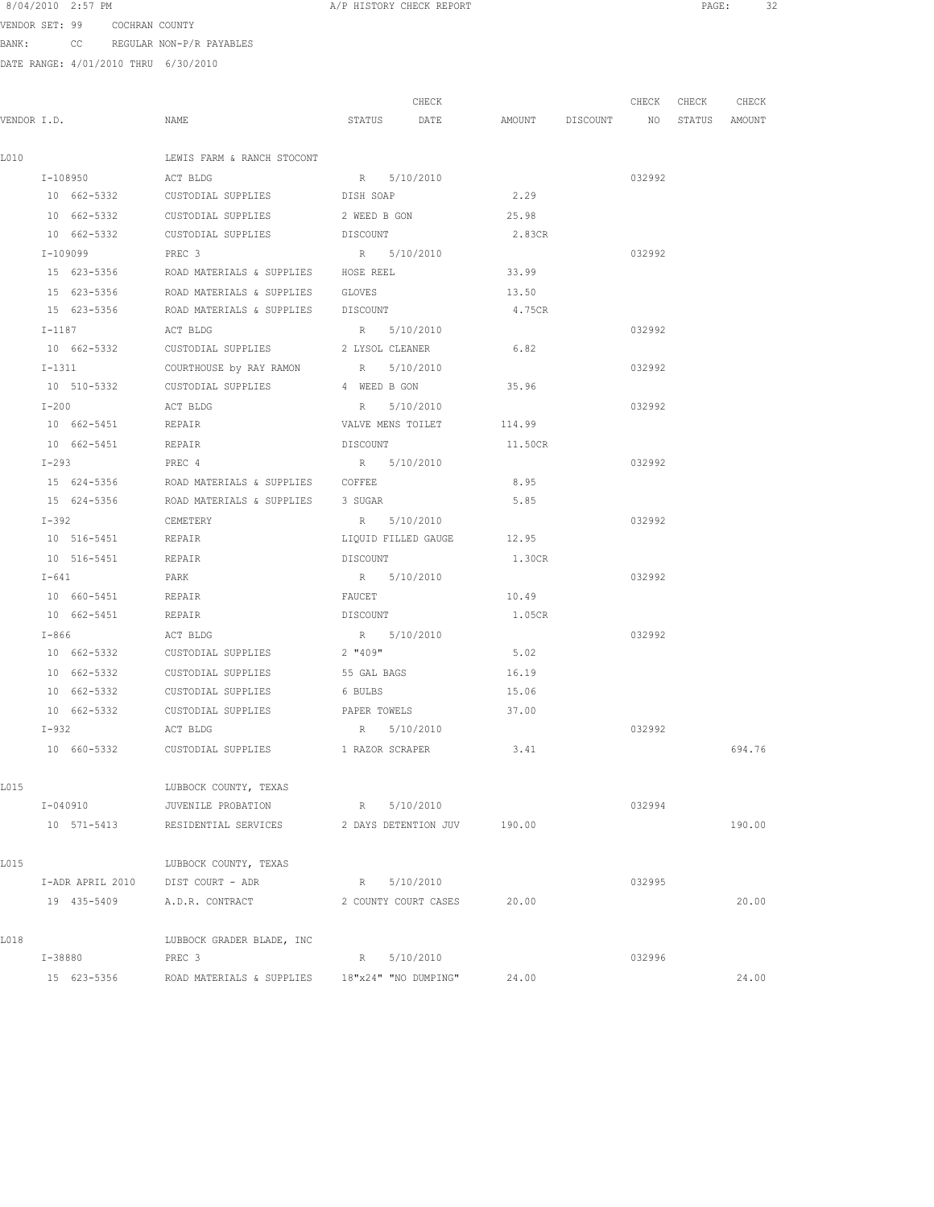8/04/2010 2:57 PM A/P HISTORY CHECK REPORT

VENDOR SET: 99 COCHRAN COUNTY

BANK: CC REGULAR NON-P/R PAYABLES

DATE RANGE: 4/01/2010 THRU 6/30/2010

| VENDOR I.D. | NAME | STATUS | CHECK DATE | AMOUNT | DISCOUNT | CHECK NO | CHECK STATUS | CHECK AMOUNT |
|---|---|---|---|---|---|---|---|---|
| L010 | LEWIS FARM & RANCH STOCONT | | | | | | | |
| I-108950 | ACT BLDG | R | 5/10/2010 | | | 032992 | | |
| 10 662-5332 | CUSTODIAL SUPPLIES | DISH SOAP | | 2.29 | | | | |
| 10 662-5332 | CUSTODIAL SUPPLIES | 2 WEED B GON | | 25.98 | | | | |
| 10 662-5332 | CUSTODIAL SUPPLIES | DISCOUNT | | 2.83CR | | | | |
| I-109099 | PREC 3 | R | 5/10/2010 | | | 032992 | | |
| 15 623-5356 | ROAD MATERIALS & SUPPLIES | HOSE REEL | | 33.99 | | | | |
| 15 623-5356 | ROAD MATERIALS & SUPPLIES | GLOVES | | 13.50 | | | | |
| 15 623-5356 | ROAD MATERIALS & SUPPLIES | DISCOUNT | | 4.75CR | | | | |
| I-1187 | ACT BLDG | R | 5/10/2010 | | | 032992 | | |
| 10 662-5332 | CUSTODIAL SUPPLIES | 2 LYSOL CLEANER | | 6.82 | | | | |
| I-1311 | COURTHOUSE by RAY RAMON | R | 5/10/2010 | | | 032992 | | |
| 10 510-5332 | CUSTODIAL SUPPLIES | 4 WEED B GON | | 35.96 | | | | |
| I-200 | ACT BLDG | R | 5/10/2010 | | | 032992 | | |
| 10 662-5451 | REPAIR | VALVE MENS TOILET | | 114.99 | | | | |
| 10 662-5451 | REPAIR | DISCOUNT | | 11.50CR | | | | |
| I-293 | PREC 4 | R | 5/10/2010 | | | 032992 | | |
| 15 624-5356 | ROAD MATERIALS & SUPPLIES | COFFEE | | 8.95 | | | | |
| 15 624-5356 | ROAD MATERIALS & SUPPLIES | 3 SUGAR | | 5.85 | | | | |
| I-392 | CEMETERY | R | 5/10/2010 | | | 032992 | | |
| 10 516-5451 | REPAIR | LIQUID FILLED GAUGE | | 12.95 | | | | |
| 10 516-5451 | REPAIR | DISCOUNT | | 1.30CR | | | | |
| I-641 | PARK | R | 5/10/2010 | | | 032992 | | |
| 10 660-5451 | REPAIR | FAUCET | | 10.49 | | | | |
| 10 662-5451 | REPAIR | DISCOUNT | | 1.05CR | | | | |
| I-866 | ACT BLDG | R | 5/10/2010 | | | 032992 | | |
| 10 662-5332 | CUSTODIAL SUPPLIES | 2 "409" | | 5.02 | | | | |
| 10 662-5332 | CUSTODIAL SUPPLIES | 55 GAL BAGS | | 16.19 | | | | |
| 10 662-5332 | CUSTODIAL SUPPLIES | 6 BULBS | | 15.06 | | | | |
| 10 662-5332 | CUSTODIAL SUPPLIES | PAPER TOWELS | | 37.00 | | | | |
| I-932 | ACT BLDG | R | 5/10/2010 | | | 032992 | | |
| 10 660-5332 | CUSTODIAL SUPPLIES | 1 RAZOR SCRAPER | | 3.41 | | | | 694.76 |
| L015 | LUBBOCK COUNTY, TEXAS | | | | | | | |
| I-040910 | JUVENILE PROBATION | R | 5/10/2010 | | | 032994 | | |
| 10 571-5413 | RESIDENTIAL SERVICES | 2 DAYS DETENTION JUV | | 190.00 | | | | 190.00 |
| L015 | LUBBOCK COUNTY, TEXAS | | | | | | | |
| I-ADR APRIL 2010 | DIST COURT - ADR | R | 5/10/2010 | | | 032995 | | |
| 19 435-5409 | A.D.R. CONTRACT | 2 COUNTY COURT CASES | | 20.00 | | | | 20.00 |
| L018 | LUBBOCK GRADER BLADE, INC | | | | | | | |
| I-38880 | PREC 3 | R | 5/10/2010 | | | 032996 | | |
| 15 623-5356 | ROAD MATERIALS & SUPPLIES | 18"x24" "NO DUMPING" | | 24.00 | | | | 24.00 |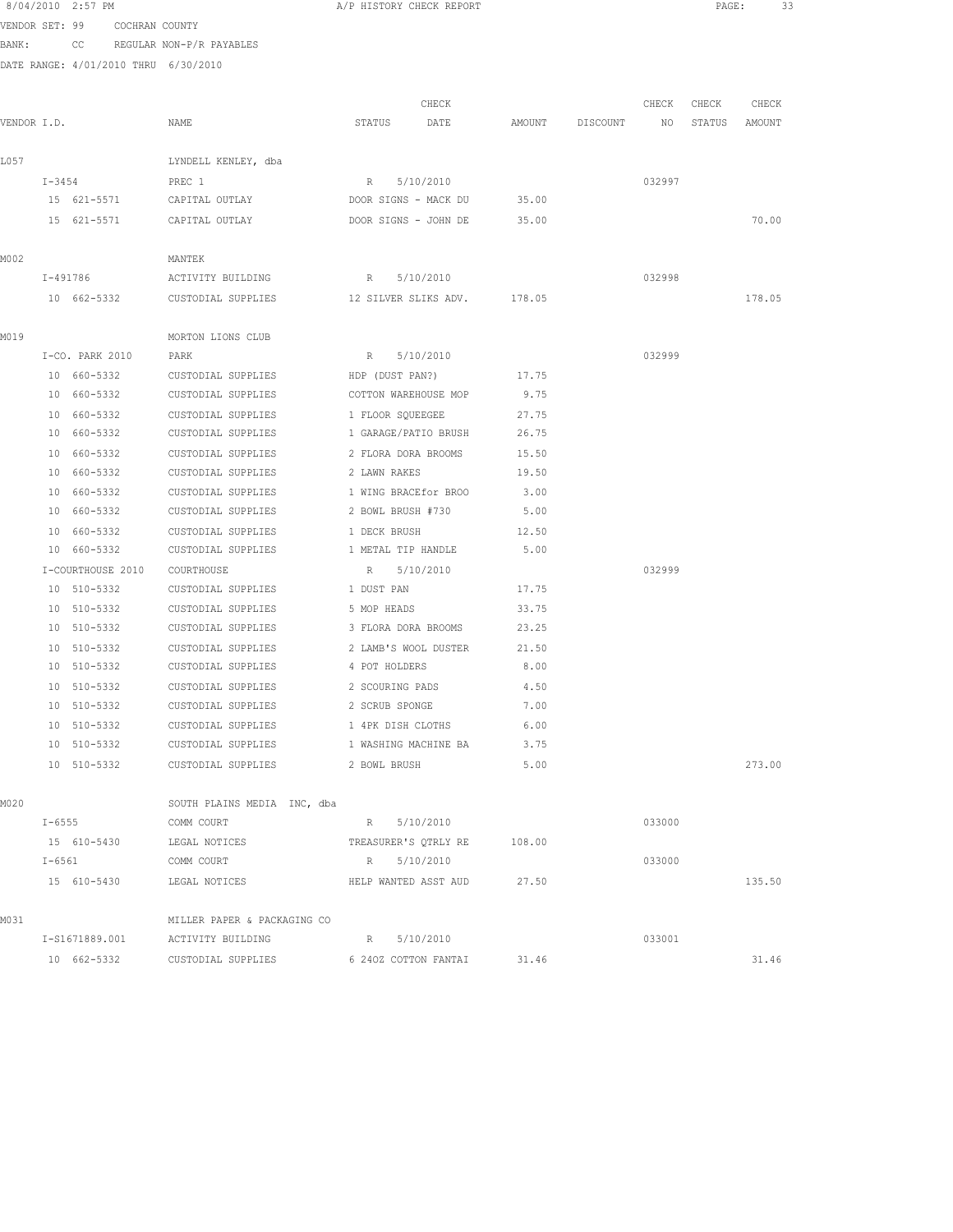8/04/2010 2:57 PM A/P HISTORY CHECK REPORT

VENDOR SET: 99 COCHRAN COUNTY

BANK: CC REGULAR NON-P/R PAYABLES

DATE RANGE: 4/01/2010 THRU 6/30/2010

| VENDOR I.D. | NAME | STATUS | CHECK DATE | AMOUNT | DISCOUNT | CHECK NO | CHECK STATUS | CHECK AMOUNT |
|---|---|---|---|---|---|---|---|---|
| L057 | LYNDELL KENLEY, dba | | | | | | | |
| I-3454 | PREC 1 | R | 5/10/2010 | | | 032997 | | |
| 15 621-5571 | CAPITAL OUTLAY | DOOR SIGNS - MACK DU | | 35.00 | | | | |
| 15 621-5571 | CAPITAL OUTLAY | DOOR SIGNS - JOHN DE | | 35.00 | | | | 70.00 |
| M002 | MANTEK | | | | | | | |
| I-491786 | ACTIVITY BUILDING | R | 5/10/2010 | | | 032998 | | |
| 10 662-5332 | CUSTODIAL SUPPLIES | 12 SILVER SLIKS ADV. | | 178.05 | | | | 178.05 |
| M019 | MORTON LIONS CLUB | | | | | | | |
| I-CO. PARK 2010 | PARK | R | 5/10/2010 | | | 032999 | | |
| 10 660-5332 | CUSTODIAL SUPPLIES | HDP (DUST PAN?) | | 17.75 | | | | |
| 10 660-5332 | CUSTODIAL SUPPLIES | COTTON WAREHOUSE MOP | | 9.75 | | | | |
| 10 660-5332 | CUSTODIAL SUPPLIES | 1 FLOOR SQUEEGEE | | 27.75 | | | | |
| 10 660-5332 | CUSTODIAL SUPPLIES | 1 GARAGE/PATIO BRUSH | | 26.75 | | | | |
| 10 660-5332 | CUSTODIAL SUPPLIES | 2 FLORA DORA BROOMS | | 15.50 | | | | |
| 10 660-5332 | CUSTODIAL SUPPLIES | 2 LAWN RAKES | | 19.50 | | | | |
| 10 660-5332 | CUSTODIAL SUPPLIES | 1 WING BRACEfor BROO | | 3.00 | | | | |
| 10 660-5332 | CUSTODIAL SUPPLIES | 2 BOWL BRUSH #730 | | 5.00 | | | | |
| 10 660-5332 | CUSTODIAL SUPPLIES | 1 DECK BRUSH | | 12.50 | | | | |
| 10 660-5332 | CUSTODIAL SUPPLIES | 1 METAL TIP HANDLE | | 5.00 | | | | |
| I-COURTHOUSE 2010 | COURTHOUSE | R | 5/10/2010 | | | 032999 | | |
| 10 510-5332 | CUSTODIAL SUPPLIES | 1 DUST PAN | | 17.75 | | | | |
| 10 510-5332 | CUSTODIAL SUPPLIES | 5 MOP HEADS | | 33.75 | | | | |
| 10 510-5332 | CUSTODIAL SUPPLIES | 3 FLORA DORA BROOMS | | 23.25 | | | | |
| 10 510-5332 | CUSTODIAL SUPPLIES | 2 LAMB'S WOOL DUSTER | | 21.50 | | | | |
| 10 510-5332 | CUSTODIAL SUPPLIES | 4 POT HOLDERS | | 8.00 | | | | |
| 10 510-5332 | CUSTODIAL SUPPLIES | 2 SCOURING PADS | | 4.50 | | | | |
| 10 510-5332 | CUSTODIAL SUPPLIES | 2 SCRUB SPONGE | | 7.00 | | | | |
| 10 510-5332 | CUSTODIAL SUPPLIES | 1 4PK DISH CLOTHS | | 6.00 | | | | |
| 10 510-5332 | CUSTODIAL SUPPLIES | 1 WASHING MACHINE BA | | 3.75 | | | | |
| 10 510-5332 | CUSTODIAL SUPPLIES | 2 BOWL BRUSH | | 5.00 | | | | 273.00 |
| M020 | SOUTH PLAINS MEDIA INC, dba | | | | | | | |
| I-6555 | COMM COURT | R | 5/10/2010 | | | 033000 | | |
| 15 610-5430 | LEGAL NOTICES | TREASURER'S QTRLY RE | | 108.00 | | | | |
| I-6561 | COMM COURT | R | 5/10/2010 | | | 033000 | | |
| 15 610-5430 | LEGAL NOTICES | HELP WANTED ASST AUD | | 27.50 | | | | 135.50 |
| M031 | MILLER PAPER & PACKAGING CO | | | | | | | |
| I-S1671889.001 | ACTIVITY BUILDING | R | 5/10/2010 | | | 033001 | | |
| 10 662-5332 | CUSTODIAL SUPPLIES | 6 24OZ COTTON FANTAI | | 31.46 | | | | 31.46 |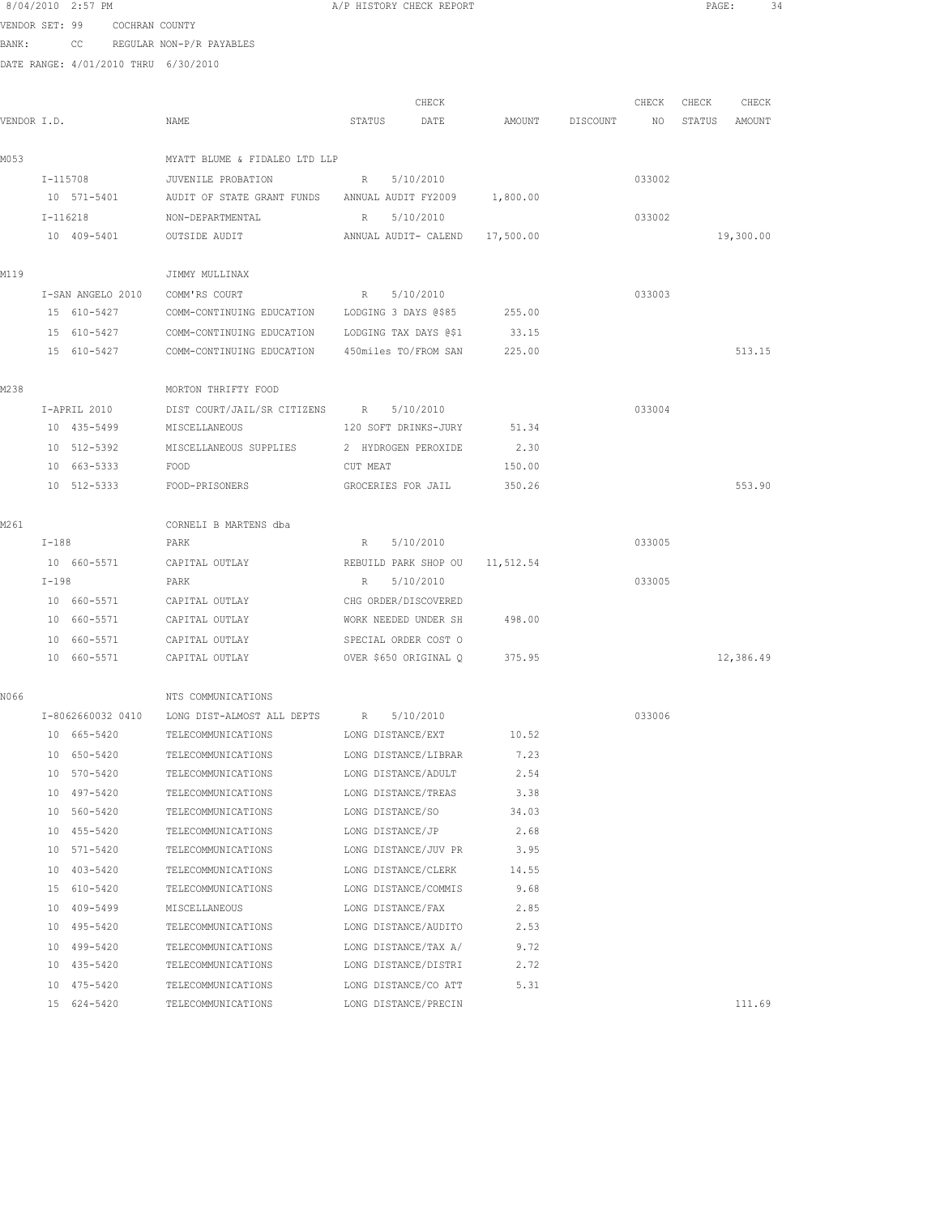8/04/2010 2:57 PM A/P HISTORY CHECK REPORT

VENDOR SET: 99 COCHRAN COUNTY

BANK: CC REGULAR NON-P/R PAYABLES

DATE RANGE: 4/01/2010 THRU 6/30/2010

| VENDOR I.D. | NAME | STATUS | CHECK DATE | AMOUNT | DISCOUNT | CHECK NO | CHECK STATUS | CHECK AMOUNT |
|---|---|---|---|---|---|---|---|---|
| M053 | MYATT BLUME & FIDALEO LTD LLP | | | | | | | |
| I-115708 | JUVENILE PROBATION | R | 5/10/2010 | | | 033002 | | |
| 10 571-5401 | AUDIT OF STATE GRANT FUNDS | ANNUAL AUDIT FY2009 | | 1,800.00 | | | | |
| I-116218 | NON-DEPARTMENTAL | R | 5/10/2010 | | | 033002 | | |
| 10 409-5401 | OUTSIDE AUDIT | ANNUAL AUDIT- CALEND | | 17,500.00 | | | | 19,300.00 |
| M119 | JIMMY MULLINAX | | | | | | | |
| I-SAN ANGELO 2010 | COMM'RS COURT | R | 5/10/2010 | | | 033003 | | |
| 15 610-5427 | COMM-CONTINUING EDUCATION | LODGING 3 DAYS @$85 | | 255.00 | | | | |
| 15 610-5427 | COMM-CONTINUING EDUCATION | LODGING TAX DAYS @$1 | | 33.15 | | | | |
| 15 610-5427 | COMM-CONTINUING EDUCATION | 450miles TO/FROM SAN | | 225.00 | | | | 513.15 |
| M238 | MORTON THRIFTY FOOD | | | | | | | |
| I-APRIL 2010 | DIST COURT/JAIL/SR CITIZENS | R | 5/10/2010 | | | 033004 | | |
| 10 435-5499 | MISCELLANEOUS | 120 SOFT DRINKS-JURY | | 51.34 | | | | |
| 10 512-5392 | MISCELLANEOUS SUPPLIES | 2 HYDROGEN PEROXIDE | | 2.30 | | | | |
| 10 663-5333 | FOOD | CUT MEAT | | 150.00 | | | | |
| 10 512-5333 | FOOD-PRISONERS | GROCERIES FOR JAIL | | 350.26 | | | | 553.90 |
| M261 | CORNELI B MARTENS dba | | | | | | | |
| I-188 | PARK | R | 5/10/2010 | | | 033005 | | |
| 10 660-5571 | CAPITAL OUTLAY | REBUILD PARK SHOP OU | | 11,512.54 | | | | |
| I-198 | PARK | R | 5/10/2010 | | | 033005 | | |
| 10 660-5571 | CAPITAL OUTLAY | CHG ORDER/DISCOVERED | | | | | | |
| 10 660-5571 | CAPITAL OUTLAY | WORK NEEDED UNDER SH | | 498.00 | | | | |
| 10 660-5571 | CAPITAL OUTLAY | SPECIAL ORDER COST O | | | | | | |
| 10 660-5571 | CAPITAL OUTLAY | OVER $650 ORIGINAL Q | | 375.95 | | | | 12,386.49 |
| N066 | NTS COMMUNICATIONS | | | | | | | |
| I-8062660032 0410 | LONG DIST-ALMOST ALL DEPTS | R | 5/10/2010 | | | 033006 | | |
| 10 665-5420 | TELECOMMUNICATIONS | LONG DISTANCE/EXT | | 10.52 | | | | |
| 10 650-5420 | TELECOMMUNICATIONS | LONG DISTANCE/LIBRAR | | 7.23 | | | | |
| 10 570-5420 | TELECOMMUNICATIONS | LONG DISTANCE/ADULT | | 2.54 | | | | |
| 10 497-5420 | TELECOMMUNICATIONS | LONG DISTANCE/TREAS | | 3.38 | | | | |
| 10 560-5420 | TELECOMMUNICATIONS | LONG DISTANCE/SO | | 34.03 | | | | |
| 10 455-5420 | TELECOMMUNICATIONS | LONG DISTANCE/JP | | 2.68 | | | | |
| 10 571-5420 | TELECOMMUNICATIONS | LONG DISTANCE/JUV PR | | 3.95 | | | | |
| 10 403-5420 | TELECOMMUNICATIONS | LONG DISTANCE/CLERK | | 14.55 | | | | |
| 15 610-5420 | TELECOMMUNICATIONS | LONG DISTANCE/COMMIS | | 9.68 | | | | |
| 10 409-5499 | MISCELLANEOUS | LONG DISTANCE/FAX | | 2.85 | | | | |
| 10 495-5420 | TELECOMMUNICATIONS | LONG DISTANCE/AUDITO | | 2.53 | | | | |
| 10 499-5420 | TELECOMMUNICATIONS | LONG DISTANCE/TAX A/ | | 9.72 | | | | |
| 10 435-5420 | TELECOMMUNICATIONS | LONG DISTANCE/DISTRI | | 2.72 | | | | |
| 10 475-5420 | TELECOMMUNICATIONS | LONG DISTANCE/CO ATT | | 5.31 | | | | |
| 15 624-5420 | TELECOMMUNICATIONS | LONG DISTANCE/PRECIN | | | | | | 111.69 |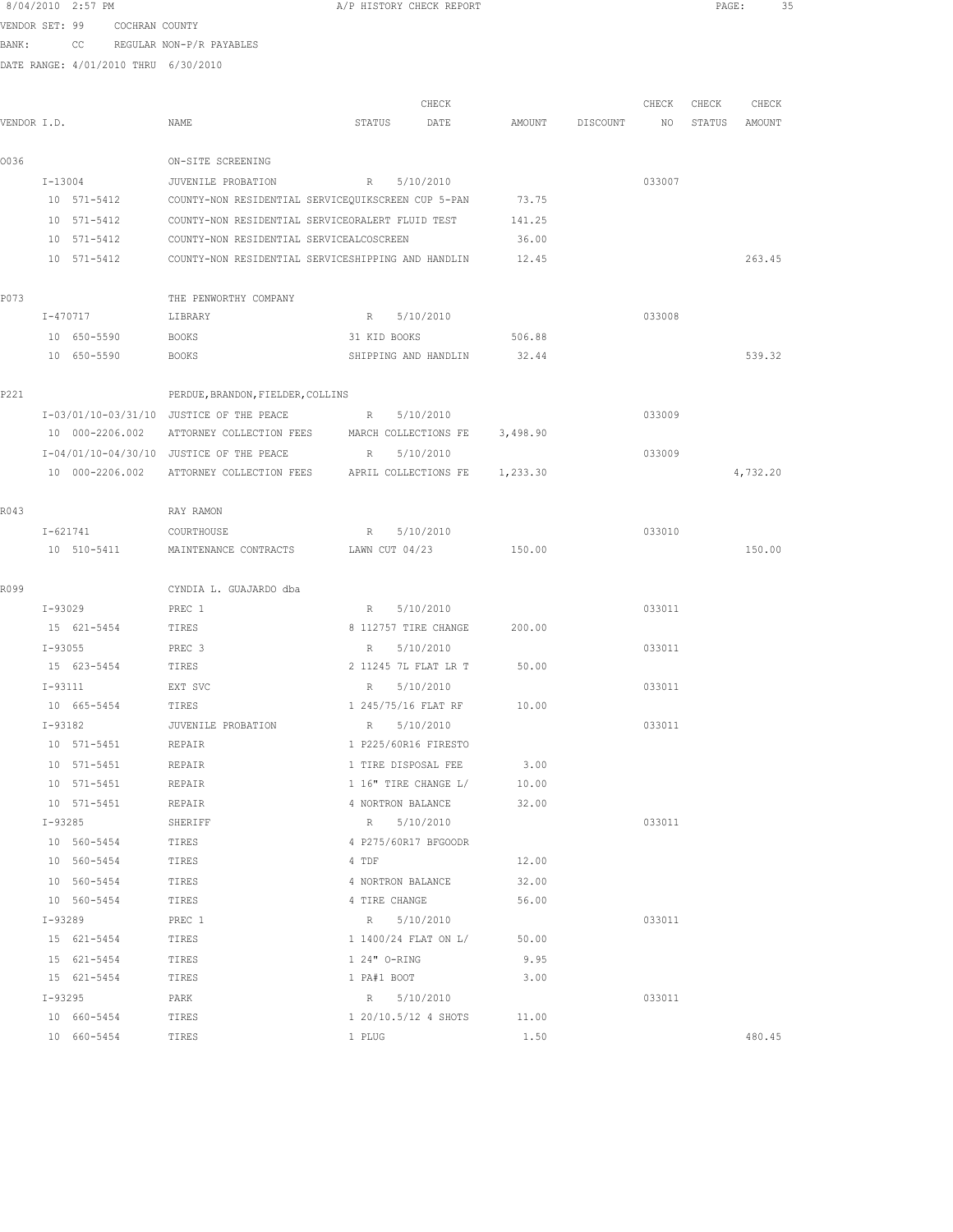8/04/2010 2:57 PM A/P HISTORY CHECK REPORT

VENDOR SET: 99 COCHRAN COUNTY

BANK: CC REGULAR NON-P/R PAYABLES

DATE RANGE: 4/01/2010 THRU 6/30/2010

| VENDOR I.D. | NAME | STATUS | CHECK DATE | AMOUNT | DISCOUNT | CHECK NO | CHECK STATUS | CHECK AMOUNT |
|---|---|---|---|---|---|---|---|---|
| O036 | ON-SITE SCREENING | | | | | | | |
| I-13004 | JUVENILE PROBATION | R | 5/10/2010 | | | 033007 | | |
| 10 571-5412 | COUNTY-NON RESIDENTIAL SERVICEQUIKSCREEN CUP 5-PAN | | | 73.75 | | | | |
| 10 571-5412 | COUNTY-NON RESIDENTIAL SERVICEORALERT FLUID TEST | | | 141.25 | | | | |
| 10 571-5412 | COUNTY-NON RESIDENTIAL SERVICEALCOSCREEN | | | 36.00 | | | | |
| 10 571-5412 | COUNTY-NON RESIDENTIAL SERVICESHIPPING AND HANDLIN | | | 12.45 | | | | 263.45 |
| P073 | THE PENWORTHY COMPANY | | | | | | | |
| I-470717 | LIBRARY | R | 5/10/2010 | | | 033008 | | |
| 10 650-5590 | BOOKS | 31 KID BOOKS | | 506.88 | | | | |
| 10 650-5590 | BOOKS | SHIPPING AND HANDLIN | | 32.44 | | | | 539.32 |
| P221 | PERDUE,BRANDON,FIELDER,COLLINS | | | | | | | |
| I-03/01/10-03/31/10 | JUSTICE OF THE PEACE | R | 5/10/2010 | | | 033009 | | |
| 10 000-2206.002 | ATTORNEY COLLECTION FEES | MARCH COLLECTIONS FE | | 3,498.90 | | | | |
| I-04/01/10-04/30/10 | JUSTICE OF THE PEACE | R | 5/10/2010 | | | 033009 | | |
| 10 000-2206.002 | ATTORNEY COLLECTION FEES | APRIL COLLECTIONS FE | | 1,233.30 | | | | 4,732.20 |
| R043 | RAY RAMON | | | | | | | |
| I-621741 | COURTHOUSE | R | 5/10/2010 | | | 033010 | | |
| 10 510-5411 | MAINTENANCE CONTRACTS | LAWN CUT 04/23 | | 150.00 | | | | 150.00 |
| R099 | CYNDIA L. GUAJARDO dba | | | | | | | |
| I-93029 | PREC 1 | R | 5/10/2010 | | | 033011 | | |
| 15 621-5454 | TIRES | 8 112757 TIRE CHANGE | | 200.00 | | | | |
| I-93055 | PREC 3 | R | 5/10/2010 | | | 033011 | | |
| 15 623-5454 | TIRES | 2 11245 7L FLAT LR T | | 50.00 | | | | |
| I-93111 | EXT SVC | R | 5/10/2010 | | | 033011 | | |
| 10 665-5454 | TIRES | 1 245/75/16 FLAT RF | | 10.00 | | | | |
| I-93182 | JUVENILE PROBATION | R | 5/10/2010 | | | 033011 | | |
| 10 571-5451 | REPAIR | 1 P225/60R16 FIRESTO | | | | | | |
| 10 571-5451 | REPAIR | 1 TIRE DISPOSAL FEE | | 3.00 | | | | |
| 10 571-5451 | REPAIR | 1 16" TIRE CHANGE L/ | | 10.00 | | | | |
| 10 571-5451 | REPAIR | 4 NORTRON BALANCE | | 32.00 | | | | |
| I-93285 | SHERIFF | R | 5/10/2010 | | | 033011 | | |
| 10 560-5454 | TIRES | 4 P275/60R17 BFGOODR | | | | | | |
| 10 560-5454 | TIRES | 4 TDF | | 12.00 | | | | |
| 10 560-5454 | TIRES | 4 NORTRON BALANCE | | 32.00 | | | | |
| 10 560-5454 | TIRES | 4 TIRE CHANGE | | 56.00 | | | | |
| I-93289 | PREC 1 | R | 5/10/2010 | | | 033011 | | |
| 15 621-5454 | TIRES | 1 1400/24 FLAT ON L/ | | 50.00 | | | | |
| 15 621-5454 | TIRES | 1 24" O-RING | | 9.95 | | | | |
| 15 621-5454 | TIRES | 1 PA#1 BOOT | | 3.00 | | | | |
| I-93295 | PARK | R | 5/10/2010 | | | 033011 | | |
| 10 660-5454 | TIRES | 1 20/10.5/12 4 SHOTS | | 11.00 | | | | |
| 10 660-5454 | TIRES | 1 PLUG | | 1.50 | | | | 480.45 |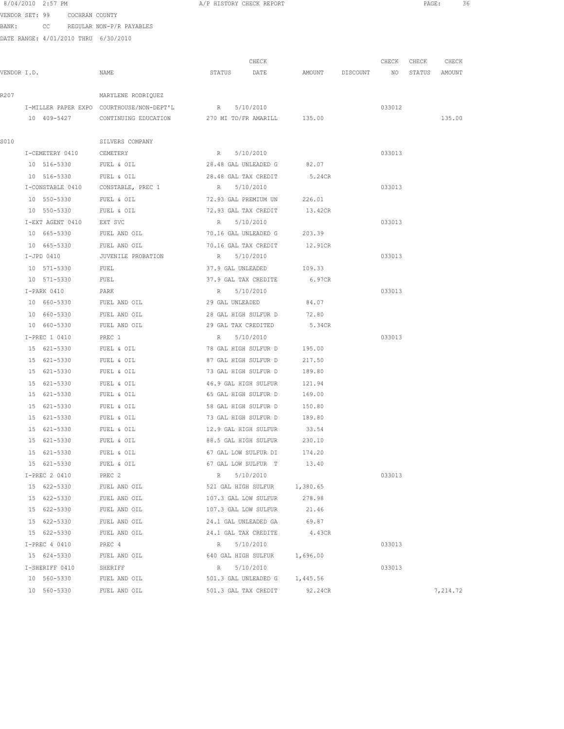8/04/2010 2:57 PM A/P HISTORY CHECK REPORT

VENDOR SET: 99 COCHRAN COUNTY

BANK: CC REGULAR NON-P/R PAYABLES

DATE RANGE: 4/01/2010 THRU 6/30/2010

| VENDOR I.D. | NAME | STATUS | CHECK DATE | AMOUNT | DISCOUNT | CHECK NO | CHECK STATUS | CHECK AMOUNT |
|---|---|---|---|---|---|---|---|---|
| R207 | MARYLENE RODRIQUEZ | | | | | | | |
| I-MILLER PAPER EXPO | COURTHOUSE/NON-DEPT'L | R | 5/10/2010 | | | 033012 | | |
| 10 409-5427 | CONTINUING EDUCATION | 270 MI TO/FR AMARILL | | 135.00 | | | | 135.00 |
| S010 | SILVERS COMPANY | | | | | | | |
| I-CEMETERY 0410 | CEMETERY | R | 5/10/2010 | | | 033013 | | |
| 10 516-5330 | FUEL & OIL | 28.48 GAL UNLEADED G | | 82.07 | | | | |
| 10 516-5330 | FUEL & OIL | 28.48 GAL TAX CREDIT | | 5.24CR | | | | |
| I-CONSTABLE 0410 | CONSTABLE, PREC 1 | R | 5/10/2010 | | | 033013 | | |
| 10 550-5330 | FUEL & OIL | 72.93 GAL PREMIUM UN | | 226.01 | | | | |
| 10 550-5330 | FUEL & OIL | 72.93 GAL TAX CREDIT | | 13.42CR | | | | |
| I-EXT AGENT 0410 | EXT SVC | R | 5/10/2010 | | | 033013 | | |
| 10 665-5330 | FUEL AND OIL | 70.16 GAL UNLEADED G | | 203.39 | | | | |
| 10 665-5330 | FUEL AND OIL | 70.16 GAL TAX CREDIT | | 12.91CR | | | | |
| I-JPD 0410 | JUVENILE PROBATION | R | 5/10/2010 | | | 033013 | | |
| 10 571-5330 | FUEL | 37.9 GAL UNLEADED | | 109.33 | | | | |
| 10 571-5330 | FUEL | 37.9 GAL TAX CREDITE | | 6.97CR | | | | |
| I-PARK 0410 | PARK | R | 5/10/2010 | | | 033013 | | |
| 10 660-5330 | FUEL AND OIL | 29 GAL UNLEADED | | 84.07 | | | | |
| 10 660-5330 | FUEL AND OIL | 28 GAL HIGH SULFUR D | | 72.80 | | | | |
| 10 660-5330 | FUEL AND OIL | 29 GAL TAX CREDITED | | 5.34CR | | | | |
| I-PREC 1 0410 | PREC 1 | R | 5/10/2010 | | | 033013 | | |
| 15 621-5330 | FUEL & OIL | 78 GAL HIGH SULFUR D | | 195.00 | | | | |
| 15 621-5330 | FUEL & OIL | 87 GAL HIGH SULFUR D | | 217.50 | | | | |
| 15 621-5330 | FUEL & OIL | 73 GAL HIGH SULFUR D | | 189.80 | | | | |
| 15 621-5330 | FUEL & OIL | 46.9 GAL HIGH SULFUR | | 121.94 | | | | |
| 15 621-5330 | FUEL & OIL | 65 GAL HIGH SULFUR D | | 169.00 | | | | |
| 15 621-5330 | FUEL & OIL | 58 GAL HIGH SULFUR D | | 150.80 | | | | |
| 15 621-5330 | FUEL & OIL | 73 GAL HIGH SULFUR D | | 189.80 | | | | |
| 15 621-5330 | FUEL & OIL | 12.9 GAL HIGH SULFUR | | 33.54 | | | | |
| 15 621-5330 | FUEL & OIL | 88.5 GAL HIGH SULFUR | | 230.10 | | | | |
| 15 621-5330 | FUEL & OIL | 67 GAL LOW SULFUR DI | | 174.20 | | | | |
| 15 621-5330 | FUEL & OIL | 67 GAL LOW SULFUR T | | 13.40 | | | | |
| I-PREC 2 0410 | PREC 2 | R | 5/10/2010 | | | 033013 | | |
| 15 622-5330 | FUEL AND OIL | 521 GAL HIGH SULFUR | | 1,380.65 | | | | |
| 15 622-5330 | FUEL AND OIL | 107.3 GAL LOW SULFUR | | 278.98 | | | | |
| 15 622-5330 | FUEL AND OIL | 107.3 GAL LOW SULFUR | | 21.46 | | | | |
| 15 622-5330 | FUEL AND OIL | 24.1 GAL UNLEADED GA | | 69.87 | | | | |
| 15 622-5330 | FUEL AND OIL | 24.1 GAL TAX CREDITE | | 4.43CR | | | | |
| I-PREC 4 0410 | PREC 4 | R | 5/10/2010 | | | 033013 | | |
| 15 624-5330 | FUEL AND OIL | 640 GAL HIGH SULFUR | | 1,696.00 | | | | |
| I-SHERIFF 0410 | SHERIFF | R | 5/10/2010 | | | 033013 | | |
| 10 560-5330 | FUEL AND OIL | 501.3 GAL UNLEADED G | | 1,445.56 | | | | |
| 10 560-5330 | FUEL AND OIL | 501.3 GAL TAX CREDIT | | 92.24CR | | | | 7,214.72 |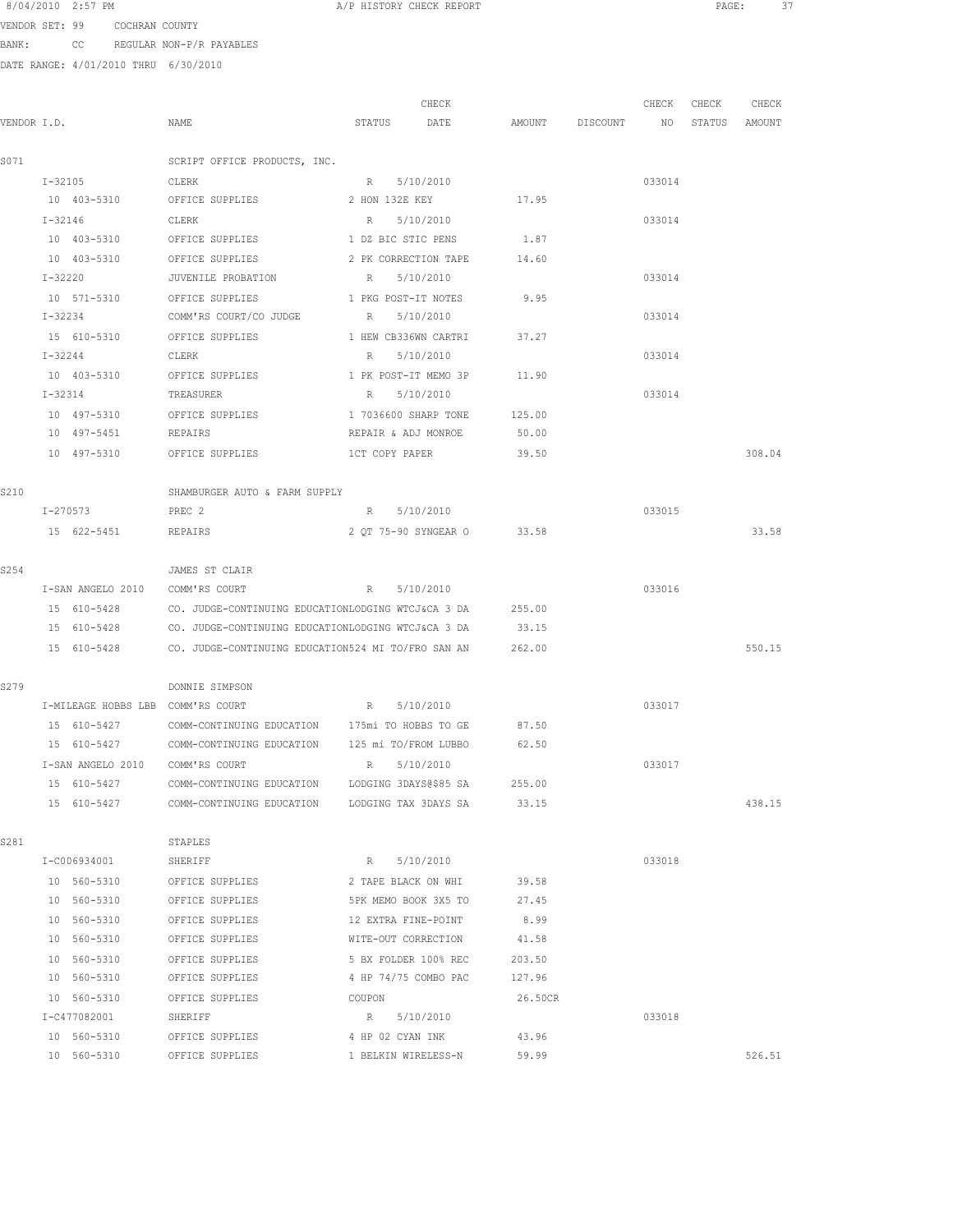8/04/2010 2:57 PM A/P HISTORY CHECK REPORT

VENDOR SET: 99 COCHRAN COUNTY

BANK: CC REGULAR NON-P/R PAYABLES

DATE RANGE: 4/01/2010 THRU 6/30/2010

| VENDOR I.D. | NAME | STATUS | CHECK DATE | AMOUNT | DISCOUNT | CHECK NO | CHECK STATUS | CHECK AMOUNT |
|---|---|---|---|---|---|---|---|---|
| S071 | SCRIPT OFFICE PRODUCTS, INC. | | | | | | | |
| I-32105 | CLERK | R | 5/10/2010 | | | 033014 | | |
| 10 403-5310 | OFFICE SUPPLIES | 2 HON 132E KEY | | 17.95 | | | | |
| I-32146 | CLERK | R | 5/10/2010 | | | 033014 | | |
| 10 403-5310 | OFFICE SUPPLIES | 1 DZ BIC STIC PENS | | 1.87 | | | | |
| 10 403-5310 | OFFICE SUPPLIES | 2 PK CORRECTION TAPE | | 14.60 | | | | |
| I-32220 | JUVENILE PROBATION | R | 5/10/2010 | | | 033014 | | |
| 10 571-5310 | OFFICE SUPPLIES | 1 PKG POST-IT NOTES | | 9.95 | | | | |
| I-32234 | COMM'RS COURT/CO JUDGE | R | 5/10/2010 | | | 033014 | | |
| 15 610-5310 | OFFICE SUPPLIES | 1 HEW CB336WN CARTRI | | 37.27 | | | | |
| I-32244 | CLERK | R | 5/10/2010 | | | 033014 | | |
| 10 403-5310 | OFFICE SUPPLIES | 1 PK POST-IT MEMO 3P | | 11.90 | | | | |
| I-32314 | TREASURER | R | 5/10/2010 | | | 033014 | | |
| 10 497-5310 | OFFICE SUPPLIES | 1 7036600 SHARP TONE | | 125.00 | | | | |
| 10 497-5451 | REPAIRS | REPAIR & ADJ MONROE | | 50.00 | | | | |
| 10 497-5310 | OFFICE SUPPLIES | 1CT COPY PAPER | | 39.50 | | | | 308.04 |
| S210 | SHAMBURGER AUTO & FARM SUPPLY | | | | | | | |
| I-270573 | PREC 2 | R | 5/10/2010 | | | 033015 | | |
| 15 622-5451 | REPAIRS | 2 QT 75-90 SYNGEAR O | | 33.58 | | | | 33.58 |
| S254 | JAMES ST CLAIR | | | | | | | |
| I-SAN ANGELO 2010 | COMM'RS COURT | R | 5/10/2010 | | | 033016 | | |
| 15 610-5428 | CO. JUDGE-CONTINUING EDUCATION | LODGING WTCJ&CA 3 DA | | 255.00 | | | | |
| 15 610-5428 | CO. JUDGE-CONTINUING EDUCATION | LODGING WTCJ&CA 3 DA | | 33.15 | | | | |
| 15 610-5428 | CO. JUDGE-CONTINUING EDUCATION | 524 MI TO/FRO SAN AN | | 262.00 | | | | 550.15 |
| S279 | DONNIE SIMPSON | | | | | | | |
| I-MILEAGE HOBBS LBB | COMM'RS COURT | R | 5/10/2010 | | | 033017 | | |
| 15 610-5427 | COMM-CONTINUING EDUCATION | 175mi TO HOBBS TO GE | | 87.50 | | | | |
| 15 610-5427 | COMM-CONTINUING EDUCATION | 125 mi TO/FROM LUBBO | | 62.50 | | | | |
| I-SAN ANGELO 2010 | COMM'RS COURT | R | 5/10/2010 | | | 033017 | | |
| 15 610-5427 | COMM-CONTINUING EDUCATION | LODGING 3DAYS@$85 SA | | 255.00 | | | | |
| 15 610-5427 | COMM-CONTINUING EDUCATION | LODGING TAX 3DAYS SA | | 33.15 | | | | 438.15 |
| S281 | STAPLES | | | | | | | |
| I-C006934001 | SHERIFF | R | 5/10/2010 | | | 033018 | | |
| 10 560-5310 | OFFICE SUPPLIES | 2 TAPE BLACK ON WHI | | 39.58 | | | | |
| 10 560-5310 | OFFICE SUPPLIES | 5PK MEMO BOOK 3X5 TO | | 27.45 | | | | |
| 10 560-5310 | OFFICE SUPPLIES | 12 EXTRA FINE-POINT | | 8.99 | | | | |
| 10 560-5310 | OFFICE SUPPLIES | WITE-OUT CORRECTION | | 41.58 | | | | |
| 10 560-5310 | OFFICE SUPPLIES | 5 BX FOLDER 100% REC | | 203.50 | | | | |
| 10 560-5310 | OFFICE SUPPLIES | 4 HP 74/75 COMBO PAC | | 127.96 | | | | |
| 10 560-5310 | OFFICE SUPPLIES | COUPON | | 26.50CR | | | | |
| I-C477082001 | SHERIFF | R | 5/10/2010 | | | 033018 | | |
| 10 560-5310 | OFFICE SUPPLIES | 4 HP 02 CYAN INK | | 43.96 | | | | |
| 10 560-5310 | OFFICE SUPPLIES | 1 BELKIN WIRELESS-N | | 59.99 | | | | 526.51 |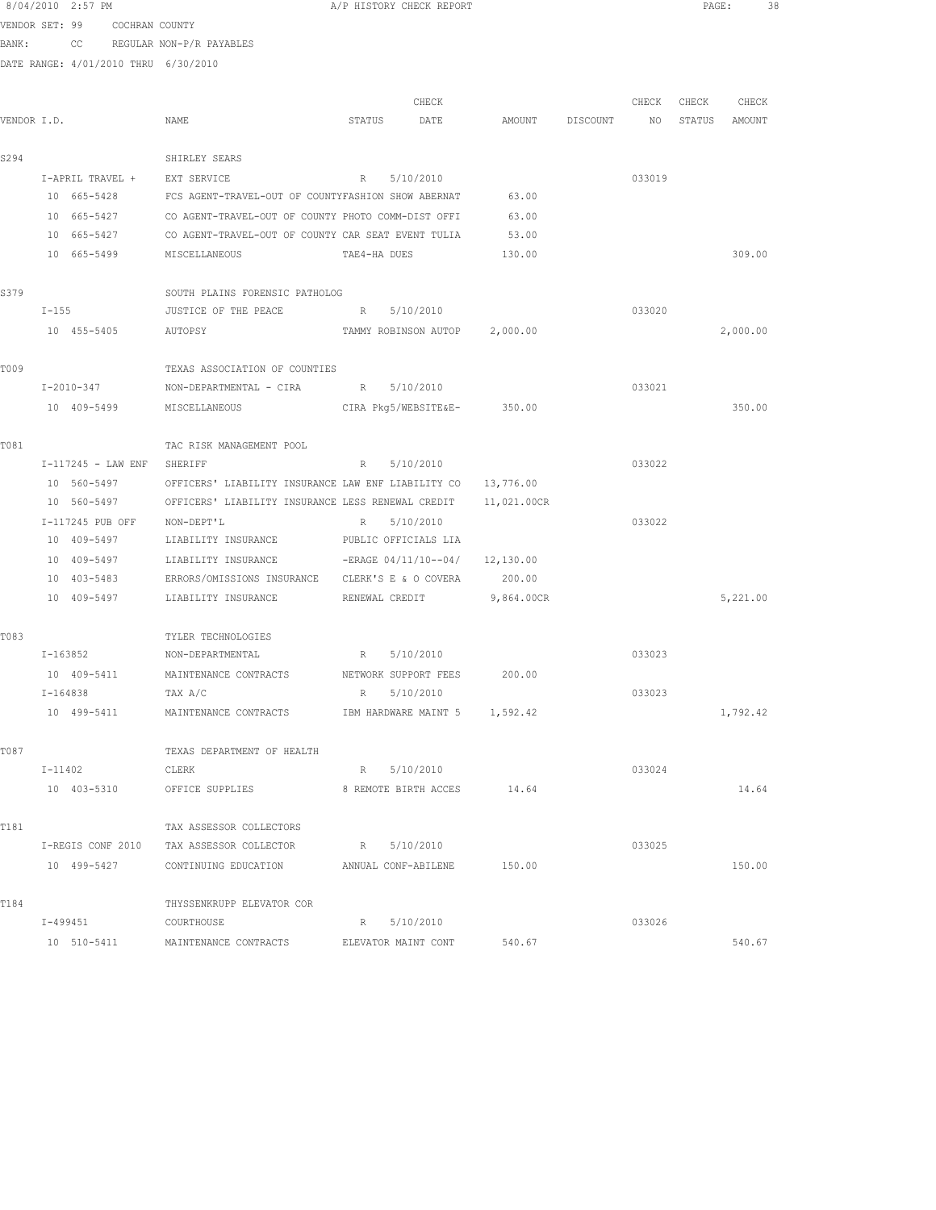8/04/2010 2:57 PM A/P HISTORY CHECK REPORT

VENDOR SET: 99 COCHRAN COUNTY

BANK: CC REGULAR NON-P/R PAYABLES

DATE RANGE: 4/01/2010 THRU 6/30/2010

| VENDOR I.D. | NAME | STATUS | CHECK DATE | AMOUNT | DISCOUNT | CHECK NO | CHECK STATUS | CHECK AMOUNT |
|---|---|---|---|---|---|---|---|---|
| S294 | SHIRLEY SEARS | | | | | | | |
| I-APRIL TRAVEL + | EXT SERVICE | R | 5/10/2010 | | | 033019 | | |
| 10 665-5428 | FCS AGENT-TRAVEL-OUT OF COUNTYFASHION SHOW ABERNAT | | | 63.00 | | | | |
| 10 665-5427 | CO AGENT-TRAVEL-OUT OF COUNTY PHOTO COMM-DIST OFFI | | | 63.00 | | | | |
| 10 665-5427 | CO AGENT-TRAVEL-OUT OF COUNTY CAR SEAT EVENT TULIA | | | 53.00 | | | | |
| 10 665-5499 | MISCELLANEOUS | TAE4-HA DUES | | 130.00 | | | | 309.00 |
| S379 | SOUTH PLAINS FORENSIC PATHOLOG | | | | | | | |
| I-155 | JUSTICE OF THE PEACE | R | 5/10/2010 | | | 033020 | | |
| 10 455-5405 | AUTOPSY | TAMMY ROBINSON AUTOP | | 2,000.00 | | | | 2,000.00 |
| T009 | TEXAS ASSOCIATION OF COUNTIES | | | | | | | |
| I-2010-347 | NON-DEPARTMENTAL - CIRA | R | 5/10/2010 | | | 033021 | | |
| 10 409-5499 | MISCELLANEOUS | CIRA Pkg5/WEBSITE&E- | | 350.00 | | | | 350.00 |
| T081 | TAC RISK MANAGEMENT POOL | | | | | | | |
| I-117245 - LAW ENF | SHERIFF | R | 5/10/2010 | | | 033022 | | |
| 10 560-5497 | OFFICERS' LIABILITY INSURANCE LAW ENF LIABILITY CO | | | 13,776.00 | | | | |
| 10 560-5497 | OFFICERS' LIABILITY INSURANCE LESS RENEWAL CREDIT | | | 11,021.00CR | | | | |
| I-117245 PUB OFF | NON-DEPT'L | R | 5/10/2010 | | | 033022 | | |
| 10 409-5497 | LIABILITY INSURANCE | PUBLIC OFFICIALS LIA | | | | | | |
| 10 409-5497 | LIABILITY INSURANCE | -ERAGE 04/11/10--04/ | | 12,130.00 | | | | |
| 10 403-5483 | ERRORS/OMISSIONS INSURANCE | CLERK'S E & O COVERA | | 200.00 | | | | |
| 10 409-5497 | LIABILITY INSURANCE | RENEWAL CREDIT | | 9,864.00CR | | | | 5,221.00 |
| T083 | TYLER TECHNOLOGIES | | | | | | | |
| I-163852 | NON-DEPARTMENTAL | R | 5/10/2010 | | | 033023 | | |
| 10 409-5411 | MAINTENANCE CONTRACTS | NETWORK SUPPORT FEES | | 200.00 | | | | |
| I-164838 | TAX A/C | R | 5/10/2010 | | | 033023 | | |
| 10 499-5411 | MAINTENANCE CONTRACTS | IBM HARDWARE MAINT 5 | | 1,592.42 | | | | 1,792.42 |
| T087 | TEXAS DEPARTMENT OF HEALTH | | | | | | | |
| I-11402 | CLERK | R | 5/10/2010 | | | 033024 | | |
| 10 403-5310 | OFFICE SUPPLIES | 8 REMOTE BIRTH ACCES | | 14.64 | | | | 14.64 |
| T181 | TAX ASSESSOR COLLECTORS | | | | | | | |
| I-REGIS CONF 2010 | TAX ASSESSOR COLLECTOR | R | 5/10/2010 | | | 033025 | | |
| 10 499-5427 | CONTINUING EDUCATION | ANNUAL CONF-ABILENE | | 150.00 | | | | 150.00 |
| T184 | THYSSENKRUPP ELEVATOR COR | | | | | | | |
| I-499451 | COURTHOUSE | R | 5/10/2010 | | | 033026 | | |
| 10 510-5411 | MAINTENANCE CONTRACTS | ELEVATOR MAINT CONT | | 540.67 | | | | 540.67 |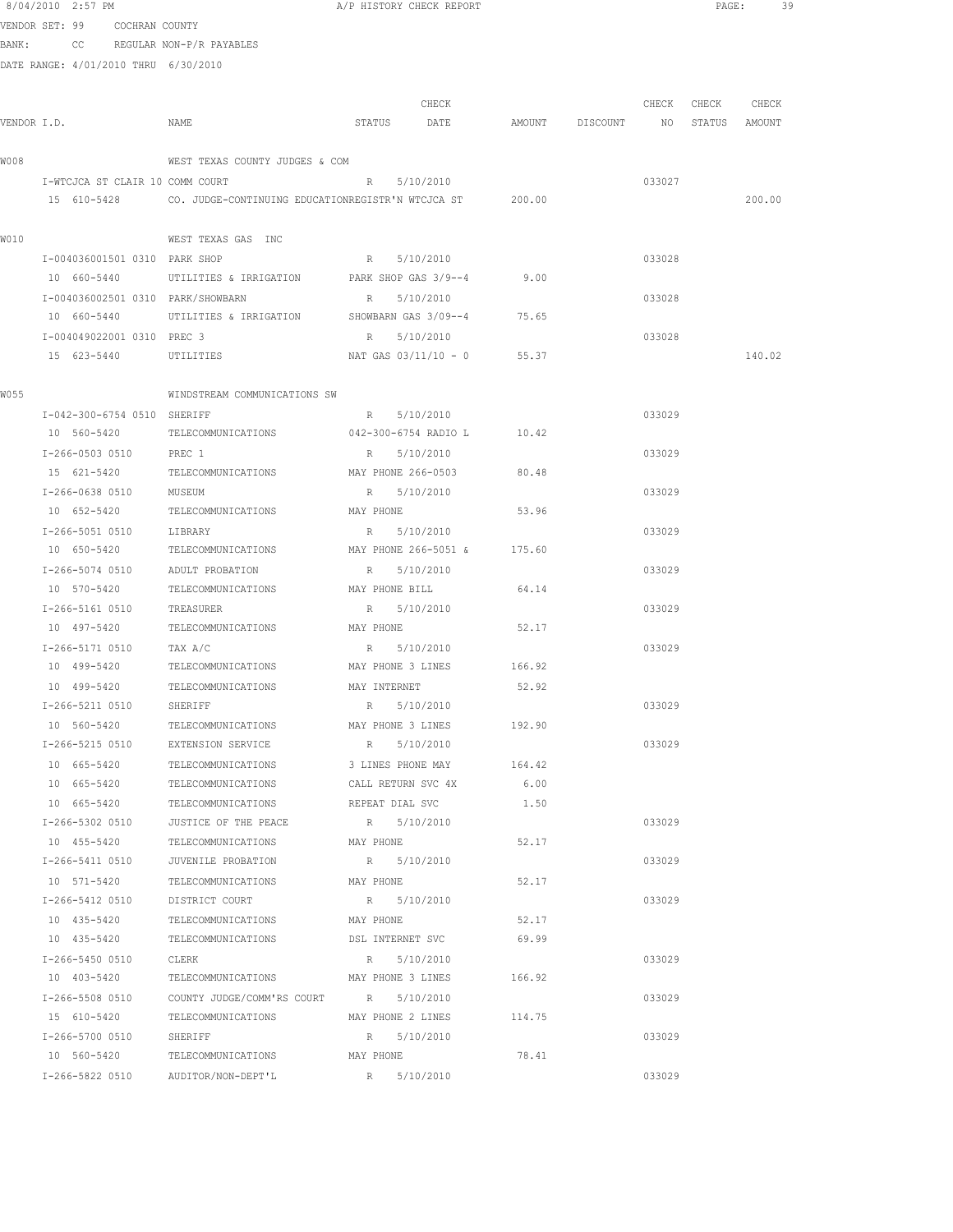8/04/2010 2:57 PM A/P HISTORY CHECK REPORT

VENDOR SET: 99 COCHRAN COUNTY

BANK: CC REGULAR NON-P/R PAYABLES

DATE RANGE: 4/01/2010 THRU 6/30/2010

| VENDOR I.D. | NAME | STATUS | CHECK DATE | AMOUNT | DISCOUNT | CHECK NO | CHECK STATUS | CHECK AMOUNT |
|---|---|---|---|---|---|---|---|---|
| W008 | WEST TEXAS COUNTY JUDGES & COM | | | | | | | |
| I-WTCJCA ST CLAIR 10 | COMM COURT | R | 5/10/2010 | | | 033027 | | |
| 15 610-5428 | CO. JUDGE-CONTINUING EDUCATION | REGISTR'N WTCJCA ST | | 200.00 | | | | 200.00 |
| W010 | WEST TEXAS GAS INC | | | | | | | |
| I-004036001501 0310 | PARK SHOP | R | 5/10/2010 | | | 033028 | | |
| 10 660-5440 | UTILITIES & IRRIGATION | PARK SHOP GAS 3/9--4 | | 9.00 | | | | |
| I-004036002501 0310 | PARK/SHOWBARN | R | 5/10/2010 | | | 033028 | | |
| 10 660-5440 | UTILITIES & IRRIGATION | SHOWBARN GAS 3/09--4 | | 75.65 | | | | |
| I-004049022001 0310 | PREC 3 | R | 5/10/2010 | | | 033028 | | |
| 15 623-5440 | UTILITIES | NAT GAS 03/11/10 - 0 | | 55.37 | | | | 140.02 |
| W055 | WINDSTREAM COMMUNICATIONS SW | | | | | | | |
| I-042-300-6754 0510 | SHERIFF | R | 5/10/2010 | | | 033029 | | |
| 10 560-5420 | TELECOMMUNICATIONS | 042-300-6754 RADIO L | | 10.42 | | | | |
| I-266-0503 0510 | PREC 1 | R | 5/10/2010 | | | 033029 | | |
| 15 621-5420 | TELECOMMUNICATIONS | MAY PHONE 266-0503 | | 80.48 | | | | |
| I-266-0638 0510 | MUSEUM | R | 5/10/2010 | | | 033029 | | |
| 10 652-5420 | TELECOMMUNICATIONS | MAY PHONE | | 53.96 | | | | |
| I-266-5051 0510 | LIBRARY | R | 5/10/2010 | | | 033029 | | |
| 10 650-5420 | TELECOMMUNICATIONS | MAY PHONE 266-5051 & | | 175.60 | | | | |
| I-266-5074 0510 | ADULT PROBATION | R | 5/10/2010 | | | 033029 | | |
| 10 570-5420 | TELECOMMUNICATIONS | MAY PHONE BILL | | 64.14 | | | | |
| I-266-5161 0510 | TREASURER | R | 5/10/2010 | | | 033029 | | |
| 10 497-5420 | TELECOMMUNICATIONS | MAY PHONE | | 52.17 | | | | |
| I-266-5171 0510 | TAX A/C | R | 5/10/2010 | | | 033029 | | |
| 10 499-5420 | TELECOMMUNICATIONS | MAY PHONE 3 LINES | | 166.92 | | | | |
| 10 499-5420 | TELECOMMUNICATIONS | MAY INTERNET | | 52.92 | | | | |
| I-266-5211 0510 | SHERIFF | R | 5/10/2010 | | | 033029 | | |
| 10 560-5420 | TELECOMMUNICATIONS | MAY PHONE 3 LINES | | 192.90 | | | | |
| I-266-5215 0510 | EXTENSION SERVICE | R | 5/10/2010 | | | 033029 | | |
| 10 665-5420 | TELECOMMUNICATIONS | 3 LINES PHONE MAY | | 164.42 | | | | |
| 10 665-5420 | TELECOMMUNICATIONS | CALL RETURN SVC 4X | | 6.00 | | | | |
| 10 665-5420 | TELECOMMUNICATIONS | REPEAT DIAL SVC | | 1.50 | | | | |
| I-266-5302 0510 | JUSTICE OF THE PEACE | R | 5/10/2010 | | | 033029 | | |
| 10 455-5420 | TELECOMMUNICATIONS | MAY PHONE | | 52.17 | | | | |
| I-266-5411 0510 | JUVENILE PROBATION | R | 5/10/2010 | | | 033029 | | |
| 10 571-5420 | TELECOMMUNICATIONS | MAY PHONE | | 52.17 | | | | |
| I-266-5412 0510 | DISTRICT COURT | R | 5/10/2010 | | | 033029 | | |
| 10 435-5420 | TELECOMMUNICATIONS | MAY PHONE | | 52.17 | | | | |
| 10 435-5420 | TELECOMMUNICATIONS | DSL INTERNET SVC | | 69.99 | | | | |
| I-266-5450 0510 | CLERK | R | 5/10/2010 | | | 033029 | | |
| 10 403-5420 | TELECOMMUNICATIONS | MAY PHONE 3 LINES | | 166.92 | | | | |
| I-266-5508 0510 | COUNTY JUDGE/COMM'RS COURT | R | 5/10/2010 | | | 033029 | | |
| 15 610-5420 | TELECOMMUNICATIONS | MAY PHONE 2 LINES | | 114.75 | | | | |
| I-266-5700 0510 | SHERIFF | R | 5/10/2010 | | | 033029 | | |
| 10 560-5420 | TELECOMMUNICATIONS | MAY PHONE | | 78.41 | | | | |
| I-266-5822 0510 | AUDITOR/NON-DEPT'L | R | 5/10/2010 | | | 033029 | | |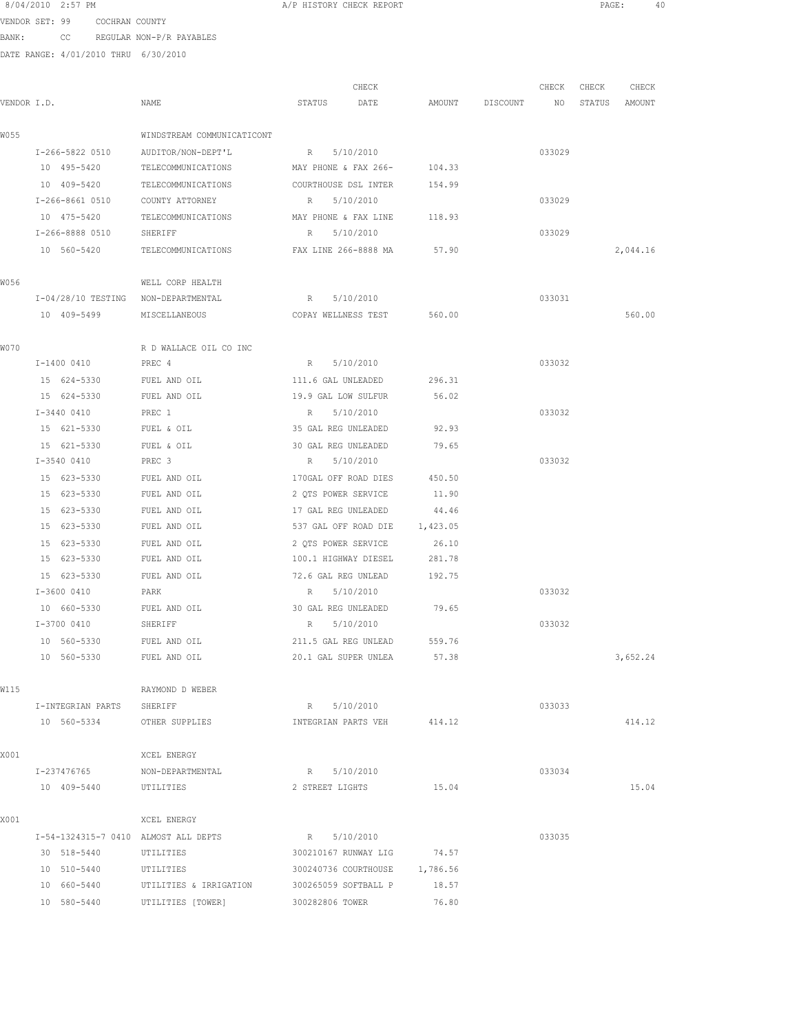8/04/2010 2:57 PM A/P HISTORY CHECK REPORT

VENDOR SET: 99 COCHRAN COUNTY

BANK: CC REGULAR NON-P/R PAYABLES

DATE RANGE: 4/01/2010 THRU 6/30/2010

| VENDOR I.D. | NAME | STATUS | CHECK DATE | AMOUNT | DISCOUNT | CHECK NO | CHECK STATUS | CHECK AMOUNT |
|---|---|---|---|---|---|---|---|---|
| W055 | WINDSTREAM COMMUNICATICONT | | | | | | | |
| I-266-5822 0510 | AUDITOR/NON-DEPT'L | R | 5/10/2010 | | | 033029 | | |
| 10 495-5420 | TELECOMMUNICATIONS | MAY PHONE & FAX 266- | | 104.33 | | | | |
| 10 409-5420 | TELECOMMUNICATIONS | COURTHOUSE DSL INTER | | 154.99 | | | | |
| I-266-8661 0510 | COUNTY ATTORNEY | R | 5/10/2010 | | | 033029 | | |
| 10 475-5420 | TELECOMMUNICATIONS | MAY PHONE & FAX LINE | | 118.93 | | | | |
| I-266-8888 0510 | SHERIFF | R | 5/10/2010 | | | 033029 | | |
| 10 560-5420 | TELECOMMUNICATIONS | FAX LINE 266-8888 MA | | 57.90 | | | | 2,044.16 |
| W056 | WELL CORP HEALTH | | | | | | | |
| I-04/28/10 TESTING | NON-DEPARTMENTAL | R | 5/10/2010 | | | 033031 | | |
| 10 409-5499 | MISCELLANEOUS | COPAY WELLNESS TEST | | 560.00 | | | | 560.00 |
| W070 | R D WALLACE OIL CO INC | | | | | | | |
| I-1400 0410 | PREC 4 | R | 5/10/2010 | | | 033032 | | |
| 15 624-5330 | FUEL AND OIL | 111.6 GAL UNLEADED | | 296.31 | | | | |
| 15 624-5330 | FUEL AND OIL | 19.9 GAL LOW SULFUR | | 56.02 | | | | |
| I-3440 0410 | PREC 1 | R | 5/10/2010 | | | 033032 | | |
| 15 621-5330 | FUEL & OIL | 35 GAL REG UNLEADED | | 92.93 | | | | |
| 15 621-5330 | FUEL & OIL | 30 GAL REG UNLEADED | | 79.65 | | | | |
| I-3540 0410 | PREC 3 | R | 5/10/2010 | | | 033032 | | |
| 15 623-5330 | FUEL AND OIL | 170GAL OFF ROAD DIES | | 450.50 | | | | |
| 15 623-5330 | FUEL AND OIL | 2 QTS POWER SERVICE | | 11.90 | | | | |
| 15 623-5330 | FUEL AND OIL | 17 GAL REG UNLEADED | | 44.46 | | | | |
| 15 623-5330 | FUEL AND OIL | 537 GAL OFF ROAD DIE | | 1,423.05 | | | | |
| 15 623-5330 | FUEL AND OIL | 2 QTS POWER SERVICE | | 26.10 | | | | |
| 15 623-5330 | FUEL AND OIL | 100.1 HIGHWAY DIESEL | | 281.78 | | | | |
| 15 623-5330 | FUEL AND OIL | 72.6 GAL REG UNLEAD | | 192.75 | | | | |
| I-3600 0410 | PARK | R | 5/10/2010 | | | 033032 | | |
| 10 660-5330 | FUEL AND OIL | 30 GAL REG UNLEADED | | 79.65 | | | | |
| I-3700 0410 | SHERIFF | R | 5/10/2010 | | | 033032 | | |
| 10 560-5330 | FUEL AND OIL | 211.5 GAL REG UNLEAD | | 559.76 | | | | |
| 10 560-5330 | FUEL AND OIL | 20.1 GAL SUPER UNLEA | | 57.38 | | | | 3,652.24 |
| W115 | RAYMOND D WEBER | | | | | | | |
| I-INTEGRIAN PARTS | SHERIFF | R | 5/10/2010 | | | 033033 | | |
| 10 560-5334 | OTHER SUPPLIES | INTEGRIAN PARTS VEH | | 414.12 | | | | 414.12 |
| X001 | XCEL ENERGY | | | | | | | |
| I-237476765 | NON-DEPARTMENTAL | R | 5/10/2010 | | | 033034 | | |
| 10 409-5440 | UTILITIES | 2 STREET LIGHTS | | 15.04 | | | | 15.04 |
| X001 | XCEL ENERGY | | | | | | | |
| I-54-1324315-7 0410 | ALMOST ALL DEPTS | R | 5/10/2010 | | | 033035 | | |
| 30 518-5440 | UTILITIES | 300210167 RUNWAY LIG | | 74.57 | | | | |
| 10 510-5440 | UTILITIES | 300240736 COURTHOUSE | | 1,786.56 | | | | |
| 10 660-5440 | UTILITIES & IRRIGATION | 300265059 SOFTBALL P | | 18.57 | | | | |
| 10 580-5440 | UTILITIES [TOWER] | 300282806 TOWER | | 76.80 | | | | |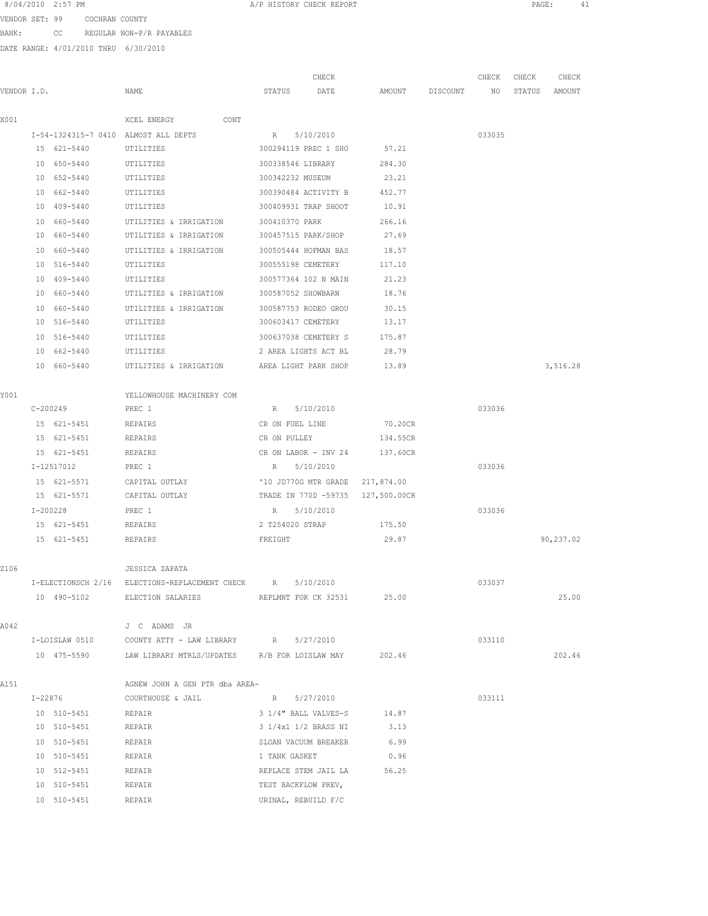8/04/2010 2:57 PM A/P HISTORY CHECK REPORT

VENDOR SET: 99 COCHRAN COUNTY
BANK: CC REGULAR NON-P/R PAYABLES
DATE RANGE: 4/01/2010 THRU 6/30/2010

| VENDOR I.D. | NAME | STATUS | CHECK DATE | AMOUNT | DISCOUNT | CHECK NO | CHECK STATUS | CHECK AMOUNT |
|---|---|---|---|---|---|---|---|---|
| X001 | XCEL ENERGY CONT | | | | | | | |
| I-54-1324315-7 0410 | ALMOST ALL DEPTS | R | 5/10/2010 | | | 033035 | | |
| 15 621-5440 | UTILITIES | 300294119 PREC 1 SHO | | 57.21 | | | | |
| 10 650-5440 | UTILITIES | 300338546 LIBRARY | | 284.30 | | | | |
| 10 652-5440 | UTILITIES | 300342232 MUSEUM | | 23.21 | | | | |
| 10 662-5440 | UTILITIES | 300390484 ACTIVITY B | | 452.77 | | | | |
| 10 409-5440 | UTILITIES | 300409931 TRAP SHOOT | | 10.91 | | | | |
| 10 660-5440 | UTILITIES & IRRIGATION | 300410370 PARK | | 266.16 | | | | |
| 10 660-5440 | UTILITIES & IRRIGATION | 300457515 PARK/SHOP | | 27.69 | | | | |
| 10 660-5440 | UTILITIES & IRRIGATION | 300505444 HOFMAN BAS | | 18.57 | | | | |
| 10 516-5440 | UTILITIES | 300555198 CEMETERY | | 117.10 | | | | |
| 10 409-5440 | UTILITIES | 300577364 102 N MAIN | | 21.23 | | | | |
| 10 660-5440 | UTILITIES & IRRIGATION | 300587052 SHOWBARN | | 18.76 | | | | |
| 10 660-5440 | UTILITIES & IRRIGATION | 300587753 RODEO GROU | | 30.15 | | | | |
| 10 516-5440 | UTILITIES | 300603417 CEMETERY | | 13.17 | | | | |
| 10 516-5440 | UTILITIES | 300637038 CEMETERY S | | 175.87 | | | | |
| 10 662-5440 | UTILITIES | 2 AREA LIGHTS ACT BL | | 28.79 | | | | |
| 10 660-5440 | UTILITIES & IRRIGATION | AREA LIGHT PARK SHOP | | 13.89 | | | | 3,516.28 |
| Y001 | YELLOWHOUSE MACHINERY COM | | | | | | | |
| C-200249 | PREC 1 | R | 5/10/2010 | | | 033036 | | |
| 15 621-5451 | REPAIRS | CR ON FUEL LINE | | 70.20CR | | | | |
| 15 621-5451 | REPAIRS | CR ON PULLEY | | 134.55CR | | | | |
| 15 621-5451 | REPAIRS | CR ON LABOR - INV 24 | | 137.60CR | | | | |
| I-12517012 | PREC 1 | R | 5/10/2010 | | | 033036 | | |
| 15 621-5571 | CAPITAL OUTLAY | '10 JD770G MTR GRADE | | 217,874.00 | | | | |
| 15 621-5571 | CAPITAL OUTLAY | TRADE IN 770D -59735 | | 127,500.00CR | | | | |
| I-200228 | PREC 1 | R | 5/10/2010 | | | 033036 | | |
| 15 621-5451 | REPAIRS | 2 T254020 STRAP | | 175.50 | | | | |
| 15 621-5451 | REPAIRS | FREIGHT | | 29.87 | | | | 90,237.02 |
| Z106 | JESSICA ZAPATA | | | | | | | |
| I-ELECTIONSCH 2/16 | ELECTIONS-REPLACEMENT CHECK | R | 5/10/2010 | | | 033037 | | |
| 10 490-5102 | ELECTION SALARIES | REPLMNT FOR CK 32531 | | 25.00 | | | | 25.00 |
| A042 | J C ADAMS JR | | | | | | | |
| I-LOISLAW 0510 | COUNTY ATTY - LAW LIBRARY | R | 5/27/2010 | | | 033110 | | |
| 10 475-5590 | LAW LIBRARY MTRLS/UPDATES | R/B FOR LOISLAW MAY | | 202.46 | | | | 202.46 |
| A151 | AGNEW JOHN A GEN PTR dba AREA- | | | | | | | |
| I-22876 | COURTHOUSE & JAIL | R | 5/27/2010 | | | 033111 | | |
| 10 510-5451 | REPAIR | 3 1/4" BALL VALVES-S | | 14.87 | | | | |
| 10 510-5451 | REPAIR | 3 1/4x1 1/2 BRASS NI | | 3.13 | | | | |
| 10 510-5451 | REPAIR | SLOAN VACUUM BREAKER | | 6.99 | | | | |
| 10 510-5451 | REPAIR | 1 TANK GASKET | | 0.96 | | | | |
| 10 512-5451 | REPAIR | REPLACE STEM JAIL LA | | 56.25 | | | | |
| 10 510-5451 | REPAIR | TEST BACKFLOW PREV, | | | | | | |
| 10 510-5451 | REPAIR | URINAL, REBUILD F/C | | | | | | |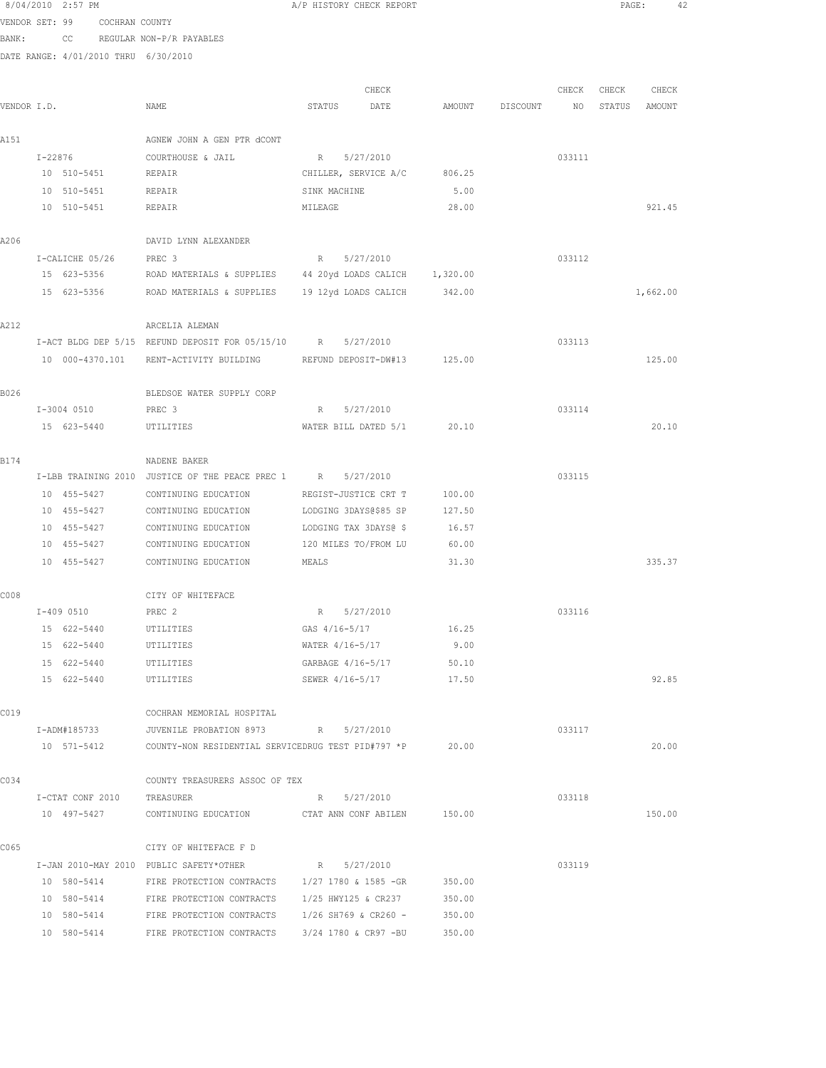8/04/2010 2:57 PM A/P HISTORY CHECK REPORT

VENDOR SET: 99 COCHRAN COUNTY

BANK: CC REGULAR NON-P/R PAYABLES

DATE RANGE: 4/01/2010 THRU 6/30/2010

| VENDOR I.D. | NAME | STATUS | CHECK DATE | AMOUNT | DISCOUNT | CHECK NO | CHECK STATUS | CHECK AMOUNT |
|---|---|---|---|---|---|---|---|---|
| A151 | AGNEW JOHN A GEN PTR dCONT | | | | | | | |
| I-22876 | COURTHOUSE & JAIL | R | 5/27/2010 | | | 033111 | | |
| 10 510-5451 | REPAIR | CHILLER, SERVICE A/C | | 806.25 | | | | |
| 10 510-5451 | REPAIR | SINK MACHINE | | 5.00 | | | | |
| 10 510-5451 | REPAIR | MILEAGE | | 28.00 | | | | 921.45 |
| A206 | DAVID LYNN ALEXANDER | | | | | | | |
| I-CALICHE 05/26 | PREC 3 | R | 5/27/2010 | | | 033112 | | |
| 15 623-5356 | ROAD MATERIALS & SUPPLIES | 44 20yd LOADS CALICH | | 1,320.00 | | | | |
| 15 623-5356 | ROAD MATERIALS & SUPPLIES | 19 12yd LOADS CALICH | | 342.00 | | | | 1,662.00 |
| A212 | ARCELIA ALEMAN | | | | | | | |
| I-ACT BLDG DEP 5/15 | REFUND DEPOSIT FOR 05/15/10 | R | 5/27/2010 | | | 033113 | | |
| 10 000-4370.101 | RENT-ACTIVITY BUILDING | REFUND DEPOSIT-DW#13 | | 125.00 | | | | 125.00 |
| B026 | BLEDSOE WATER SUPPLY CORP | | | | | | | |
| I-3004 0510 | PREC 3 | R | 5/27/2010 | | | 033114 | | |
| 15 623-5440 | UTILITIES | WATER BILL DATED 5/1 | | 20.10 | | | | 20.10 |
| B174 | NADENE BAKER | | | | | | | |
| I-LBB TRAINING 2010 | JUSTICE OF THE PEACE PREC 1 | R | 5/27/2010 | | | 033115 | | |
| 10 455-5427 | CONTINUING EDUCATION | REGIST-JUSTICE CRT T | | 100.00 | | | | |
| 10 455-5427 | CONTINUING EDUCATION | LODGING 3DAYS@$85 SP | | 127.50 | | | | |
| 10 455-5427 | CONTINUING EDUCATION | LODGING TAX 3DAYS@ $ | | 16.57 | | | | |
| 10 455-5427 | CONTINUING EDUCATION | 120 MILES TO/FROM LU | | 60.00 | | | | |
| 10 455-5427 | CONTINUING EDUCATION | MEALS | | 31.30 | | | | 335.37 |
| C008 | CITY OF WHITEFACE | | | | | | | |
| I-409 0510 | PREC 2 | R | 5/27/2010 | | | 033116 | | |
| 15 622-5440 | UTILITIES | GAS 4/16-5/17 | | 16.25 | | | | |
| 15 622-5440 | UTILITIES | WATER 4/16-5/17 | | 9.00 | | | | |
| 15 622-5440 | UTILITIES | GARBAGE 4/16-5/17 | | 50.10 | | | | |
| 15 622-5440 | UTILITIES | SEWER 4/16-5/17 | | 17.50 | | | | 92.85 |
| C019 | COCHRAN MEMORIAL HOSPITAL | | | | | | | |
| I-ADM#185733 | JUVENILE PROBATION 8973 | R | 5/27/2010 | | | 033117 | | |
| 10 571-5412 | COUNTY-NON RESIDENTIAL SERVICE | DRUG TEST PID#797 *P | | 20.00 | | | | 20.00 |
| C034 | COUNTY TREASURERS ASSOC OF TEX | | | | | | | |
| I-CTAT CONF 2010 | TREASURER | R | 5/27/2010 | | | 033118 | | |
| 10 497-5427 | CONTINUING EDUCATION | CTAT ANN CONF ABILEN | | 150.00 | | | | 150.00 |
| C065 | CITY OF WHITEFACE F D | | | | | | | |
| I-JAN 2010-MAY 2010 | PUBLIC SAFETY*OTHER | R | 5/27/2010 | | | 033119 | | |
| 10 580-5414 | FIRE PROTECTION CONTRACTS | 1/27 1780 & 1585 -GR | | 350.00 | | | | |
| 10 580-5414 | FIRE PROTECTION CONTRACTS | 1/25 HWY125 & CR237 | | 350.00 | | | | |
| 10 580-5414 | FIRE PROTECTION CONTRACTS | 1/26 SH769 & CR260 - | | 350.00 | | | | |
| 10 580-5414 | FIRE PROTECTION CONTRACTS | 3/24 1780 & CR97 -BU | | 350.00 | | | | |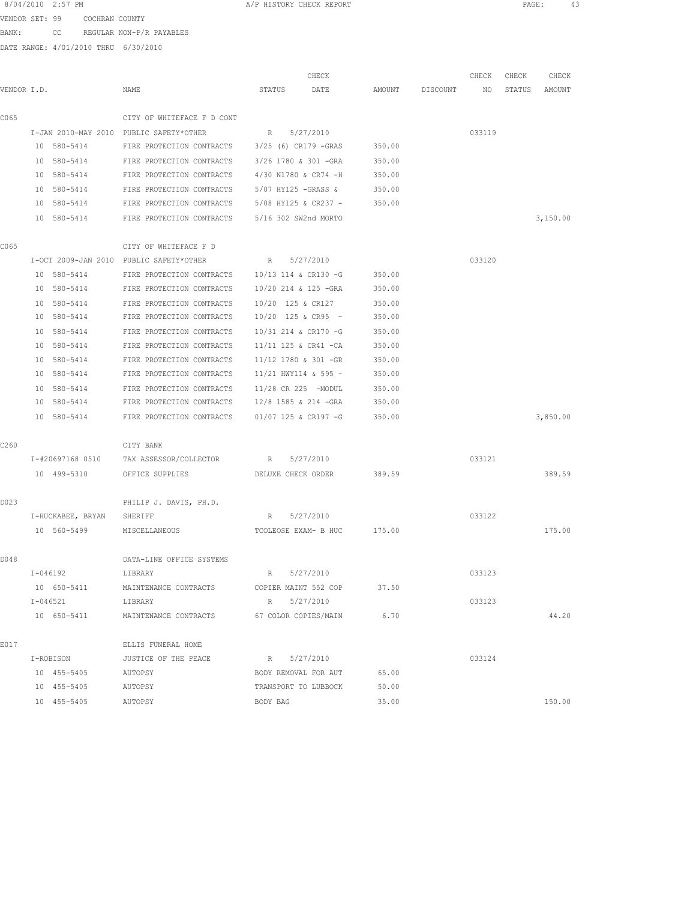8/04/2010 2:57 PM A/P HISTORY CHECK REPORT

VENDOR SET: 99 COCHRAN COUNTY

BANK: CC REGULAR NON-P/R PAYABLES

DATE RANGE: 4/01/2010 THRU 6/30/2010

| VENDOR I.D. | NAME | STATUS | CHECK DATE | AMOUNT | DISCOUNT | CHECK NO | CHECK STATUS | CHECK AMOUNT |
|---|---|---|---|---|---|---|---|---|
| C065 | CITY OF WHITEFACE F D CONT | | | | | | | |
| I-JAN 2010-MAY 2010 | PUBLIC SAFETY*OTHER | R | 5/27/2010 | | | 033119 | | |
| 10 580-5414 | FIRE PROTECTION CONTRACTS | 3/25 (6) CR179 -GRAS | | 350.00 | | | | |
| 10 580-5414 | FIRE PROTECTION CONTRACTS | 3/26 1780 & 301 -GRA | | 350.00 | | | | |
| 10 580-5414 | FIRE PROTECTION CONTRACTS | 4/30 N1780 & CR74 -H | | 350.00 | | | | |
| 10 580-5414 | FIRE PROTECTION CONTRACTS | 5/07 HY125 -GRASS & | | 350.00 | | | | |
| 10 580-5414 | FIRE PROTECTION CONTRACTS | 5/08 HY125 & CR237 - | | 350.00 | | | | |
| 10 580-5414 | FIRE PROTECTION CONTRACTS | 5/16 302 SW2nd MORTO | | | | | | 3,150.00 |
| C065 | CITY OF WHITEFACE F D | | | | | | | |
| I-OCT 2009-JAN 2010 | PUBLIC SAFETY*OTHER | R | 5/27/2010 | | | 033120 | | |
| 10 580-5414 | FIRE PROTECTION CONTRACTS | 10/13 114 & CR130 -G | | 350.00 | | | | |
| 10 580-5414 | FIRE PROTECTION CONTRACTS | 10/20 214 & 125 -GRA | | 350.00 | | | | |
| 10 580-5414 | FIRE PROTECTION CONTRACTS | 10/20 125 & CR127 | | 350.00 | | | | |
| 10 580-5414 | FIRE PROTECTION CONTRACTS | 10/20 125 & CR95 - | | 350.00 | | | | |
| 10 580-5414 | FIRE PROTECTION CONTRACTS | 10/31 214 & CR170 -G | | 350.00 | | | | |
| 10 580-5414 | FIRE PROTECTION CONTRACTS | 11/11 125 & CR41 -CA | | 350.00 | | | | |
| 10 580-5414 | FIRE PROTECTION CONTRACTS | 11/12 1780 & 301 -GR | | 350.00 | | | | |
| 10 580-5414 | FIRE PROTECTION CONTRACTS | 11/21 HWY114 & 595 - | | 350.00 | | | | |
| 10 580-5414 | FIRE PROTECTION CONTRACTS | 11/28 CR 225 -MODUL | | 350.00 | | | | |
| 10 580-5414 | FIRE PROTECTION CONTRACTS | 12/8 1585 & 214 -GRA | | 350.00 | | | | |
| 10 580-5414 | FIRE PROTECTION CONTRACTS | 01/07 125 & CR197 -G | | 350.00 | | | | 3,850.00 |
| C260 | CITY BANK | | | | | | | |
| I-#20697168 0510 | TAX ASSESSOR/COLLECTOR | R | 5/27/2010 | | | 033121 | | |
| 10 499-5310 | OFFICE SUPPLIES | DELUXE CHECK ORDER | | 389.59 | | | | 389.59 |
| D023 | PHILIP J. DAVIS, PH.D. | | | | | | | |
| I-HUCKABEE, BRYAN | SHERIFF | R | 5/27/2010 | | | 033122 | | |
| 10 560-5499 | MISCELLANEOUS | TCOLEOSE EXAM- B HUC | | 175.00 | | | | 175.00 |
| D048 | DATA-LINE OFFICE SYSTEMS | | | | | | | |
| I-046192 | LIBRARY | R | 5/27/2010 | | | 033123 | | |
| 10 650-5411 | MAINTENANCE CONTRACTS | COPIER MAINT 552 COP | | 37.50 | | | | |
| I-046521 | LIBRARY | R | 5/27/2010 | | | 033123 | | |
| 10 650-5411 | MAINTENANCE CONTRACTS | 67 COLOR COPIES/MAIN | | 6.70 | | | | 44.20 |
| E017 | ELLIS FUNERAL HOME | | | | | | | |
| I-ROBISON | JUSTICE OF THE PEACE | R | 5/27/2010 | | | 033124 | | |
| 10 455-5405 | AUTOPSY | BODY REMOVAL FOR AUT | | 65.00 | | | | |
| 10 455-5405 | AUTOPSY | TRANSPORT TO LUBBOCK | | 50.00 | | | | |
| 10 455-5405 | AUTOPSY | BODY BAG | | 35.00 | | | | 150.00 |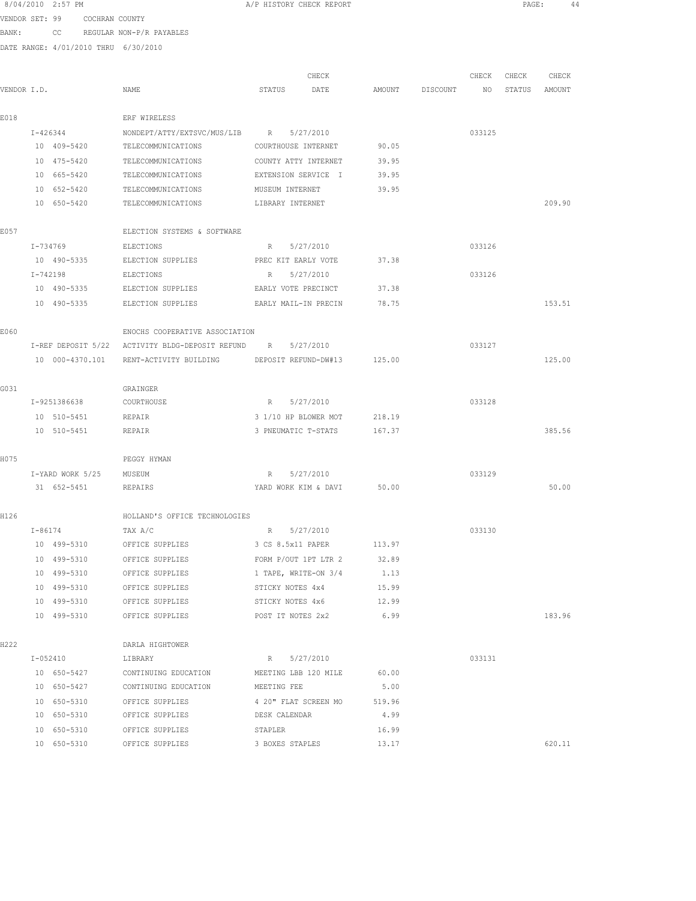8/04/2010 2:57 PM A/P HISTORY CHECK REPORT

VENDOR SET: 99 COCHRAN COUNTY
BANK: CC REGULAR NON-P/R PAYABLES
DATE RANGE: 4/01/2010 THRU 6/30/2010

| VENDOR I.D. | NAME | STATUS | CHECK DATE | AMOUNT | DISCOUNT | CHECK NO | CHECK STATUS | CHECK AMOUNT |
|---|---|---|---|---|---|---|---|---|
| E018 | ERF WIRELESS | | | | | | | |
| I-426344 | NONDEPT/ATTY/EXTSVC/MUS/LIB | R | 5/27/2010 | | | 033125 | | |
| 10 409-5420 | TELECOMMUNICATIONS | COURTHOUSE INTERNET | | 90.05 | | | | |
| 10 475-5420 | TELECOMMUNICATIONS | COUNTY ATTY INTERNET | | 39.95 | | | | |
| 10 665-5420 | TELECOMMUNICATIONS | EXTENSION SERVICE I | | 39.95 | | | | |
| 10 652-5420 | TELECOMMUNICATIONS | MUSEUM INTERNET | | 39.95 | | | | |
| 10 650-5420 | TELECOMMUNICATIONS | LIBRARY INTERNET | | | | | | 209.90 |
| E057 | ELECTION SYSTEMS & SOFTWARE | | | | | | | |
| I-734769 | ELECTIONS | R | 5/27/2010 | | | 033126 | | |
| 10 490-5335 | ELECTION SUPPLIES | PREC KIT EARLY VOTE | | 37.38 | | | | |
| I-742198 | ELECTIONS | R | 5/27/2010 | | | 033126 | | |
| 10 490-5335 | ELECTION SUPPLIES | EARLY VOTE PRECINCT | | 37.38 | | | | |
| 10 490-5335 | ELECTION SUPPLIES | EARLY MAIL-IN PRECIN | | 78.75 | | | | 153.51 |
| E060 | ENOCHS COOPERATIVE ASSOCIATION | | | | | | | |
| I-REF DEPOSIT 5/22 | ACTIVITY BLDG-DEPOSIT REFUND | R | 5/27/2010 | | | 033127 | | |
| 10 000-4370.101 | RENT-ACTIVITY BUILDING | DEPOSIT REFUND-DW#13 | | 125.00 | | | | 125.00 |
| G031 | GRAINGER | | | | | | | |
| I-9251386638 | COURTHOUSE | R | 5/27/2010 | | | 033128 | | |
| 10 510-5451 | REPAIR | 3 1/10 HP BLOWER MOT | | 218.19 | | | | |
| 10 510-5451 | REPAIR | 3 PNEUMATIC T-STATS | | 167.37 | | | | 385.56 |
| H075 | PEGGY HYMAN | | | | | | | |
| I-YARD WORK 5/25 | MUSEUM | R | 5/27/2010 | | | 033129 | | |
| 31 652-5451 | REPAIRS | YARD WORK KIM & DAVI | | 50.00 | | | | 50.00 |
| H126 | HOLLAND'S OFFICE TECHNOLOGIES | | | | | | | |
| I-86174 | TAX A/C | R | 5/27/2010 | | | 033130 | | |
| 10 499-5310 | OFFICE SUPPLIES | 3 CS 8.5x11 PAPER | | 113.97 | | | | |
| 10 499-5310 | OFFICE SUPPLIES | FORM P/OUT 1PT LTR 2 | | 32.89 | | | | |
| 10 499-5310 | OFFICE SUPPLIES | 1 TAPE, WRITE-ON 3/4 | | 1.13 | | | | |
| 10 499-5310 | OFFICE SUPPLIES | STICKY NOTES 4x4 | | 15.99 | | | | |
| 10 499-5310 | OFFICE SUPPLIES | STICKY NOTES 4x6 | | 12.99 | | | | |
| 10 499-5310 | OFFICE SUPPLIES | POST IT NOTES 2x2 | | 6.99 | | | | 183.96 |
| H222 | DARLA HIGHTOWER | | | | | | | |
| I-052410 | LIBRARY | R | 5/27/2010 | | | 033131 | | |
| 10 650-5427 | CONTINUING EDUCATION | MEETING LBB 120 MILE | | 60.00 | | | | |
| 10 650-5427 | CONTINUING EDUCATION | MEETING FEE | | 5.00 | | | | |
| 10 650-5310 | OFFICE SUPPLIES | 4 20" FLAT SCREEN MO | | 519.96 | | | | |
| 10 650-5310 | OFFICE SUPPLIES | DESK CALENDAR | | 4.99 | | | | |
| 10 650-5310 | OFFICE SUPPLIES | STAPLER | | 16.99 | | | | |
| 10 650-5310 | OFFICE SUPPLIES | 3 BOXES STAPLES | | 13.17 | | | | 620.11 |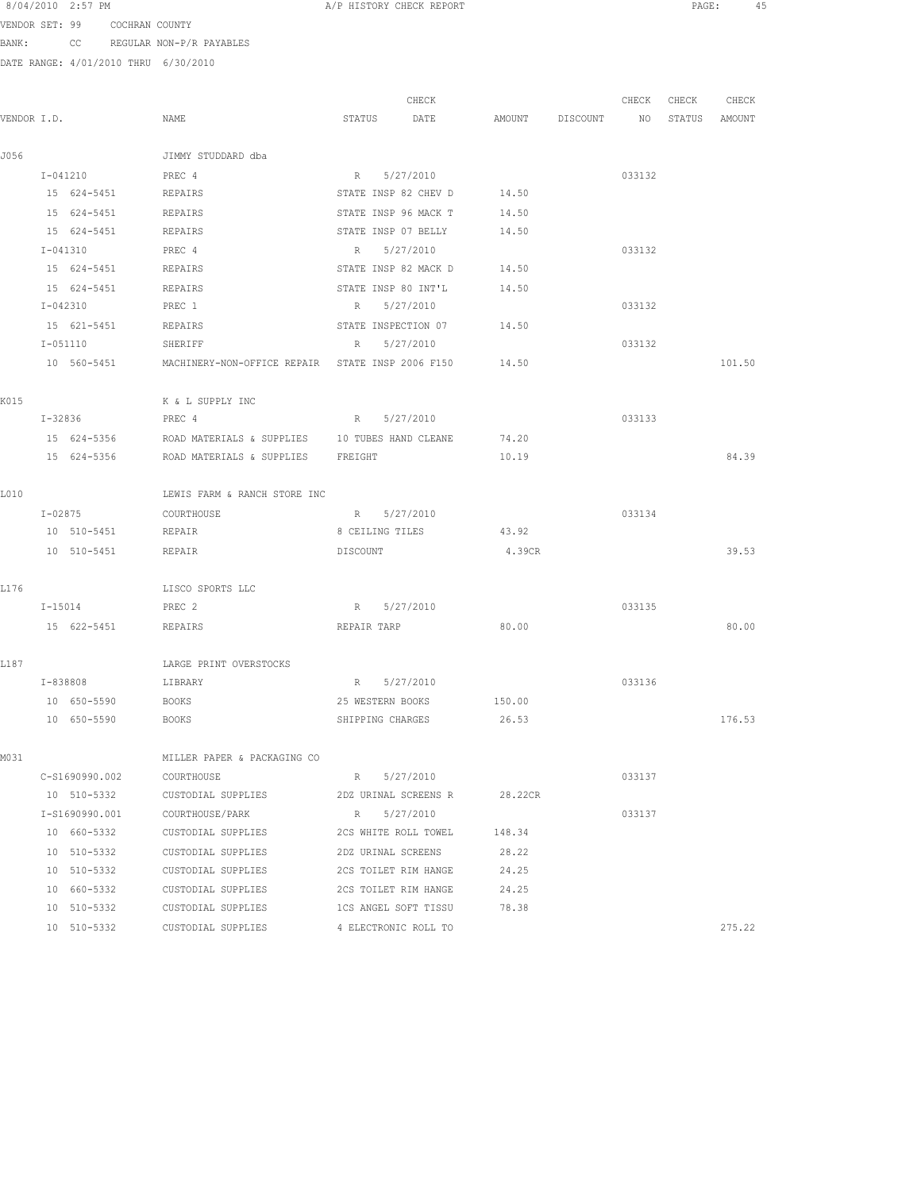8/04/2010 2:57 PM A/P HISTORY CHECK REPORT

VENDOR SET: 99 COCHRAN COUNTY

BANK: CC REGULAR NON-P/R PAYABLES

DATE RANGE: 4/01/2010 THRU 6/30/2010

| VENDOR I.D. | NAME | STATUS | CHECK DATE | AMOUNT | DISCOUNT | CHECK NO | CHECK STATUS | CHECK AMOUNT |
|---|---|---|---|---|---|---|---|---|
| J056 | JIMMY STUDDARD dba | | | | | | | |
| I-041210 | PREC 4 | R | 5/27/2010 | | | 033132 | | |
| 15 624-5451 | REPAIRS | STATE INSP 82 CHEV D | | 14.50 | | | | |
| 15 624-5451 | REPAIRS | STATE INSP 96 MACK T | | 14.50 | | | | |
| 15 624-5451 | REPAIRS | STATE INSP 07 BELLY | | 14.50 | | | | |
| I-041310 | PREC 4 | R | 5/27/2010 | | | 033132 | | |
| 15 624-5451 | REPAIRS | STATE INSP 82 MACK D | | 14.50 | | | | |
| 15 624-5451 | REPAIRS | STATE INSP 80 INT'L | | 14.50 | | | | |
| I-042310 | PREC 1 | R | 5/27/2010 | | | 033132 | | |
| 15 621-5451 | REPAIRS | STATE INSPECTION 07 | | 14.50 | | | | |
| I-051110 | SHERIFF | R | 5/27/2010 | | | 033132 | | |
| 10 560-5451 | MACHINERY-NON-OFFICE REPAIR | STATE INSP 2006 F150 | | 14.50 | | | | 101.50 |
| K015 | K & L SUPPLY INC | | | | | | | |
| I-32836 | PREC 4 | R | 5/27/2010 | | | 033133 | | |
| 15 624-5356 | ROAD MATERIALS & SUPPLIES | 10 TUBES HAND CLEANE | | 74.20 | | | | |
| 15 624-5356 | ROAD MATERIALS & SUPPLIES | FREIGHT | | 10.19 | | | | 84.39 |
| L010 | LEWIS FARM & RANCH STORE INC | | | | | | | |
| I-02875 | COURTHOUSE | R | 5/27/2010 | | | 033134 | | |
| 10 510-5451 | REPAIR | 8 CEILING TILES | | 43.92 | | | | |
| 10 510-5451 | REPAIR | DISCOUNT | | 4.39CR | | | | 39.53 |
| L176 | LISCO SPORTS LLC | | | | | | | |
| I-15014 | PREC 2 | R | 5/27/2010 | | | 033135 | | |
| 15 622-5451 | REPAIRS | REPAIR TARP | | 80.00 | | | | 80.00 |
| L187 | LARGE PRINT OVERSTOCKS | | | | | | | |
| I-838808 | LIBRARY | R | 5/27/2010 | | | 033136 | | |
| 10 650-5590 | BOOKS | 25 WESTERN BOOKS | | 150.00 | | | | |
| 10 650-5590 | BOOKS | SHIPPING CHARGES | | 26.53 | | | | 176.53 |
| M031 | MILLER PAPER & PACKAGING CO | | | | | | | |
| C-S1690990.002 | COURTHOUSE | R | 5/27/2010 | | | 033137 | | |
| 10 510-5332 | CUSTODIAL SUPPLIES | 2DZ URINAL SCREENS R | | 28.22CR | | | | |
| I-S1690990.001 | COURTHOUSE/PARK | R | 5/27/2010 | | | 033137 | | |
| 10 660-5332 | CUSTODIAL SUPPLIES | 2CS WHITE ROLL TOWEL | | 148.34 | | | | |
| 10 510-5332 | CUSTODIAL SUPPLIES | 2DZ URINAL SCREENS | | 28.22 | | | | |
| 10 510-5332 | CUSTODIAL SUPPLIES | 2CS TOILET RIM HANGE | | 24.25 | | | | |
| 10 660-5332 | CUSTODIAL SUPPLIES | 2CS TOILET RIM HANGE | | 24.25 | | | | |
| 10 510-5332 | CUSTODIAL SUPPLIES | 1CS ANGEL SOFT TISSU | | 78.38 | | | | |
| 10 510-5332 | CUSTODIAL SUPPLIES | 4 ELECTRONIC ROLL TO | | | | | | 275.22 |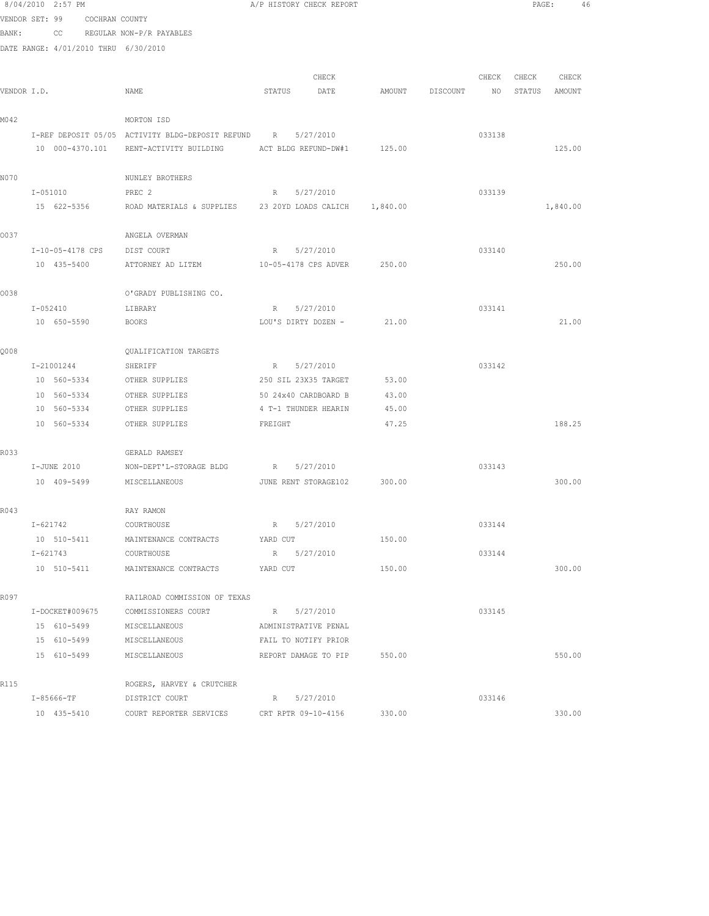8/04/2010 2:57 PM A/P HISTORY CHECK REPORT

VENDOR SET: 99 COCHRAN COUNTY

BANK: CC REGULAR NON-P/R PAYABLES

DATE RANGE: 4/01/2010 THRU 6/30/2010

| VENDOR I.D. | NAME | STATUS | CHECK DATE | AMOUNT | DISCOUNT | CHECK NO | CHECK STATUS | CHECK AMOUNT |
|---|---|---|---|---|---|---|---|---|
| M042 | MORTON ISD | | | | | | | |
| I-REF DEPOSIT 05/05 | ACTIVITY BLDG-DEPOSIT REFUND | R | 5/27/2010 | | | 033138 | | |
| 10 000-4370.101 | RENT-ACTIVITY BUILDING | ACT BLDG REFUND-DW#1 | | 125.00 | | | | 125.00 |
| N070 | NUNLEY BROTHERS | | | | | | | |
| I-051010 | PREC 2 | R | 5/27/2010 | | | 033139 | | |
| 15 622-5356 | ROAD MATERIALS & SUPPLIES | 23 20YD LOADS CALICH | | 1,840.00 | | | | 1,840.00 |
| O037 | ANGELA OVERMAN | | | | | | | |
| I-10-05-4178 CPS | DIST COURT | R | 5/27/2010 | | | 033140 | | |
| 10 435-5400 | ATTORNEY AD LITEM | 10-05-4178 CPS ADVER | | 250.00 | | | | 250.00 |
| O038 | O'GRADY PUBLISHING CO. | | | | | | | |
| I-052410 | LIBRARY | R | 5/27/2010 | | | 033141 | | |
| 10 650-5590 | BOOKS | LOU'S DIRTY DOZEN - | | 21.00 | | | | 21.00 |
| Q008 | QUALIFICATION TARGETS | | | | | | | |
| I-21001244 | SHERIFF | R | 5/27/2010 | | | 033142 | | |
| 10 560-5334 | OTHER SUPPLIES | 250 SIL 23X35 TARGET | | 53.00 | | | | |
| 10 560-5334 | OTHER SUPPLIES | 50 24x40 CARDBOARD B | | 43.00 | | | | |
| 10 560-5334 | OTHER SUPPLIES | 4 T-1 THUNDER HEARIN | | 45.00 | | | | |
| 10 560-5334 | OTHER SUPPLIES | FREIGHT | | 47.25 | | | | 188.25 |
| R033 | GERALD RAMSEY | | | | | | | |
| I-JUNE 2010 | NON-DEPT'L-STORAGE BLDG | R | 5/27/2010 | | | 033143 | | |
| 10 409-5499 | MISCELLANEOUS | JUNE RENT STORAGE102 | | 300.00 | | | | 300.00 |
| R043 | RAY RAMON | | | | | | | |
| I-621742 | COURTHOUSE | R | 5/27/2010 | | | 033144 | | |
| 10 510-5411 | MAINTENANCE CONTRACTS | YARD CUT | | 150.00 | | | | |
| I-621743 | COURTHOUSE | R | 5/27/2010 | | | 033144 | | |
| 10 510-5411 | MAINTENANCE CONTRACTS | YARD CUT | | 150.00 | | | | 300.00 |
| R097 | RAILROAD COMMISSION OF TEXAS | | | | | | | |
| I-DOCKET#009675 | COMMISSIONERS COURT | R | 5/27/2010 | | | 033145 | | |
| 15 610-5499 | MISCELLANEOUS | ADMINISTRATIVE PENAL | | | | | | |
| 15 610-5499 | MISCELLANEOUS | FAIL TO NOTIFY PRIOR | | | | | | |
| 15 610-5499 | MISCELLANEOUS | REPORT DAMAGE TO PIP | | 550.00 | | | | 550.00 |
| R115 | ROGERS, HARVEY & CRUTCHER | | | | | | | |
| I-85666-TF | DISTRICT COURT | R | 5/27/2010 | | | 033146 | | |
| 10 435-5410 | COURT REPORTER SERVICES | CRT RPTR 09-10-4156 | | 330.00 | | | | 330.00 |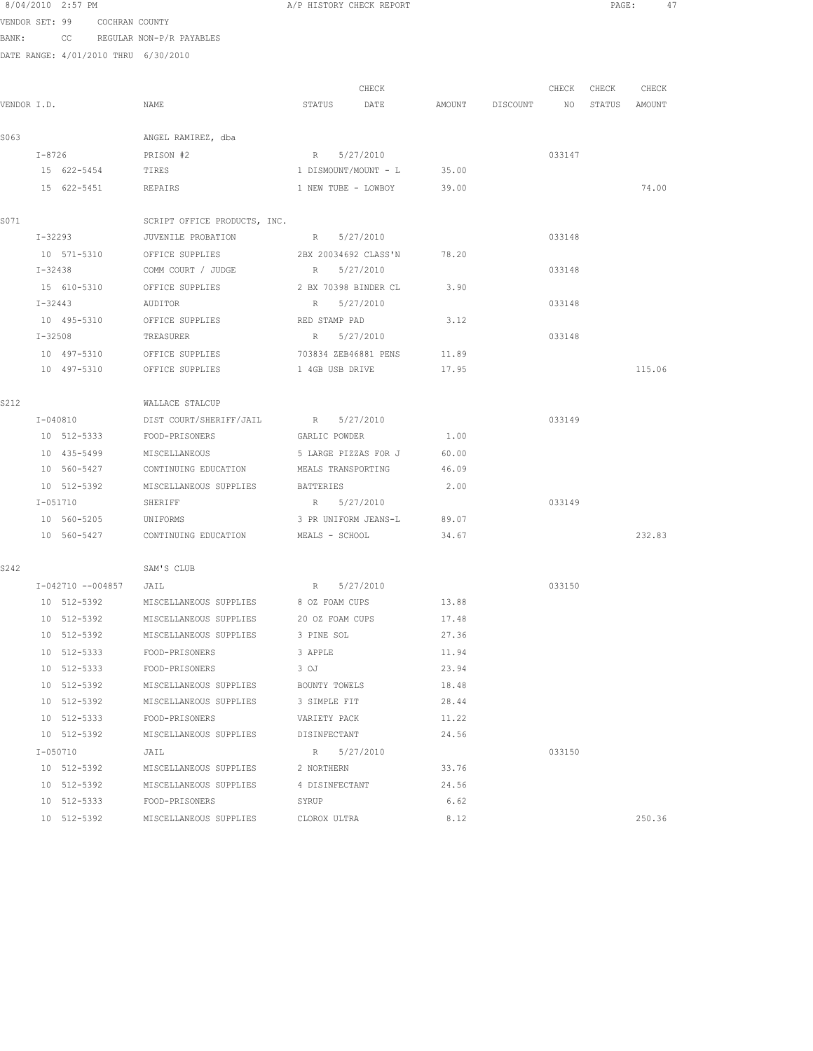8/04/2010 2:57 PM A/P HISTORY CHECK REPORT

VENDOR SET: 99 COCHRAN COUNTY
BANK: CC REGULAR NON-P/R PAYABLES
DATE RANGE: 4/01/2010 THRU 6/30/2010

| VENDOR I.D. | NAME | STATUS | CHECK DATE | AMOUNT | DISCOUNT | CHECK NO | CHECK STATUS | CHECK AMOUNT |
|---|---|---|---|---|---|---|---|---|
| S063 | ANGEL RAMIREZ, dba | | | | | | | |
| I-8726 | PRISON #2 | R | 5/27/2010 | | | 033147 | | |
| 15 622-5454 | TIRES | 1 DISMOUNT/MOUNT - L | | 35.00 | | | | |
| 15 622-5451 | REPAIRS | 1 NEW TUBE - LOWBOY | | 39.00 | | | | 74.00 |
| S071 | SCRIPT OFFICE PRODUCTS, INC. | | | | | | | |
| I-32293 | JUVENILE PROBATION | R | 5/27/2010 | | | 033148 | | |
| 10 571-5310 | OFFICE SUPPLIES | 2BX 20034692 CLASS'N | | 78.20 | | | | |
| I-32438 | COMM COURT / JUDGE | R | 5/27/2010 | | | 033148 | | |
| 15 610-5310 | OFFICE SUPPLIES | 2 BX 70398 BINDER CL | | 3.90 | | | | |
| I-32443 | AUDITOR | R | 5/27/2010 | | | 033148 | | |
| 10 495-5310 | OFFICE SUPPLIES | RED STAMP PAD | | 3.12 | | | | |
| I-32508 | TREASURER | R | 5/27/2010 | | | 033148 | | |
| 10 497-5310 | OFFICE SUPPLIES | 703834 ZEB46881 PENS | | 11.89 | | | | |
| 10 497-5310 | OFFICE SUPPLIES | 1 4GB USB DRIVE | | 17.95 | | | | 115.06 |
| S212 | WALLACE STALCUP | | | | | | | |
| I-040810 | DIST COURT/SHERIFF/JAIL | R | 5/27/2010 | | | 033149 | | |
| 10 512-5333 | FOOD-PRISONERS | GARLIC POWDER | | 1.00 | | | | |
| 10 435-5499 | MISCELLANEOUS | 5 LARGE PIZZAS FOR J | | 60.00 | | | | |
| 10 560-5427 | CONTINUING EDUCATION | MEALS TRANSPORTING | | 46.09 | | | | |
| 10 512-5392 | MISCELLANEOUS SUPPLIES | BATTERIES | | 2.00 | | | | |
| I-051710 | SHERIFF | R | 5/27/2010 | | | 033149 | | |
| 10 560-5205 | UNIFORMS | 3 PR UNIFORM JEANS-L | | 89.07 | | | | |
| 10 560-5427 | CONTINUING EDUCATION | MEALS - SCHOOL | | 34.67 | | | | 232.83 |
| S242 | SAM'S CLUB | | | | | | | |
| I-042710 --004857 | JAIL | R | 5/27/2010 | | | 033150 | | |
| 10 512-5392 | MISCELLANEOUS SUPPLIES | 8 OZ FOAM CUPS | | 13.88 | | | | |
| 10 512-5392 | MISCELLANEOUS SUPPLIES | 20 OZ FOAM CUPS | | 17.48 | | | | |
| 10 512-5392 | MISCELLANEOUS SUPPLIES | 3 PINE SOL | | 27.36 | | | | |
| 10 512-5333 | FOOD-PRISONERS | 3 APPLE | | 11.94 | | | | |
| 10 512-5333 | FOOD-PRISONERS | 3 OJ | | 23.94 | | | | |
| 10 512-5392 | MISCELLANEOUS SUPPLIES | BOUNTY TOWELS | | 18.48 | | | | |
| 10 512-5392 | MISCELLANEOUS SUPPLIES | 3 SIMPLE FIT | | 28.44 | | | | |
| 10 512-5333 | FOOD-PRISONERS | VARIETY PACK | | 11.22 | | | | |
| 10 512-5392 | MISCELLANEOUS SUPPLIES | DISINFECTANT | | 24.56 | | | | |
| I-050710 | JAIL | R | 5/27/2010 | | | 033150 | | |
| 10 512-5392 | MISCELLANEOUS SUPPLIES | 2 NORTHERN | | 33.76 | | | | |
| 10 512-5392 | MISCELLANEOUS SUPPLIES | 4 DISINFECTANT | | 24.56 | | | | |
| 10 512-5333 | FOOD-PRISONERS | SYRUP | | 6.62 | | | | |
| 10 512-5392 | MISCELLANEOUS SUPPLIES | CLOROX ULTRA | | 8.12 | | | | 250.36 |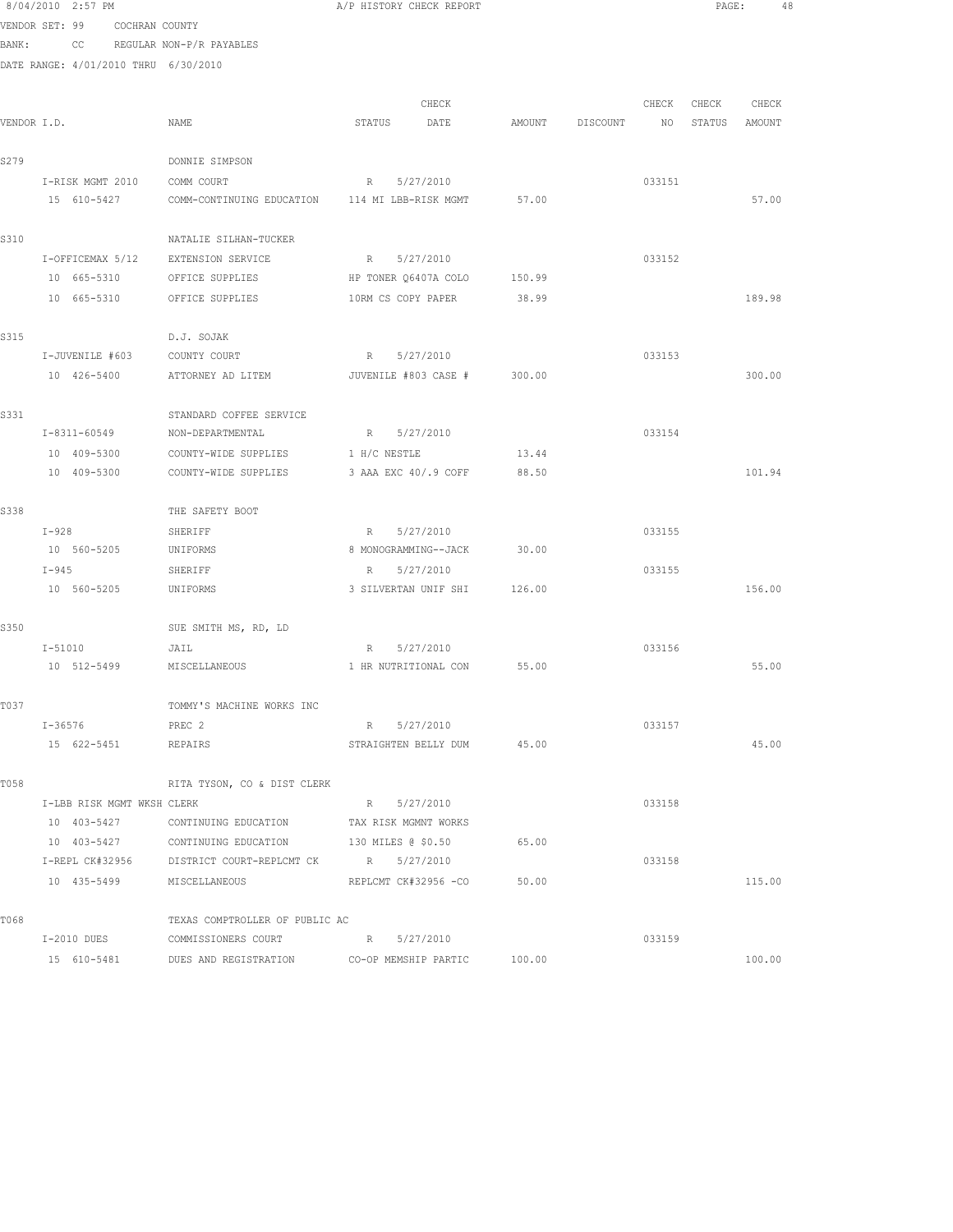8/04/2010 2:57 PM A/P HISTORY CHECK REPORT

VENDOR SET: 99 COCHRAN COUNTY

BANK: CC REGULAR NON-P/R PAYABLES

DATE RANGE: 4/01/2010 THRU 6/30/2010

| VENDOR I.D. | NAME | STATUS | CHECK DATE | | AMOUNT | DISCOUNT | CHECK NO | CHECK STATUS | CHECK AMOUNT |
|---|---|---|---|---|---|---|---|---|---|
| S279 | DONNIE SIMPSON | | | | | | | | |
| I-RISK MGMT 2010 | COMM COURT | R | 5/27/2010 | | | | 033151 | | |
| 15 610-5427 | COMM-CONTINUING EDUCATION | 114 MI LBB-RISK MGMT | | | 57.00 | | | | 57.00 |
| S310 | NATALIE SILHAN-TUCKER | | | | | | | | |
| I-OFFICEMAX 5/12 | EXTENSION SERVICE | R | 5/27/2010 | | | | 033152 | | |
| 10 665-5310 | OFFICE SUPPLIES | HP TONER Q6407A COLO | | | 150.99 | | | | |
| 10 665-5310 | OFFICE SUPPLIES | 10RM CS COPY PAPER | | | 38.99 | | | | 189.98 |
| S315 | D.J. SOJAK | | | | | | | | |
| I-JUVENILE #603 | COUNTY COURT | R | 5/27/2010 | | | | 033153 | | |
| 10 426-5400 | ATTORNEY AD LITEM | JUVENILE #803 CASE # | | | 300.00 | | | | 300.00 |
| S331 | STANDARD COFFEE SERVICE | | | | | | | | |
| I-8311-60549 | NON-DEPARTMENTAL | R | 5/27/2010 | | | | 033154 | | |
| 10 409-5300 | COUNTY-WIDE SUPPLIES | 1 H/C NESTLE | | | 13.44 | | | | |
| 10 409-5300 | COUNTY-WIDE SUPPLIES | 3 AAA EXC 40/.9 COFF | | | 88.50 | | | | 101.94 |
| S338 | THE SAFETY BOOT | | | | | | | | |
| I-928 | SHERIFF | R | 5/27/2010 | | | | 033155 | | |
| 10 560-5205 | UNIFORMS | 8 MONOGRAMMING--JACK | | | 30.00 | | | | |
| I-945 | SHERIFF | R | 5/27/2010 | | | | 033155 | | |
| 10 560-5205 | UNIFORMS | 3 SILVERTAN UNIF SHI | | | 126.00 | | | | 156.00 |
| S350 | SUE SMITH MS, RD, LD | | | | | | | | |
| I-51010 | JAIL | R | 5/27/2010 | | | | 033156 | | |
| 10 512-5499 | MISCELLANEOUS | 1 HR NUTRITIONAL CON | | | 55.00 | | | | 55.00 |
| T037 | TOMMY'S MACHINE WORKS INC | | | | | | | | |
| I-36576 | PREC 2 | R | 5/27/2010 | | | | 033157 | | |
| 15 622-5451 | REPAIRS | STRAIGHTEN BELLY DUM | | | 45.00 | | | | 45.00 |
| T058 | RITA TYSON, CO & DIST CLERK | | | | | | | | |
| I-LBB RISK MGMT WKSH | CLERK | R | 5/27/2010 | | | | 033158 | | |
| 10 403-5427 | CONTINUING EDUCATION | TAX RISK MGMNT WORKS | | | | | | | |
| 10 403-5427 | CONTINUING EDUCATION | 130 MILES @ $0.50 | | | 65.00 | | | | |
| I-REPL CK#32956 | DISTRICT COURT-REPLCMT CK | R | 5/27/2010 | | | | 033158 | | |
| 10 435-5499 | MISCELLANEOUS | REPLCMT CK#32956 -CO | | | 50.00 | | | | 115.00 |
| T068 | TEXAS COMPTROLLER OF PUBLIC AC | | | | | | | | |
| I-2010 DUES | COMMISSIONERS COURT | R | 5/27/2010 | | | | 033159 | | |
| 15 610-5481 | DUES AND REGISTRATION | CO-OP MEMSHIP PARTIC | | | 100.00 | | | | 100.00 |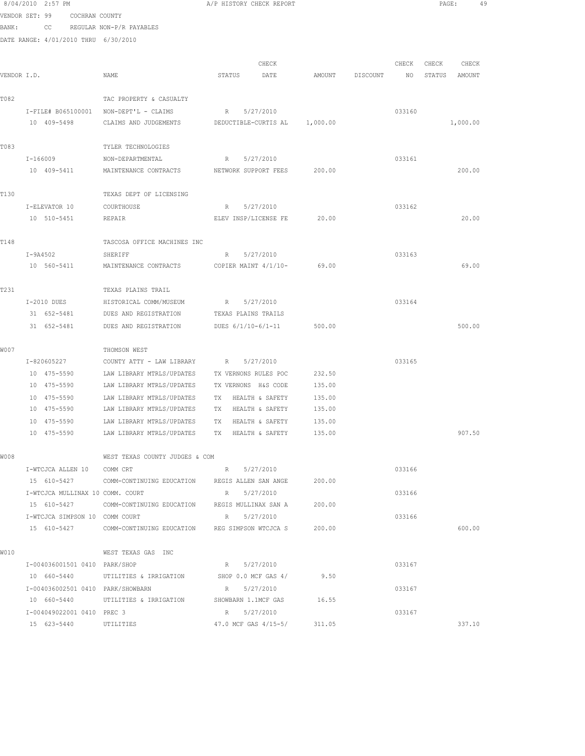8/04/2010 2:57 PM A/P HISTORY CHECK REPORT

VENDOR SET: 99 COCHRAN COUNTY

BANK: CC REGULAR NON-P/R PAYABLES

DATE RANGE: 4/01/2010 THRU 6/30/2010

| VENDOR I.D. | NAME | STATUS | CHECK DATE | AMOUNT | DISCOUNT | CHECK NO | CHECK STATUS | CHECK AMOUNT |
|---|---|---|---|---|---|---|---|---|
| T082 | TAC PROPERTY & CASUALTY | | | | | | | |
| I-FILE# B065100001 | NON-DEPT'L - CLAIMS | R | 5/27/2010 | | | 033160 | | |
| 10 409-5498 | CLAIMS AND JUDGEMENTS | DEDUCTIBLE-CURTIS AL | | 1,000.00 | | | | 1,000.00 |
| T083 | TYLER TECHNOLOGIES | | | | | | | |
| I-166009 | NON-DEPARTMENTAL | R | 5/27/2010 | | | 033161 | | |
| 10 409-5411 | MAINTENANCE CONTRACTS | NETWORK SUPPORT FEES | | 200.00 | | | | 200.00 |
| T130 | TEXAS DEPT OF LICENSING | | | | | | | |
| I-ELEVATOR 10 | COURTHOUSE | R | 5/27/2010 | | | 033162 | | |
| 10 510-5451 | REPAIR | ELEV INSP/LICENSE FE | | 20.00 | | | | 20.00 |
| T148 | TASCOSA OFFICE MACHINES INC | | | | | | | |
| I-9A4502 | SHERIFF | R | 5/27/2010 | | | 033163 | | |
| 10 560-5411 | MAINTENANCE CONTRACTS | COPIER MAINT 4/1/10- | | 69.00 | | | | 69.00 |
| T231 | TEXAS PLAINS TRAIL | | | | | | | |
| I-2010 DUES | HISTORICAL COMM/MUSEUM | R | 5/27/2010 | | | 033164 | | |
| 31 652-5481 | DUES AND REGISTRATION | TEXAS PLAINS TRAILS | | | | | | |
| 31 652-5481 | DUES AND REGISTRATION | DUES 6/1/10-6/1-11 | | 500.00 | | | | 500.00 |
| W007 | THOMSON WEST | | | | | | | |
| I-820605227 | COUNTY ATTY - LAW LIBRARY | R | 5/27/2010 | | | 033165 | | |
| 10 475-5590 | LAW LIBRARY MTRLS/UPDATES | TX VERNONS RULES POC | | 232.50 | | | | |
| 10 475-5590 | LAW LIBRARY MTRLS/UPDATES | TX VERNONS H&S CODE | | 135.00 | | | | |
| 10 475-5590 | LAW LIBRARY MTRLS/UPDATES | TX HEALTH & SAFETY | | 135.00 | | | | |
| 10 475-5590 | LAW LIBRARY MTRLS/UPDATES | TX HEALTH & SAFETY | | 135.00 | | | | |
| 10 475-5590 | LAW LIBRARY MTRLS/UPDATES | TX HEALTH & SAFETY | | 135.00 | | | | |
| 10 475-5590 | LAW LIBRARY MTRLS/UPDATES | TX HEALTH & SAFETY | | 135.00 | | | | 907.50 |
| W008 | WEST TEXAS COUNTY JUDGES & COM | | | | | | | |
| I-WTCJCA ALLEN 10 | COMM CRT | R | 5/27/2010 | | | 033166 | | |
| 15 610-5427 | COMM-CONTINUING EDUCATION | REGIS ALLEN SAN ANGE | | 200.00 | | | | |
| I-WTCJCA MULLINAX 10 | COMM. COURT | R | 5/27/2010 | | | 033166 | | |
| 15 610-5427 | COMM-CONTINUING EDUCATION | REGIS MULLINAX SAN A | | 200.00 | | | | |
| I-WTCJCA SIMPSON 10 | COMM COURT | R | 5/27/2010 | | | 033166 | | |
| 15 610-5427 | COMM-CONTINUING EDUCATION | REG SIMPSON WTCJCA S | | 200.00 | | | | 600.00 |
| W010 | WEST TEXAS GAS INC | | | | | | | |
| I-004036001501 0410 | PARK/SHOP | R | 5/27/2010 | | | 033167 | | |
| 10 660-5440 | UTILITIES & IRRIGATION | SHOP 0.0 MCF GAS 4/ | | 9.50 | | | | |
| I-004036002501 0410 | PARK/SHOWBARN | R | 5/27/2010 | | | 033167 | | |
| 10 660-5440 | UTILITIES & IRRIGATION | SHOWBARN 1.1MCF GAS | | 16.55 | | | | |
| I-004049022001 0410 | PREC 3 | R | 5/27/2010 | | | 033167 | | |
| 15 623-5440 | UTILITIES | 47.0 MCF GAS 4/15-5/ | | 311.05 | | | | 337.10 |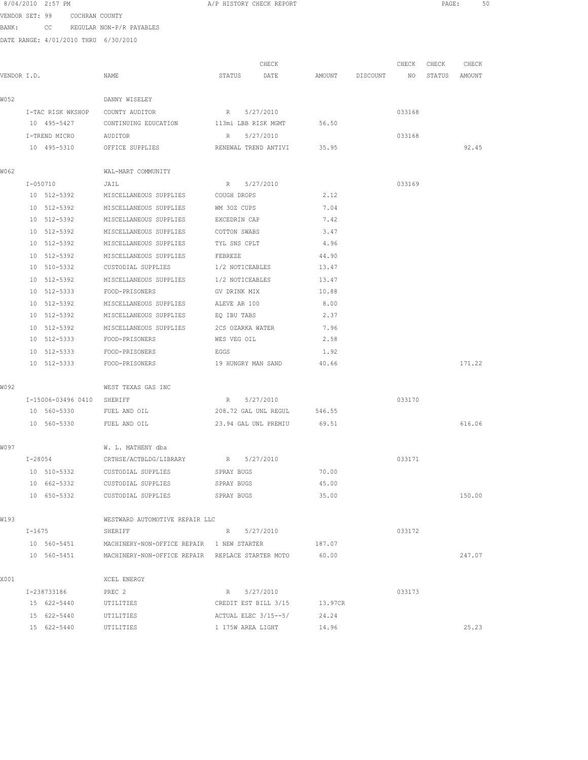A/P HISTORY CHECK REPORT

VENDOR SET: 99 COCHRAN COUNTY
BANK: CC REGULAR NON-P/R PAYABLES
DATE RANGE: 4/01/2010 THRU 6/30/2010

| VENDOR I.D. | NAME | STATUS | CHECK DATE | | AMOUNT | DISCOUNT | CHECK NO | CHECK STATUS | CHECK AMOUNT |
|---|---|---|---|---|---|---|---|---|---|
| W052 | DANNY WISELEY | | | | | | | | |
| I-TAC RISK WKSHOP | COUNTY AUDITOR | R | 5/27/2010 | | | | 033168 | | |
| 10 495-5427 | CONTINUING EDUCATION | 113mi LBB RISK MGMT | | | 56.50 | | | | |
| I-TREND MICRO | AUDITOR | R | 5/27/2010 | | | | 033168 | | |
| 10 495-5310 | OFFICE SUPPLIES | RENEWAL TREND ANTIVI | | | 35.95 | | | | 92.45 |
| W062 | WAL-MART COMMUNITY | | | | | | | | |
| I-050710 | JAIL | R | 5/27/2010 | | | | 033169 | | |
| 10 512-5392 | MISCELLANEOUS SUPPLIES | COUGH DROPS | | | 2.12 | | | | |
| 10 512-5392 | MISCELLANEOUS SUPPLIES | WM 3OZ CUPS | | | 7.04 | | | | |
| 10 512-5392 | MISCELLANEOUS SUPPLIES | EXCEDRIN CAP | | | 7.42 | | | | |
| 10 512-5392 | MISCELLANEOUS SUPPLIES | COTTON SWABS | | | 3.47 | | | | |
| 10 512-5392 | MISCELLANEOUS SUPPLIES | TYL SNS CPLT | | | 4.96 | | | | |
| 10 512-5392 | MISCELLANEOUS SUPPLIES | FEBREZE | | | 44.90 | | | | |
| 10 510-5332 | CUSTODIAL SUPPLIES | 1/2 NOTICEABLES | | | 13.47 | | | | |
| 10 512-5392 | MISCELLANEOUS SUPPLIES | 1/2 NOTICEABLES | | | 13.47 | | | | |
| 10 512-5333 | FOOD-PRISONERS | GV DRINK MIX | | | 10.88 | | | | |
| 10 512-5392 | MISCELLANEOUS SUPPLIES | ALEVE AR 100 | | | 8.00 | | | | |
| 10 512-5392 | MISCELLANEOUS SUPPLIES | EQ IBU TABS | | | 2.37 | | | | |
| 10 512-5392 | MISCELLANEOUS SUPPLIES | 2CS OZARKA WATER | | | 7.96 | | | | |
| 10 512-5333 | FOOD-PRISONERS | WES VEG OIL | | | 2.58 | | | | |
| 10 512-5333 | FOOD-PRISONERS | EGGS | | | 1.92 | | | | |
| 10 512-5333 | FOOD-PRISONERS | 19 HUNGRY MAN SAND | | | 40.66 | | | | 171.22 |
| W092 | WEST TEXAS GAS INC | | | | | | | | |
| I-15006-03496 0410 | SHERIFF | R | 5/27/2010 | | | | 033170 | | |
| 10 560-5330 | FUEL AND OIL | 208.72 GAL UNL REGUL | | | 546.55 | | | | |
| 10 560-5330 | FUEL AND OIL | 23.94 GAL UNL PREMIU | | | 69.51 | | | | 616.06 |
| W097 | W. L. MATHENY dba | | | | | | | | |
| I-28054 | CRTHSE/ACTBLDG/LIBRARY | R | 5/27/2010 | | | | 033171 | | |
| 10 510-5332 | CUSTODIAL SUPPLIES | SPRAY BUGS | | | 70.00 | | | | |
| 10 662-5332 | CUSTODIAL SUPPLIES | SPRAY BUGS | | | 45.00 | | | | |
| 10 650-5332 | CUSTODIAL SUPPLIES | SPRAY BUGS | | | 35.00 | | | | 150.00 |
| W193 | WESTWARD AUTOMOTIVE REPAIR LLC | | | | | | | | |
| I-1675 | SHERIFF | R | 5/27/2010 | | | | 033172 | | |
| 10 560-5451 | MACHINERY-NON-OFFICE REPAIR | 1 NEW STARTER | | | 187.07 | | | | |
| 10 560-5451 | MACHINERY-NON-OFFICE REPAIR | REPLACE STARTER MOTO | | | 60.00 | | | | 247.07 |
| X001 | XCEL ENERGY | | | | | | | | |
| I-238733186 | PREC 2 | R | 5/27/2010 | | | | 033173 | | |
| 15 622-5440 | UTILITIES | CREDIT EST BILL 3/15 | | | 13.97CR | | | | |
| 15 622-5440 | UTILITIES | ACTUAL ELEC 3/15--5/ | | | 24.24 | | | | |
| 15 622-5440 | UTILITIES | 1 175W AREA LIGHT | | | 14.96 | | | | 25.23 |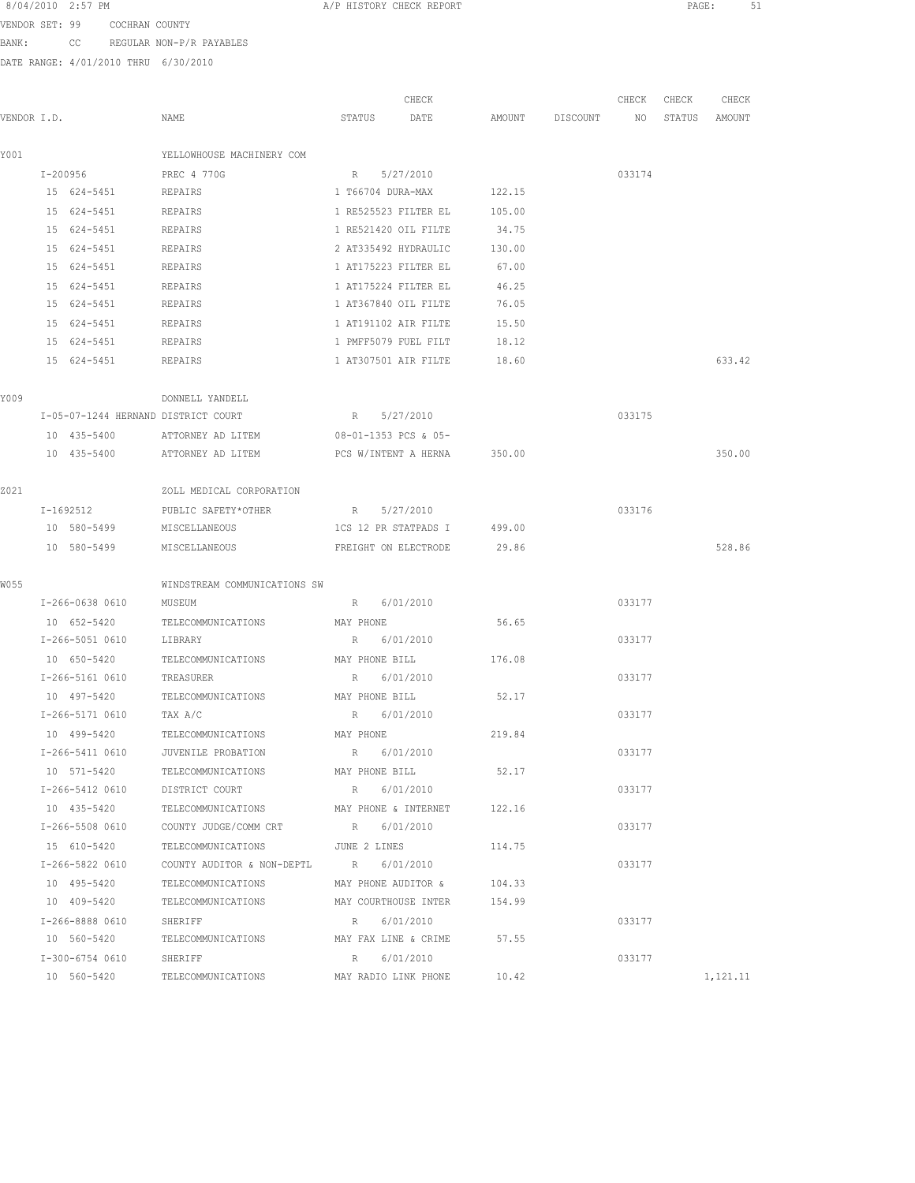8/04/2010 2:57 PM A/P HISTORY CHECK REPORT

VENDOR SET: 99 COCHRAN COUNTY

BANK: CC REGULAR NON-P/R PAYABLES

DATE RANGE: 4/01/2010 THRU 6/30/2010

| VENDOR I.D. | NAME | STATUS | CHECK DATE | AMOUNT | DISCOUNT | CHECK NO | CHECK STATUS | CHECK AMOUNT |
|---|---|---|---|---|---|---|---|---|
| Y001 | YELLOWHOUSE MACHINERY COM | | | | | | | |
| I-200956 | PREC 4 770G | R | 5/27/2010 | | | 033174 | | |
| 15 624-5451 | REPAIRS | 1 T66704 DURA-MAX | | 122.15 | | | | |
| 15 624-5451 | REPAIRS | 1 RE525523 FILTER EL | | 105.00 | | | | |
| 15 624-5451 | REPAIRS | 1 RE521420 OIL FILTE | | 34.75 | | | | |
| 15 624-5451 | REPAIRS | 2 AT335492 HYDRAULIC | | 130.00 | | | | |
| 15 624-5451 | REPAIRS | 1 AT175223 FILTER EL | | 67.00 | | | | |
| 15 624-5451 | REPAIRS | 1 AT175224 FILTER EL | | 46.25 | | | | |
| 15 624-5451 | REPAIRS | 1 AT367840 OIL FILTE | | 76.05 | | | | |
| 15 624-5451 | REPAIRS | 1 AT191102 AIR FILTE | | 15.50 | | | | |
| 15 624-5451 | REPAIRS | 1 PMFF5079 FUEL FILT | | 18.12 | | | | |
| 15 624-5451 | REPAIRS | 1 AT307501 AIR FILTE | | 18.60 | | | | 633.42 |
| Y009 | DONNELL YANDELL | | | | | | | |
| I-05-07-1244 HERNAND | DISTRICT COURT | R | 5/27/2010 | | | 033175 | | |
| 10 435-5400 | ATTORNEY AD LITEM | 08-01-1353 PCS & 05- | | | | | | |
| 10 435-5400 | ATTORNEY AD LITEM | PCS W/INTENT A HERNA | | 350.00 | | | | 350.00 |
| Z021 | ZOLL MEDICAL CORPORATION | | | | | | | |
| I-1692512 | PUBLIC SAFETY*OTHER | R | 5/27/2010 | | | 033176 | | |
| 10 580-5499 | MISCELLANEOUS | 1CS 12 PR STATPADS I | | 499.00 | | | | |
| 10 580-5499 | MISCELLANEOUS | FREIGHT ON ELECTRODE | | 29.86 | | | | 528.86 |
| W055 | WINDSTREAM COMMUNICATIONS SW | | | | | | | |
| I-266-0638 0610 | MUSEUM | R | 6/01/2010 | | | 033177 | | |
| 10 652-5420 | TELECOMMUNICATIONS | MAY PHONE | | 56.65 | | | | |
| I-266-5051 0610 | LIBRARY | R | 6/01/2010 | | | 033177 | | |
| 10 650-5420 | TELECOMMUNICATIONS | MAY PHONE BILL | | 176.08 | | | | |
| I-266-5161 0610 | TREASURER | R | 6/01/2010 | | | 033177 | | |
| 10 497-5420 | TELECOMMUNICATIONS | MAY PHONE BILL | | 52.17 | | | | |
| I-266-5171 0610 | TAX A/C | R | 6/01/2010 | | | 033177 | | |
| 10 499-5420 | TELECOMMUNICATIONS | MAY PHONE | | 219.84 | | | | |
| I-266-5411 0610 | JUVENILE PROBATION | R | 6/01/2010 | | | 033177 | | |
| 10 571-5420 | TELECOMMUNICATIONS | MAY PHONE BILL | | 52.17 | | | | |
| I-266-5412 0610 | DISTRICT COURT | R | 6/01/2010 | | | 033177 | | |
| 10 435-5420 | TELECOMMUNICATIONS | MAY PHONE & INTERNET | | 122.16 | | | | |
| I-266-5508 0610 | COUNTY JUDGE/COMM CRT | R | 6/01/2010 | | | 033177 | | |
| 15 610-5420 | TELECOMMUNICATIONS | JUNE 2 LINES | | 114.75 | | | | |
| I-266-5822 0610 | COUNTY AUDITOR & NON-DEPTL | R | 6/01/2010 | | | 033177 | | |
| 10 495-5420 | TELECOMMUNICATIONS | MAY PHONE AUDITOR & | | 104.33 | | | | |
| 10 409-5420 | TELECOMMUNICATIONS | MAY COURTHOUSE INTER | | 154.99 | | | | |
| I-266-8888 0610 | SHERIFF | R | 6/01/2010 | | | 033177 | | |
| 10 560-5420 | TELECOMMUNICATIONS | MAY FAX LINE & CRIME | | 57.55 | | | | |
| I-300-6754 0610 | SHERIFF | R | 6/01/2010 | | | 033177 | | |
| 10 560-5420 | TELECOMMUNICATIONS | MAY RADIO LINK PHONE | | 10.42 | | | | 1,121.11 |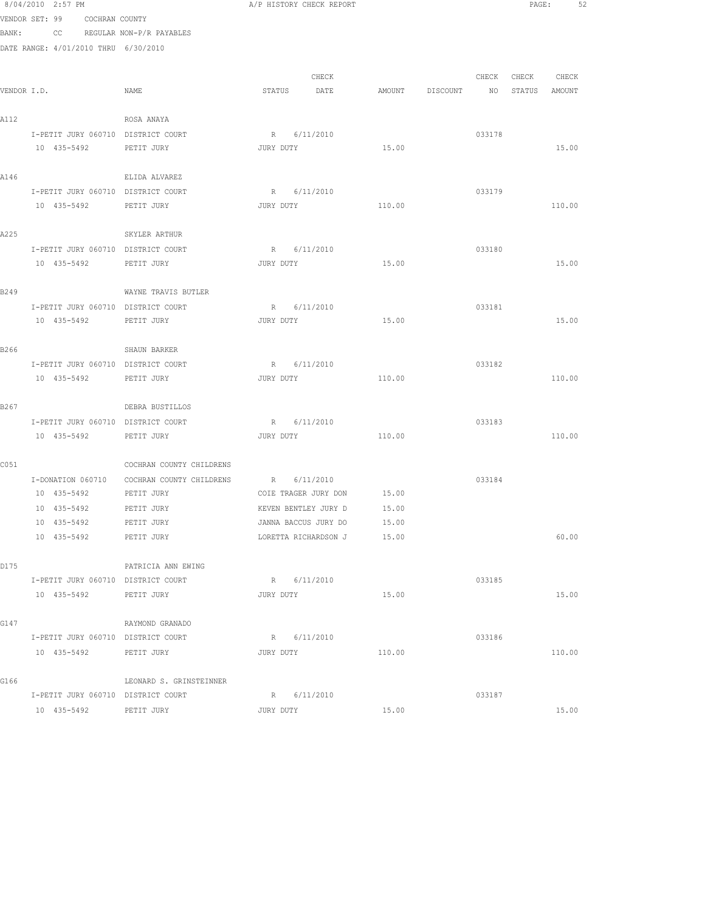8/04/2010 2:57 PM A/P HISTORY CHECK REPORT

VENDOR SET: 99 COCHRAN COUNTY

BANK: CC REGULAR NON-P/R PAYABLES

DATE RANGE: 4/01/2010 THRU 6/30/2010

| VENDOR I.D. | NAME | STATUS | CHECK DATE | AMOUNT | DISCOUNT | CHECK NO | CHECK STATUS | CHECK AMOUNT |
|---|---|---|---|---|---|---|---|---|
| A112 | ROSA ANAYA | | | | | | | |
| I-PETIT JURY 060710 | DISTRICT COURT | R | 6/11/2010 | | | 033178 | | |
| 10 435-5492 | PETIT JURY | JURY DUTY | | 15.00 | | | | 15.00 |
| A146 | ELIDA ALVAREZ | | | | | | | |
| I-PETIT JURY 060710 | DISTRICT COURT | R | 6/11/2010 | | | 033179 | | |
| 10 435-5492 | PETIT JURY | JURY DUTY | | 110.00 | | | | 110.00 |
| A225 | SKYLER ARTHUR | | | | | | | |
| I-PETIT JURY 060710 | DISTRICT COURT | R | 6/11/2010 | | | 033180 | | |
| 10 435-5492 | PETIT JURY | JURY DUTY | | 15.00 | | | | 15.00 |
| B249 | WAYNE TRAVIS BUTLER | | | | | | | |
| I-PETIT JURY 060710 | DISTRICT COURT | R | 6/11/2010 | | | 033181 | | |
| 10 435-5492 | PETIT JURY | JURY DUTY | | 15.00 | | | | 15.00 |
| B266 | SHAUN BARKER | | | | | | | |
| I-PETIT JURY 060710 | DISTRICT COURT | R | 6/11/2010 | | | 033182 | | |
| 10 435-5492 | PETIT JURY | JURY DUTY | | 110.00 | | | | 110.00 |
| B267 | DEBRA BUSTILLOS | | | | | | | |
| I-PETIT JURY 060710 | DISTRICT COURT | R | 6/11/2010 | | | 033183 | | |
| 10 435-5492 | PETIT JURY | JURY DUTY | | 110.00 | | | | 110.00 |
| C051 | COCHRAN COUNTY CHILDRENS | | | | | | | |
| I-DONATION 060710 | COCHRAN COUNTY CHILDRENS | R | 6/11/2010 | | | 033184 | | |
| 10 435-5492 | PETIT JURY | COIE TRAGER JURY DON | | 15.00 | | | | |
| 10 435-5492 | PETIT JURY | KEVEN BENTLEY JURY D | | 15.00 | | | | |
| 10 435-5492 | PETIT JURY | JANNA BACCUS JURY DO | | 15.00 | | | | |
| 10 435-5492 | PETIT JURY | LORETTA RICHARDSON J | | 15.00 | | | | 60.00 |
| D175 | PATRICIA ANN EWING | | | | | | | |
| I-PETIT JURY 060710 | DISTRICT COURT | R | 6/11/2010 | | | 033185 | | |
| 10 435-5492 | PETIT JURY | JURY DUTY | | 15.00 | | | | 15.00 |
| G147 | RAYMOND GRANADO | | | | | | | |
| I-PETIT JURY 060710 | DISTRICT COURT | R | 6/11/2010 | | | 033186 | | |
| 10 435-5492 | PETIT JURY | JURY DUTY | | 110.00 | | | | 110.00 |
| G166 | LEONARD S. GRINSTEINNER | | | | | | | |
| I-PETIT JURY 060710 | DISTRICT COURT | R | 6/11/2010 | | | 033187 | | |
| 10 435-5492 | PETIT JURY | JURY DUTY | | 15.00 | | | | 15.00 |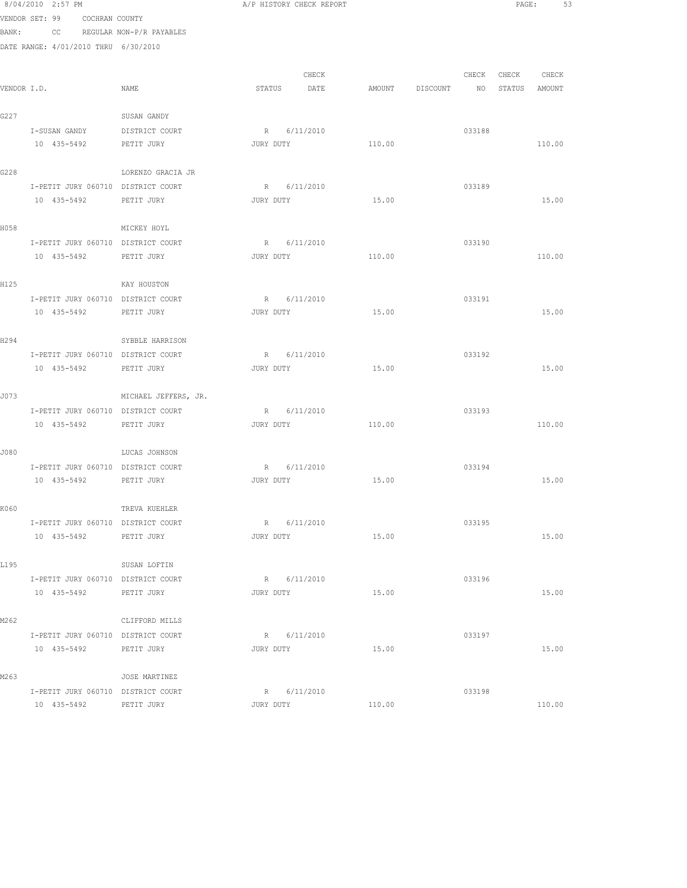8/04/2010 2:57 PM A/P HISTORY CHECK REPORT

VENDOR SET: 99 COCHRAN COUNTY
BANK: CC REGULAR NON-P/R PAYABLES
DATE RANGE: 4/01/2010 THRU 6/30/2010

| VENDOR I.D. | NAME | STATUS | CHECK DATE | AMOUNT | DISCOUNT | CHECK NO | CHECK STATUS | CHECK AMOUNT |
|---|---|---|---|---|---|---|---|---|
| G227 | SUSAN GANDY | | | | | | | |
| I-SUSAN GANDY | DISTRICT COURT | R | 6/11/2010 | | | 033188 | | |
| 10 435-5492 | PETIT JURY | JURY DUTY | | 110.00 | | | | 110.00 |
| G228 | LORENZO GRACIA JR | | | | | | | |
| I-PETIT JURY 060710 | DISTRICT COURT | R | 6/11/2010 | | | 033189 | | |
| 10 435-5492 | PETIT JURY | JURY DUTY | | 15.00 | | | | 15.00 |
| H058 | MICKEY HOYL | | | | | | | |
| I-PETIT JURY 060710 | DISTRICT COURT | R | 6/11/2010 | | | 033190 | | |
| 10 435-5492 | PETIT JURY | JURY DUTY | | 110.00 | | | | 110.00 |
| H125 | KAY HOUSTON | | | | | | | |
| I-PETIT JURY 060710 | DISTRICT COURT | R | 6/11/2010 | | | 033191 | | |
| 10 435-5492 | PETIT JURY | JURY DUTY | | 15.00 | | | | 15.00 |
| H294 | SYBBLE HARRISON | | | | | | | |
| I-PETIT JURY 060710 | DISTRICT COURT | R | 6/11/2010 | | | 033192 | | |
| 10 435-5492 | PETIT JURY | JURY DUTY | | 15.00 | | | | 15.00 |
| J073 | MICHAEL JEFFERS, JR. | | | | | | | |
| I-PETIT JURY 060710 | DISTRICT COURT | R | 6/11/2010 | | | 033193 | | |
| 10 435-5492 | PETIT JURY | JURY DUTY | | 110.00 | | | | 110.00 |
| J080 | LUCAS JOHNSON | | | | | | | |
| I-PETIT JURY 060710 | DISTRICT COURT | R | 6/11/2010 | | | 033194 | | |
| 10 435-5492 | PETIT JURY | JURY DUTY | | 15.00 | | | | 15.00 |
| K060 | TREVA KUEHLER | | | | | | | |
| I-PETIT JURY 060710 | DISTRICT COURT | R | 6/11/2010 | | | 033195 | | |
| 10 435-5492 | PETIT JURY | JURY DUTY | | 15.00 | | | | 15.00 |
| L195 | SUSAN LOFTIN | | | | | | | |
| I-PETIT JURY 060710 | DISTRICT COURT | R | 6/11/2010 | | | 033196 | | |
| 10 435-5492 | PETIT JURY | JURY DUTY | | 15.00 | | | | 15.00 |
| M262 | CLIFFORD MILLS | | | | | | | |
| I-PETIT JURY 060710 | DISTRICT COURT | R | 6/11/2010 | | | 033197 | | |
| 10 435-5492 | PETIT JURY | JURY DUTY | | 15.00 | | | | 15.00 |
| M263 | JOSE MARTINEZ | | | | | | | |
| I-PETIT JURY 060710 | DISTRICT COURT | R | 6/11/2010 | | | 033198 | | |
| 10 435-5492 | PETIT JURY | JURY DUTY | | 110.00 | | | | 110.00 |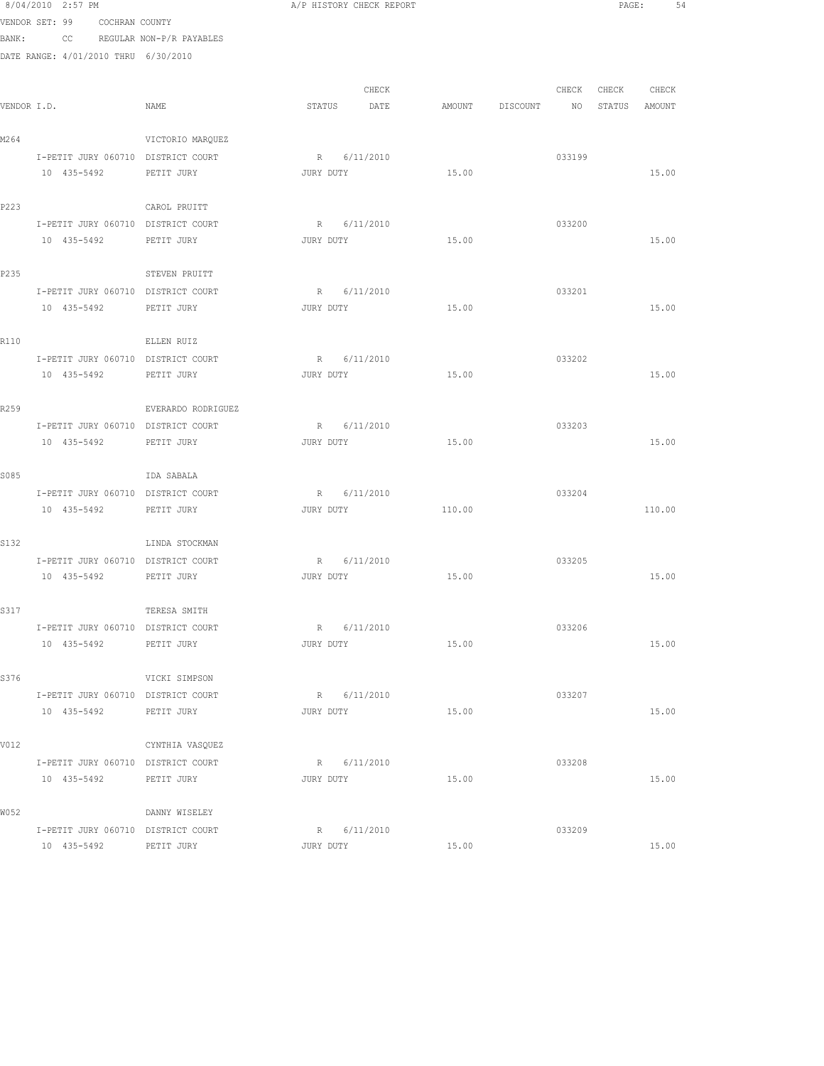8/04/2010 2:57 PM A/P HISTORY CHECK REPORT

VENDOR SET: 99 COCHRAN COUNTY

BANK: CC REGULAR NON-P/R PAYABLES

DATE RANGE: 4/01/2010 THRU 6/30/2010

| VENDOR I.D. | NAME | STATUS | CHECK DATE | AMOUNT | DISCOUNT | CHECK NO | CHECK STATUS | CHECK AMOUNT |
|---|---|---|---|---|---|---|---|---|
| M264 | VICTORIO MARQUEZ | | | | | | | |
| I-PETIT JURY 060710 | DISTRICT COURT | R | 6/11/2010 | | | 033199 | | |
| 10 435-5492 | PETIT JURY | JURY DUTY | | 15.00 | | | | 15.00 |
| P223 | CAROL PRUITT | | | | | | | |
| I-PETIT JURY 060710 | DISTRICT COURT | R | 6/11/2010 | | | 033200 | | |
| 10 435-5492 | PETIT JURY | JURY DUTY | | 15.00 | | | | 15.00 |
| P235 | STEVEN PRUITT | | | | | | | |
| I-PETIT JURY 060710 | DISTRICT COURT | R | 6/11/2010 | | | 033201 | | |
| 10 435-5492 | PETIT JURY | JURY DUTY | | 15.00 | | | | 15.00 |
| R110 | ELLEN RUIZ | | | | | | | |
| I-PETIT JURY 060710 | DISTRICT COURT | R | 6/11/2010 | | | 033202 | | |
| 10 435-5492 | PETIT JURY | JURY DUTY | | 15.00 | | | | 15.00 |
| R259 | EVERARDO RODRIGUEZ | | | | | | | |
| I-PETIT JURY 060710 | DISTRICT COURT | R | 6/11/2010 | | | 033203 | | |
| 10 435-5492 | PETIT JURY | JURY DUTY | | 15.00 | | | | 15.00 |
| S085 | IDA SABALA | | | | | | | |
| I-PETIT JURY 060710 | DISTRICT COURT | R | 6/11/2010 | | | 033204 | | |
| 10 435-5492 | PETIT JURY | JURY DUTY | | 110.00 | | | | 110.00 |
| S132 | LINDA STOCKMAN | | | | | | | |
| I-PETIT JURY 060710 | DISTRICT COURT | R | 6/11/2010 | | | 033205 | | |
| 10 435-5492 | PETIT JURY | JURY DUTY | | 15.00 | | | | 15.00 |
| S317 | TERESA SMITH | | | | | | | |
| I-PETIT JURY 060710 | DISTRICT COURT | R | 6/11/2010 | | | 033206 | | |
| 10 435-5492 | PETIT JURY | JURY DUTY | | 15.00 | | | | 15.00 |
| S376 | VICKI SIMPSON | | | | | | | |
| I-PETIT JURY 060710 | DISTRICT COURT | R | 6/11/2010 | | | 033207 | | |
| 10 435-5492 | PETIT JURY | JURY DUTY | | 15.00 | | | | 15.00 |
| V012 | CYNTHIA VASQUEZ | | | | | | | |
| I-PETIT JURY 060710 | DISTRICT COURT | R | 6/11/2010 | | | 033208 | | |
| 10 435-5492 | PETIT JURY | JURY DUTY | | 15.00 | | | | 15.00 |
| W052 | DANNY WISELEY | | | | | | | |
| I-PETIT JURY 060710 | DISTRICT COURT | R | 6/11/2010 | | | 033209 | | |
| 10 435-5492 | PETIT JURY | JURY DUTY | | 15.00 | | | | 15.00 |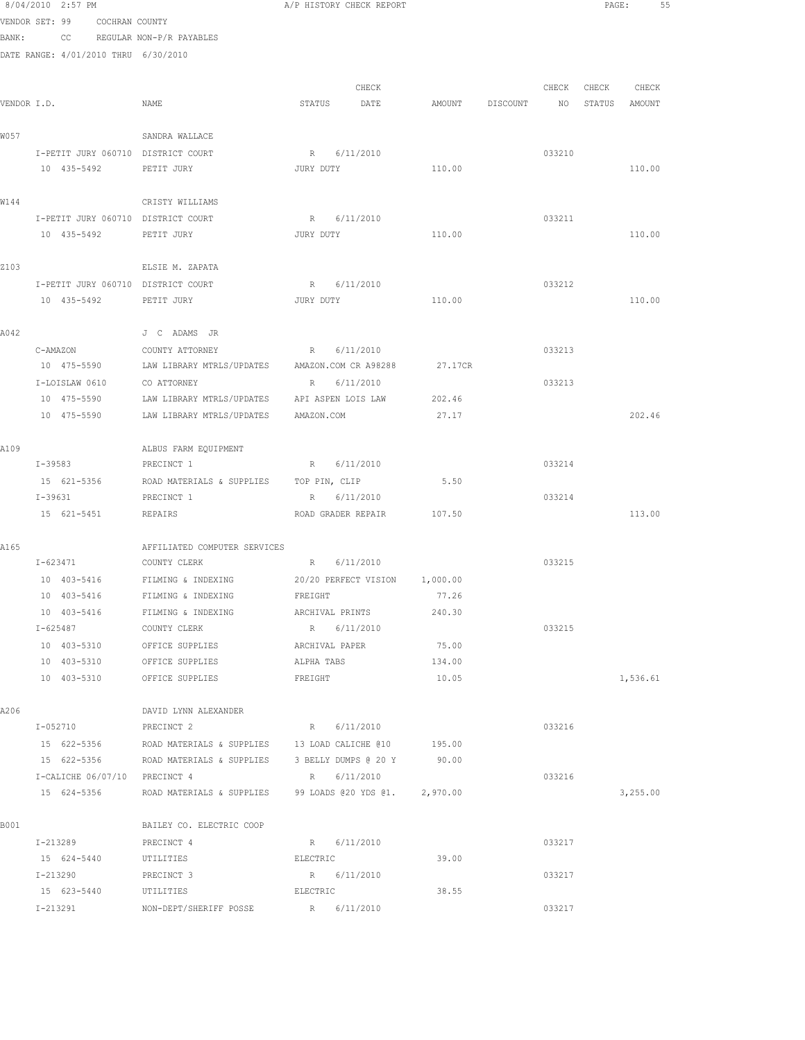8/04/2010 2:57 PM A/P HISTORY CHECK REPORT

VENDOR SET: 99 COCHRAN COUNTY

BANK: CC REGULAR NON-P/R PAYABLES

DATE RANGE: 4/01/2010 THRU 6/30/2010

| VENDOR I.D. | NAME | STATUS | CHECK DATE | AMOUNT | DISCOUNT | CHECK NO | CHECK STATUS | CHECK AMOUNT |
|---|---|---|---|---|---|---|---|---|
| W057 | SANDRA WALLACE | | | | | | | |
| I-PETIT JURY 060710 | DISTRICT COURT | R | 6/11/2010 | | | 033210 | | |
| 10 435-5492 | PETIT JURY | JURY DUTY | | 110.00 | | | | 110.00 |
| W144 | CRISTY WILLIAMS | | | | | | | |
| I-PETIT JURY 060710 | DISTRICT COURT | R | 6/11/2010 | | | 033211 | | |
| 10 435-5492 | PETIT JURY | JURY DUTY | | 110.00 | | | | 110.00 |
| Z103 | ELSIE M. ZAPATA | | | | | | | |
| I-PETIT JURY 060710 | DISTRICT COURT | R | 6/11/2010 | | | 033212 | | |
| 10 435-5492 | PETIT JURY | JURY DUTY | | 110.00 | | | | 110.00 |
| A042 | J C ADAMS JR | | | | | | | |
| C-AMAZON | COUNTY ATTORNEY | R | 6/11/2010 | | | 033213 | | |
| 10 475-5590 | LAW LIBRARY MTRLS/UPDATES | AMAZON.COM CR A98288 | | 27.17CR | | | | |
| I-LOISLAW 0610 | CO ATTORNEY | R | 6/11/2010 | | | 033213 | | |
| 10 475-5590 | LAW LIBRARY MTRLS/UPDATES | API ASPEN LOIS LAW | | 202.46 | | | | |
| 10 475-5590 | LAW LIBRARY MTRLS/UPDATES | AMAZON.COM | | 27.17 | | | | 202.46 |
| A109 | ALBUS FARM EQUIPMENT | | | | | | | |
| I-39583 | PRECINCT 1 | R | 6/11/2010 | | | 033214 | | |
| 15 621-5356 | ROAD MATERIALS & SUPPLIES | TOP PIN, CLIP | | 5.50 | | | | |
| I-39631 | PRECINCT 1 | R | 6/11/2010 | | | 033214 | | |
| 15 621-5451 | REPAIRS | ROAD GRADER REPAIR | | 107.50 | | | | 113.00 |
| A165 | AFFILIATED COMPUTER SERVICES | | | | | | | |
| I-623471 | COUNTY CLERK | R | 6/11/2010 | | | 033215 | | |
| 10 403-5416 | FILMING & INDEXING | 20/20 PERFECT VISION | | 1,000.00 | | | | |
| 10 403-5416 | FILMING & INDEXING | FREIGHT | | 77.26 | | | | |
| 10 403-5416 | FILMING & INDEXING | ARCHIVAL PRINTS | | 240.30 | | | | |
| I-625487 | COUNTY CLERK | R | 6/11/2010 | | | 033215 | | |
| 10 403-5310 | OFFICE SUPPLIES | ARCHIVAL PAPER | | 75.00 | | | | |
| 10 403-5310 | OFFICE SUPPLIES | ALPHA TABS | | 134.00 | | | | |
| 10 403-5310 | OFFICE SUPPLIES | FREIGHT | | 10.05 | | | | 1,536.61 |
| A206 | DAVID LYNN ALEXANDER | | | | | | | |
| I-052710 | PRECINCT 2 | R | 6/11/2010 | | | 033216 | | |
| 15 622-5356 | ROAD MATERIALS & SUPPLIES | 13 LOAD CALICHE @10 | | 195.00 | | | | |
| 15 622-5356 | ROAD MATERIALS & SUPPLIES | 3 BELLY DUMPS @ 20 Y | | 90.00 | | | | |
| I-CALICHE 06/07/10 | PRECINCT 4 | R | 6/11/2010 | | | 033216 | | |
| 15 624-5356 | ROAD MATERIALS & SUPPLIES | 99 LOADS @20 YDS @1. | | 2,970.00 | | | | 3,255.00 |
| B001 | BAILEY CO. ELECTRIC COOP | | | | | | | |
| I-213289 | PRECINCT 4 | R | 6/11/2010 | | | 033217 | | |
| 15 624-5440 | UTILITIES | ELECTRIC | | 39.00 | | | | |
| I-213290 | PRECINCT 3 | R | 6/11/2010 | | | 033217 | | |
| 15 623-5440 | UTILITIES | ELECTRIC | | 38.55 | | | | |
| I-213291 | NON-DEPT/SHERIFF POSSE | R | 6/11/2010 | | | 033217 | | |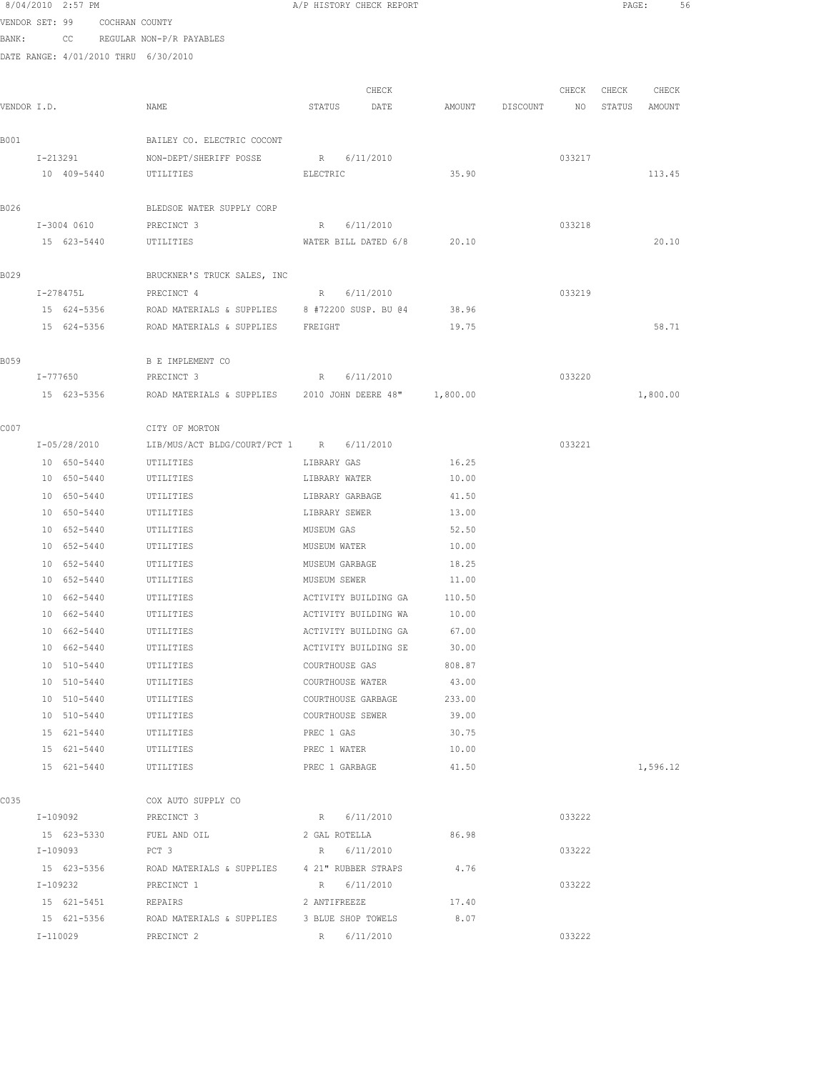8/04/2010 2:57 PM A/P HISTORY CHECK REPORT

VENDOR SET: 99 COCHRAN COUNTY
BANK: CC REGULAR NON-P/R PAYABLES
DATE RANGE: 4/01/2010 THRU 6/30/2010

| VENDOR I.D. | NAME | STATUS | CHECK DATE | AMOUNT | DISCOUNT | CHECK NO | CHECK STATUS | CHECK AMOUNT |
|---|---|---|---|---|---|---|---|---|
| B001 | BAILEY CO. ELECTRIC COCONT | | | | | | | |
| I-213291 | NON-DEPT/SHERIFF POSSE | R | 6/11/2010 | | | 033217 | | |
| 10 409-5440 | UTILITIES | ELECTRIC | | 35.90 | | | | 113.45 |
| B026 | BLEDSOE WATER SUPPLY CORP | | | | | | | |
| I-3004 0610 | PRECINCT 3 | R | 6/11/2010 | | | 033218 | | |
| 15 623-5440 | UTILITIES | WATER BILL DATED 6/8 | | 20.10 | | | | 20.10 |
| B029 | BRUCKNER'S TRUCK SALES, INC | | | | | | | |
| I-278475L | PRECINCT 4 | R | 6/11/2010 | | | 033219 | | |
| 15 624-5356 | ROAD MATERIALS & SUPPLIES | 8 #72200 SUSP. BU @4 | | 38.96 | | | | |
| 15 624-5356 | ROAD MATERIALS & SUPPLIES | FREIGHT | | 19.75 | | | | 58.71 |
| B059 | B E IMPLEMENT CO | | | | | | | |
| I-777650 | PRECINCT 3 | R | 6/11/2010 | | | 033220 | | |
| 15 623-5356 | ROAD MATERIALS & SUPPLIES | 2010 JOHN DEERE 48" | | 1,800.00 | | | | 1,800.00 |
| C007 | CITY OF MORTON | | | | | | | |
| I-05/28/2010 | LIB/MUS/ACT BLDG/COURT/PCT 1 | R | 6/11/2010 | | | 033221 | | |
| 10 650-5440 | UTILITIES | LIBRARY GAS | | 16.25 | | | | |
| 10 650-5440 | UTILITIES | LIBRARY WATER | | 10.00 | | | | |
| 10 650-5440 | UTILITIES | LIBRARY GARBAGE | | 41.50 | | | | |
| 10 650-5440 | UTILITIES | LIBRARY SEWER | | 13.00 | | | | |
| 10 652-5440 | UTILITIES | MUSEUM GAS | | 52.50 | | | | |
| 10 652-5440 | UTILITIES | MUSEUM WATER | | 10.00 | | | | |
| 10 652-5440 | UTILITIES | MUSEUM GARBAGE | | 18.25 | | | | |
| 10 652-5440 | UTILITIES | MUSEUM SEWER | | 11.00 | | | | |
| 10 662-5440 | UTILITIES | ACTIVITY BUILDING GA | | 110.50 | | | | |
| 10 662-5440 | UTILITIES | ACTIVITY BUILDING WA | | 10.00 | | | | |
| 10 662-5440 | UTILITIES | ACTIVITY BUILDING GA | | 67.00 | | | | |
| 10 662-5440 | UTILITIES | ACTIVITY BUILDING SE | | 30.00 | | | | |
| 10 510-5440 | UTILITIES | COURTHOUSE GAS | | 808.87 | | | | |
| 10 510-5440 | UTILITIES | COURTHOUSE WATER | | 43.00 | | | | |
| 10 510-5440 | UTILITIES | COURTHOUSE GARBAGE | | 233.00 | | | | |
| 10 510-5440 | UTILITIES | COURTHOUSE SEWER | | 39.00 | | | | |
| 15 621-5440 | UTILITIES | PREC 1 GAS | | 30.75 | | | | |
| 15 621-5440 | UTILITIES | PREC 1 WATER | | 10.00 | | | | |
| 15 621-5440 | UTILITIES | PREC 1 GARBAGE | | 41.50 | | | | 1,596.12 |
| C035 | COX AUTO SUPPLY CO | | | | | | | |
| I-109092 | PRECINCT 3 | R | 6/11/2010 | | | 033222 | | |
| 15 623-5330 | FUEL AND OIL | 2 GAL ROTELLA | | 86.98 | | | | |
| I-109093 | PCT 3 | R | 6/11/2010 | | | 033222 | | |
| 15 623-5356 | ROAD MATERIALS & SUPPLIES | 4 21" RUBBER STRAPS | | 4.76 | | | | |
| I-109232 | PRECINCT 1 | R | 6/11/2010 | | | 033222 | | |
| 15 621-5451 | REPAIRS | 2 ANTIFREEZE | | 17.40 | | | | |
| 15 621-5356 | ROAD MATERIALS & SUPPLIES | 3 BLUE SHOP TOWELS | | 8.07 | | | | |
| I-110029 | PRECINCT 2 | R | 6/11/2010 | | | 033222 | | |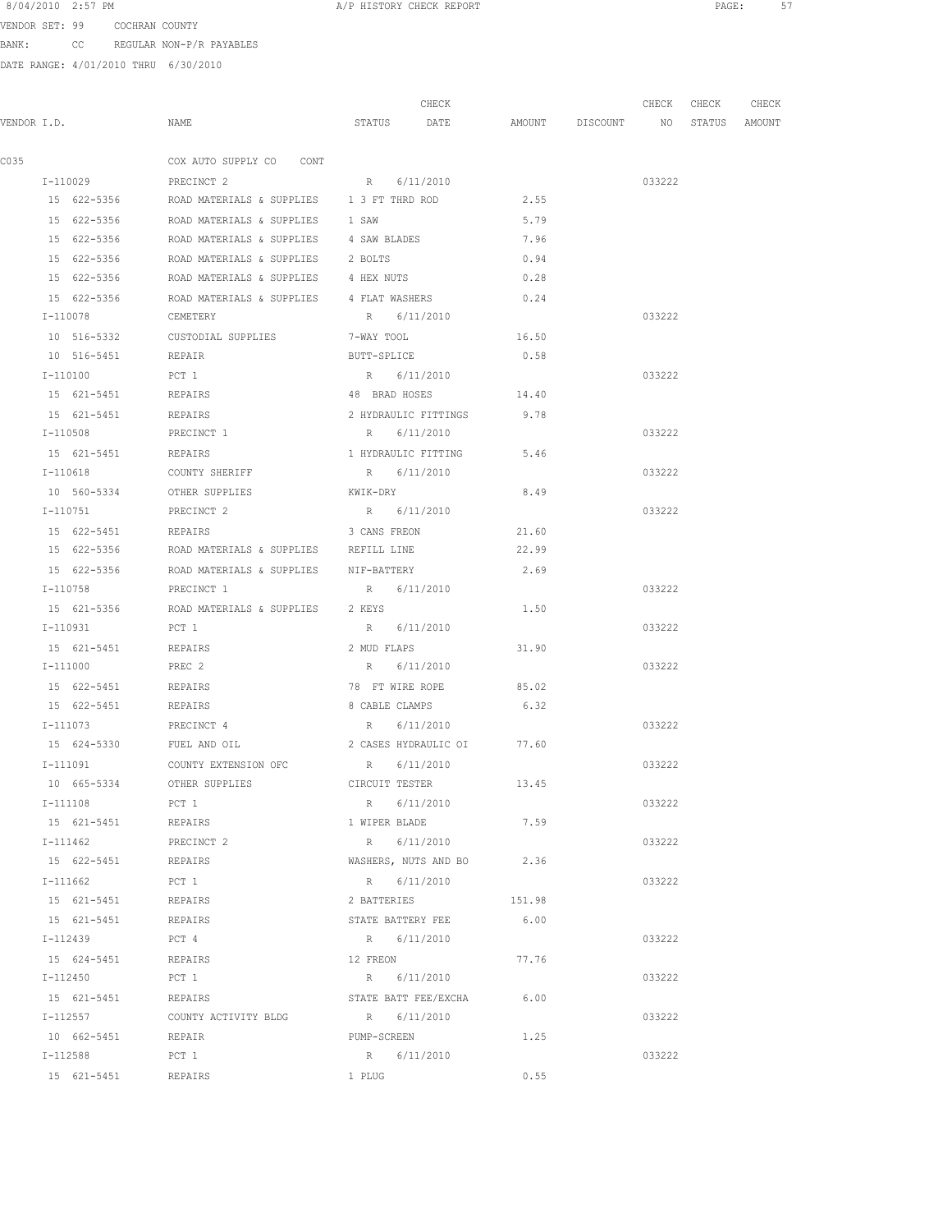8/04/2010 2:57 PM A/P HISTORY CHECK REPORT

VENDOR SET: 99 COCHRAN COUNTY

BANK: CC REGULAR NON-P/R PAYABLES

DATE RANGE: 4/01/2010 THRU 6/30/2010

| VENDOR I.D. | NAME | STATUS | CHECK DATE | AMOUNT | DISCOUNT | CHECK NO | CHECK STATUS | CHECK AMOUNT |
|---|---|---|---|---|---|---|---|---|
| C035 | COX AUTO SUPPLY CO CONT | | | | | | | |
| I-110029 | PRECINCT 2 | R | 6/11/2010 | | | 033222 | | |
| 15 622-5356 | ROAD MATERIALS & SUPPLIES | 1 3 FT THRD ROD | | 2.55 | | | | |
| 15 622-5356 | ROAD MATERIALS & SUPPLIES | 1 SAW | | 5.79 | | | | |
| 15 622-5356 | ROAD MATERIALS & SUPPLIES | 4 SAW BLADES | | 7.96 | | | | |
| 15 622-5356 | ROAD MATERIALS & SUPPLIES | 2 BOLTS | | 0.94 | | | | |
| 15 622-5356 | ROAD MATERIALS & SUPPLIES | 4 HEX NUTS | | 0.28 | | | | |
| 15 622-5356 | ROAD MATERIALS & SUPPLIES | 4 FLAT WASHERS | | 0.24 | | | | |
| I-110078 | CEMETERY | R | 6/11/2010 | | | 033222 | | |
| 10 516-5332 | CUSTODIAL SUPPLIES | 7-WAY TOOL | | 16.50 | | | | |
| 10 516-5451 | REPAIR | BUTT-SPLICE | | 0.58 | | | | |
| I-110100 | PCT 1 | R | 6/11/2010 | | | 033222 | | |
| 15 621-5451 | REPAIRS | 48 BRAD HOSES | | 14.40 | | | | |
| 15 621-5451 | REPAIRS | 2 HYDRAULIC FITTINGS | | 9.78 | | | | |
| I-110508 | PRECINCT 1 | R | 6/11/2010 | | | 033222 | | |
| 15 621-5451 | REPAIRS | 1 HYDRAULIC FITTING | | 5.46 | | | | |
| I-110618 | COUNTY SHERIFF | R | 6/11/2010 | | | 033222 | | |
| 10 560-5334 | OTHER SUPPLIES | KWIK-DRY | | 8.49 | | | | |
| I-110751 | PRECINCT 2 | R | 6/11/2010 | | | 033222 | | |
| 15 622-5451 | REPAIRS | 3 CANS FREON | | 21.60 | | | | |
| 15 622-5356 | ROAD MATERIALS & SUPPLIES | REFILL LINE | | 22.99 | | | | |
| 15 622-5356 | ROAD MATERIALS & SUPPLIES | NIF-BATTERY | | 2.69 | | | | |
| I-110758 | PRECINCT 1 | R | 6/11/2010 | | | 033222 | | |
| 15 621-5356 | ROAD MATERIALS & SUPPLIES | 2 KEYS | | 1.50 | | | | |
| I-110931 | PCT 1 | R | 6/11/2010 | | | 033222 | | |
| 15 621-5451 | REPAIRS | 2 MUD FLAPS | | 31.90 | | | | |
| I-111000 | PREC 2 | R | 6/11/2010 | | | 033222 | | |
| 15 622-5451 | REPAIRS | 78 FT WIRE ROPE | | 85.02 | | | | |
| 15 622-5451 | REPAIRS | 8 CABLE CLAMPS | | 6.32 | | | | |
| I-111073 | PRECINCT 4 | R | 6/11/2010 | | | 033222 | | |
| 15 624-5330 | FUEL AND OIL | 2 CASES HYDRAULIC OI | | 77.60 | | | | |
| I-111091 | COUNTY EXTENSION OFC | R | 6/11/2010 | | | 033222 | | |
| 10 665-5334 | OTHER SUPPLIES | CIRCUIT TESTER | | 13.45 | | | | |
| I-111108 | PCT 1 | R | 6/11/2010 | | | 033222 | | |
| 15 621-5451 | REPAIRS | 1 WIPER BLADE | | 7.59 | | | | |
| I-111462 | PRECINCT 2 | R | 6/11/2010 | | | 033222 | | |
| 15 622-5451 | REPAIRS | WASHERS, NUTS AND BO | | 2.36 | | | | |
| I-111662 | PCT 1 | R | 6/11/2010 | | | 033222 | | |
| 15 621-5451 | REPAIRS | 2 BATTERIES | | 151.98 | | | | |
| 15 621-5451 | REPAIRS | STATE BATTERY FEE | | 6.00 | | | | |
| I-112439 | PCT 4 | R | 6/11/2010 | | | 033222 | | |
| 15 624-5451 | REPAIRS | 12 FREON | | 77.76 | | | | |
| I-112450 | PCT 1 | R | 6/11/2010 | | | 033222 | | |
| 15 621-5451 | REPAIRS | STATE BATT FEE/EXCHA | | 6.00 | | | | |
| I-112557 | COUNTY ACTIVITY BLDG | R | 6/11/2010 | | | 033222 | | |
| 10 662-5451 | REPAIR | PUMP-SCREEN | | 1.25 | | | | |
| I-112588 | PCT 1 | R | 6/11/2010 | | | 033222 | | |
| 15 621-5451 | REPAIRS | 1 PLUG | | 0.55 | | | | |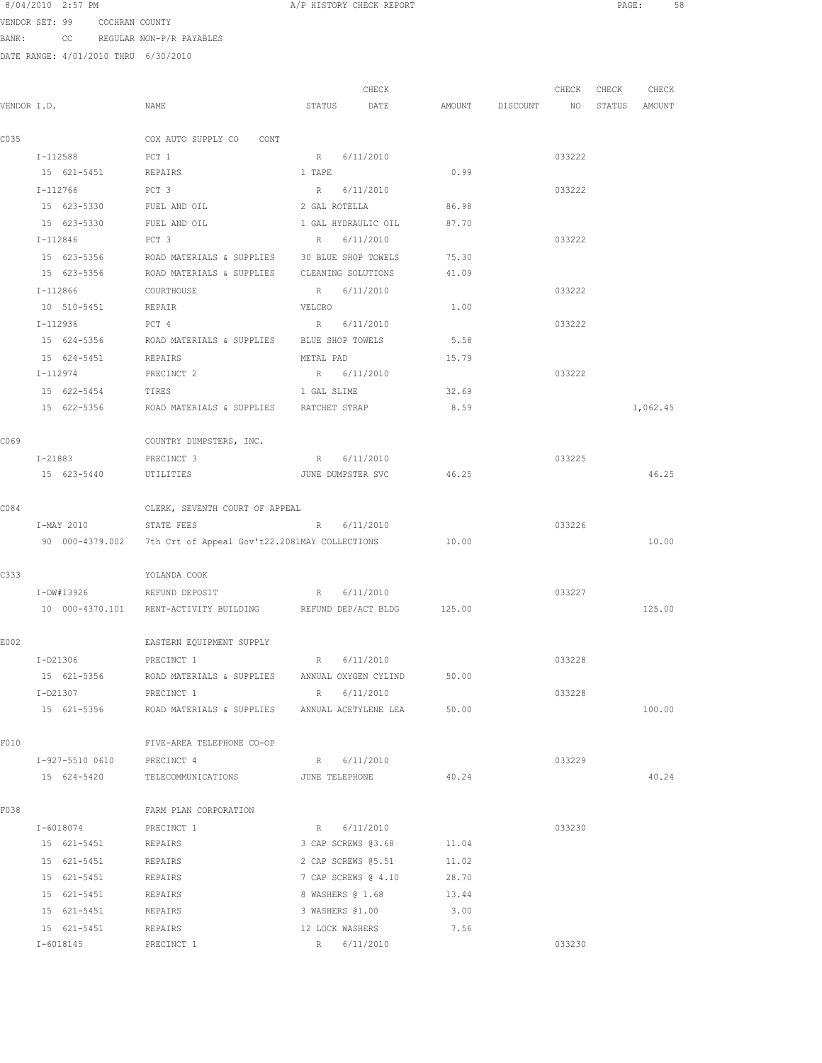8/04/2010 2:57 PM A/P HISTORY CHECK REPORT

VENDOR SET: 99 COCHRAN COUNTY
BANK: CC REGULAR NON-P/R PAYABLES
DATE RANGE: 4/01/2010 THRU 6/30/2010

| VENDOR I.D. | NAME | STATUS | CHECK DATE | AMOUNT | DISCOUNT | CHECK NO | CHECK STATUS | CHECK AMOUNT |
|---|---|---|---|---|---|---|---|---|
| C035 | COX AUTO SUPPLY CO CONT | | | | | | | |
| I-112588 | PCT 1 | R | 6/11/2010 | | | 033222 | | |
| 15 621-5451 | REPAIRS | 1 TAPE | | 0.99 | | | | |
| I-112766 | PCT 3 | R | 6/11/2010 | | | 033222 | | |
| 15 623-5330 | FUEL AND OIL | 2 GAL ROTELLA | | 86.98 | | | | |
| 15 623-5330 | FUEL AND OIL | 1 GAL HYDRAULIC OIL | | 87.70 | | | | |
| I-112846 | PCT 3 | R | 6/11/2010 | | | 033222 | | |
| 15 623-5356 | ROAD MATERIALS & SUPPLIES | 30 BLUE SHOP TOWELS | | 75.30 | | | | |
| 15 623-5356 | ROAD MATERIALS & SUPPLIES | CLEANING SOLUTIONS | | 41.09 | | | | |
| I-112866 | COURTHOUSE | R | 6/11/2010 | | | 033222 | | |
| 10 510-5451 | REPAIR | VELCRO | | 1.00 | | | | |
| I-112936 | PCT 4 | R | 6/11/2010 | | | 033222 | | |
| 15 624-5356 | ROAD MATERIALS & SUPPLIES | BLUE SHOP TOWELS | | 5.58 | | | | |
| 15 624-5451 | REPAIRS | METAL PAD | | 15.79 | | | | |
| I-112974 | PRECINCT 2 | R | 6/11/2010 | | | 033222 | | |
| 15 622-5454 | TIRES | 1 GAL SLIME | | 32.69 | | | | |
| 15 622-5356 | ROAD MATERIALS & SUPPLIES | RATCHET STRAP | | 8.59 | | | | 1,062.45 |
| C069 | COUNTRY DUMPSTERS, INC. | | | | | | | |
| I-21883 | PRECINCT 3 | R | 6/11/2010 | | | 033225 | | |
| 15 623-5440 | UTILITIES | JUNE DUMPSTER SVC | | 46.25 | | | | 46.25 |
| C084 | CLERK, SEVENTH COURT OF APPEAL | | | | | | | |
| I-MAY 2010 | STATE FEES | R | 6/11/2010 | | | 033226 | | |
| 90 000-4379.002 | 7th Crt of Appeal Gov't22.2081 | MAY COLLECTIONS | | 10.00 | | | | 10.00 |
| C333 | YOLANDA COOK | | | | | | | |
| I-DW#13926 | REFUND DEPOSIT | R | 6/11/2010 | | | 033227 | | |
| 10 000-4370.101 | RENT-ACTIVITY BUILDING | REFUND DEP/ACT BLDG | | 125.00 | | | | 125.00 |
| E002 | EASTERN EQUIPMENT SUPPLY | | | | | | | |
| I-D21306 | PRECINCT 1 | R | 6/11/2010 | | | 033228 | | |
| 15 621-5356 | ROAD MATERIALS & SUPPLIES | ANNUAL OXYGEN CYLIND | | 50.00 | | | | |
| I-D21307 | PRECINCT 1 | R | 6/11/2010 | | | 033228 | | |
| 15 621-5356 | ROAD MATERIALS & SUPPLIES | ANNUAL ACETYLENE LEA | | 50.00 | | | | 100.00 |
| F010 | FIVE-AREA TELEPHONE CO-OP | | | | | | | |
| I-927-5510 0610 | PRECINCT 4 | R | 6/11/2010 | | | 033229 | | |
| 15 624-5420 | TELECOMMUNICATIONS | JUNE TELEPHONE | | 40.24 | | | | 40.24 |
| F038 | FARM PLAN CORPORATION | | | | | | | |
| I-6018074 | PRECINCT 1 | R | 6/11/2010 | | | 033230 | | |
| 15 621-5451 | REPAIRS | 3 CAP SCREWS @3.68 | | 11.04 | | | | |
| 15 621-5451 | REPAIRS | 2 CAP SCREWS @5.51 | | 11.02 | | | | |
| 15 621-5451 | REPAIRS | 7 CAP SCREWS @ 4.10 | | 28.70 | | | | |
| 15 621-5451 | REPAIRS | 8 WASHERS @ 1.68 | | 13.44 | | | | |
| 15 621-5451 | REPAIRS | 3 WASHERS @1.00 | | 3.00 | | | | |
| 15 621-5451 | REPAIRS | 12 LOCK WASHERS | | 7.56 | | | | |
| I-6018145 | PRECINCT 1 | R | 6/11/2010 | | | 033230 | | |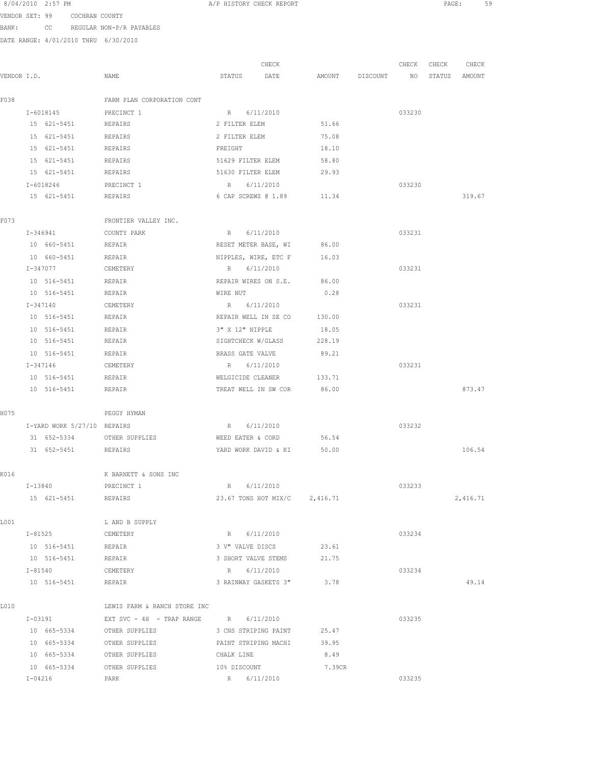8/04/2010 2:57 PM A/P HISTORY CHECK REPORT

VENDOR SET: 99 COCHRAN COUNTY

BANK: CC REGULAR NON-P/R PAYABLES

DATE RANGE: 4/01/2010 THRU 6/30/2010

| VENDOR I.D. | NAME | STATUS | CHECK DATE | AMOUNT | DISCOUNT | CHECK NO | CHECK STATUS | CHECK AMOUNT |
|---|---|---|---|---|---|---|---|---|
| F038 | FARM PLAN CORPORATION CONT | | | | | | | |
| I-6018145 | PRECINCT 1 | R | 6/11/2010 | | | 033230 | | |
| 15 621-5451 | REPAIRS | 2 FILTER ELEM | | 51.66 | | | | |
| 15 621-5451 | REPAIRS | 2 FILTER ELEM | | 75.08 | | | | |
| 15 621-5451 | REPAIRS | FREIGHT | | 18.10 | | | | |
| 15 621-5451 | REPAIRS | 51629 FILTER ELEM | | 58.80 | | | | |
| 15 621-5451 | REPAIRS | 51630 FILTER ELEM | | 29.93 | | | | |
| I-6018246 | PRECINCT 1 | R | 6/11/2010 | | | 033230 | | |
| 15 621-5451 | REPAIRS | 6 CAP SCREWS @ 1.89 | | 11.34 | | | | 319.67 |
| F073 | FRONTIER VALLEY INC. | | | | | | | |
| I-346941 | COUNTY PARK | R | 6/11/2010 | | | 033231 | | |
| 10 660-5451 | REPAIR | RESET METER BASE, WI | | 86.00 | | | | |
| 10 660-5451 | REPAIR | NIPPLES, WIRE, ETC F | | 16.03 | | | | |
| I-347077 | CEMETERY | R | 6/11/2010 | | | 033231 | | |
| 10 516-5451 | REPAIR | REPAIR WIRES ON S.E. | | 86.00 | | | | |
| 10 516-5451 | REPAIR | WIRE NUT | | 0.28 | | | | |
| I-347140 | CEMETERY | R | 6/11/2010 | | | 033231 | | |
| 10 516-5451 | REPAIR | REPAIR WELL IN SE CO | | 130.00 | | | | |
| 10 516-5451 | REPAIR | 3" X 12" NIPPLE | | 18.05 | | | | |
| 10 516-5451 | REPAIR | SIGHTCHECK W/GLASS | | 228.19 | | | | |
| 10 516-5451 | REPAIR | BRASS GATE VALVE | | 89.21 | | | | |
| I-347146 | CEMETERY | R | 6/11/2010 | | | 033231 | | |
| 10 516-5451 | REPAIR | WELGICIDE CLEANER | | 133.71 | | | | |
| 10 516-5451 | REPAIR | TREAT WELL IN SW COR | | 86.00 | | | | 873.47 |
| H075 | PEGGY HYMAN | | | | | | | |
| I-YARD WORK 5/27/10 | REPAIRS | R | 6/11/2010 | | | 033232 | | |
| 31 652-5334 | OTHER SUPPLIES | WEED EATER & CORD | | 56.54 | | | | |
| 31 652-5451 | REPAIRS | YARD WORK DAVID & KI | | 50.00 | | | | 106.54 |
| K016 | K BARNETT & SONS INC | | | | | | | |
| I-13840 | PRECINCT 1 | R | 6/11/2010 | | | 033233 | | |
| 15 621-5451 | REPAIRS | 23.67 TONS HOT MIX/C | | 2,416.71 | | | | 2,416.71 |
| L001 | L AND B SUPPLY | | | | | | | |
| I-81525 | CEMETERY | R | 6/11/2010 | | | 033234 | | |
| 10 516-5451 | REPAIR | 3 V" VALVE DISCS | | 23.61 | | | | |
| 10 516-5451 | REPAIR | 3 SHORT VALVE STEMS | | 21.75 | | | | |
| I-81540 | CEMETERY | R | 6/11/2010 | | | 033234 | | |
| 10 516-5451 | REPAIR | 3 RAINWAY GASKETS 3" | | 3.78 | | | | 49.14 |
| L010 | LEWIS FARM & RANCH STORE INC | | | | | | | |
| I-03191 | EXT SVC - 4H - TRAP RANGE | R | 6/11/2010 | | | 033235 | | |
| 10 665-5334 | OTHER SUPPLIES | 3 CNS STRIPING PAINT | | 25.47 | | | | |
| 10 665-5334 | OTHER SUPPLIES | PAINT STRIPING MACHI | | 39.95 | | | | |
| 10 665-5334 | OTHER SUPPLIES | CHALK LINE | | 8.49 | | | | |
| 10 665-5334 | OTHER SUPPLIES | 10% DISCOUNT | | 7.39CR | | | | |
| I-04216 | PARK | R | 6/11/2010 | | | 033235 | | |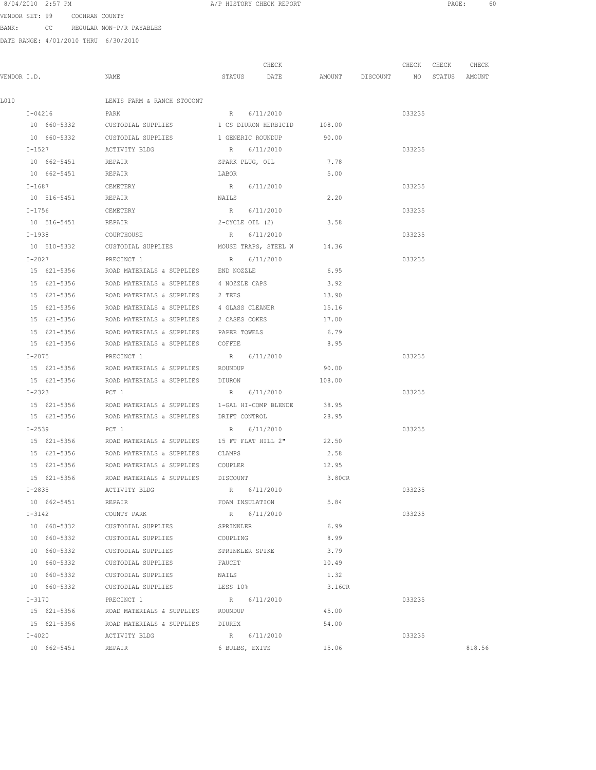8/04/2010 2:57 PM A/P HISTORY CHECK REPORT

VENDOR SET: 99 COCHRAN COUNTY

BANK: CC REGULAR NON-P/R PAYABLES

DATE RANGE: 4/01/2010 THRU 6/30/2010

| VENDOR I.D. | NAME | STATUS | CHECK DATE | AMOUNT | DISCOUNT | CHECK NO | CHECK STATUS | CHECK AMOUNT |
|---|---|---|---|---|---|---|---|---|
| L010 | LEWIS FARM & RANCH STOCONT | | | | | | | |
| I-04216 | PARK | R | 6/11/2010 | | | 033235 | | |
| 10 660-5332 | CUSTODIAL SUPPLIES | 1 CS DIURON HERBICID | | 108.00 | | | | |
| 10 660-5332 | CUSTODIAL SUPPLIES | 1 GENERIC ROUNDUP | | 90.00 | | | | |
| I-1527 | ACTIVITY BLDG | R | 6/11/2010 | | | 033235 | | |
| 10 662-5451 | REPAIR | SPARK PLUG, OIL | | 7.78 | | | | |
| 10 662-5451 | REPAIR | LABOR | | 5.00 | | | | |
| I-1687 | CEMETERY | R | 6/11/2010 | | | 033235 | | |
| 10 516-5451 | REPAIR | NAILS | | 2.20 | | | | |
| I-1756 | CEMETERY | R | 6/11/2010 | | | 033235 | | |
| 10 516-5451 | REPAIR | 2-CYCLE OIL (2) | | 3.58 | | | | |
| I-1938 | COURTHOUSE | R | 6/11/2010 | | | 033235 | | |
| 10 510-5332 | CUSTODIAL SUPPLIES | MOUSE TRAPS, STEEL W | | 14.36 | | | | |
| I-2027 | PRECINCT 1 | R | 6/11/2010 | | | 033235 | | |
| 15 621-5356 | ROAD MATERIALS & SUPPLIES | END NOZZLE | | 6.95 | | | | |
| 15 621-5356 | ROAD MATERIALS & SUPPLIES | 4 NOZZLE CAPS | | 3.92 | | | | |
| 15 621-5356 | ROAD MATERIALS & SUPPLIES | 2 TEES | | 13.90 | | | | |
| 15 621-5356 | ROAD MATERIALS & SUPPLIES | 4 GLASS CLEANER | | 15.16 | | | | |
| 15 621-5356 | ROAD MATERIALS & SUPPLIES | 2 CASES COKES | | 17.00 | | | | |
| 15 621-5356 | ROAD MATERIALS & SUPPLIES | PAPER TOWELS | | 6.79 | | | | |
| 15 621-5356 | ROAD MATERIALS & SUPPLIES | COFFEE | | 8.95 | | | | |
| I-2075 | PRECINCT 1 | R | 6/11/2010 | | | 033235 | | |
| 15 621-5356 | ROAD MATERIALS & SUPPLIES | ROUNDUP | | 90.00 | | | | |
| 15 621-5356 | ROAD MATERIALS & SUPPLIES | DIURON | | 108.00 | | | | |
| I-2323 | PCT 1 | R | 6/11/2010 | | | 033235 | | |
| 15 621-5356 | ROAD MATERIALS & SUPPLIES | 1-GAL HI-COMP BLENDE | | 38.95 | | | | |
| 15 621-5356 | ROAD MATERIALS & SUPPLIES | DRIFT CONTROL | | 28.95 | | | | |
| I-2539 | PCT 1 | R | 6/11/2010 | | | 033235 | | |
| 15 621-5356 | ROAD MATERIALS & SUPPLIES | 15 FT FLAT HILL 2" | | 22.50 | | | | |
| 15 621-5356 | ROAD MATERIALS & SUPPLIES | CLAMPS | | 2.58 | | | | |
| 15 621-5356 | ROAD MATERIALS & SUPPLIES | COUPLER | | 12.95 | | | | |
| 15 621-5356 | ROAD MATERIALS & SUPPLIES | DISCOUNT | | 3.80CR | | | | |
| I-2835 | ACTIVITY BLDG | R | 6/11/2010 | | | 033235 | | |
| 10 662-5451 | REPAIR | FOAM INSULATION | | 5.84 | | | | |
| I-3142 | COUNTY PARK | R | 6/11/2010 | | | 033235 | | |
| 10 660-5332 | CUSTODIAL SUPPLIES | SPRINKLER | | 6.99 | | | | |
| 10 660-5332 | CUSTODIAL SUPPLIES | COUPLING | | 8.99 | | | | |
| 10 660-5332 | CUSTODIAL SUPPLIES | SPRINKLER SPIKE | | 3.79 | | | | |
| 10 660-5332 | CUSTODIAL SUPPLIES | FAUCET | | 10.49 | | | | |
| 10 660-5332 | CUSTODIAL SUPPLIES | NAILS | | 1.32 | | | | |
| 10 660-5332 | CUSTODIAL SUPPLIES | LESS 10% | | 3.16CR | | | | |
| I-3170 | PRECINCT 1 | R | 6/11/2010 | | | 033235 | | |
| 15 621-5356 | ROAD MATERIALS & SUPPLIES | ROUNDUP | | 45.00 | | | | |
| 15 621-5356 | ROAD MATERIALS & SUPPLIES | DIUREX | | 54.00 | | | | |
| I-4020 | ACTIVITY BLDG | R | 6/11/2010 | | | 033235 | | |
| 10 662-5451 | REPAIR | 6 BULBS, EXITS | | 15.06 | | | | 818.56 |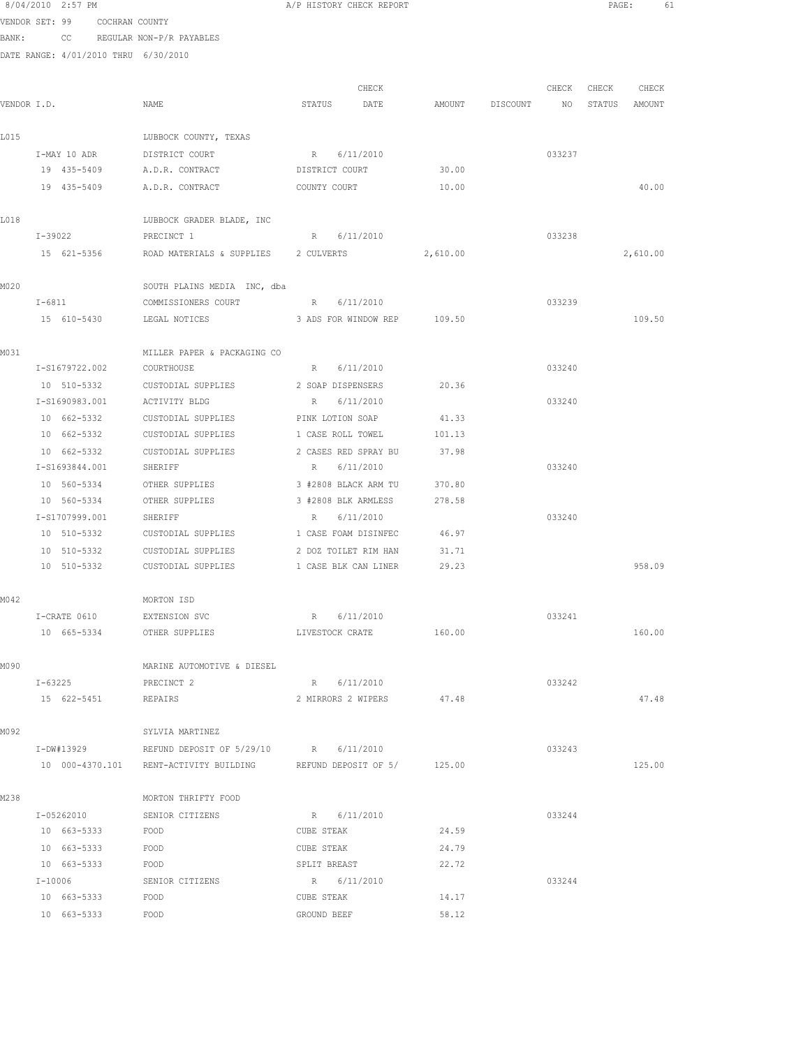8/04/2010 2:57 PM A/P HISTORY CHECK REPORT

VENDOR SET: 99 COCHRAN COUNTY
BANK: CC REGULAR NON-P/R PAYABLES
DATE RANGE: 4/01/2010 THRU 6/30/2010

| VENDOR I.D. | | NAME | STATUS | CHECK DATE | AMOUNT | DISCOUNT | CHECK NO | CHECK STATUS | CHECK AMOUNT |
|---|---|---|---|---|---|---|---|---|---|
| L015 | | LUBBOCK COUNTY, TEXAS | | | | | | | |
| | I-MAY 10 ADR | DISTRICT COURT | R | 6/11/2010 | | | 033237 | | |
| | 19 435-5409 | A.D.R. CONTRACT | DISTRICT COURT | | 30.00 | | | | |
| | 19 435-5409 | A.D.R. CONTRACT | COUNTY COURT | | 10.00 | | | | 40.00 |
| L018 | | LUBBOCK GRADER BLADE, INC | | | | | | | |
| | I-39022 | PRECINCT 1 | R | 6/11/2010 | | | 033238 | | |
| | 15 621-5356 | ROAD MATERIALS & SUPPLIES | 2 CULVERTS | | 2,610.00 | | | | 2,610.00 |
| M020 | | SOUTH PLAINS MEDIA INC, dba | | | | | | | |
| | I-6811 | COMMISSIONERS COURT | R | 6/11/2010 | | | 033239 | | |
| | 15 610-5430 | LEGAL NOTICES | 3 ADS FOR WINDOW REP | | 109.50 | | | | 109.50 |
| M031 | | MILLER PAPER & PACKAGING CO | | | | | | | |
| | I-S1679722.002 | COURTHOUSE | R | 6/11/2010 | | | 033240 | | |
| | 10 510-5332 | CUSTODIAL SUPPLIES | 2 SOAP DISPENSERS | | 20.36 | | | | |
| | I-S1690983.001 | ACTIVITY BLDG | R | 6/11/2010 | | | 033240 | | |
| | 10 662-5332 | CUSTODIAL SUPPLIES | PINK LOTION SOAP | | 41.33 | | | | |
| | 10 662-5332 | CUSTODIAL SUPPLIES | 1 CASE ROLL TOWEL | | 101.13 | | | | |
| | 10 662-5332 | CUSTODIAL SUPPLIES | 2 CASES RED SPRAY BU | | 37.98 | | | | |
| | I-S1693844.001 | SHERIFF | R | 6/11/2010 | | | 033240 | | |
| | 10 560-5334 | OTHER SUPPLIES | 3 #2808 BLACK ARM TU | | 370.80 | | | | |
| | 10 560-5334 | OTHER SUPPLIES | 3 #2808 BLK ARMLESS | | 278.58 | | | | |
| | I-S1707999.001 | SHERIFF | R | 6/11/2010 | | | 033240 | | |
| | 10 510-5332 | CUSTODIAL SUPPLIES | 1 CASE FOAM DISINFEC | | 46.97 | | | | |
| | 10 510-5332 | CUSTODIAL SUPPLIES | 2 DOZ TOILET RIM HAN | | 31.71 | | | | |
| | 10 510-5332 | CUSTODIAL SUPPLIES | 1 CASE BLK CAN LINER | | 29.23 | | | | 958.09 |
| M042 | | MORTON ISD | | | | | | | |
| | I-CRATE 0610 | EXTENSION SVC | R | 6/11/2010 | | | 033241 | | |
| | 10 665-5334 | OTHER SUPPLIES | LIVESTOCK CRATE | | 160.00 | | | | 160.00 |
| M090 | | MARINE AUTOMOTIVE & DIESEL | | | | | | | |
| | I-63225 | PRECINCT 2 | R | 6/11/2010 | | | 033242 | | |
| | 15 622-5451 | REPAIRS | 2 MIRRORS 2 WIPERS | | 47.48 | | | | 47.48 |
| M092 | | SYLVIA MARTINEZ | | | | | | | |
| | I-DW#13929 | REFUND DEPOSIT OF 5/29/10 | R | 6/11/2010 | | | 033243 | | |
| | 10 000-4370.101 | RENT-ACTIVITY BUILDING | REFUND DEPOSIT OF 5/ | | 125.00 | | | | 125.00 |
| M238 | | MORTON THRIFTY FOOD | | | | | | | |
| | I-05262010 | SENIOR CITIZENS | R | 6/11/2010 | | | 033244 | | |
| | 10 663-5333 | FOOD | CUBE STEAK | | 24.59 | | | | |
| | 10 663-5333 | FOOD | CUBE STEAK | | 24.79 | | | | |
| | 10 663-5333 | FOOD | SPLIT BREAST | | 22.72 | | | | |
| | I-10006 | SENIOR CITIZENS | R | 6/11/2010 | | | 033244 | | |
| | 10 663-5333 | FOOD | CUBE STEAK | | 14.17 | | | | |
| | 10 663-5333 | FOOD | GROUND BEEF | | 58.12 | | | | |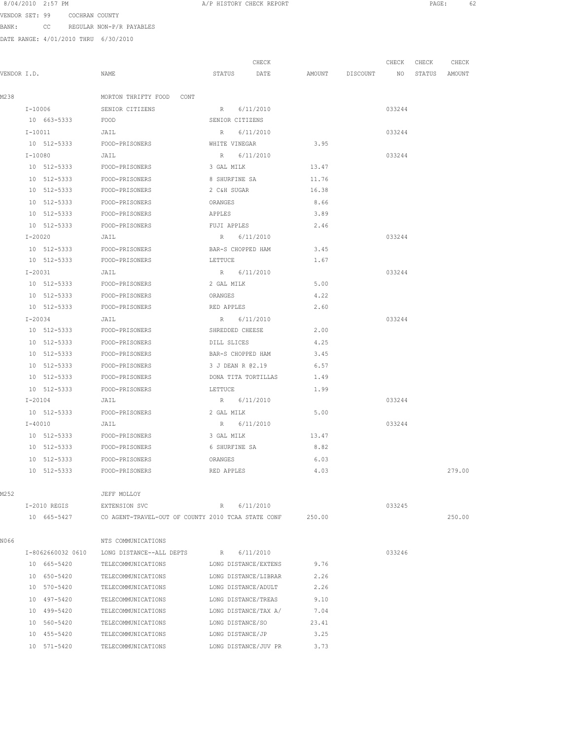8/04/2010 2:57 PM A/P HISTORY CHECK REPORT

VENDOR SET: 99 COCHRAN COUNTY
BANK: CC REGULAR NON-P/R PAYABLES
DATE RANGE: 4/01/2010 THRU 6/30/2010

| VENDOR I.D. | NAME | STATUS | CHECK DATE | AMOUNT | DISCOUNT | CHECK NO | CHECK STATUS | CHECK AMOUNT |
|---|---|---|---|---|---|---|---|---|
| M238 | MORTON THRIFTY FOOD CONT | | | | | | | |
| I-10006 | SENIOR CITIZENS | R | 6/11/2010 | | | 033244 | | |
| 10 663-5333 | FOOD | SENIOR CITIZENS | | | | | | |
| I-10011 | JAIL | R | 6/11/2010 | | | 033244 | | |
| 10 512-5333 | FOOD-PRISONERS | WHITE VINEGAR | | 3.95 | | | | |
| I-10080 | JAIL | R | 6/11/2010 | | | 033244 | | |
| 10 512-5333 | FOOD-PRISONERS | 3 GAL MILK | | 13.47 | | | | |
| 10 512-5333 | FOOD-PRISONERS | 8 SHURFINE SA | | 11.76 | | | | |
| 10 512-5333 | FOOD-PRISONERS | 2 C&H SUGAR | | 16.38 | | | | |
| 10 512-5333 | FOOD-PRISONERS | ORANGES | | 8.66 | | | | |
| 10 512-5333 | FOOD-PRISONERS | APPLES | | 3.89 | | | | |
| 10 512-5333 | FOOD-PRISONERS | FUJI APPLES | | 2.46 | | | | |
| I-20020 | JAIL | R | 6/11/2010 | | | 033244 | | |
| 10 512-5333 | FOOD-PRISONERS | BAR-S CHOPPED HAM | | 3.45 | | | | |
| 10 512-5333 | FOOD-PRISONERS | LETTUCE | | 1.67 | | | | |
| I-20031 | JAIL | R | 6/11/2010 | | | 033244 | | |
| 10 512-5333 | FOOD-PRISONERS | 2 GAL MILK | | 5.00 | | | | |
| 10 512-5333 | FOOD-PRISONERS | ORANGES | | 4.22 | | | | |
| 10 512-5333 | FOOD-PRISONERS | RED APPLES | | 2.60 | | | | |
| I-20034 | JAIL | R | 6/11/2010 | | | 033244 | | |
| 10 512-5333 | FOOD-PRISONERS | SHREDDED CHEESE | | 2.00 | | | | |
| 10 512-5333 | FOOD-PRISONERS | DILL SLICES | | 4.25 | | | | |
| 10 512-5333 | FOOD-PRISONERS | BAR-S CHOPPED HAM | | 3.45 | | | | |
| 10 512-5333 | FOOD-PRISONERS | 3 J DEAN R @2.19 | | 6.57 | | | | |
| 10 512-5333 | FOOD-PRISONERS | DONA TITA TORTILLAS | | 1.49 | | | | |
| 10 512-5333 | FOOD-PRISONERS | LETTUCE | | 1.99 | | | | |
| I-20104 | JAIL | R | 6/11/2010 | | | 033244 | | |
| 10 512-5333 | FOOD-PRISONERS | 2 GAL MILK | | 5.00 | | | | |
| I-40010 | JAIL | R | 6/11/2010 | | | 033244 | | |
| 10 512-5333 | FOOD-PRISONERS | 3 GAL MILK | | 13.47 | | | | |
| 10 512-5333 | FOOD-PRISONERS | 6 SHURFINE SA | | 8.82 | | | | |
| 10 512-5333 | FOOD-PRISONERS | ORANGES | | 6.03 | | | | |
| 10 512-5333 | FOOD-PRISONERS | RED APPLES | | 4.03 | | | | 279.00 |
| M252 | JEFF MOLLOY | | | | | | | |
| I-2010 REGIS | EXTENSION SVC | R | 6/11/2010 | | | 033245 | | |
| 10 665-5427 | CO AGENT-TRAVEL-OUT OF COUNTY 2010 TCAA STATE CONF | | | 250.00 | | | | 250.00 |
| N066 | NTS COMMUNICATIONS | | | | | | | |
| I-8062660032 0610 | LONG DISTANCE--ALL DEPTS | R | 6/11/2010 | | | 033246 | | |
| 10 665-5420 | TELECOMMUNICATIONS | LONG DISTANCE/EXTENS | | 9.76 | | | | |
| 10 650-5420 | TELECOMMUNICATIONS | LONG DISTANCE/LIBRAR | | 2.26 | | | | |
| 10 570-5420 | TELECOMMUNICATIONS | LONG DISTANCE/ADULT | | 2.26 | | | | |
| 10 497-5420 | TELECOMMUNICATIONS | LONG DISTANCE/TREAS | | 9.10 | | | | |
| 10 499-5420 | TELECOMMUNICATIONS | LONG DISTANCE/TAX A/ | | 7.04 | | | | |
| 10 560-5420 | TELECOMMUNICATIONS | LONG DISTANCE/SO | | 23.41 | | | | |
| 10 455-5420 | TELECOMMUNICATIONS | LONG DISTANCE/JP | | 3.25 | | | | |
| 10 571-5420 | TELECOMMUNICATIONS | LONG DISTANCE/JUV PR | | 3.73 | | | | |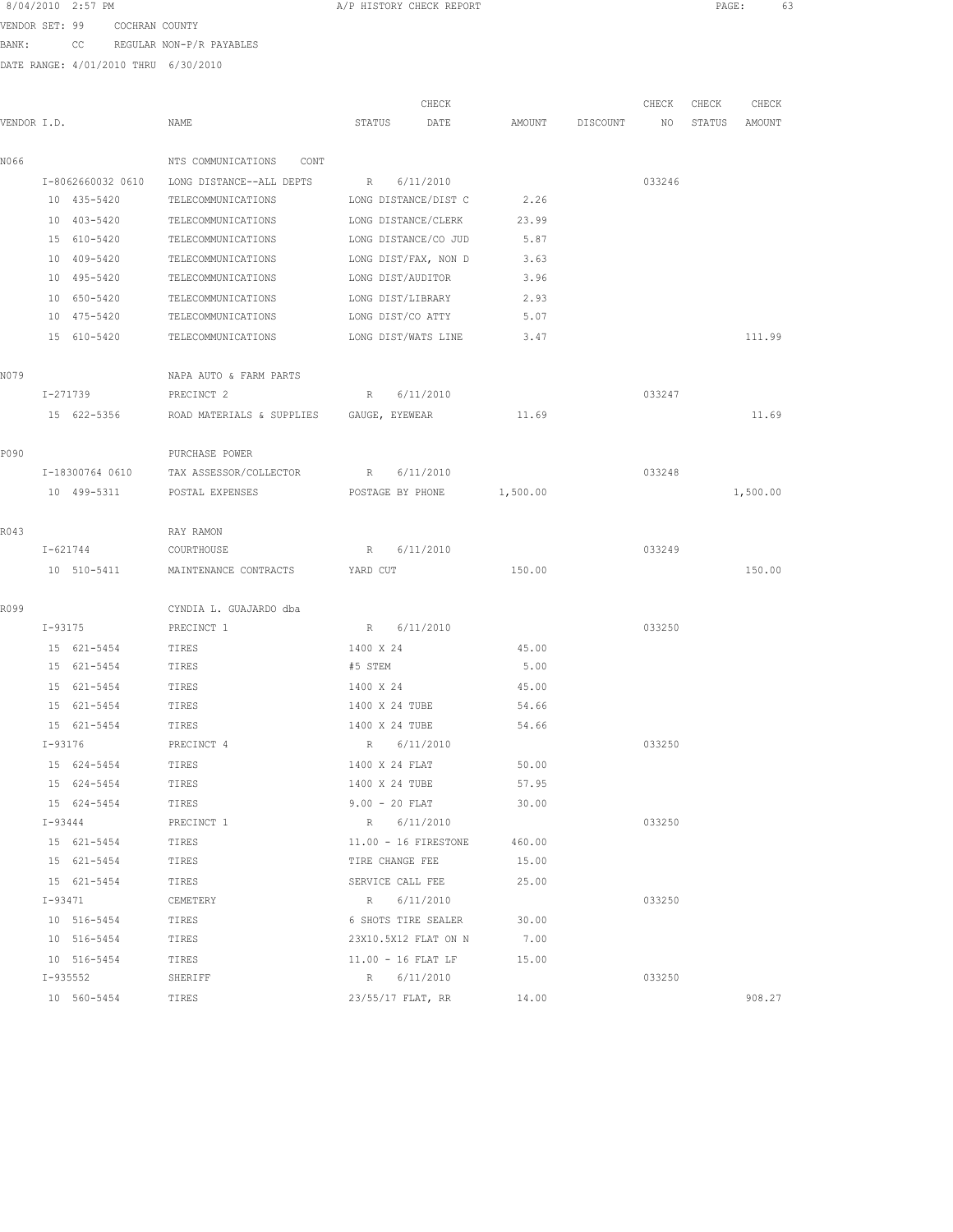8/04/2010 2:57 PM A/P HISTORY CHECK REPORT

VENDOR SET: 99 COCHRAN COUNTY

BANK: CC REGULAR NON-P/R PAYABLES

DATE RANGE: 4/01/2010 THRU 6/30/2010

| VENDOR I.D. | NAME | STATUS | CHECK DATE | AMOUNT | DISCOUNT | CHECK NO | CHECK STATUS | CHECK AMOUNT |
|---|---|---|---|---|---|---|---|---|
| N066 | NTS COMMUNICATIONS CONT | | | | | | | |
| I-8062660032 0610 | LONG DISTANCE--ALL DEPTS | R | 6/11/2010 | | | 033246 | | |
| 10 435-5420 | TELECOMMUNICATIONS | LONG DISTANCE/DIST C | | 2.26 | | | | |
| 10 403-5420 | TELECOMMUNICATIONS | LONG DISTANCE/CLERK | | 23.99 | | | | |
| 15 610-5420 | TELECOMMUNICATIONS | LONG DISTANCE/CO JUD | | 5.87 | | | | |
| 10 409-5420 | TELECOMMUNICATIONS | LONG DIST/FAX, NON D | | 3.63 | | | | |
| 10 495-5420 | TELECOMMUNICATIONS | LONG DIST/AUDITOR | | 3.96 | | | | |
| 10 650-5420 | TELECOMMUNICATIONS | LONG DIST/LIBRARY | | 2.93 | | | | |
| 10 475-5420 | TELECOMMUNICATIONS | LONG DIST/CO ATTY | | 5.07 | | | | |
| 15 610-5420 | TELECOMMUNICATIONS | LONG DIST/WATS LINE | | 3.47 | | | | 111.99 |
| N079 | NAPA AUTO & FARM PARTS | | | | | | | |
| I-271739 | PRECINCT 2 | R | 6/11/2010 | | | 033247 | | |
| 15 622-5356 | ROAD MATERIALS & SUPPLIES | GAUGE, EYEWEAR | | 11.69 | | | | 11.69 |
| P090 | PURCHASE POWER | | | | | | | |
| I-18300764 0610 | TAX ASSESSOR/COLLECTOR | R | 6/11/2010 | | | 033248 | | |
| 10 499-5311 | POSTAL EXPENSES | POSTAGE BY PHONE | | 1,500.00 | | | | 1,500.00 |
| R043 | RAY RAMON | | | | | | | |
| I-621744 | COURTHOUSE | R | 6/11/2010 | | | 033249 | | |
| 10 510-5411 | MAINTENANCE CONTRACTS | YARD CUT | | 150.00 | | | | 150.00 |
| R099 | CYNDIA L. GUAJARDO dba | | | | | | | |
| I-93175 | PRECINCT 1 | R | 6/11/2010 | | | 033250 | | |
| 15 621-5454 | TIRES | 1400 X 24 | | 45.00 | | | | |
| 15 621-5454 | TIRES | #5 STEM | | 5.00 | | | | |
| 15 621-5454 | TIRES | 1400 X 24 | | 45.00 | | | | |
| 15 621-5454 | TIRES | 1400 X 24 TUBE | | 54.66 | | | | |
| 15 621-5454 | TIRES | 1400 X 24 TUBE | | 54.66 | | | | |
| I-93176 | PRECINCT 4 | R | 6/11/2010 | | | 033250 | | |
| 15 624-5454 | TIRES | 1400 X 24 FLAT | | 50.00 | | | | |
| 15 624-5454 | TIRES | 1400 X 24 TUBE | | 57.95 | | | | |
| 15 624-5454 | TIRES | 9.00 - 20 FLAT | | 30.00 | | | | |
| I-93444 | PRECINCT 1 | R | 6/11/2010 | | | 033250 | | |
| 15 621-5454 | TIRES | 11.00 - 16 FIRESTONE | | 460.00 | | | | |
| 15 621-5454 | TIRES | TIRE CHANGE FEE | | 15.00 | | | | |
| 15 621-5454 | TIRES | SERVICE CALL FEE | | 25.00 | | | | |
| I-93471 | CEMETERY | R | 6/11/2010 | | | 033250 | | |
| 10 516-5454 | TIRES | 6 SHOTS TIRE SEALER | | 30.00 | | | | |
| 10 516-5454 | TIRES | 23X10.5X12 FLAT ON N | | 7.00 | | | | |
| 10 516-5454 | TIRES | 11.00 - 16 FLAT LF | | 15.00 | | | | |
| I-935552 | SHERIFF | R | 6/11/2010 | | | 033250 | | |
| 10 560-5454 | TIRES | 23/55/17 FLAT, RR | | 14.00 | | | | 908.27 |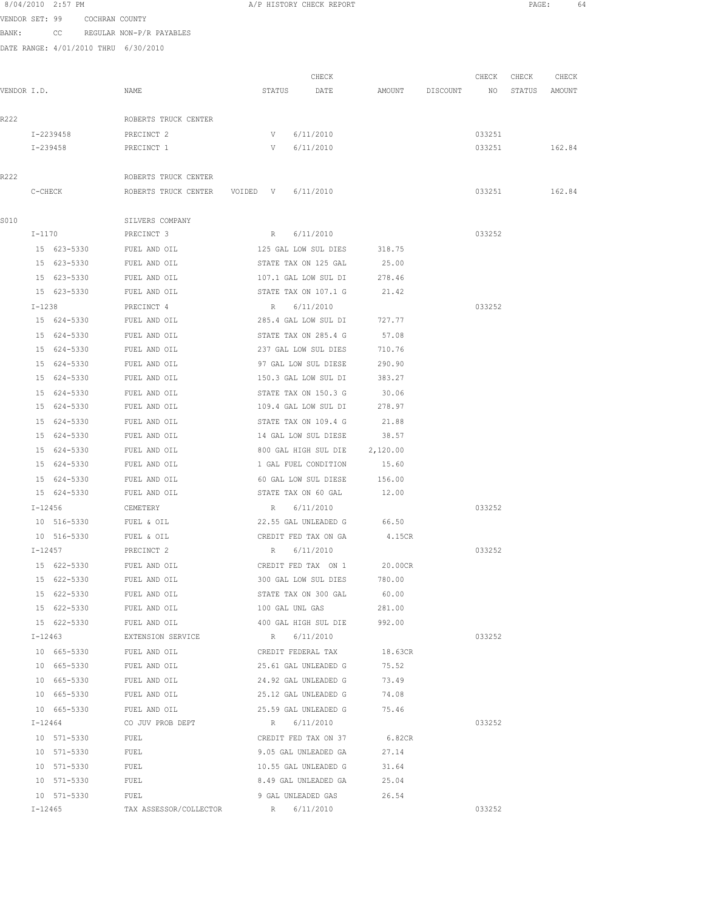8/04/2010 2:57 PM A/P HISTORY CHECK REPORT

VENDOR SET: 99 COCHRAN COUNTY

BANK: CC REGULAR NON-P/R PAYABLES

DATE RANGE: 4/01/2010 THRU 6/30/2010

| VENDOR I.D. | NAME | STATUS | CHECK DATE | AMOUNT | DISCOUNT | CHECK NO | CHECK STATUS | CHECK AMOUNT |
|---|---|---|---|---|---|---|---|---|
| R222 | ROBERTS TRUCK CENTER | | | | | | | |
| I-2239458 | PRECINCT 2 | V | 6/11/2010 | | | 033251 | | |
| I-239458 | PRECINCT 1 | V | 6/11/2010 | | | 033251 | | 162.84 |
| R222 | ROBERTS TRUCK CENTER | | | | | | | |
| C-CHECK | ROBERTS TRUCK CENTER VOIDED | V | 6/11/2010 | | | 033251 | | 162.84 |
| S010 | SILVERS COMPANY | | | | | | | |
| I-1170 | PRECINCT 3 | R | 6/11/2010 | | | 033252 | | |
| 15 623-5330 | FUEL AND OIL | 125 GAL LOW SUL DIES | | 318.75 | | | | |
| 15 623-5330 | FUEL AND OIL | STATE TAX ON 125 GAL | | 25.00 | | | | |
| 15 623-5330 | FUEL AND OIL | 107.1 GAL LOW SUL DI | | 278.46 | | | | |
| 15 623-5330 | FUEL AND OIL | STATE TAX ON 107.1 G | | 21.42 | | | | |
| I-1238 | PRECINCT 4 | R | 6/11/2010 | | | 033252 | | |
| 15 624-5330 | FUEL AND OIL | 285.4 GAL LOW SUL DI | | 727.77 | | | | |
| 15 624-5330 | FUEL AND OIL | STATE TAX ON 285.4 G | | 57.08 | | | | |
| 15 624-5330 | FUEL AND OIL | 237 GAL LOW SUL DIES | | 710.76 | | | | |
| 15 624-5330 | FUEL AND OIL | 97 GAL LOW SUL DIESE | | 290.90 | | | | |
| 15 624-5330 | FUEL AND OIL | 150.3 GAL LOW SUL DI | | 383.27 | | | | |
| 15 624-5330 | FUEL AND OIL | STATE TAX ON 150.3 G | | 30.06 | | | | |
| 15 624-5330 | FUEL AND OIL | 109.4 GAL LOW SUL DI | | 278.97 | | | | |
| 15 624-5330 | FUEL AND OIL | STATE TAX ON 109.4 G | | 21.88 | | | | |
| 15 624-5330 | FUEL AND OIL | 14 GAL LOW SUL DIESE | | 38.57 | | | | |
| 15 624-5330 | FUEL AND OIL | 800 GAL HIGH SUL DIE | | 2,120.00 | | | | |
| 15 624-5330 | FUEL AND OIL | 1 GAL FUEL CONDITION | | 15.60 | | | | |
| 15 624-5330 | FUEL AND OIL | 60 GAL LOW SUL DIESE | | 156.00 | | | | |
| 15 624-5330 | FUEL AND OIL | STATE TAX ON 60 GAL | | 12.00 | | | | |
| I-12456 | CEMETERY | R | 6/11/2010 | | | 033252 | | |
| 10 516-5330 | FUEL & OIL | 22.55 GAL UNLEADED G | | 66.50 | | | | |
| 10 516-5330 | FUEL & OIL | CREDIT FED TAX ON GA | | 4.15CR | | | | |
| I-12457 | PRECINCT 2 | R | 6/11/2010 | | | 033252 | | |
| 15 622-5330 | FUEL AND OIL | CREDIT FED TAX ON 1 | | 20.00CR | | | | |
| 15 622-5330 | FUEL AND OIL | 300 GAL LOW SUL DIES | | 780.00 | | | | |
| 15 622-5330 | FUEL AND OIL | STATE TAX ON 300 GAL | | 60.00 | | | | |
| 15 622-5330 | FUEL AND OIL | 100 GAL UNL GAS | | 281.00 | | | | |
| 15 622-5330 | FUEL AND OIL | 400 GAL HIGH SUL DIE | | 992.00 | | | | |
| I-12463 | EXTENSION SERVICE | R | 6/11/2010 | | | 033252 | | |
| 10 665-5330 | FUEL AND OIL | CREDIT FEDERAL TAX | | 18.63CR | | | | |
| 10 665-5330 | FUEL AND OIL | 25.61 GAL UNLEADED G | | 75.52 | | | | |
| 10 665-5330 | FUEL AND OIL | 24.92 GAL UNLEADED G | | 73.49 | | | | |
| 10 665-5330 | FUEL AND OIL | 25.12 GAL UNLEADED G | | 74.08 | | | | |
| 10 665-5330 | FUEL AND OIL | 25.59 GAL UNLEADED G | | 75.46 | | | | |
| I-12464 | CO JUV PROB DEPT | R | 6/11/2010 | | | 033252 | | |
| 10 571-5330 | FUEL | CREDIT FED TAX ON 37 | | 6.82CR | | | | |
| 10 571-5330 | FUEL | 9.05 GAL UNLEADED GA | | 27.14 | | | | |
| 10 571-5330 | FUEL | 10.55 GAL UNLEADED G | | 31.64 | | | | |
| 10 571-5330 | FUEL | 8.49 GAL UNLEADED GA | | 25.04 | | | | |
| 10 571-5330 | FUEL | 9 GAL UNLEADED GAS | | 26.54 | | | | |
| I-12465 | TAX ASSESSOR/COLLECTOR | R | 6/11/2010 | | | 033252 | | |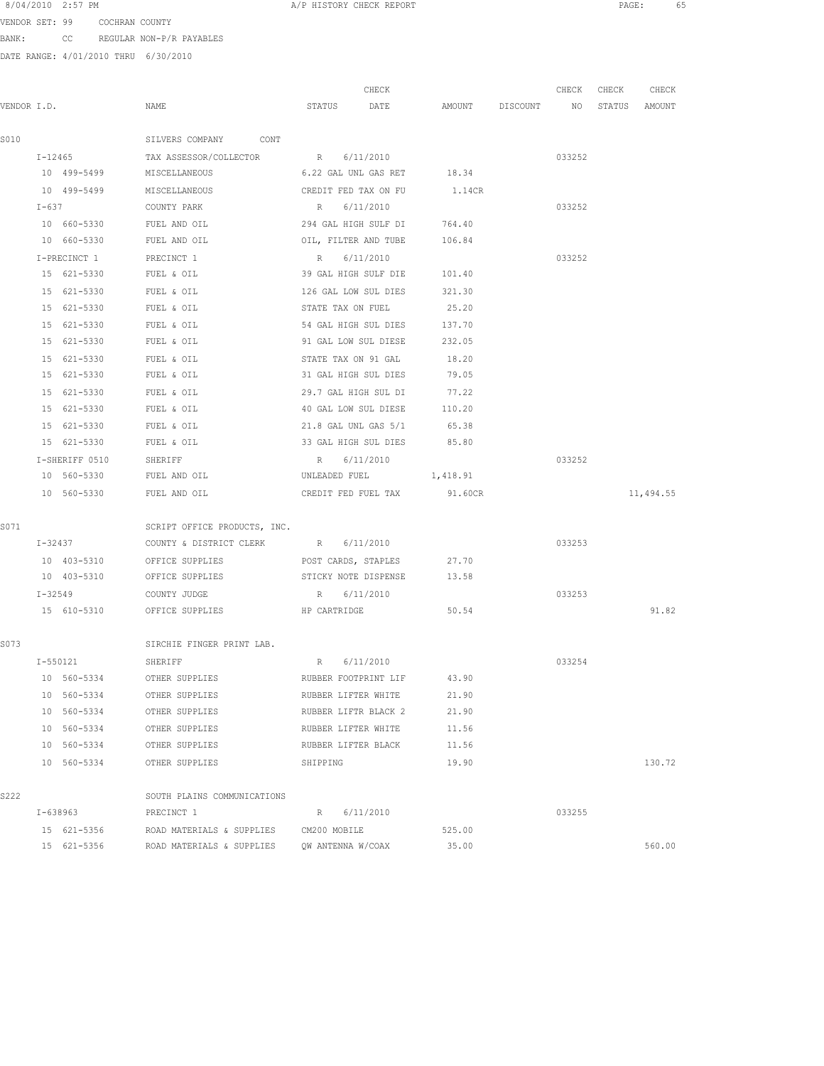8/04/2010 2:57 PM A/P HISTORY CHECK REPORT

VENDOR SET: 99 COCHRAN COUNTY

BANK: CC REGULAR NON-P/R PAYABLES

DATE RANGE: 4/01/2010 THRU 6/30/2010

| VENDOR I.D. | NAME | STATUS | CHECK DATE | AMOUNT | DISCOUNT | CHECK NO | CHECK STATUS | CHECK AMOUNT |
|---|---|---|---|---|---|---|---|---|
| S010 | SILVERS COMPANY CONT | | | | | | | |
| I-12465 | TAX ASSESSOR/COLLECTOR | R | 6/11/2010 | | | 033252 | | |
| 10 499-5499 | MISCELLANEOUS | 6.22 GAL UNL GAS RET | | 18.34 | | | | |
| 10 499-5499 | MISCELLANEOUS | CREDIT FED TAX ON FU | | 1.14CR | | | | |
| I-637 | COUNTY PARK | R | 6/11/2010 | | | 033252 | | |
| 10 660-5330 | FUEL AND OIL | 294 GAL HIGH SULF DI | | 764.40 | | | | |
| 10 660-5330 | FUEL AND OIL | OIL, FILTER AND TUBE | | 106.84 | | | | |
| I-PRECINCT 1 | PRECINCT 1 | R | 6/11/2010 | | | 033252 | | |
| 15 621-5330 | FUEL & OIL | 39 GAL HIGH SULF DIE | | 101.40 | | | | |
| 15 621-5330 | FUEL & OIL | 126 GAL LOW SUL DIES | | 321.30 | | | | |
| 15 621-5330 | FUEL & OIL | STATE TAX ON FUEL | | 25.20 | | | | |
| 15 621-5330 | FUEL & OIL | 54 GAL HIGH SUL DIES | | 137.70 | | | | |
| 15 621-5330 | FUEL & OIL | 91 GAL LOW SUL DIESE | | 232.05 | | | | |
| 15 621-5330 | FUEL & OIL | STATE TAX ON 91 GAL | | 18.20 | | | | |
| 15 621-5330 | FUEL & OIL | 31 GAL HIGH SUL DIES | | 79.05 | | | | |
| 15 621-5330 | FUEL & OIL | 29.7 GAL HIGH SUL DI | | 77.22 | | | | |
| 15 621-5330 | FUEL & OIL | 40 GAL LOW SUL DIESE | | 110.20 | | | | |
| 15 621-5330 | FUEL & OIL | 21.8 GAL UNL GAS 5/1 | | 65.38 | | | | |
| 15 621-5330 | FUEL & OIL | 33 GAL HIGH SUL DIES | | 85.80 | | | | |
| I-SHERIFF 0510 | SHERIFF | R | 6/11/2010 | | | 033252 | | |
| 10 560-5330 | FUEL AND OIL | UNLEADED FUEL | | 1,418.91 | | | | |
| 10 560-5330 | FUEL AND OIL | CREDIT FED FUEL TAX | | 91.60CR | | | | 11,494.55 |
| S071 | SCRIPT OFFICE PRODUCTS, INC. | | | | | | | |
| I-32437 | COUNTY & DISTRICT CLERK | R | 6/11/2010 | | | 033253 | | |
| 10 403-5310 | OFFICE SUPPLIES | POST CARDS, STAPLES | | 27.70 | | | | |
| 10 403-5310 | OFFICE SUPPLIES | STICKY NOTE DISPENSE | | 13.58 | | | | |
| I-32549 | COUNTY JUDGE | R | 6/11/2010 | | | 033253 | | |
| 15 610-5310 | OFFICE SUPPLIES | HP CARTRIDGE | | 50.54 | | | | 91.82 |
| S073 | SIRCHIE FINGER PRINT LAB. | | | | | | | |
| I-550121 | SHERIFF | R | 6/11/2010 | | | 033254 | | |
| 10 560-5334 | OTHER SUPPLIES | RUBBER FOOTPRINT LIF | | 43.90 | | | | |
| 10 560-5334 | OTHER SUPPLIES | RUBBER LIFTER WHITE | | 21.90 | | | | |
| 10 560-5334 | OTHER SUPPLIES | RUBBER LIFTR BLACK 2 | | 21.90 | | | | |
| 10 560-5334 | OTHER SUPPLIES | RUBBER LIFTER WHITE | | 11.56 | | | | |
| 10 560-5334 | OTHER SUPPLIES | RUBBER LIFTER BLACK | | 11.56 | | | | |
| 10 560-5334 | OTHER SUPPLIES | SHIPPING | | 19.90 | | | | 130.72 |
| S222 | SOUTH PLAINS COMMUNICATIONS | | | | | | | |
| I-638963 | PRECINCT 1 | R | 6/11/2010 | | | 033255 | | |
| 15 621-5356 | ROAD MATERIALS & SUPPLIES | CM200 MOBILE | | 525.00 | | | | |
| 15 621-5356 | ROAD MATERIALS & SUPPLIES | QW ANTENNA W/COAX | | 35.00 | | | | 560.00 |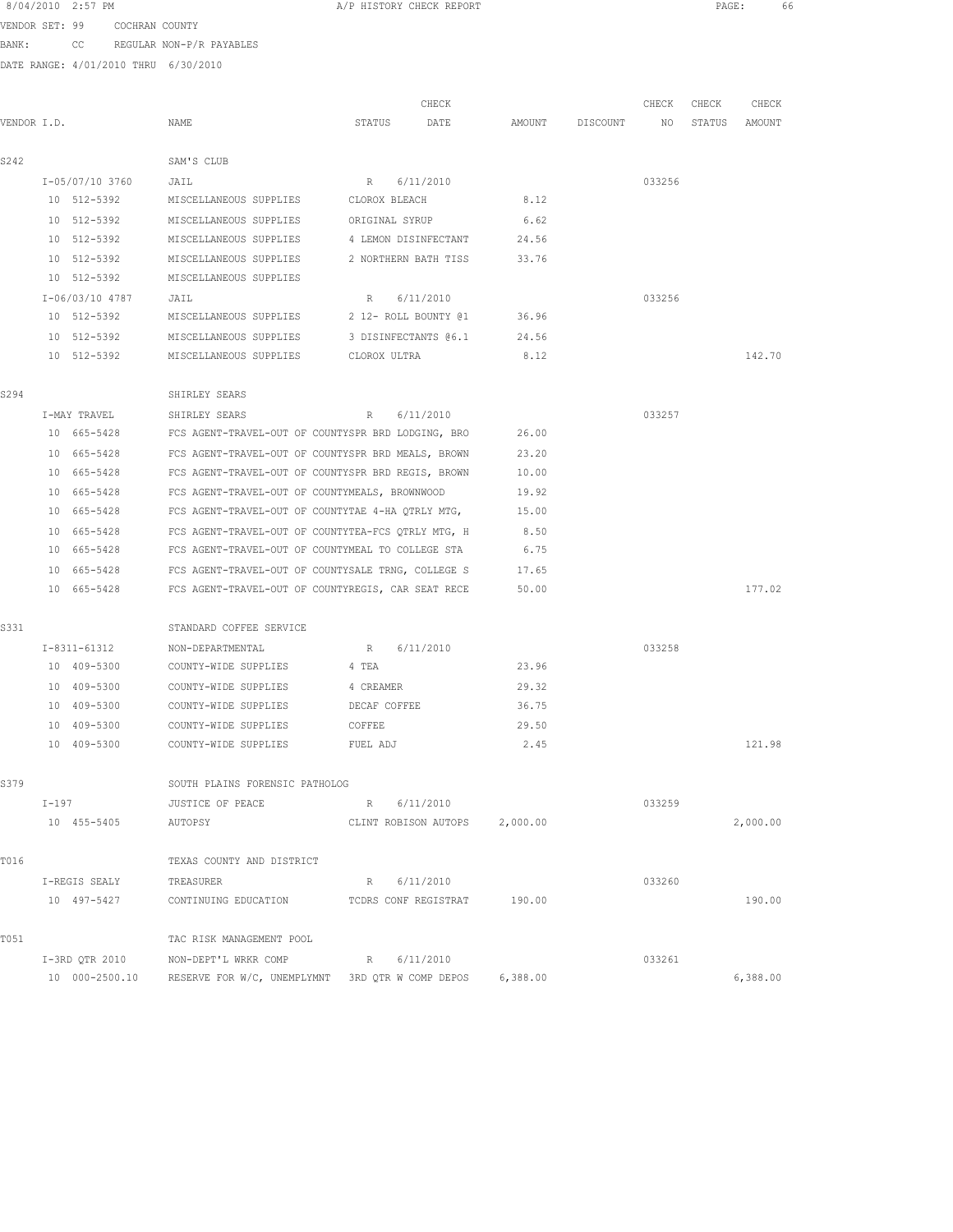8/04/2010 2:57 PM A/P HISTORY CHECK REPORT

VENDOR SET: 99 COCHRAN COUNTY

BANK: CC REGULAR NON-P/R PAYABLES

DATE RANGE: 4/01/2010 THRU 6/30/2010

| VENDOR I.D. | NAME | STATUS | CHECK DATE | AMOUNT | DISCOUNT | CHECK NO | CHECK STATUS | CHECK AMOUNT |
|---|---|---|---|---|---|---|---|---|
| S242 | SAM'S CLUB | | | | | | | |
| I-05/07/10 3760 | JAIL | R | 6/11/2010 | | | 033256 | | |
| 10 512-5392 | MISCELLANEOUS SUPPLIES | CLOROX BLEACH | | 8.12 | | | | |
| 10 512-5392 | MISCELLANEOUS SUPPLIES | ORIGINAL SYRUP | | 6.62 | | | | |
| 10 512-5392 | MISCELLANEOUS SUPPLIES | 4 LEMON DISINFECTANT | | 24.56 | | | | |
| 10 512-5392 | MISCELLANEOUS SUPPLIES | 2 NORTHERN BATH TISS | | 33.76 | | | | |
| 10 512-5392 | MISCELLANEOUS SUPPLIES | | | | | | | |
| I-06/03/10 4787 | JAIL | R | 6/11/2010 | | | 033256 | | |
| 10 512-5392 | MISCELLANEOUS SUPPLIES | 2 12- ROLL BOUNTY @1 | | 36.96 | | | | |
| 10 512-5392 | MISCELLANEOUS SUPPLIES | 3 DISINFECTANTS @6.1 | | 24.56 | | | | |
| 10 512-5392 | MISCELLANEOUS SUPPLIES | CLOROX ULTRA | | 8.12 | | | | 142.70 |
| S294 | SHIRLEY SEARS | | | | | | | |
| I-MAY TRAVEL | SHIRLEY SEARS | R | 6/11/2010 | | | 033257 | | |
| 10 665-5428 | FCS AGENT-TRAVEL-OUT OF COUNTY | SPR BRD LODGING, BRO | | 26.00 | | | | |
| 10 665-5428 | FCS AGENT-TRAVEL-OUT OF COUNTY | SPR BRD MEALS, BROWN | | 23.20 | | | | |
| 10 665-5428 | FCS AGENT-TRAVEL-OUT OF COUNTY | SPR BRD REGIS, BROWN | | 10.00 | | | | |
| 10 665-5428 | FCS AGENT-TRAVEL-OUT OF COUNTY | MEALS, BROWNWOOD | | 19.92 | | | | |
| 10 665-5428 | FCS AGENT-TRAVEL-OUT OF COUNTY | TAE 4-HA QTRLY MTG, | | 15.00 | | | | |
| 10 665-5428 | FCS AGENT-TRAVEL-OUT OF COUNTY | TEA-FCS QTRLY MTG, H | | 8.50 | | | | |
| 10 665-5428 | FCS AGENT-TRAVEL-OUT OF COUNTY | MEAL TO COLLEGE STA | | 6.75 | | | | |
| 10 665-5428 | FCS AGENT-TRAVEL-OUT OF COUNTY | SALE TRNG, COLLEGE S | | 17.65 | | | | |
| 10 665-5428 | FCS AGENT-TRAVEL-OUT OF COUNTY | REGIS, CAR SEAT RECE | | 50.00 | | | | 177.02 |
| S331 | STANDARD COFFEE SERVICE | | | | | | | |
| I-8311-61312 | NON-DEPARTMENTAL | R | 6/11/2010 | | | 033258 | | |
| 10 409-5300 | COUNTY-WIDE SUPPLIES | 4 TEA | | 23.96 | | | | |
| 10 409-5300 | COUNTY-WIDE SUPPLIES | 4 CREAMER | | 29.32 | | | | |
| 10 409-5300 | COUNTY-WIDE SUPPLIES | DECAF COFFEE | | 36.75 | | | | |
| 10 409-5300 | COUNTY-WIDE SUPPLIES | COFFEE | | 29.50 | | | | |
| 10 409-5300 | COUNTY-WIDE SUPPLIES | FUEL ADJ | | 2.45 | | | | 121.98 |
| S379 | SOUTH PLAINS FORENSIC PATHOLOG | | | | | | | |
| I-197 | JUSTICE OF PEACE | R | 6/11/2010 | | | 033259 | | |
| 10 455-5405 | AUTOPSY | CLINT ROBISON AUTOPS | | 2,000.00 | | | | 2,000.00 |
| T016 | TEXAS COUNTY AND DISTRICT | | | | | | | |
| I-REGIS SEALY | TREASURER | R | 6/11/2010 | | | 033260 | | |
| 10 497-5427 | CONTINUING EDUCATION | TCDRS CONF REGISTRAT | | 190.00 | | | | 190.00 |
| T051 | TAC RISK MANAGEMENT POOL | | | | | | | |
| I-3RD QTR 2010 | NON-DEPT'L WRKR COMP | R | 6/11/2010 | | | 033261 | | |
| 10 000-2500.10 | RESERVE FOR W/C, UNEMPLYMNT | 3RD QTR W COMP DEPOS | | 6,388.00 | | | | 6,388.00 |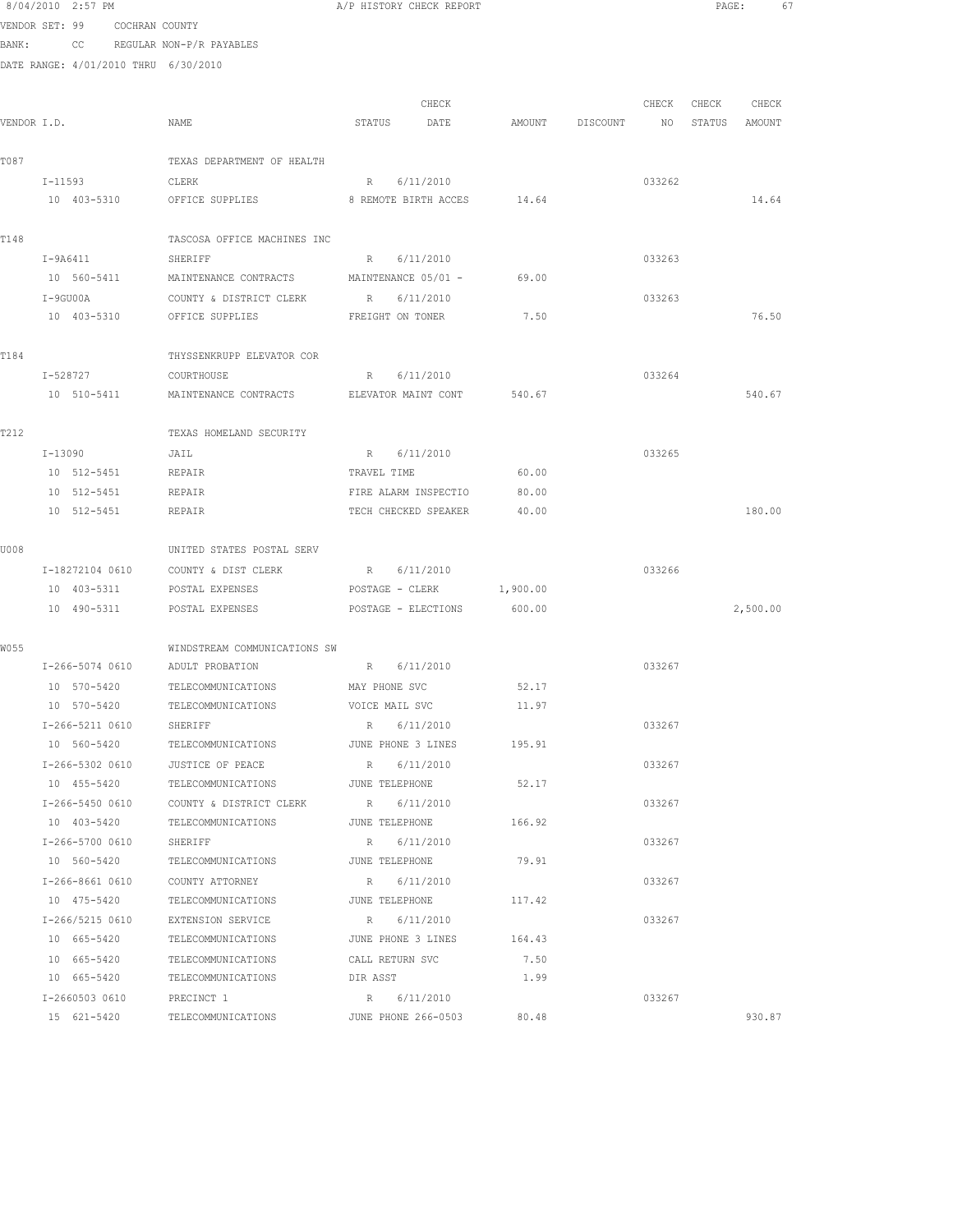8/04/2010 2:57 PM A/P HISTORY CHECK REPORT

VENDOR SET: 99 COCHRAN COUNTY

BANK: CC REGULAR NON-P/R PAYABLES

DATE RANGE: 4/01/2010 THRU 6/30/2010

| VENDOR I.D. | NAME | STATUS | CHECK DATE | AMOUNT | DISCOUNT | CHECK NO | CHECK STATUS | CHECK AMOUNT |
|---|---|---|---|---|---|---|---|---|
| T087 | TEXAS DEPARTMENT OF HEALTH | | | | | | | |
| I-11593 | CLERK | R | 6/11/2010 | | | 033262 | | |
| 10 403-5310 | OFFICE SUPPLIES | 8 REMOTE BIRTH ACCES | | 14.64 | | | | 14.64 |
| T148 | TASCOSA OFFICE MACHINES INC | | | | | | | |
| I-9A6411 | SHERIFF | R | 6/11/2010 | | | 033263 | | |
| 10 560-5411 | MAINTENANCE CONTRACTS | MAINTENANCE 05/01 - | | 69.00 | | | | |
| I-9GU00A | COUNTY & DISTRICT CLERK | R | 6/11/2010 | | | 033263 | | |
| 10 403-5310 | OFFICE SUPPLIES | FREIGHT ON TONER | | 7.50 | | | | 76.50 |
| T184 | THYSSENKRUPP ELEVATOR COR | | | | | | | |
| I-528727 | COURTHOUSE | R | 6/11/2010 | | | 033264 | | |
| 10 510-5411 | MAINTENANCE CONTRACTS | ELEVATOR MAINT CONT | | 540.67 | | | | 540.67 |
| T212 | TEXAS HOMELAND SECURITY | | | | | | | |
| I-13090 | JAIL | R | 6/11/2010 | | | 033265 | | |
| 10 512-5451 | REPAIR | TRAVEL TIME | | 60.00 | | | | |
| 10 512-5451 | REPAIR | FIRE ALARM INSPECTIO | | 80.00 | | | | |
| 10 512-5451 | REPAIR | TECH CHECKED SPEAKER | | 40.00 | | | | 180.00 |
| U008 | UNITED STATES POSTAL SERV | | | | | | | |
| I-18272104 0610 | COUNTY & DIST CLERK | R | 6/11/2010 | | | 033266 | | |
| 10 403-5311 | POSTAL EXPENSES | POSTAGE - CLERK | | 1,900.00 | | | | |
| 10 490-5311 | POSTAL EXPENSES | POSTAGE - ELECTIONS | | 600.00 | | | | 2,500.00 |
| W055 | WINDSTREAM COMMUNICATIONS SW | | | | | | | |
| I-266-5074 0610 | ADULT PROBATION | R | 6/11/2010 | | | 033267 | | |
| 10 570-5420 | TELECOMMUNICATIONS | MAY PHONE SVC | | 52.17 | | | | |
| 10 570-5420 | TELECOMMUNICATIONS | VOICE MAIL SVC | | 11.97 | | | | |
| I-266-5211 0610 | SHERIFF | R | 6/11/2010 | | | 033267 | | |
| 10 560-5420 | TELECOMMUNICATIONS | JUNE PHONE 3 LINES | | 195.91 | | | | |
| I-266-5302 0610 | JUSTICE OF PEACE | R | 6/11/2010 | | | 033267 | | |
| 10 455-5420 | TELECOMMUNICATIONS | JUNE TELEPHONE | | 52.17 | | | | |
| I-266-5450 0610 | COUNTY & DISTRICT CLERK | R | 6/11/2010 | | | 033267 | | |
| 10 403-5420 | TELECOMMUNICATIONS | JUNE TELEPHONE | | 166.92 | | | | |
| I-266-5700 0610 | SHERIFF | R | 6/11/2010 | | | 033267 | | |
| 10 560-5420 | TELECOMMUNICATIONS | JUNE TELEPHONE | | 79.91 | | | | |
| I-266-8661 0610 | COUNTY ATTORNEY | R | 6/11/2010 | | | 033267 | | |
| 10 475-5420 | TELECOMMUNICATIONS | JUNE TELEPHONE | | 117.42 | | | | |
| I-266/5215 0610 | EXTENSION SERVICE | R | 6/11/2010 | | | 033267 | | |
| 10 665-5420 | TELECOMMUNICATIONS | JUNE PHONE 3 LINES | | 164.43 | | | | |
| 10 665-5420 | TELECOMMUNICATIONS | CALL RETURN SVC | | 7.50 | | | | |
| 10 665-5420 | TELECOMMUNICATIONS | DIR ASST | | 1.99 | | | | |
| I-2660503 0610 | PRECINCT 1 | R | 6/11/2010 | | | 033267 | | |
| 15 621-5420 | TELECOMMUNICATIONS | JUNE PHONE 266-0503 | | 80.48 | | | | 930.87 |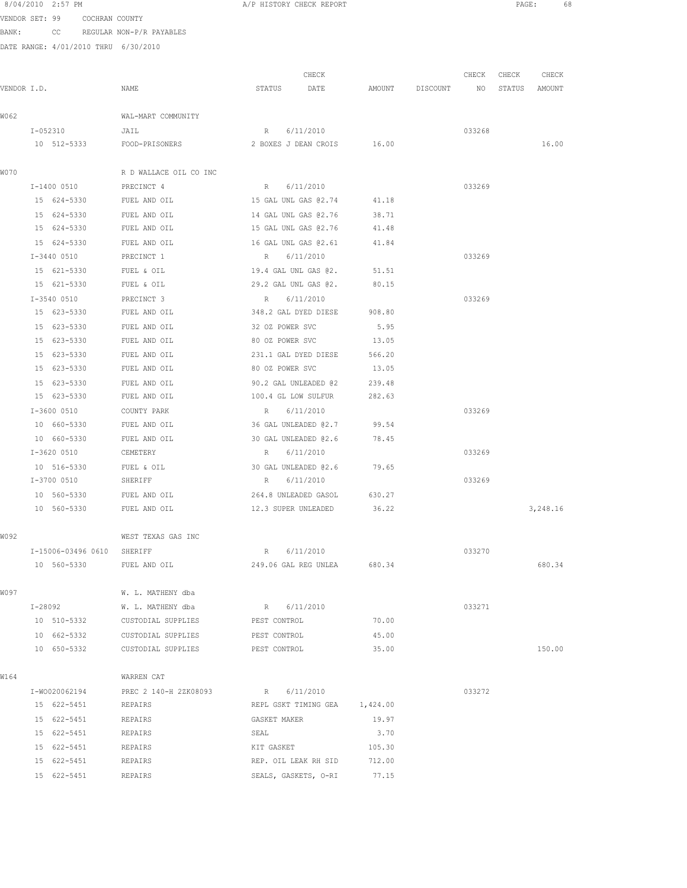8/04/2010 2:57 PM A/P HISTORY CHECK REPORT

VENDOR SET: 99 COCHRAN COUNTY

BANK: CC REGULAR NON-P/R PAYABLES

DATE RANGE: 4/01/2010 THRU 6/30/2010

| VENDOR I.D. | NAME | STATUS | CHECK DATE | AMOUNT | DISCOUNT | CHECK NO | CHECK STATUS | CHECK AMOUNT |
|---|---|---|---|---|---|---|---|---|
| W062 | WAL-MART COMMUNITY | | | | | | | |
| I-052310 | JAIL | R | 6/11/2010 | | | 033268 | | |
| 10 512-5333 | FOOD-PRISONERS | 2 BOXES J DEAN CROIS | | 16.00 | | | | 16.00 |
| W070 | R D WALLACE OIL CO INC | | | | | | | |
| I-1400 0510 | PRECINCT 4 | R | 6/11/2010 | | | 033269 | | |
| 15 624-5330 | FUEL AND OIL | 15 GAL UNL GAS @2.74 | | 41.18 | | | | |
| 15 624-5330 | FUEL AND OIL | 14 GAL UNL GAS @2.76 | | 38.71 | | | | |
| 15 624-5330 | FUEL AND OIL | 15 GAL UNL GAS @2.76 | | 41.48 | | | | |
| 15 624-5330 | FUEL AND OIL | 16 GAL UNL GAS @2.61 | | 41.84 | | | | |
| I-3440 0510 | PRECINCT 1 | R | 6/11/2010 | | | 033269 | | |
| 15 621-5330 | FUEL & OIL | 19.4 GAL UNL GAS @2. | | 51.51 | | | | |
| 15 621-5330 | FUEL & OIL | 29.2 GAL UNL GAS @2. | | 80.15 | | | | |
| I-3540 0510 | PRECINCT 3 | R | 6/11/2010 | | | 033269 | | |
| 15 623-5330 | FUEL AND OIL | 348.2 GAL DYED DIESE | | 908.80 | | | | |
| 15 623-5330 | FUEL AND OIL | 32 OZ POWER SVC | | 5.95 | | | | |
| 15 623-5330 | FUEL AND OIL | 80 OZ POWER SVC | | 13.05 | | | | |
| 15 623-5330 | FUEL AND OIL | 231.1 GAL DYED DIESE | | 566.20 | | | | |
| 15 623-5330 | FUEL AND OIL | 80 OZ POWER SVC | | 13.05 | | | | |
| 15 623-5330 | FUEL AND OIL | 90.2 GAL UNLEADED @2 | | 239.48 | | | | |
| 15 623-5330 | FUEL AND OIL | 100.4 GL LOW SULFUR | | 282.63 | | | | |
| I-3600 0510 | COUNTY PARK | R | 6/11/2010 | | | 033269 | | |
| 10 660-5330 | FUEL AND OIL | 36 GAL UNLEADED @2.7 | | 99.54 | | | | |
| 10 660-5330 | FUEL AND OIL | 30 GAL UNLEADED @2.6 | | 78.45 | | | | |
| I-3620 0510 | CEMETERY | R | 6/11/2010 | | | 033269 | | |
| 10 516-5330 | FUEL & OIL | 30 GAL UNLEADED @2.6 | | 79.65 | | | | |
| I-3700 0510 | SHERIFF | R | 6/11/2010 | | | 033269 | | |
| 10 560-5330 | FUEL AND OIL | 264.8 UNLEADED GASOL | | 630.27 | | | | |
| 10 560-5330 | FUEL AND OIL | 12.3 SUPER UNLEADED | | 36.22 | | | | 3,248.16 |
| W092 | WEST TEXAS GAS INC | | | | | | | |
| I-15006-03496 0610 | SHERIFF | R | 6/11/2010 | | | 033270 | | |
| 10 560-5330 | FUEL AND OIL | 249.06 GAL REG UNLEA | | 680.34 | | | | 680.34 |
| W097 | W. L. MATHENY dba | | | | | | | |
| I-28092 | W. L. MATHENY dba | R | 6/11/2010 | | | 033271 | | |
| 10 510-5332 | CUSTODIAL SUPPLIES | PEST CONTROL | | 70.00 | | | | |
| 10 662-5332 | CUSTODIAL SUPPLIES | PEST CONTROL | | 45.00 | | | | |
| 10 650-5332 | CUSTODIAL SUPPLIES | PEST CONTROL | | 35.00 | | | | 150.00 |
| W164 | WARREN CAT | | | | | | | |
| I-WO020062194 | PREC 2 140-H 2ZK08093 | R | 6/11/2010 | | | 033272 | | |
| 15 622-5451 | REPAIRS | REPL GSKT TIMING GEA | | 1,424.00 | | | | |
| 15 622-5451 | REPAIRS | GASKET MAKER | | 19.97 | | | | |
| 15 622-5451 | REPAIRS | SEAL | | 3.70 | | | | |
| 15 622-5451 | REPAIRS | KIT GASKET | | 105.30 | | | | |
| 15 622-5451 | REPAIRS | REP. OIL LEAK RH SID | | 712.00 | | | | |
| 15 622-5451 | REPAIRS | SEALS, GASKETS, O-RI | | 77.15 | | | | |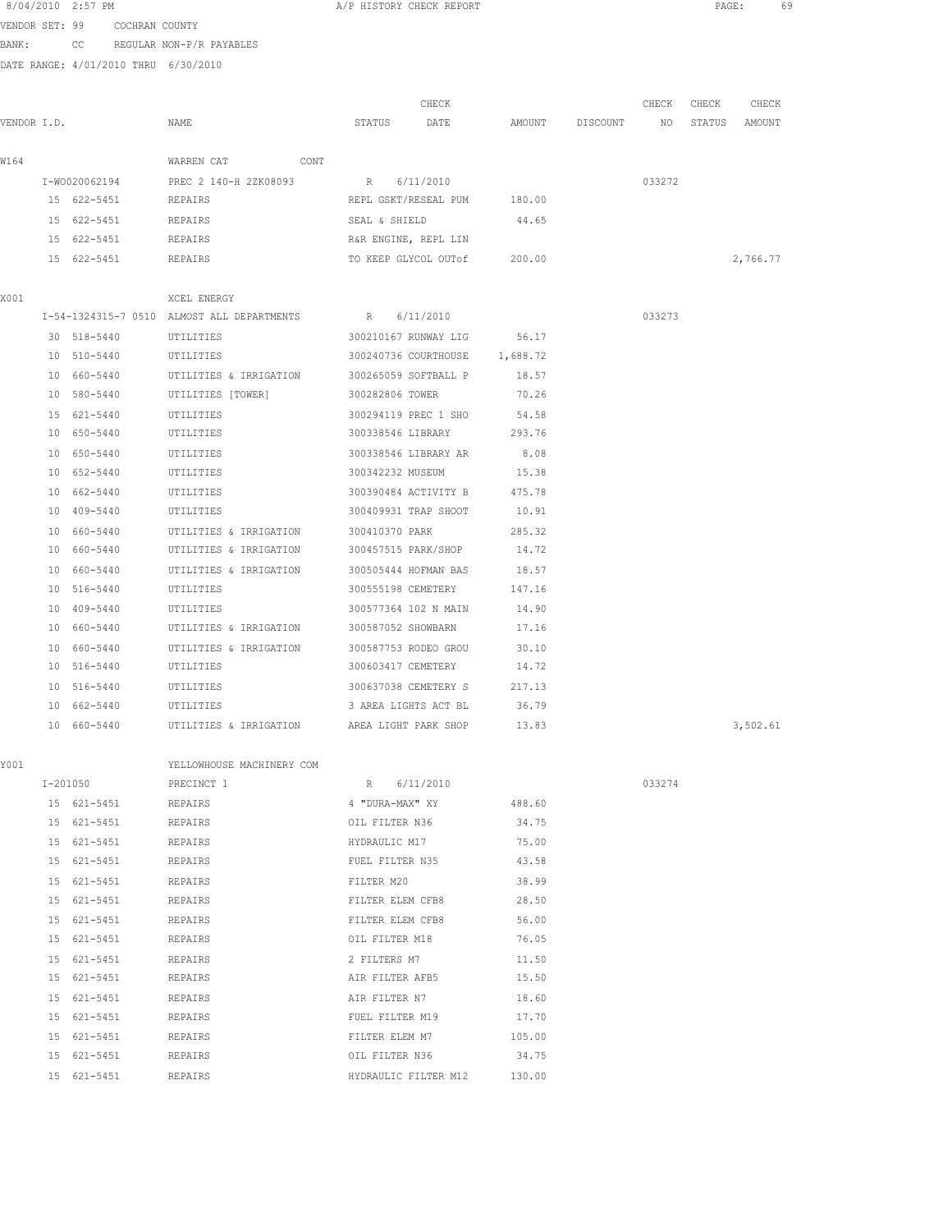8/04/2010 2:57 PM A/P HISTORY CHECK REPORT

VENDOR SET: 99 COCHRAN COUNTY

BANK: CC REGULAR NON-P/R PAYABLES

DATE RANGE: 4/01/2010 THRU 6/30/2010

| VENDOR I.D. | NAME | STATUS | CHECK DATE | AMOUNT | DISCOUNT | CHECK NO | CHECK STATUS | CHECK AMOUNT |
|---|---|---|---|---|---|---|---|---|
| W164 | WARREN CAT CONT | | | | | | | |
| I-WO020062194 | PREC 2 140-H 2ZK08093 | R | 6/11/2010 | | | 033272 | | |
| 15 622-5451 | REPAIRS | REPL GSKT/RESEAL PUM | | 180.00 | | | | |
| 15 622-5451 | REPAIRS | SEAL & SHIELD | | 44.65 | | | | |
| 15 622-5451 | REPAIRS | R&R ENGINE, REPL LIN | | | | | | |
| 15 622-5451 | REPAIRS | TO KEEP GLYCOL OUTof | | 200.00 | | | | 2,766.77 |
| X001 | XCEL ENERGY | | | | | | | |
| I-54-1324315-7 0510 | ALMOST ALL DEPARTMENTS | R | 6/11/2010 | | | 033273 | | |
| 30 518-5440 | UTILITIES | 300210167 RUNWAY LIG | | 56.17 | | | | |
| 10 510-5440 | UTILITIES | 300240736 COURTHOUSE | | 1,688.72 | | | | |
| 10 660-5440 | UTILITIES & IRRIGATION | 300265059 SOFTBALL P | | 18.57 | | | | |
| 10 580-5440 | UTILITIES [TOWER] | 300282806 TOWER | | 70.26 | | | | |
| 15 621-5440 | UTILITIES | 300294119 PREC 1 SHO | | 54.58 | | | | |
| 10 650-5440 | UTILITIES | 300338546 LIBRARY | | 293.76 | | | | |
| 10 650-5440 | UTILITIES | 300338546 LIBRARY AR | | 8.08 | | | | |
| 10 652-5440 | UTILITIES | 300342232 MUSEUM | | 15.38 | | | | |
| 10 662-5440 | UTILITIES | 300390484 ACTIVITY B | | 475.78 | | | | |
| 10 409-5440 | UTILITIES | 300409931 TRAP SHOOT | | 10.91 | | | | |
| 10 660-5440 | UTILITIES & IRRIGATION | 300410370 PARK | | 285.32 | | | | |
| 10 660-5440 | UTILITIES & IRRIGATION | 300457515 PARK/SHOP | | 14.72 | | | | |
| 10 660-5440 | UTILITIES & IRRIGATION | 300505444 HOFMAN BAS | | 18.57 | | | | |
| 10 516-5440 | UTILITIES | 300555198 CEMETERY | | 147.16 | | | | |
| 10 409-5440 | UTILITIES | 300577364 102 N MAIN | | 14.90 | | | | |
| 10 660-5440 | UTILITIES & IRRIGATION | 300587052 SHOWBARN | | 17.16 | | | | |
| 10 660-5440 | UTILITIES & IRRIGATION | 300587753 RODEO GROU | | 30.10 | | | | |
| 10 516-5440 | UTILITIES | 300603417 CEMETERY | | 14.72 | | | | |
| 10 516-5440 | UTILITIES | 300637038 CEMETERY S | | 217.13 | | | | |
| 10 662-5440 | UTILITIES | 3 AREA LIGHTS ACT BL | | 36.79 | | | | |
| 10 660-5440 | UTILITIES & IRRIGATION | AREA LIGHT PARK SHOP | | 13.83 | | | | 3,502.61 |
| Y001 | YELLOWHOUSE MACHINERY COM | | | | | | | |
| I-201050 | PRECINCT 1 | R | 6/11/2010 | | | 033274 | | |
| 15 621-5451 | REPAIRS | 4 "DURA-MAX" XY | | 488.60 | | | | |
| 15 621-5451 | REPAIRS | OIL FILTER N36 | | 34.75 | | | | |
| 15 621-5451 | REPAIRS | HYDRAULIC M17 | | 75.00 | | | | |
| 15 621-5451 | REPAIRS | FUEL FILTER N35 | | 43.58 | | | | |
| 15 621-5451 | REPAIRS | FILTER M20 | | 38.99 | | | | |
| 15 621-5451 | REPAIRS | FILTER ELEM CFB8 | | 28.50 | | | | |
| 15 621-5451 | REPAIRS | FILTER ELEM CFB8 | | 56.00 | | | | |
| 15 621-5451 | REPAIRS | OIL FILTER M18 | | 76.05 | | | | |
| 15 621-5451 | REPAIRS | 2 FILTERS M7 | | 11.50 | | | | |
| 15 621-5451 | REPAIRS | AIR FILTER AFB5 | | 15.50 | | | | |
| 15 621-5451 | REPAIRS | AIR FILTER N7 | | 18.60 | | | | |
| 15 621-5451 | REPAIRS | FUEL FILTER M19 | | 17.70 | | | | |
| 15 621-5451 | REPAIRS | FILTER ELEM M7 | | 105.00 | | | | |
| 15 621-5451 | REPAIRS | OIL FILTER N36 | | 34.75 | | | | |
| 15 621-5451 | REPAIRS | HYDRAULIC FILTER M12 | | 130.00 | | | | |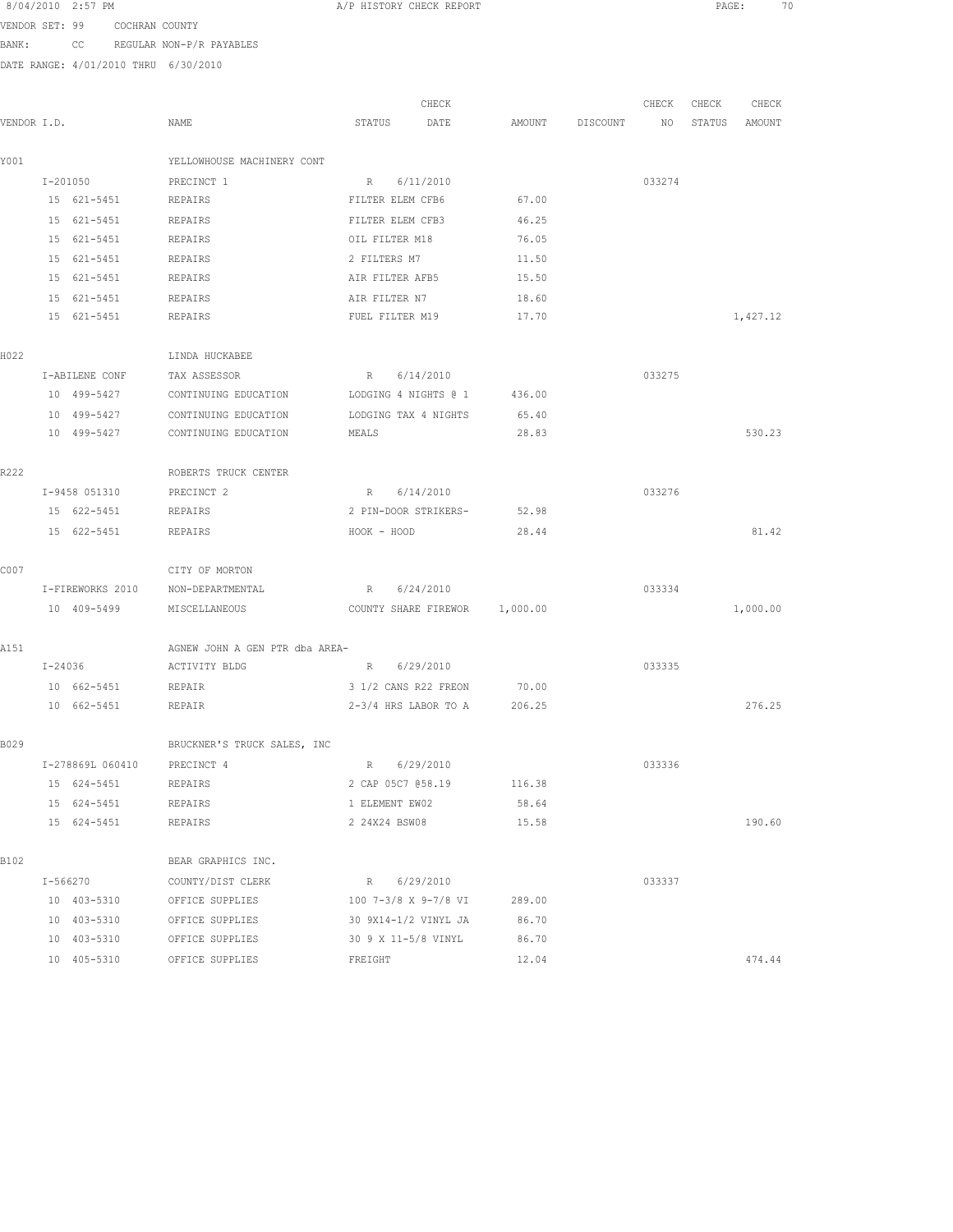8/04/2010 2:57 PM A/P HISTORY CHECK REPORT

VENDOR SET: 99 COCHRAN COUNTY
BANK: CC REGULAR NON-P/R PAYABLES
DATE RANGE: 4/01/2010 THRU 6/30/2010

| VENDOR I.D. | NAME | STATUS | CHECK DATE | AMOUNT | DISCOUNT | CHECK NO | CHECK STATUS | CHECK AMOUNT |
|---|---|---|---|---|---|---|---|---|
| Y001 | YELLOWHOUSE MACHINERY CONT | | | | | | | |
| I-201050 | PRECINCT 1 | R | 6/11/2010 | | | 033274 | | |
| 15 621-5451 | REPAIRS | FILTER ELEM CFB6 | | 67.00 | | | | |
| 15 621-5451 | REPAIRS | FILTER ELEM CFB3 | | 46.25 | | | | |
| 15 621-5451 | REPAIRS | OIL FILTER M18 | | 76.05 | | | | |
| 15 621-5451 | REPAIRS | 2 FILTERS M7 | | 11.50 | | | | |
| 15 621-5451 | REPAIRS | AIR FILTER AFB5 | | 15.50 | | | | |
| 15 621-5451 | REPAIRS | AIR FILTER N7 | | 18.60 | | | | |
| 15 621-5451 | REPAIRS | FUEL FILTER M19 | | 17.70 | | | | 1,427.12 |
| H022 | LINDA HUCKABEE | | | | | | | |
| I-ABILENE CONF | TAX ASSESSOR | R | 6/14/2010 | | | 033275 | | |
| 10 499-5427 | CONTINUING EDUCATION | LODGING 4 NIGHTS @ 1 | | 436.00 | | | | |
| 10 499-5427 | CONTINUING EDUCATION | LODGING TAX 4 NIGHTS | | 65.40 | | | | |
| 10 499-5427 | CONTINUING EDUCATION | MEALS | | 28.83 | | | | 530.23 |
| R222 | ROBERTS TRUCK CENTER | | | | | | | |
| I-9458 051310 | PRECINCT 2 | R | 6/14/2010 | | | 033276 | | |
| 15 622-5451 | REPAIRS | 2 PIN-DOOR STRIKERS- | | 52.98 | | | | |
| 15 622-5451 | REPAIRS | HOOK - HOOD | | 28.44 | | | | 81.42 |
| C007 | CITY OF MORTON | | | | | | | |
| I-FIREWORKS 2010 | NON-DEPARTMENTAL | R | 6/24/2010 | | | 033334 | | |
| 10 409-5499 | MISCELLANEOUS | COUNTY SHARE FIREWOR | | 1,000.00 | | | | 1,000.00 |
| A151 | AGNEW JOHN A GEN PTR dba AREA- | | | | | | | |
| I-24036 | ACTIVITY BLDG | R | 6/29/2010 | | | 033335 | | |
| 10 662-5451 | REPAIR | 3 1/2 CANS R22 FREON | | 70.00 | | | | |
| 10 662-5451 | REPAIR | 2-3/4 HRS LABOR TO A | | 206.25 | | | | 276.25 |
| B029 | BRUCKNER'S TRUCK SALES, INC | | | | | | | |
| I-278869L 060410 | PRECINCT 4 | R | 6/29/2010 | | | 033336 | | |
| 15 624-5451 | REPAIRS | 2 CAP 05C7 @58.19 | | 116.38 | | | | |
| 15 624-5451 | REPAIRS | 1 ELEMENT EW02 | | 58.64 | | | | |
| 15 624-5451 | REPAIRS | 2 24X24 BSW08 | | 15.58 | | | | 190.60 |
| B102 | BEAR GRAPHICS INC. | | | | | | | |
| I-566270 | COUNTY/DIST CLERK | R | 6/29/2010 | | | 033337 | | |
| 10 403-5310 | OFFICE SUPPLIES | 100 7-3/8 X 9-7/8 VI | | 289.00 | | | | |
| 10 403-5310 | OFFICE SUPPLIES | 30 9X14-1/2 VINYL JA | | 86.70 | | | | |
| 10 403-5310 | OFFICE SUPPLIES | 30 9 X 11-5/8 VINYL | | 86.70 | | | | |
| 10 405-5310 | OFFICE SUPPLIES | FREIGHT | | 12.04 | | | | 474.44 |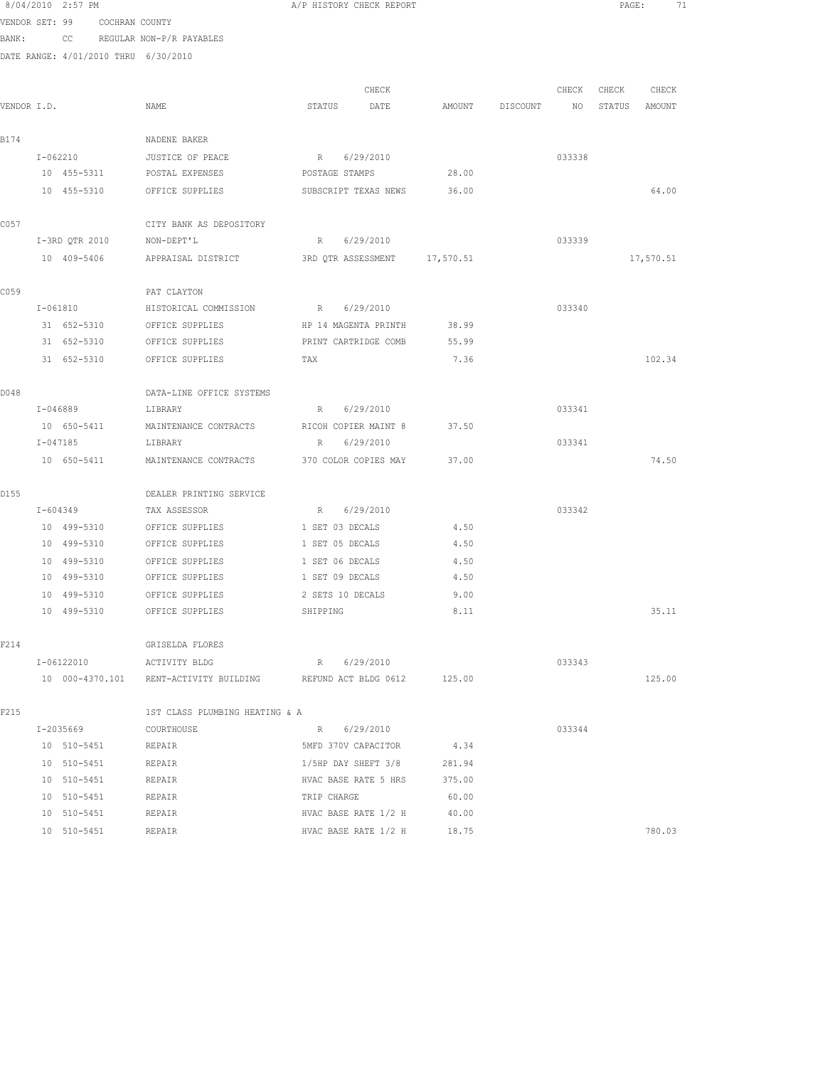8/04/2010 2:57 PM A/P HISTORY CHECK REPORT

VENDOR SET: 99 COCHRAN COUNTY

BANK: CC REGULAR NON-P/R PAYABLES

DATE RANGE: 4/01/2010 THRU 6/30/2010

| VENDOR I.D. | NAME | STATUS | CHECK DATE | AMOUNT | DISCOUNT | CHECK NO | CHECK STATUS | CHECK AMOUNT |
|---|---|---|---|---|---|---|---|---|
| B174 | NADENE BAKER | | | | | | | |
| I-062210 | JUSTICE OF PEACE | R | 6/29/2010 | | | 033338 | | |
| 10 455-5311 | POSTAL EXPENSES | POSTAGE STAMPS | | 28.00 | | | | |
| 10 455-5310 | OFFICE SUPPLIES | SUBSCRIPT TEXAS NEWS | | 36.00 | | | | 64.00 |
| C057 | CITY BANK AS DEPOSITORY | | | | | | | |
| I-3RD QTR 2010 | NON-DEPT'L | R | 6/29/2010 | | | 033339 | | |
| 10 409-5406 | APPRAISAL DISTRICT | 3RD QTR ASSESSMENT | | 17,570.51 | | | | 17,570.51 |
| C059 | PAT CLAYTON | | | | | | | |
| I-061810 | HISTORICAL COMMISSION | R | 6/29/2010 | | | 033340 | | |
| 31 652-5310 | OFFICE SUPPLIES | HP 14 MAGENTA PRINTH | | 38.99 | | | | |
| 31 652-5310 | OFFICE SUPPLIES | PRINT CARTRIDGE COMB | | 55.99 | | | | |
| 31 652-5310 | OFFICE SUPPLIES | TAX | | 7.36 | | | | 102.34 |
| D048 | DATA-LINE OFFICE SYSTEMS | | | | | | | |
| I-046889 | LIBRARY | R | 6/29/2010 | | | 033341 | | |
| 10 650-5411 | MAINTENANCE CONTRACTS | RICOH COPIER MAINT 8 | | 37.50 | | | | |
| I-047185 | LIBRARY | R | 6/29/2010 | | | 033341 | | |
| 10 650-5411 | MAINTENANCE CONTRACTS | 370 COLOR COPIES MAY | | 37.00 | | | | 74.50 |
| D155 | DEALER PRINTING SERVICE | | | | | | | |
| I-604349 | TAX ASSESSOR | R | 6/29/2010 | | | 033342 | | |
| 10 499-5310 | OFFICE SUPPLIES | 1 SET 03 DECALS | | 4.50 | | | | |
| 10 499-5310 | OFFICE SUPPLIES | 1 SET 05 DECALS | | 4.50 | | | | |
| 10 499-5310 | OFFICE SUPPLIES | 1 SET 06 DECALS | | 4.50 | | | | |
| 10 499-5310 | OFFICE SUPPLIES | 1 SET 09 DECALS | | 4.50 | | | | |
| 10 499-5310 | OFFICE SUPPLIES | 2 SETS 10 DECALS | | 9.00 | | | | |
| 10 499-5310 | OFFICE SUPPLIES | SHIPPING | | 8.11 | | | | 35.11 |
| F214 | GRISELDA FLORES | | | | | | | |
| I-06122010 | ACTIVITY BLDG | R | 6/29/2010 | | | 033343 | | |
| 10 000-4370.101 | RENT-ACTIVITY BUILDING | REFUND ACT BLDG 0612 | | 125.00 | | | | 125.00 |
| F215 | 1ST CLASS PLUMBING HEATING & A | | | | | | | |
| I-2035669 | COURTHOUSE | R | 6/29/2010 | | | 033344 | | |
| 10 510-5451 | REPAIR | 5MFD 370V CAPACITOR | | 4.34 | | | | |
| 10 510-5451 | REPAIR | 1/5HP DAY SHEFT 3/8 | | 281.94 | | | | |
| 10 510-5451 | REPAIR | HVAC BASE RATE 5 HRS | | 375.00 | | | | |
| 10 510-5451 | REPAIR | TRIP CHARGE | | 60.00 | | | | |
| 10 510-5451 | REPAIR | HVAC BASE RATE 1/2 H | | 40.00 | | | | |
| 10 510-5451 | REPAIR | HVAC BASE RATE 1/2 H | | 18.75 | | | | 780.03 |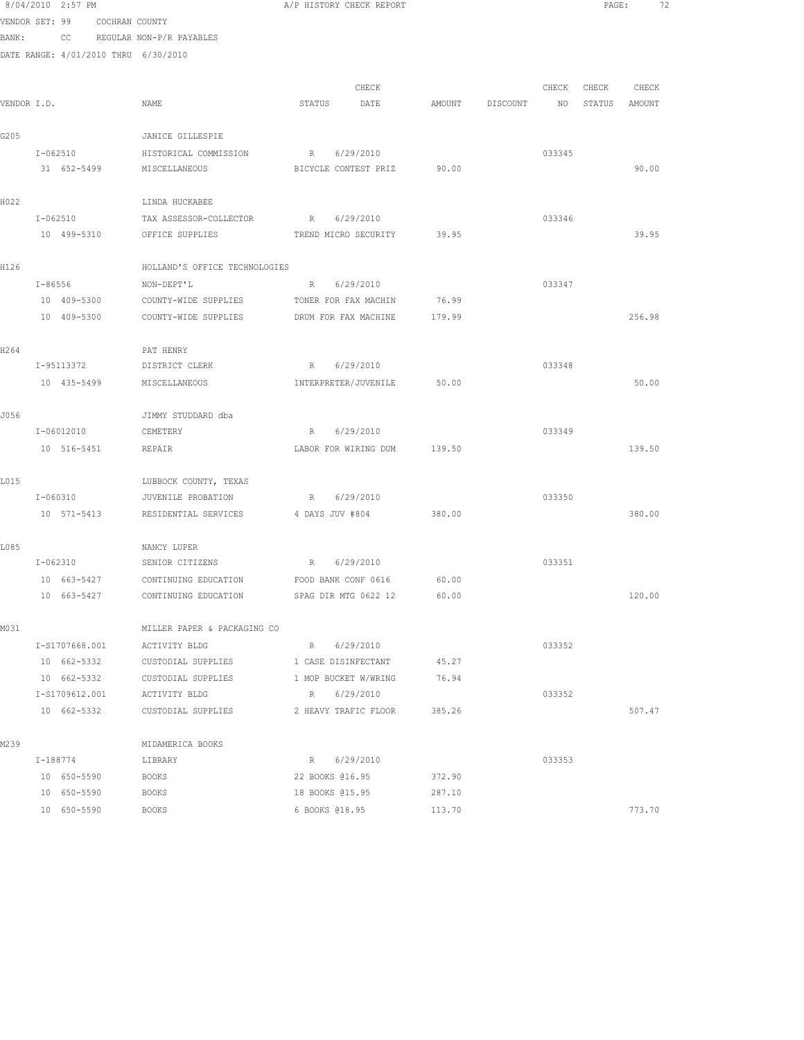8/04/2010 2:57 PM A/P HISTORY CHECK REPORT

VENDOR SET: 99 COCHRAN COUNTY

BANK: CC REGULAR NON-P/R PAYABLES

DATE RANGE: 4/01/2010 THRU 6/30/2010

| VENDOR I.D. | NAME | STATUS | CHECK DATE | AMOUNT | DISCOUNT | CHECK NO | CHECK STATUS | CHECK AMOUNT |
|---|---|---|---|---|---|---|---|---|
| G205 | JANICE GILLESPIE | | | | | | | |
| I-062510 | HISTORICAL COMMISSION | R | 6/29/2010 | | | 033345 | | |
| 31 652-5499 | MISCELLANEOUS | BICYCLE CONTEST PRIZ | | 90.00 | | | | 90.00 |
| H022 | LINDA HUCKABEE | | | | | | | |
| I-062510 | TAX ASSESSOR-COLLECTOR | R | 6/29/2010 | | | 033346 | | |
| 10 499-5310 | OFFICE SUPPLIES | TREND MICRO SECURITY | | 39.95 | | | | 39.95 |
| H126 | HOLLAND'S OFFICE TECHNOLOGIES | | | | | | | |
| I-86556 | NON-DEPT'L | R | 6/29/2010 | | | 033347 | | |
| 10 409-5300 | COUNTY-WIDE SUPPLIES | TONER FOR FAX MACHIN | | 76.99 | | | | |
| 10 409-5300 | COUNTY-WIDE SUPPLIES | DRUM FOR FAX MACHINE | | 179.99 | | | | 256.98 |
| H264 | PAT HENRY | | | | | | | |
| I-95113372 | DISTRICT CLERK | R | 6/29/2010 | | | 033348 | | |
| 10 435-5499 | MISCELLANEOUS | INTERPRETER/JUVENILE | | 50.00 | | | | 50.00 |
| J056 | JIMMY STUDDARD dba | | | | | | | |
| I-06012010 | CEMETERY | R | 6/29/2010 | | | 033349 | | |
| 10 516-5451 | REPAIR | LABOR FOR WIRING DUM | | 139.50 | | | | 139.50 |
| L015 | LUBBOCK COUNTY, TEXAS | | | | | | | |
| I-060310 | JUVENILE PROBATION | R | 6/29/2010 | | | 033350 | | |
| 10 571-5413 | RESIDENTIAL SERVICES | 4 DAYS JUV #804 | | 380.00 | | | | 380.00 |
| L085 | NANCY LUPER | | | | | | | |
| I-062310 | SENIOR CITIZENS | R | 6/29/2010 | | | 033351 | | |
| 10 663-5427 | CONTINUING EDUCATION | FOOD BANK CONF 0616 | | 60.00 | | | | |
| 10 663-5427 | CONTINUING EDUCATION | SPAG DIR MTG 0622 12 | | 60.00 | | | | 120.00 |
| M031 | MILLER PAPER & PACKAGING CO | | | | | | | |
| I-S1707668.001 | ACTIVITY BLDG | R | 6/29/2010 | | | 033352 | | |
| 10 662-5332 | CUSTODIAL SUPPLIES | 1 CASE DISINFECTANT | | 45.27 | | | | |
| 10 662-5332 | CUSTODIAL SUPPLIES | 1 MOP BUCKET W/WRING | | 76.94 | | | | |
| I-S1709612.001 | ACTIVITY BLDG | R | 6/29/2010 | | | 033352 | | |
| 10 662-5332 | CUSTODIAL SUPPLIES | 2 HEAVY TRAFIC FLOOR | | 385.26 | | | | 507.47 |
| M239 | MIDAMERICA BOOKS | | | | | | | |
| I-188774 | LIBRARY | R | 6/29/2010 | | | 033353 | | |
| 10 650-5590 | BOOKS | 22 BOOKS @16.95 | | 372.90 | | | | |
| 10 650-5590 | BOOKS | 18 BOOKS @15.95 | | 287.10 | | | | |
| 10 650-5590 | BOOKS | 6 BOOKS @18.95 | | 113.70 | | | | 773.70 |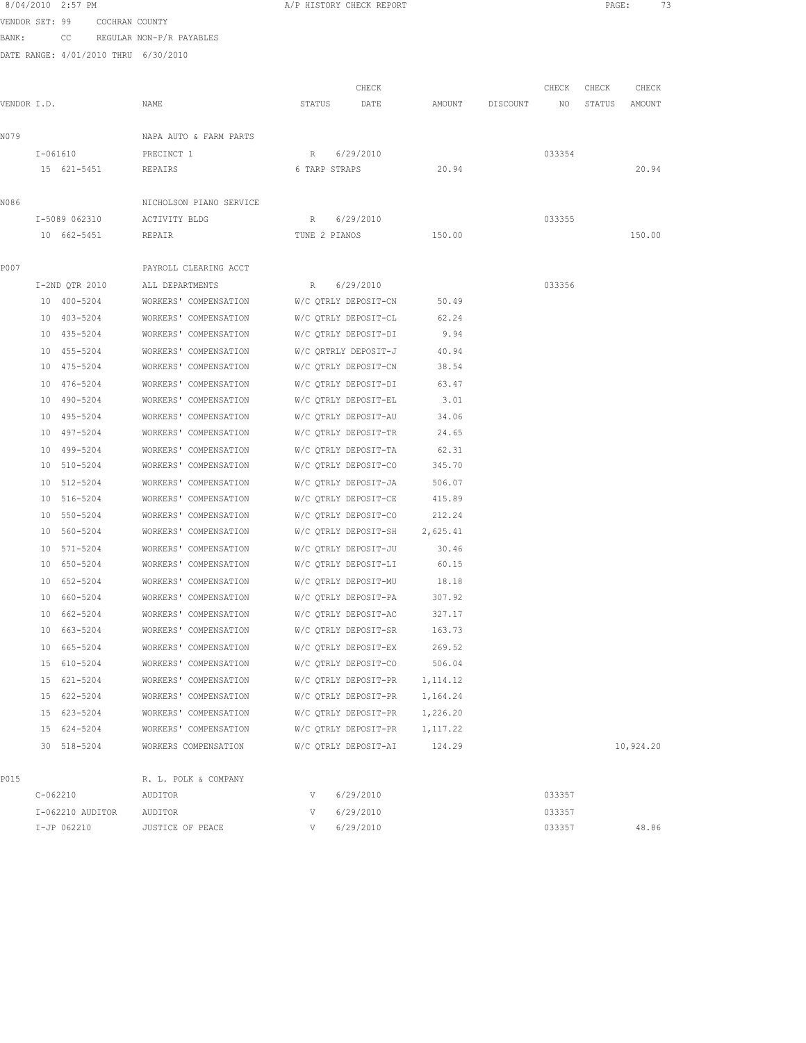8/04/2010 2:57 PM A/P HISTORY CHECK REPORT

VENDOR SET: 99 COCHRAN COUNTY

BANK: CC REGULAR NON-P/R PAYABLES

DATE RANGE: 4/01/2010 THRU 6/30/2010

| VENDOR I.D. | NAME | STATUS | CHECK DATE | AMOUNT | DISCOUNT | CHECK NO | CHECK STATUS | CHECK AMOUNT |
|---|---|---|---|---|---|---|---|---|
| N079 | NAPA AUTO & FARM PARTS | | | | | | | |
| I-061610 | PRECINCT 1 | R | 6/29/2010 | | | 033354 | | |
| 15 621-5451 | REPAIRS | 6 TARP STRAPS | | 20.94 | | | | 20.94 |
| N086 | NICHOLSON PIANO SERVICE | | | | | | | |
| I-5089 062310 | ACTIVITY BLDG | R | 6/29/2010 | | | 033355 | | |
| 10 662-5451 | REPAIR | TUNE 2 PIANOS | | 150.00 | | | | 150.00 |
| P007 | PAYROLL CLEARING ACCT | | | | | | | |
| I-2ND QTR 2010 | ALL DEPARTMENTS | R | 6/29/2010 | | | 033356 | | |
| 10 400-5204 | WORKERS' COMPENSATION | W/C QTRLY DEPOSIT-CN | | 50.49 | | | | |
| 10 403-5204 | WORKERS' COMPENSATION | W/C QTRLY DEPOSIT-CL | | 62.24 | | | | |
| 10 435-5204 | WORKERS' COMPENSATION | W/C QTRLY DEPOSIT-DI | | 9.94 | | | | |
| 10 455-5204 | WORKERS' COMPENSATION | W/C QRTRLY DEPOSIT-J | | 40.94 | | | | |
| 10 475-5204 | WORKERS' COMPENSATION | W/C QTRLY DEPOSIT-CN | | 38.54 | | | | |
| 10 476-5204 | WORKERS' COMPENSATION | W/C QTRLY DEPOSIT-DI | | 63.47 | | | | |
| 10 490-5204 | WORKERS' COMPENSATION | W/C QTRLY DEPOSIT-EL | | 3.01 | | | | |
| 10 495-5204 | WORKERS' COMPENSATION | W/C QTRLY DEPOSIT-AU | | 34.06 | | | | |
| 10 497-5204 | WORKERS' COMPENSATION | W/C QTRLY DEPOSIT-TR | | 24.65 | | | | |
| 10 499-5204 | WORKERS' COMPENSATION | W/C QTRLY DEPOSIT-TA | | 62.31 | | | | |
| 10 510-5204 | WORKERS' COMPENSATION | W/C QTRLY DEPOSIT-CO | | 345.70 | | | | |
| 10 512-5204 | WORKERS' COMPENSATION | W/C QTRLY DEPOSIT-JA | | 506.07 | | | | |
| 10 516-5204 | WORKERS' COMPENSATION | W/C QTRLY DEPOSIT-CE | | 415.89 | | | | |
| 10 550-5204 | WORKERS' COMPENSATION | W/C QTRLY DEPOSIT-CO | | 212.24 | | | | |
| 10 560-5204 | WORKERS' COMPENSATION | W/C QTRLY DEPOSIT-SH | | 2,625.41 | | | | |
| 10 571-5204 | WORKERS' COMPENSATION | W/C QTRLY DEPOSIT-JU | | 30.46 | | | | |
| 10 650-5204 | WORKERS' COMPENSATION | W/C QTRLY DEPOSIT-LI | | 60.15 | | | | |
| 10 652-5204 | WORKERS' COMPENSATION | W/C QTRLY DEPOSIT-MU | | 18.18 | | | | |
| 10 660-5204 | WORKERS' COMPENSATION | W/C QTRLY DEPOSIT-PA | | 307.92 | | | | |
| 10 662-5204 | WORKERS' COMPENSATION | W/C QTRLY DEPOSIT-AC | | 327.17 | | | | |
| 10 663-5204 | WORKERS' COMPENSATION | W/C QTRLY DEPOSIT-SR | | 163.73 | | | | |
| 10 665-5204 | WORKERS' COMPENSATION | W/C QTRLY DEPOSIT-EX | | 269.52 | | | | |
| 15 610-5204 | WORKERS' COMPENSATION | W/C QTRLY DEPOSIT-CO | | 506.04 | | | | |
| 15 621-5204 | WORKERS' COMPENSATION | W/C QTRLY DEPOSIT-PR | | 1,114.12 | | | | |
| 15 622-5204 | WORKERS' COMPENSATION | W/C QTRLY DEPOSIT-PR | | 1,164.24 | | | | |
| 15 623-5204 | WORKERS' COMPENSATION | W/C QTRLY DEPOSIT-PR | | 1,226.20 | | | | |
| 15 624-5204 | WORKERS' COMPENSATION | W/C QTRLY DEPOSIT-PR | | 1,117.22 | | | | |
| 30 518-5204 | WORKERS COMPENSATION | W/C QTRLY DEPOSIT-AI | | 124.29 | | | | 10,924.20 |
| P015 | R. L. POLK & COMPANY | | | | | | | |
| C-062210 | AUDITOR | V | 6/29/2010 | | | 033357 | | |
| I-062210 AUDITOR | AUDITOR | V | 6/29/2010 | | | 033357 | | |
| I-JP 062210 | JUSTICE OF PEACE | V | 6/29/2010 | | | 033357 | | 48.86 |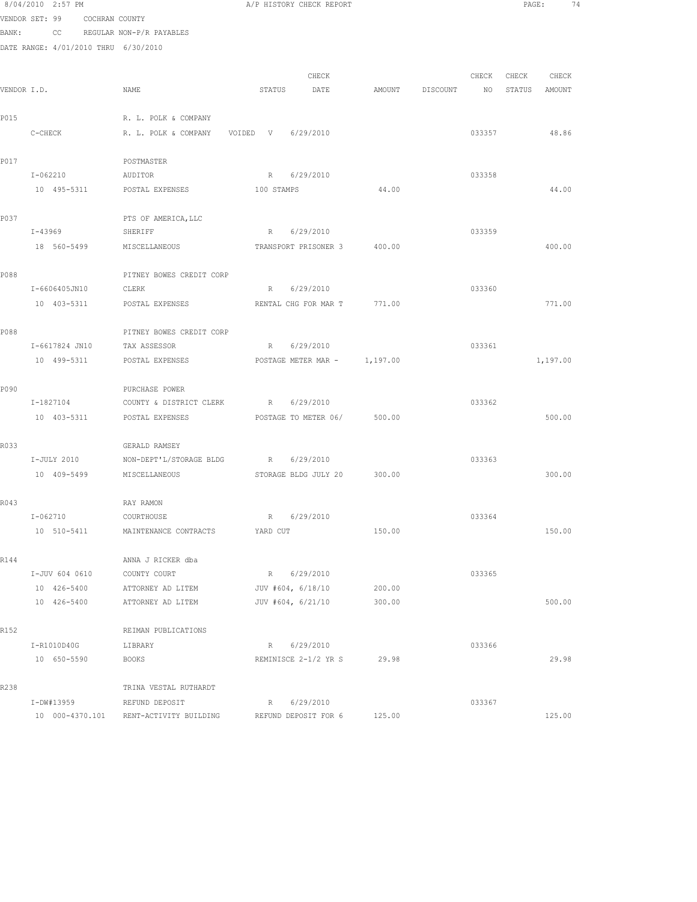8/04/2010 2:57 PM A/P HISTORY CHECK REPORT

VENDOR SET: 99 COCHRAN COUNTY
BANK: CC REGULAR NON-P/R PAYABLES
DATE RANGE: 4/01/2010 THRU 6/30/2010

| VENDOR I.D. | NAME | STATUS | CHECK DATE | AMOUNT | DISCOUNT | CHECK NO | CHECK STATUS | CHECK AMOUNT |
|---|---|---|---|---|---|---|---|---|
| P015 | R. L. POLK & COMPANY | | | | | | | |
| C-CHECK | R. L. POLK & COMPANY | VOIDED V | 6/29/2010 | | | 033357 | | 48.86 |
| P017 | POSTMASTER | | | | | | | |
| I-062210 | AUDITOR | R | 6/29/2010 | | | 033358 | | |
| 10 495-5311 | POSTAL EXPENSES | 100 STAMPS | | 44.00 | | | | 44.00 |
| P037 | PTS OF AMERICA,LLC | | | | | | | |
| I-43969 | SHERIFF | R | 6/29/2010 | | | 033359 | | |
| 18 560-5499 | MISCELLANEOUS | TRANSPORT PRISONER 3 | | 400.00 | | | | 400.00 |
| P088 | PITNEY BOWES CREDIT CORP | | | | | | | |
| I-6606405JN10 | CLERK | R | 6/29/2010 | | | 033360 | | |
| 10 403-5311 | POSTAL EXPENSES | RENTAL CHG FOR MAR T | | 771.00 | | | | 771.00 |
| P088 | PITNEY BOWES CREDIT CORP | | | | | | | |
| I-6617824 JN10 | TAX ASSESSOR | R | 6/29/2010 | | | 033361 | | |
| 10 499-5311 | POSTAL EXPENSES | POSTAGE METER MAR - | | 1,197.00 | | | | 1,197.00 |
| P090 | PURCHASE POWER | | | | | | | |
| I-1827104 | COUNTY & DISTRICT CLERK | R | 6/29/2010 | | | 033362 | | |
| 10 403-5311 | POSTAL EXPENSES | POSTAGE TO METER 06/ | | 500.00 | | | | 500.00 |
| R033 | GERALD RAMSEY | | | | | | | |
| I-JULY 2010 | NON-DEPT'L/STORAGE BLDG | R | 6/29/2010 | | | 033363 | | |
| 10 409-5499 | MISCELLANEOUS | STORAGE BLDG JULY 20 | | 300.00 | | | | 300.00 |
| R043 | RAY RAMON | | | | | | | |
| I-062710 | COURTHOUSE | R | 6/29/2010 | | | 033364 | | |
| 10 510-5411 | MAINTENANCE CONTRACTS | YARD CUT | | 150.00 | | | | 150.00 |
| R144 | ANNA J RICKER dba | | | | | | | |
| I-JUV 604 0610 | COUNTY COURT | R | 6/29/2010 | | | 033365 | | |
| 10 426-5400 | ATTORNEY AD LITEM | JUV #604, 6/18/10 | | 200.00 | | | | |
| 10 426-5400 | ATTORNEY AD LITEM | JUV #604, 6/21/10 | | 300.00 | | | | 500.00 |
| R152 | REIMAN PUBLICATIONS | | | | | | | |
| I-R1010D40G | LIBRARY | R | 6/29/2010 | | | 033366 | | |
| 10 650-5590 | BOOKS | REMINISCE 2-1/2 YR S | | 29.98 | | | | 29.98 |
| R238 | TRINA VESTAL RUTHARDT | | | | | | | |
| I-DW#13959 | REFUND DEPOSIT | R | 6/29/2010 | | | 033367 | | |
| 10 000-4370.101 | RENT-ACTIVITY BUILDING | REFUND DEPOSIT FOR 6 | | 125.00 | | | | 125.00 |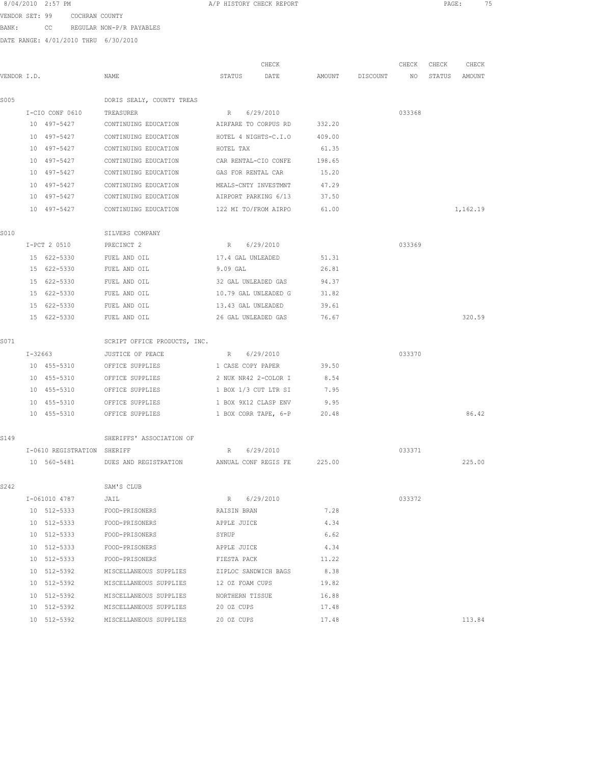VENDOR SET: 99 COCHRAN COUNTY

BANK: CC REGULAR NON-P/R PAYABLES

DATE RANGE: 4/01/2010 THRU 6/30/2010

| VENDOR I.D. | NAME | STATUS | CHECK DATE | AMOUNT | DISCOUNT | CHECK NO | CHECK STATUS | CHECK AMOUNT |
|---|---|---|---|---|---|---|---|---|
| S005 | DORIS SEALY, COUNTY TREAS | | | | | | | |
| I-CIO CONF 0610 | TREASURER | R | 6/29/2010 | | | 033368 | | |
| 10 497-5427 | CONTINUING EDUCATION | AIRFARE TO CORPUS RD | | 332.20 | | | | |
| 10 497-5427 | CONTINUING EDUCATION | HOTEL 4 NIGHTS-C.I.O | | 409.00 | | | | |
| 10 497-5427 | CONTINUING EDUCATION | HOTEL TAX | | 61.35 | | | | |
| 10 497-5427 | CONTINUING EDUCATION | CAR RENTAL-CIO CONFE | | 198.65 | | | | |
| 10 497-5427 | CONTINUING EDUCATION | GAS FOR RENTAL CAR | | 15.20 | | | | |
| 10 497-5427 | CONTINUING EDUCATION | MEALS-CNTY INVESTMNT | | 47.29 | | | | |
| 10 497-5427 | CONTINUING EDUCATION | AIRPORT PARKING 6/13 | | 37.50 | | | | |
| 10 497-5427 | CONTINUING EDUCATION | 122 MI TO/FROM AIRPO | | 61.00 | | | | 1,162.19 |
| S010 | SILVERS COMPANY | | | | | | | |
| I-PCT 2 0510 | PRECINCT 2 | R | 6/29/2010 | | | 033369 | | |
| 15 622-5330 | FUEL AND OIL | 17.4 GAL UNLEADED | | 51.31 | | | | |
| 15 622-5330 | FUEL AND OIL | 9.09 GAL | | 26.81 | | | | |
| 15 622-5330 | FUEL AND OIL | 32 GAL UNLEADED GAS | | 94.37 | | | | |
| 15 622-5330 | FUEL AND OIL | 10.79 GAL UNLEADED G | | 31.82 | | | | |
| 15 622-5330 | FUEL AND OIL | 13.43 GAL UNLEADED | | 39.61 | | | | |
| 15 622-5330 | FUEL AND OIL | 26 GAL UNLEADED GAS | | 76.67 | | | | 320.59 |
| S071 | SCRIPT OFFICE PRODUCTS, INC. | | | | | | | |
| I-32663 | JUSTICE OF PEACE | R | 6/29/2010 | | | 033370 | | |
| 10 455-5310 | OFFICE SUPPLIES | 1 CASE COPY PAPER | | 39.50 | | | | |
| 10 455-5310 | OFFICE SUPPLIES | 2 NUK NR42 2-COLOR I | | 8.54 | | | | |
| 10 455-5310 | OFFICE SUPPLIES | 1 BOX 1/3 CUT LTR SI | | 7.95 | | | | |
| 10 455-5310 | OFFICE SUPPLIES | 1 BOX 9X12 CLASP ENV | | 9.95 | | | | |
| 10 455-5310 | OFFICE SUPPLIES | 1 BOX CORR TAPE, 6-P | | 20.48 | | | | 86.42 |
| S149 | SHERIFFS' ASSOCIATION OF | | | | | | | |
| I-0610 REGISTRATION | SHERIFF | R | 6/29/2010 | | | 033371 | | |
| 10 560-5481 | DUES AND REGISTRATION | ANNUAL CONF REGIS FE | | 225.00 | | | | 225.00 |
| S242 | SAM'S CLUB | | | | | | | |
| I-061010 4787 | JAIL | R | 6/29/2010 | | | 033372 | | |
| 10 512-5333 | FOOD-PRISONERS | RAISIN BRAN | | 7.28 | | | | |
| 10 512-5333 | FOOD-PRISONERS | APPLE JUICE | | 4.34 | | | | |
| 10 512-5333 | FOOD-PRISONERS | SYRUP | | 6.62 | | | | |
| 10 512-5333 | FOOD-PRISONERS | APPLE JUICE | | 4.34 | | | | |
| 10 512-5333 | FOOD-PRISONERS | FIESTA PACK | | 11.22 | | | | |
| 10 512-5392 | MISCELLANEOUS SUPPLIES | ZIPLOC SANDWICH BAGS | | 8.38 | | | | |
| 10 512-5392 | MISCELLANEOUS SUPPLIES | 12 OZ FOAM CUPS | | 19.82 | | | | |
| 10 512-5392 | MISCELLANEOUS SUPPLIES | NORTHERN TISSUE | | 16.88 | | | | |
| 10 512-5392 | MISCELLANEOUS SUPPLIES | 20 OZ CUPS | | 17.48 | | | | |
| 10 512-5392 | MISCELLANEOUS SUPPLIES | 20 OZ CUPS | | 17.48 | | | | 113.84 |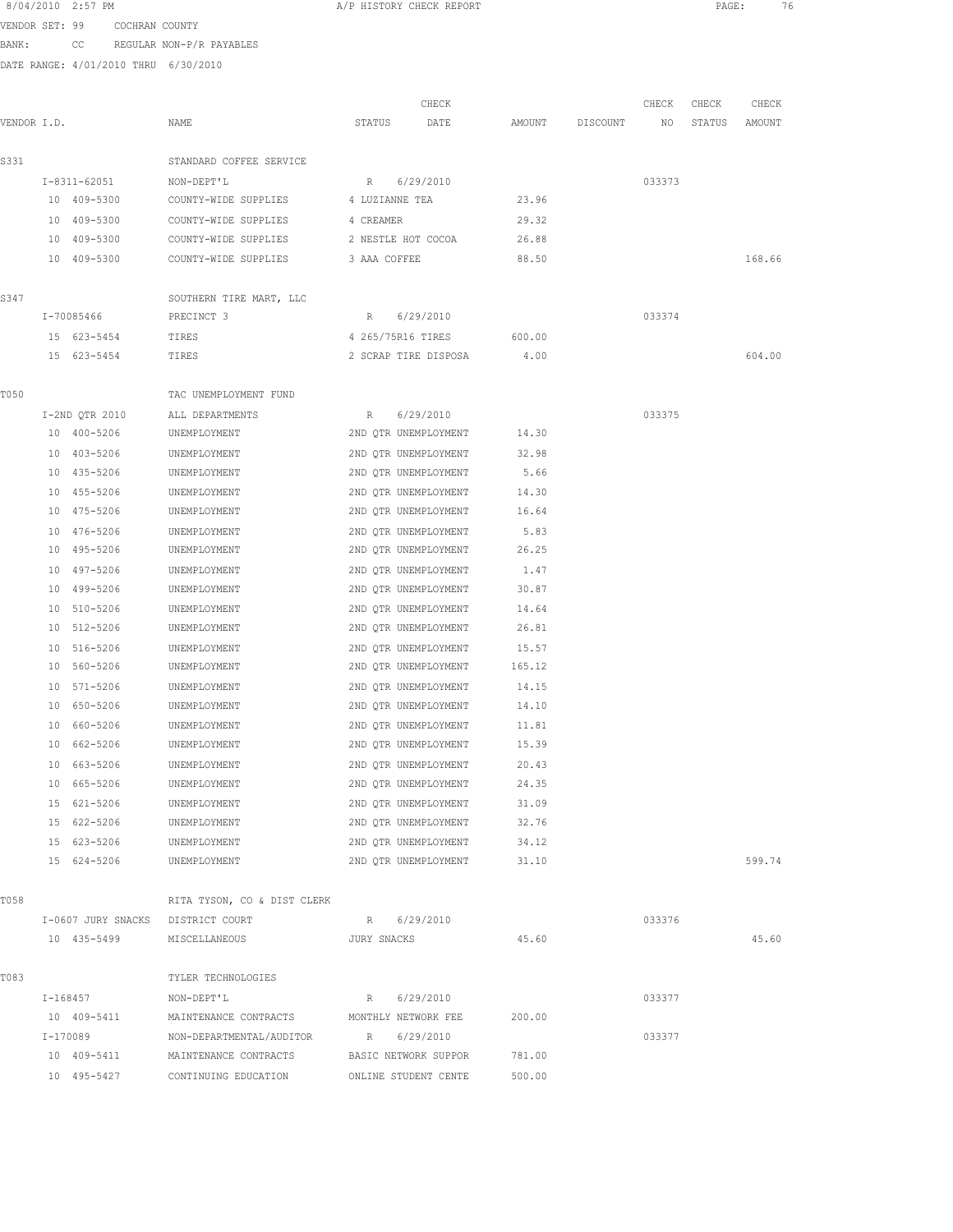8/04/2010 2:57 PM A/P HISTORY CHECK REPORT

VENDOR SET: 99 COCHRAN COUNTY

BANK: CC REGULAR NON-P/R PAYABLES

DATE RANGE: 4/01/2010 THRU 6/30/2010

| VENDOR I.D. | NAME | STATUS | CHECK DATE | AMOUNT | DISCOUNT | CHECK NO | CHECK STATUS | CHECK AMOUNT |
|---|---|---|---|---|---|---|---|---|
| S331 | STANDARD COFFEE SERVICE | | | | | | | |
| I-8311-62051 | NON-DEPT'L | R | 6/29/2010 | | | 033373 | | |
| 10 409-5300 | COUNTY-WIDE SUPPLIES | 4 LUZIANNE TEA | | 23.96 | | | | |
| 10 409-5300 | COUNTY-WIDE SUPPLIES | 4 CREAMER | | 29.32 | | | | |
| 10 409-5300 | COUNTY-WIDE SUPPLIES | 2 NESTLE HOT COCOA | | 26.88 | | | | |
| 10 409-5300 | COUNTY-WIDE SUPPLIES | 3 AAA COFFEE | | 88.50 | | | | 168.66 |
| S347 | SOUTHERN TIRE MART, LLC | | | | | | | |
| I-70085466 | PRECINCT 3 | R | 6/29/2010 | | | 033374 | | |
| 15 623-5454 | TIRES | 4 265/75R16 TIRES | | 600.00 | | | | |
| 15 623-5454 | TIRES | 2 SCRAP TIRE DISPOSA | | 4.00 | | | | 604.00 |
| T050 | TAC UNEMPLOYMENT FUND | | | | | | | |
| I-2ND QTR 2010 | ALL DEPARTMENTS | R | 6/29/2010 | | | 033375 | | |
| 10 400-5206 | UNEMPLOYMENT | 2ND QTR UNEMPLOYMENT | | 14.30 | | | | |
| 10 403-5206 | UNEMPLOYMENT | 2ND QTR UNEMPLOYMENT | | 32.98 | | | | |
| 10 435-5206 | UNEMPLOYMENT | 2ND QTR UNEMPLOYMENT | | 5.66 | | | | |
| 10 455-5206 | UNEMPLOYMENT | 2ND QTR UNEMPLOYMENT | | 14.30 | | | | |
| 10 475-5206 | UNEMPLOYMENT | 2ND QTR UNEMPLOYMENT | | 16.64 | | | | |
| 10 476-5206 | UNEMPLOYMENT | 2ND QTR UNEMPLOYMENT | | 5.83 | | | | |
| 10 495-5206 | UNEMPLOYMENT | 2ND QTR UNEMPLOYMENT | | 26.25 | | | | |
| 10 497-5206 | UNEMPLOYMENT | 2ND QTR UNEMPLOYMENT | | 1.47 | | | | |
| 10 499-5206 | UNEMPLOYMENT | 2ND QTR UNEMPLOYMENT | | 30.87 | | | | |
| 10 510-5206 | UNEMPLOYMENT | 2ND QTR UNEMPLOYMENT | | 14.64 | | | | |
| 10 512-5206 | UNEMPLOYMENT | 2ND QTR UNEMPLOYMENT | | 26.81 | | | | |
| 10 516-5206 | UNEMPLOYMENT | 2ND QTR UNEMPLOYMENT | | 15.57 | | | | |
| 10 560-5206 | UNEMPLOYMENT | 2ND QTR UNEMPLOYMENT | | 165.12 | | | | |
| 10 571-5206 | UNEMPLOYMENT | 2ND QTR UNEMPLOYMENT | | 14.15 | | | | |
| 10 650-5206 | UNEMPLOYMENT | 2ND QTR UNEMPLOYMENT | | 14.10 | | | | |
| 10 660-5206 | UNEMPLOYMENT | 2ND QTR UNEMPLOYMENT | | 11.81 | | | | |
| 10 662-5206 | UNEMPLOYMENT | 2ND QTR UNEMPLOYMENT | | 15.39 | | | | |
| 10 663-5206 | UNEMPLOYMENT | 2ND QTR UNEMPLOYMENT | | 20.43 | | | | |
| 10 665-5206 | UNEMPLOYMENT | 2ND QTR UNEMPLOYMENT | | 24.35 | | | | |
| 15 621-5206 | UNEMPLOYMENT | 2ND QTR UNEMPLOYMENT | | 31.09 | | | | |
| 15 622-5206 | UNEMPLOYMENT | 2ND QTR UNEMPLOYMENT | | 32.76 | | | | |
| 15 623-5206 | UNEMPLOYMENT | 2ND QTR UNEMPLOYMENT | | 34.12 | | | | |
| 15 624-5206 | UNEMPLOYMENT | 2ND QTR UNEMPLOYMENT | | 31.10 | | | | 599.74 |
| T058 | RITA TYSON, CO & DIST CLERK | | | | | | | |
| I-0607 JURY SNACKS | DISTRICT COURT | R | 6/29/2010 | | | 033376 | | |
| 10 435-5499 | MISCELLANEOUS | JURY SNACKS | | 45.60 | | | | 45.60 |
| T083 | TYLER TECHNOLOGIES | | | | | | | |
| I-168457 | NON-DEPT'L | R | 6/29/2010 | | | 033377 | | |
| 10 409-5411 | MAINTENANCE CONTRACTS | MONTHLY NETWORK FEE | | 200.00 | | | | |
| I-170089 | NON-DEPARTMENTAL/AUDITOR | R | 6/29/2010 | | | 033377 | | |
| 10 409-5411 | MAINTENANCE CONTRACTS | BASIC NETWORK SUPPOR | | 781.00 | | | | |
| 10 495-5427 | CONTINUING EDUCATION | ONLINE STUDENT CENTE | | 500.00 | | | | |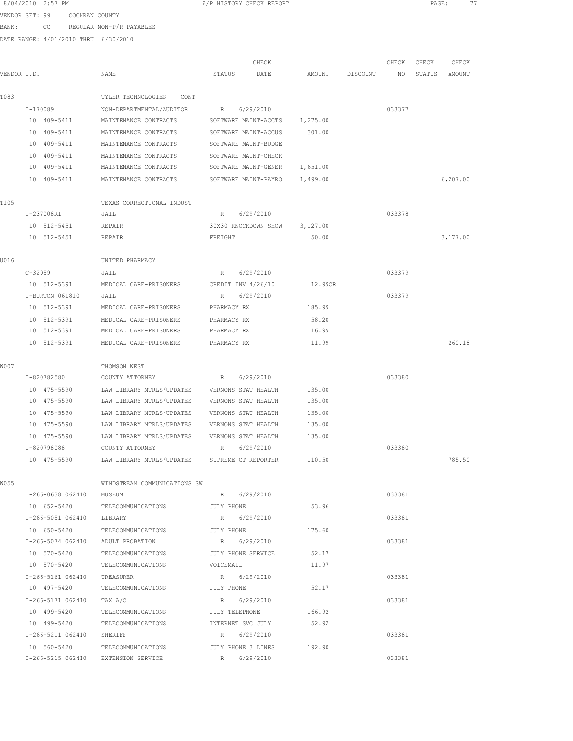8/04/2010 2:57 PM A/P HISTORY CHECK REPORT

VENDOR SET: 99 COCHRAN COUNTY

BANK: CC REGULAR NON-P/R PAYABLES

DATE RANGE: 4/01/2010 THRU 6/30/2010

| VENDOR I.D. | NAME | STATUS | CHECK DATE | AMOUNT | DISCOUNT | CHECK NO | CHECK STATUS | CHECK AMOUNT |
|---|---|---|---|---|---|---|---|---|
| T083 | TYLER TECHNOLOGIES CONT | | | | | | | |
| I-170089 | NON-DEPARTMENTAL/AUDITOR | R | 6/29/2010 | | | 033377 | | |
| 10 409-5411 | MAINTENANCE CONTRACTS | SOFTWARE MAINT-ACCTS | | 1,275.00 | | | | |
| 10 409-5411 | MAINTENANCE CONTRACTS | SOFTWARE MAINT-ACCUS | | 301.00 | | | | |
| 10 409-5411 | MAINTENANCE CONTRACTS | SOFTWARE MAINT-BUDGE | | | | | | |
| 10 409-5411 | MAINTENANCE CONTRACTS | SOFTWARE MAINT-CHECK | | | | | | |
| 10 409-5411 | MAINTENANCE CONTRACTS | SOFTWARE MAINT-GENER | | 1,651.00 | | | | |
| 10 409-5411 | MAINTENANCE CONTRACTS | SOFTWARE MAINT-PAYRO | | 1,499.00 | | | | 6,207.00 |
| T105 | TEXAS CORRECTIONAL INDUST | | | | | | | |
| I-237008RI | JAIL | R | 6/29/2010 | | | 033378 | | |
| 10 512-5451 | REPAIR | 30X30 KNOCKDOWN SHOW | | 3,127.00 | | | | |
| 10 512-5451 | REPAIR | FREIGHT | | 50.00 | | | | 3,177.00 |
| U016 | UNITED PHARMACY | | | | | | | |
| C-32959 | JAIL | R | 6/29/2010 | | | 033379 | | |
| 10 512-5391 | MEDICAL CARE-PRISONERS | CREDIT INV 4/26/10 | | 12.99CR | | | | |
| I-BURTON 061810 | JAIL | R | 6/29/2010 | | | 033379 | | |
| 10 512-5391 | MEDICAL CARE-PRISONERS | PHARMACY RX | | 185.99 | | | | |
| 10 512-5391 | MEDICAL CARE-PRISONERS | PHARMACY RX | | 58.20 | | | | |
| 10 512-5391 | MEDICAL CARE-PRISONERS | PHARMACY RX | | 16.99 | | | | |
| 10 512-5391 | MEDICAL CARE-PRISONERS | PHARMACY RX | | 11.99 | | | | 260.18 |
| W007 | THOMSON WEST | | | | | | | |
| I-820782580 | COUNTY ATTORNEY | R | 6/29/2010 | | | 033380 | | |
| 10 475-5590 | LAW LIBRARY MTRLS/UPDATES | VERNONS STAT HEALTH | | 135.00 | | | | |
| 10 475-5590 | LAW LIBRARY MTRLS/UPDATES | VERNONS STAT HEALTH | | 135.00 | | | | |
| 10 475-5590 | LAW LIBRARY MTRLS/UPDATES | VERNONS STAT HEALTH | | 135.00 | | | | |
| 10 475-5590 | LAW LIBRARY MTRLS/UPDATES | VERNONS STAT HEALTH | | 135.00 | | | | |
| 10 475-5590 | LAW LIBRARY MTRLS/UPDATES | VERNONS STAT HEALTH | | 135.00 | | | | |
| I-820798088 | COUNTY ATTORNEY | R | 6/29/2010 | | | 033380 | | |
| 10 475-5590 | LAW LIBRARY MTRLS/UPDATES | SUPREME CT REPORTER | | 110.50 | | | | 785.50 |
| W055 | WINDSTREAM COMMUNICATIONS SW | | | | | | | |
| I-266-0638 062410 | MUSEUM | R | 6/29/2010 | | | 033381 | | |
| 10 652-5420 | TELECOMMUNICATIONS | JULY PHONE | | 53.96 | | | | |
| I-266-5051 062410 | LIBRARY | R | 6/29/2010 | | | 033381 | | |
| 10 650-5420 | TELECOMMUNICATIONS | JULY PHONE | | 175.60 | | | | |
| I-266-5074 062410 | ADULT PROBATION | R | 6/29/2010 | | | 033381 | | |
| 10 570-5420 | TELECOMMUNICATIONS | JULY PHONE SERVICE | | 52.17 | | | | |
| 10 570-5420 | TELECOMMUNICATIONS | VOICEMAIL | | 11.97 | | | | |
| I-266-5161 062410 | TREASURER | R | 6/29/2010 | | | 033381 | | |
| 10 497-5420 | TELECOMMUNICATIONS | JULY PHONE | | 52.17 | | | | |
| I-266-5171 062410 | TAX A/C | R | 6/29/2010 | | | 033381 | | |
| 10 499-5420 | TELECOMMUNICATIONS | JULY TELEPHONE | | 166.92 | | | | |
| 10 499-5420 | TELECOMMUNICATIONS | INTERNET SVC JULY | | 52.92 | | | | |
| I-266-5211 062410 | SHERIFF | R | 6/29/2010 | | | 033381 | | |
| 10 560-5420 | TELECOMMUNICATIONS | JULY PHONE 3 LINES | | 192.90 | | | | |
| I-266-5215 062410 | EXTENSION SERVICE | R | 6/29/2010 | | | 033381 | | |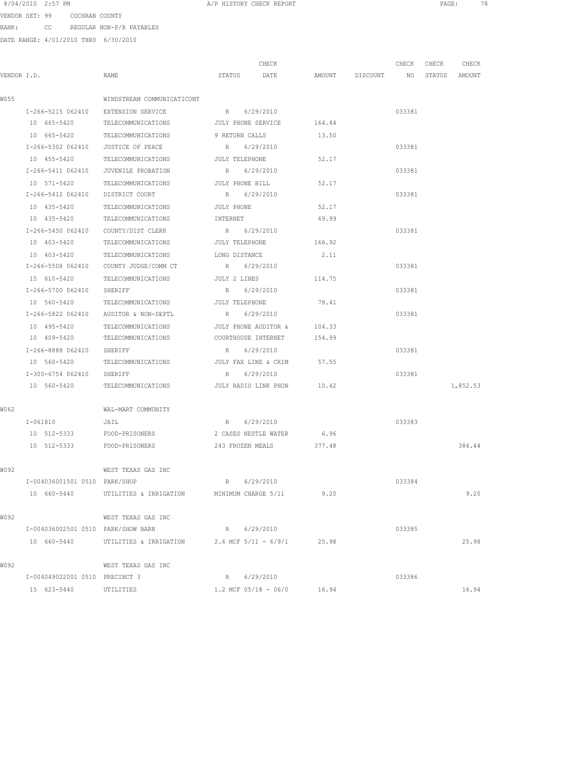8/04/2010 2:57 PM A/P HISTORY CHECK REPORT

VENDOR SET: 99 COCHRAN COUNTY

BANK: CC REGULAR NON-P/R PAYABLES

DATE RANGE: 4/01/2010 THRU 6/30/2010

| VENDOR I.D. | NAME | STATUS | CHECK DATE | AMOUNT | DISCOUNT | CHECK NO | CHECK STATUS | CHECK AMOUNT |
|---|---|---|---|---|---|---|---|---|
| W055 | WINDSTREAM COMMUNICATICONT | | | | | | | |
| I-266-5215 062410 | EXTENSION SERVICE | R | 6/29/2010 | | | 033381 | | |
| 10 665-5420 | TELECOMMUNICATIONS | JULY PHONE SERVICE | | 164.44 | | | | |
| 10 665-5420 | TELECOMMUNICATIONS | 9 RETURN CALLS | | 13.50 | | | | |
| I-266-5302 062410 | JUSTICE OF PEACE | R | 6/29/2010 | | | 033381 | | |
| 10 455-5420 | TELECOMMUNICATIONS | JULY TELEPHONE | | 52.17 | | | | |
| I-266-5411 062410 | JUVENILE PROBATION | R | 6/29/2010 | | | 033381 | | |
| 10 571-5420 | TELECOMMUNICATIONS | JULY PHONE BILL | | 52.17 | | | | |
| I-266-5412 062410 | DISTRICT COURT | R | 6/29/2010 | | | 033381 | | |
| 10 435-5420 | TELECOMMUNICATIONS | JULY PHONE | | 52.17 | | | | |
| 10 435-5420 | TELECOMMUNICATIONS | INTERNET | | 69.99 | | | | |
| I-266-5450 062410 | COUNTY/DIST CLERK | R | 6/29/2010 | | | 033381 | | |
| 10 403-5420 | TELECOMMUNICATIONS | JULY TELEPHONE | | 166.92 | | | | |
| 10 403-5420 | TELECOMMUNICATIONS | LONG DISTANCE | | 2.11 | | | | |
| I-266-5508 062410 | COUNTY JUDGE/COMM CT | R | 6/29/2010 | | | 033381 | | |
| 15 610-5420 | TELECOMMUNICATIONS | JULY 2 LINES | | 114.75 | | | | |
| I-266-5700 062410 | SHERIFF | R | 6/29/2010 | | | 033381 | | |
| 10 560-5420 | TELECOMMUNICATIONS | JULY TELEPHONE | | 78.41 | | | | |
| I-266-5822 062410 | AUDITOR & NON-DEPTL | R | 6/29/2010 | | | 033381 | | |
| 10 495-5420 | TELECOMMUNICATIONS | JULY PHONE AUDITOR & | | 104.33 | | | | |
| 10 409-5420 | TELECOMMUNICATIONS | COURTHOUSE INTERNET | | 154.99 | | | | |
| I-266-8888 062410 | SHERIFF | R | 6/29/2010 | | | 033381 | | |
| 10 560-5420 | TELECOMMUNICATIONS | JULY FAX LINE & CRIM | | 57.55 | | | | |
| I-300-6754 062410 | SHERIFF | R | 6/29/2010 | | | 033381 | | |
| 10 560-5420 | TELECOMMUNICATIONS | JULY RADIO LINK PHON | | 10.42 | | | | 1,852.53 |
| W062 | WAL-MART COMMUNITY | | | | | | | |
| I-061810 | JAIL | R | 6/29/2010 | | | 033383 | | |
| 10 512-5333 | FOOD-PRISONERS | 2 CASES NESTLE WATER | | 6.96 | | | | |
| 10 512-5333 | FOOD-PRISONERS | 243 FROZEN MEALS | | 377.48 | | | | 384.44 |
| W092 | WEST TEXAS GAS INC | | | | | | | |
| I-004036001501 0510 | PARK/SHOP | R | 6/29/2010 | | | 033384 | | |
| 10 660-5440 | UTILITIES & IRRIGATION | MINIMUM CHARGE 5/11 | | 9.20 | | | | 9.20 |
| W092 | WEST TEXAS GAS INC | | | | | | | |
| I-004036002501 0510 | PARK/SHOW BARN | R | 6/29/2010 | | | 033385 | | |
| 10 660-5440 | UTILITIES & IRRIGATION | 2.6 MCF 5/11 - 6/9/1 | | 25.98 | | | | 25.98 |
| W092 | WEST TEXAS GAS INC | | | | | | | |
| I-004049022001 0510 | PRECINCT 3 | R | 6/29/2010 | | | 033386 | | |
| 15 623-5440 | UTILITIES | 1.2 MCF 05/18 - 06/0 | | 16.94 | | | | 16.94 |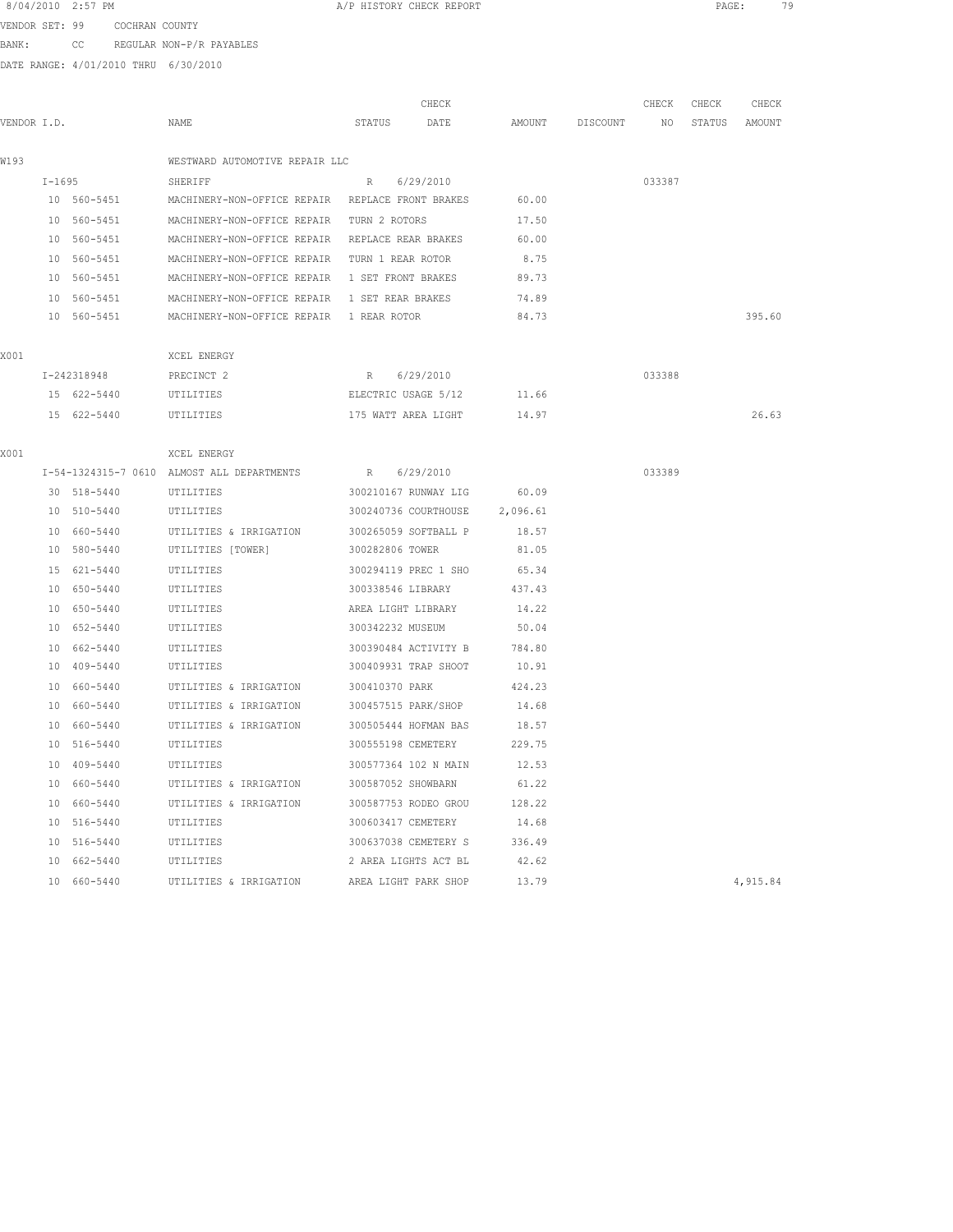8/04/2010 2:57 PM A/P HISTORY CHECK REPORT

VENDOR SET: 99 COCHRAN COUNTY

BANK: CC REGULAR NON-P/R PAYABLES

DATE RANGE: 4/01/2010 THRU 6/30/2010

| VENDOR I.D. | NAME | STATUS | CHECK DATE | AMOUNT | DISCOUNT | CHECK NO | CHECK STATUS | CHECK AMOUNT |
|---|---|---|---|---|---|---|---|---|
| W193 | WESTWARD AUTOMOTIVE REPAIR LLC | | | | | | | |
| I-1695 | SHERIFF | R | 6/29/2010 | | | 033387 | | |
| 10 560-5451 | MACHINERY-NON-OFFICE REPAIR | REPLACE FRONT BRAKES | | 60.00 | | | | |
| 10 560-5451 | MACHINERY-NON-OFFICE REPAIR | TURN 2 ROTORS | | 17.50 | | | | |
| 10 560-5451 | MACHINERY-NON-OFFICE REPAIR | REPLACE REAR BRAKES | | 60.00 | | | | |
| 10 560-5451 | MACHINERY-NON-OFFICE REPAIR | TURN 1 REAR ROTOR | | 8.75 | | | | |
| 10 560-5451 | MACHINERY-NON-OFFICE REPAIR | 1 SET FRONT BRAKES | | 89.73 | | | | |
| 10 560-5451 | MACHINERY-NON-OFFICE REPAIR | 1 SET REAR BRAKES | | 74.89 | | | | |
| 10 560-5451 | MACHINERY-NON-OFFICE REPAIR | 1 REAR ROTOR | | 84.73 | | | | 395.60 |
| X001 | XCEL ENERGY | | | | | | | |
| I-242318948 | PRECINCT 2 | R | 6/29/2010 | | | 033388 | | |
| 15 622-5440 | UTILITIES | ELECTRIC USAGE 5/12 | | 11.66 | | | | |
| 15 622-5440 | UTILITIES | 175 WATT AREA LIGHT | | 14.97 | | | | 26.63 |
| X001 | XCEL ENERGY | | | | | | | |
| I-54-1324315-7 0610 | ALMOST ALL DEPARTMENTS | R | 6/29/2010 | | | 033389 | | |
| 30 518-5440 | UTILITIES | 300210167 RUNWAY LIG | | 60.09 | | | | |
| 10 510-5440 | UTILITIES | 300240736 COURTHOUSE | | 2,096.61 | | | | |
| 10 660-5440 | UTILITIES & IRRIGATION | 300265059 SOFTBALL P | | 18.57 | | | | |
| 10 580-5440 | UTILITIES [TOWER] | 300282806 TOWER | | 81.05 | | | | |
| 15 621-5440 | UTILITIES | 300294119 PREC 1 SHO | | 65.34 | | | | |
| 10 650-5440 | UTILITIES | 300338546 LIBRARY | | 437.43 | | | | |
| 10 650-5440 | UTILITIES | AREA LIGHT LIBRARY | | 14.22 | | | | |
| 10 652-5440 | UTILITIES | 300342232 MUSEUM | | 50.04 | | | | |
| 10 662-5440 | UTILITIES | 300390484 ACTIVITY B | | 784.80 | | | | |
| 10 409-5440 | UTILITIES | 300409931 TRAP SHOOT | | 10.91 | | | | |
| 10 660-5440 | UTILITIES & IRRIGATION | 300410370 PARK | | 424.23 | | | | |
| 10 660-5440 | UTILITIES & IRRIGATION | 300457515 PARK/SHOP | | 14.68 | | | | |
| 10 660-5440 | UTILITIES & IRRIGATION | 300505444 HOFMAN BAS | | 18.57 | | | | |
| 10 516-5440 | UTILITIES | 300555198 CEMETERY | | 229.75 | | | | |
| 10 409-5440 | UTILITIES | 300577364 102 N MAIN | | 12.53 | | | | |
| 10 660-5440 | UTILITIES & IRRIGATION | 300587052 SHOWBARN | | 61.22 | | | | |
| 10 660-5440 | UTILITIES & IRRIGATION | 300587753 RODEO GROU | | 128.22 | | | | |
| 10 516-5440 | UTILITIES | 300603417 CEMETERY | | 14.68 | | | | |
| 10 516-5440 | UTILITIES | 300637038 CEMETERY S | | 336.49 | | | | |
| 10 662-5440 | UTILITIES | 2 AREA LIGHTS ACT BL | | 42.62 | | | | |
| 10 660-5440 | UTILITIES & IRRIGATION | AREA LIGHT PARK SHOP | | 13.79 | | | | 4,915.84 |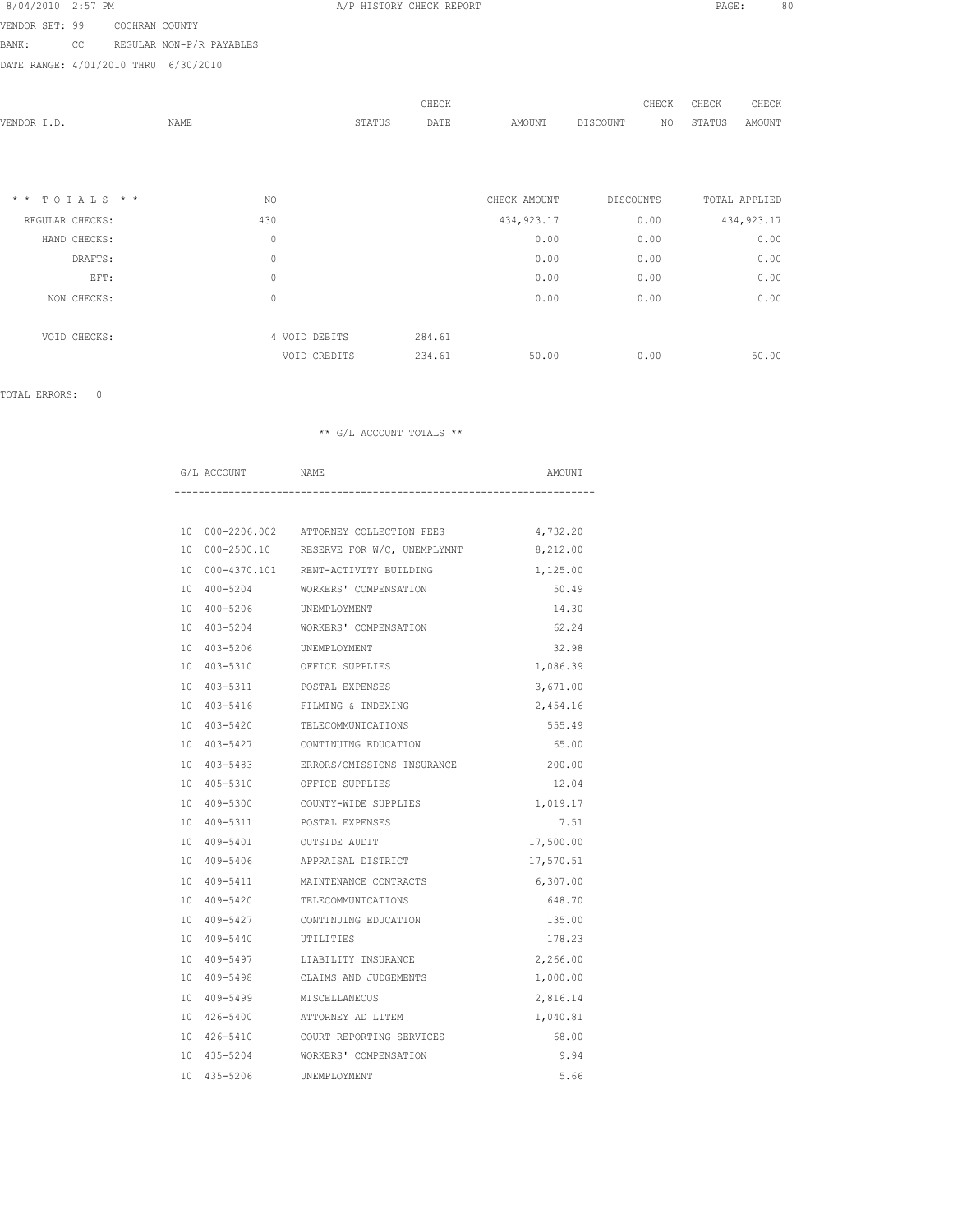8/04/2010 2:57 PM A/P HISTORY CHECK REPORT

VENDOR SET: 99 COCHRAN COUNTY

BANK: CC REGULAR NON-P/R PAYABLES

DATE RANGE: 4/01/2010 THRU 6/30/2010

| VENDOR I.D. | NAME | STATUS | CHECK DATE | AMOUNT | DISCOUNT | CHECK NO | CHECK STATUS | CHECK AMOUNT |
|---|---|---|---|---|---|---|---|---|

| * * T O T A L S * * | NO | | | CHECK AMOUNT | DISCOUNTS | TOTAL APPLIED |
|---|---|---|---|---|---|---|
| REGULAR CHECKS: | 430 | | | 434,923.17 | 0.00 | 434,923.17 |
| HAND CHECKS: | 0 | | | 0.00 | 0.00 | 0.00 |
| DRAFTS: | 0 | | | 0.00 | 0.00 | 0.00 |
| EFT: | 0 | | | 0.00 | 0.00 | 0.00 |
| NON CHECKS: | 0 | | | 0.00 | 0.00 | 0.00 |
| VOID CHECKS: | | 4 VOID DEBITS | 284.61 | | | |
| | | VOID CREDITS | 234.61 | 50.00 | 0.00 | 50.00 |

TOTAL ERRORS: 0

** G/L ACCOUNT TOTALS **

| G/L ACCOUNT | NAME | AMOUNT |
|---|---|---|
| 10 000-2206.002 | ATTORNEY COLLECTION FEES | 4,732.20 |
| 10 000-2500.10 | RESERVE FOR W/C, UNEMPLYMNT | 8,212.00 |
| 10 000-4370.101 | RENT-ACTIVITY BUILDING | 1,125.00 |
| 10 400-5204 | WORKERS' COMPENSATION | 50.49 |
| 10 400-5206 | UNEMPLOYMENT | 14.30 |
| 10 403-5204 | WORKERS' COMPENSATION | 62.24 |
| 10 403-5206 | UNEMPLOYMENT | 32.98 |
| 10 403-5310 | OFFICE SUPPLIES | 1,086.39 |
| 10 403-5311 | POSTAL EXPENSES | 3,671.00 |
| 10 403-5416 | FILMING & INDEXING | 2,454.16 |
| 10 403-5420 | TELECOMMUNICATIONS | 555.49 |
| 10 403-5427 | CONTINUING EDUCATION | 65.00 |
| 10 403-5483 | ERRORS/OMISSIONS INSURANCE | 200.00 |
| 10 405-5310 | OFFICE SUPPLIES | 12.04 |
| 10 409-5300 | COUNTY-WIDE SUPPLIES | 1,019.17 |
| 10 409-5311 | POSTAL EXPENSES | 7.51 |
| 10 409-5401 | OUTSIDE AUDIT | 17,500.00 |
| 10 409-5406 | APPRAISAL DISTRICT | 17,570.51 |
| 10 409-5411 | MAINTENANCE CONTRACTS | 6,307.00 |
| 10 409-5420 | TELECOMMUNICATIONS | 648.70 |
| 10 409-5427 | CONTINUING EDUCATION | 135.00 |
| 10 409-5440 | UTILITIES | 178.23 |
| 10 409-5497 | LIABILITY INSURANCE | 2,266.00 |
| 10 409-5498 | CLAIMS AND JUDGEMENTS | 1,000.00 |
| 10 409-5499 | MISCELLANEOUS | 2,816.14 |
| 10 426-5400 | ATTORNEY AD LITEM | 1,040.81 |
| 10 426-5410 | COURT REPORTING SERVICES | 68.00 |
| 10 435-5204 | WORKERS' COMPENSATION | 9.94 |
| 10 435-5206 | UNEMPLOYMENT | 5.66 |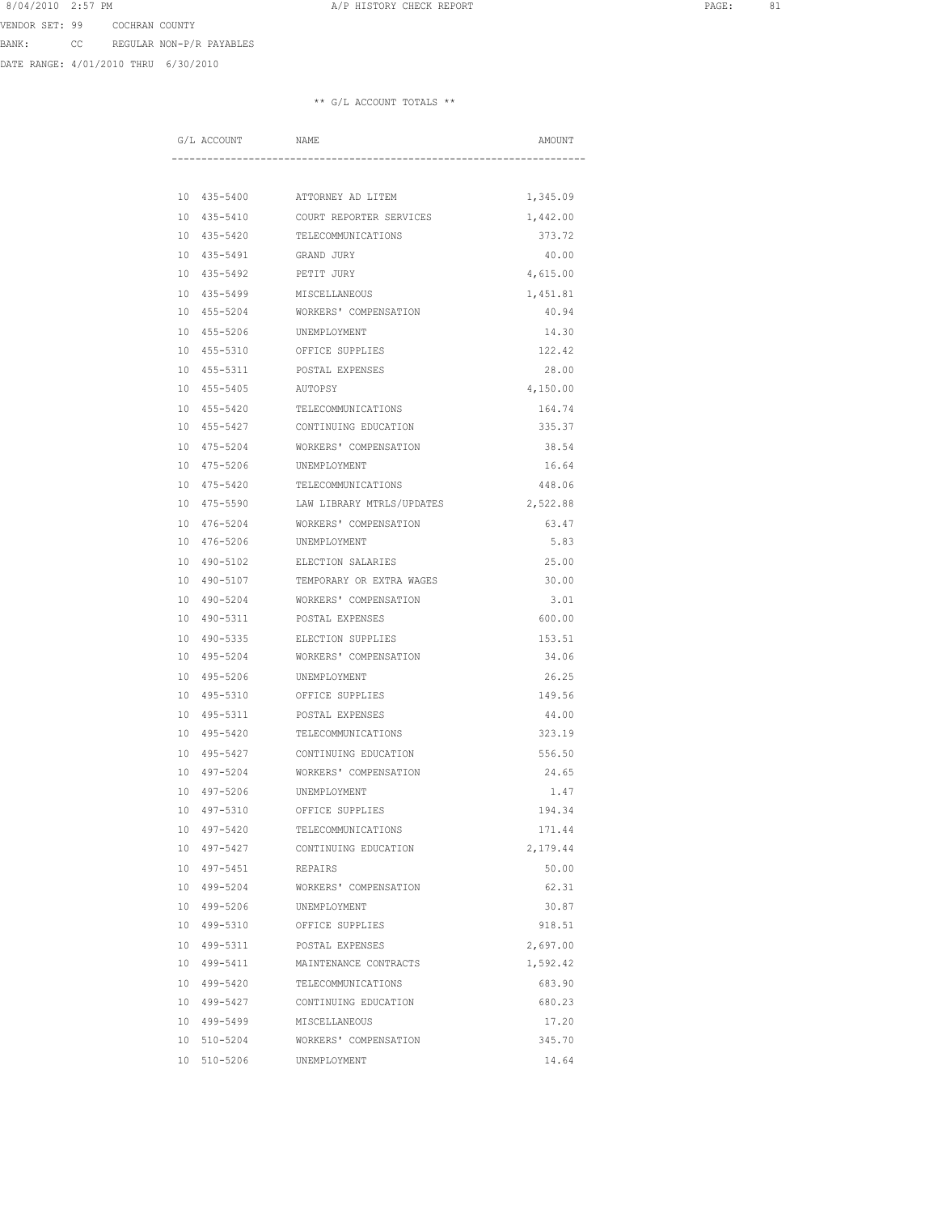8/04/2010 2:57 PM A/P HISTORY CHECK REPORT

VENDOR SET: 99 COCHRAN COUNTY
BANK: CC REGULAR NON-P/R PAYABLES
DATE RANGE: 4/01/2010 THRU 6/30/2010

** G/L ACCOUNT TOTALS **

| G/L ACCOUNT | NAME | AMOUNT |
|---|---|---|
| 10 435-5400 | ATTORNEY AD LITEM | 1,345.09 |
| 10 435-5410 | COURT REPORTER SERVICES | 1,442.00 |
| 10 435-5420 | TELECOMMUNICATIONS | 373.72 |
| 10 435-5491 | GRAND JURY | 40.00 |
| 10 435-5492 | PETIT JURY | 4,615.00 |
| 10 435-5499 | MISCELLANEOUS | 1,451.81 |
| 10 455-5204 | WORKERS' COMPENSATION | 40.94 |
| 10 455-5206 | UNEMPLOYMENT | 14.30 |
| 10 455-5310 | OFFICE SUPPLIES | 122.42 |
| 10 455-5311 | POSTAL EXPENSES | 28.00 |
| 10 455-5405 | AUTOPSY | 4,150.00 |
| 10 455-5420 | TELECOMMUNICATIONS | 164.74 |
| 10 455-5427 | CONTINUING EDUCATION | 335.37 |
| 10 475-5204 | WORKERS' COMPENSATION | 38.54 |
| 10 475-5206 | UNEMPLOYMENT | 16.64 |
| 10 475-5420 | TELECOMMUNICATIONS | 448.06 |
| 10 475-5590 | LAW LIBRARY MTRLS/UPDATES | 2,522.88 |
| 10 476-5204 | WORKERS' COMPENSATION | 63.47 |
| 10 476-5206 | UNEMPLOYMENT | 5.83 |
| 10 490-5102 | ELECTION SALARIES | 25.00 |
| 10 490-5107 | TEMPORARY OR EXTRA WAGES | 30.00 |
| 10 490-5204 | WORKERS' COMPENSATION | 3.01 |
| 10 490-5311 | POSTAL EXPENSES | 600.00 |
| 10 490-5335 | ELECTION SUPPLIES | 153.51 |
| 10 495-5204 | WORKERS' COMPENSATION | 34.06 |
| 10 495-5206 | UNEMPLOYMENT | 26.25 |
| 10 495-5310 | OFFICE SUPPLIES | 149.56 |
| 10 495-5311 | POSTAL EXPENSES | 44.00 |
| 10 495-5420 | TELECOMMUNICATIONS | 323.19 |
| 10 495-5427 | CONTINUING EDUCATION | 556.50 |
| 10 497-5204 | WORKERS' COMPENSATION | 24.65 |
| 10 497-5206 | UNEMPLOYMENT | 1.47 |
| 10 497-5310 | OFFICE SUPPLIES | 194.34 |
| 10 497-5420 | TELECOMMUNICATIONS | 171.44 |
| 10 497-5427 | CONTINUING EDUCATION | 2,179.44 |
| 10 497-5451 | REPAIRS | 50.00 |
| 10 499-5204 | WORKERS' COMPENSATION | 62.31 |
| 10 499-5206 | UNEMPLOYMENT | 30.87 |
| 10 499-5310 | OFFICE SUPPLIES | 918.51 |
| 10 499-5311 | POSTAL EXPENSES | 2,697.00 |
| 10 499-5411 | MAINTENANCE CONTRACTS | 1,592.42 |
| 10 499-5420 | TELECOMMUNICATIONS | 683.90 |
| 10 499-5427 | CONTINUING EDUCATION | 680.23 |
| 10 499-5499 | MISCELLANEOUS | 17.20 |
| 10 510-5204 | WORKERS' COMPENSATION | 345.70 |
| 10 510-5206 | UNEMPLOYMENT | 14.64 |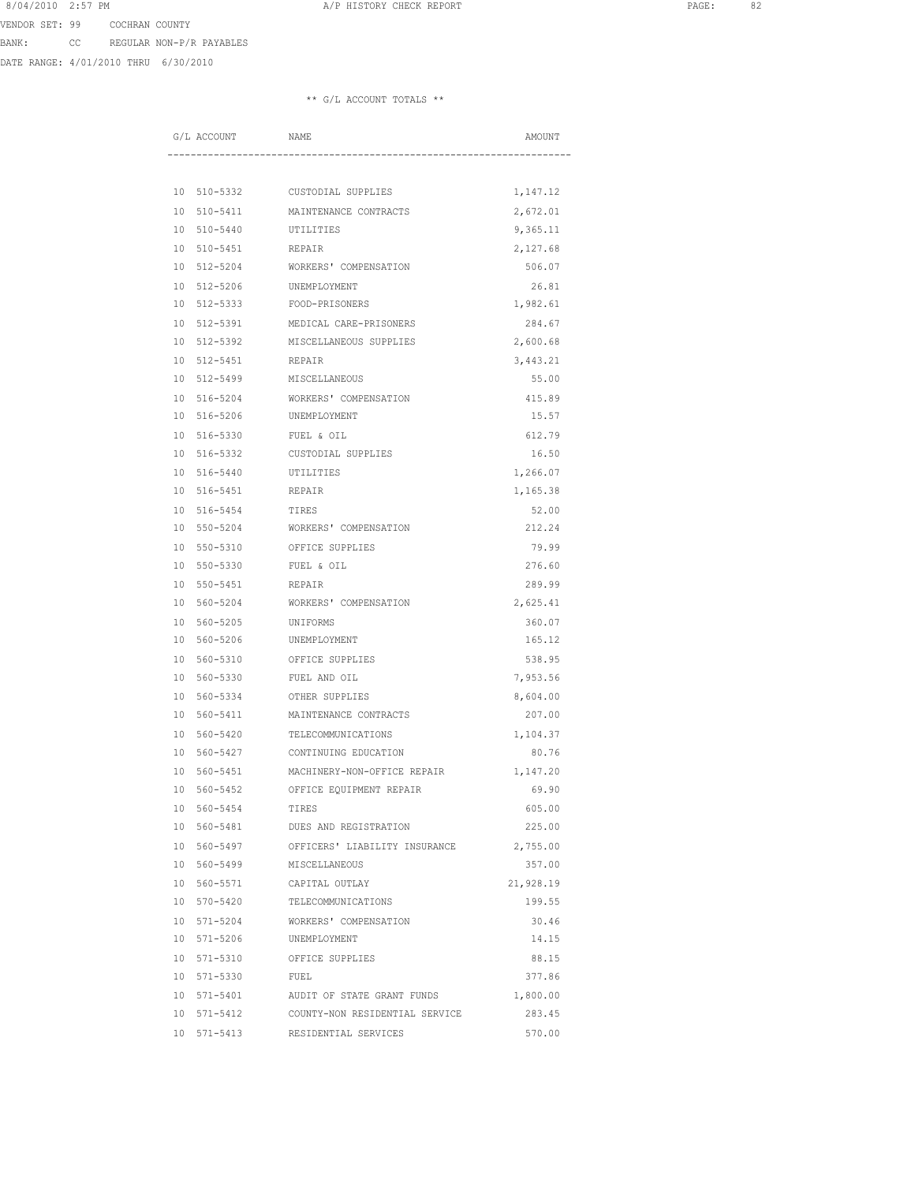VENDOR SET: 99 COCHRAN COUNTY

BANK: CC REGULAR NON-P/R PAYABLES

DATE RANGE: 4/01/2010 THRU 6/30/2010

** G/L ACCOUNT TOTALS **

| G/L ACCOUNT | NAME | AMOUNT |
|---|---|---|
| 10 510-5332 | CUSTODIAL SUPPLIES | 1,147.12 |
| 10 510-5411 | MAINTENANCE CONTRACTS | 2,672.01 |
| 10 510-5440 | UTILITIES | 9,365.11 |
| 10 510-5451 | REPAIR | 2,127.68 |
| 10 512-5204 | WORKERS' COMPENSATION | 506.07 |
| 10 512-5206 | UNEMPLOYMENT | 26.81 |
| 10 512-5333 | FOOD-PRISONERS | 1,982.61 |
| 10 512-5391 | MEDICAL CARE-PRISONERS | 284.67 |
| 10 512-5392 | MISCELLANEOUS SUPPLIES | 2,600.68 |
| 10 512-5451 | REPAIR | 3,443.21 |
| 10 512-5499 | MISCELLANEOUS | 55.00 |
| 10 516-5204 | WORKERS' COMPENSATION | 415.89 |
| 10 516-5206 | UNEMPLOYMENT | 15.57 |
| 10 516-5330 | FUEL & OIL | 612.79 |
| 10 516-5332 | CUSTODIAL SUPPLIES | 16.50 |
| 10 516-5440 | UTILITIES | 1,266.07 |
| 10 516-5451 | REPAIR | 1,165.38 |
| 10 516-5454 | TIRES | 52.00 |
| 10 550-5204 | WORKERS' COMPENSATION | 212.24 |
| 10 550-5310 | OFFICE SUPPLIES | 79.99 |
| 10 550-5330 | FUEL & OIL | 276.60 |
| 10 550-5451 | REPAIR | 289.99 |
| 10 560-5204 | WORKERS' COMPENSATION | 2,625.41 |
| 10 560-5205 | UNIFORMS | 360.07 |
| 10 560-5206 | UNEMPLOYMENT | 165.12 |
| 10 560-5310 | OFFICE SUPPLIES | 538.95 |
| 10 560-5330 | FUEL AND OIL | 7,953.56 |
| 10 560-5334 | OTHER SUPPLIES | 8,604.00 |
| 10 560-5411 | MAINTENANCE CONTRACTS | 207.00 |
| 10 560-5420 | TELECOMMUNICATIONS | 1,104.37 |
| 10 560-5427 | CONTINUING EDUCATION | 80.76 |
| 10 560-5451 | MACHINERY-NON-OFFICE REPAIR | 1,147.20 |
| 10 560-5452 | OFFICE EQUIPMENT REPAIR | 69.90 |
| 10 560-5454 | TIRES | 605.00 |
| 10 560-5481 | DUES AND REGISTRATION | 225.00 |
| 10 560-5497 | OFFICERS' LIABILITY INSURANCE | 2,755.00 |
| 10 560-5499 | MISCELLANEOUS | 357.00 |
| 10 560-5571 | CAPITAL OUTLAY | 21,928.19 |
| 10 570-5420 | TELECOMMUNICATIONS | 199.55 |
| 10 571-5204 | WORKERS' COMPENSATION | 30.46 |
| 10 571-5206 | UNEMPLOYMENT | 14.15 |
| 10 571-5310 | OFFICE SUPPLIES | 88.15 |
| 10 571-5330 | FUEL | 377.86 |
| 10 571-5401 | AUDIT OF STATE GRANT FUNDS | 1,800.00 |
| 10 571-5412 | COUNTY-NON RESIDENTIAL SERVICE | 283.45 |
| 10 571-5413 | RESIDENTIAL SERVICES | 570.00 |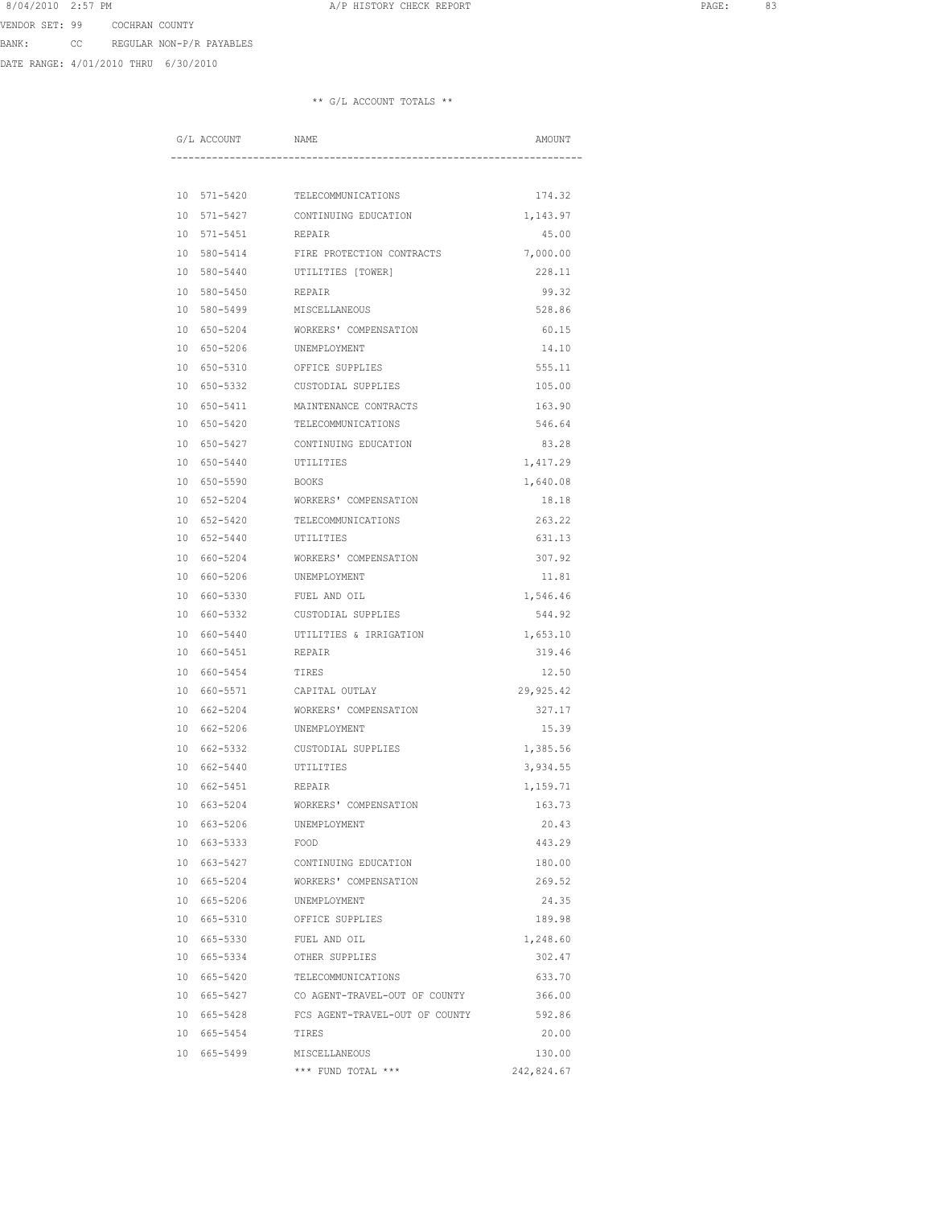VENDOR SET: 99 COCHRAN COUNTY

BANK: CC REGULAR NON-P/R PAYABLES

DATE RANGE: 4/01/2010 THRU 6/30/2010

** G/L ACCOUNT TOTALS **

| G/L ACCOUNT | NAME | AMOUNT |
|---|---|---|
| 10 571-5420 | TELECOMMUNICATIONS | 174.32 |
| 10 571-5427 | CONTINUING EDUCATION | 1,143.97 |
| 10 571-5451 | REPAIR | 45.00 |
| 10 580-5414 | FIRE PROTECTION CONTRACTS | 7,000.00 |
| 10 580-5440 | UTILITIES [TOWER] | 228.11 |
| 10 580-5450 | REPAIR | 99.32 |
| 10 580-5499 | MISCELLANEOUS | 528.86 |
| 10 650-5204 | WORKERS' COMPENSATION | 60.15 |
| 10 650-5206 | UNEMPLOYMENT | 14.10 |
| 10 650-5310 | OFFICE SUPPLIES | 555.11 |
| 10 650-5332 | CUSTODIAL SUPPLIES | 105.00 |
| 10 650-5411 | MAINTENANCE CONTRACTS | 163.90 |
| 10 650-5420 | TELECOMMUNICATIONS | 546.64 |
| 10 650-5427 | CONTINUING EDUCATION | 83.28 |
| 10 650-5440 | UTILITIES | 1,417.29 |
| 10 650-5590 | BOOKS | 1,640.08 |
| 10 652-5204 | WORKERS' COMPENSATION | 18.18 |
| 10 652-5420 | TELECOMMUNICATIONS | 263.22 |
| 10 652-5440 | UTILITIES | 631.13 |
| 10 660-5204 | WORKERS' COMPENSATION | 307.92 |
| 10 660-5206 | UNEMPLOYMENT | 11.81 |
| 10 660-5330 | FUEL AND OIL | 1,546.46 |
| 10 660-5332 | CUSTODIAL SUPPLIES | 544.92 |
| 10 660-5440 | UTILITIES & IRRIGATION | 1,653.10 |
| 10 660-5451 | REPAIR | 319.46 |
| 10 660-5454 | TIRES | 12.50 |
| 10 660-5571 | CAPITAL OUTLAY | 29,925.42 |
| 10 662-5204 | WORKERS' COMPENSATION | 327.17 |
| 10 662-5206 | UNEMPLOYMENT | 15.39 |
| 10 662-5332 | CUSTODIAL SUPPLIES | 1,385.56 |
| 10 662-5440 | UTILITIES | 3,934.55 |
| 10 662-5451 | REPAIR | 1,159.71 |
| 10 663-5204 | WORKERS' COMPENSATION | 163.73 |
| 10 663-5206 | UNEMPLOYMENT | 20.43 |
| 10 663-5333 | FOOD | 443.29 |
| 10 663-5427 | CONTINUING EDUCATION | 180.00 |
| 10 665-5204 | WORKERS' COMPENSATION | 269.52 |
| 10 665-5206 | UNEMPLOYMENT | 24.35 |
| 10 665-5310 | OFFICE SUPPLIES | 189.98 |
| 10 665-5330 | FUEL AND OIL | 1,248.60 |
| 10 665-5334 | OTHER SUPPLIES | 302.47 |
| 10 665-5420 | TELECOMMUNICATIONS | 633.70 |
| 10 665-5427 | CO AGENT-TRAVEL-OUT OF COUNTY | 366.00 |
| 10 665-5428 | FCS AGENT-TRAVEL-OUT OF COUNTY | 592.86 |
| 10 665-5454 | TIRES | 20.00 |
| 10 665-5499 | MISCELLANEOUS | 130.00 |
| | *** FUND TOTAL *** | 242,824.67 |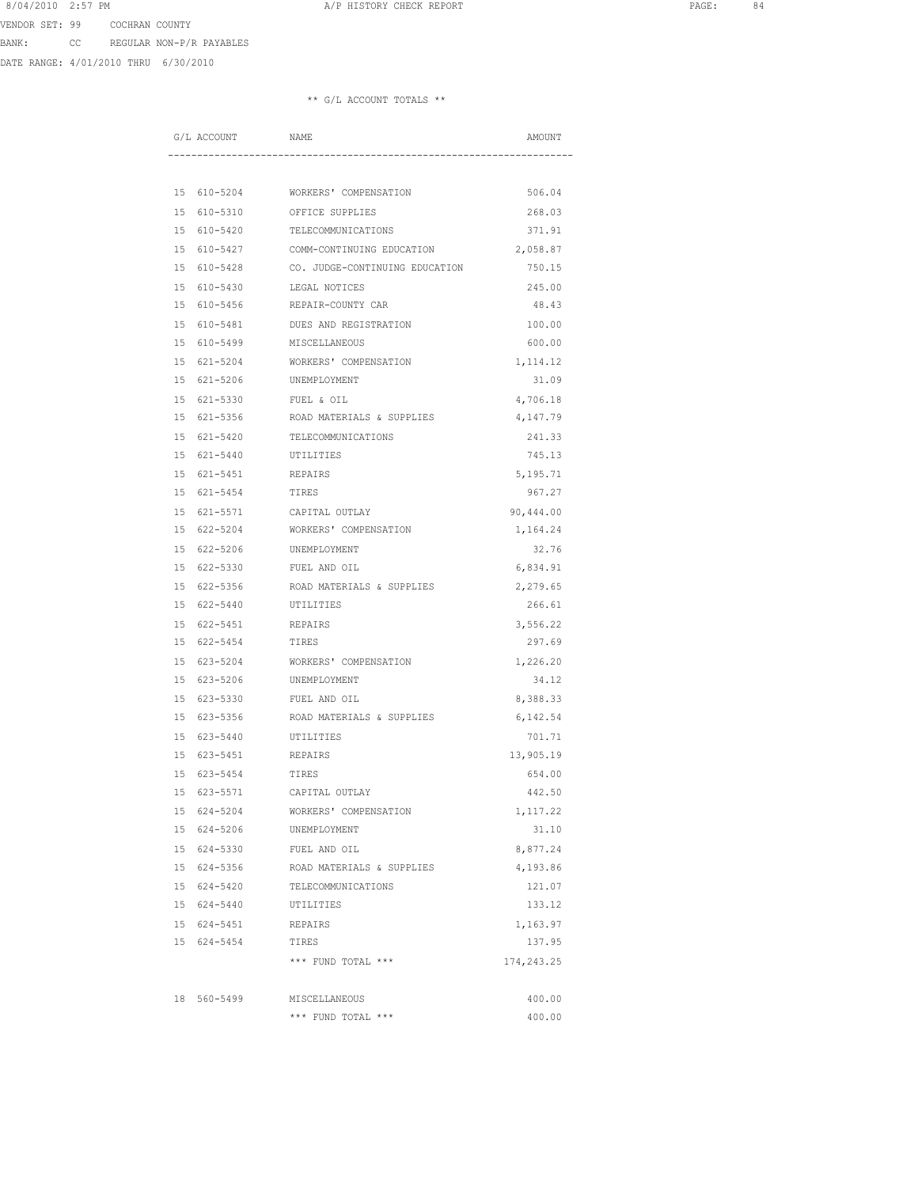8/04/2010 2:57 PM A/P HISTORY CHECK REPORT

VENDOR SET: 99 COCHRAN COUNTY
BANK: CC REGULAR NON-P/R PAYABLES
DATE RANGE: 4/01/2010 THRU 6/30/2010

** G/L ACCOUNT TOTALS **

| G/L ACCOUNT | NAME | AMOUNT |
|---|---|---|
| 15 610-5204 | WORKERS' COMPENSATION | 506.04 |
| 15 610-5310 | OFFICE SUPPLIES | 268.03 |
| 15 610-5420 | TELECOMMUNICATIONS | 371.91 |
| 15 610-5427 | COMM-CONTINUING EDUCATION | 2,058.87 |
| 15 610-5428 | CO. JUDGE-CONTINUING EDUCATION | 750.15 |
| 15 610-5430 | LEGAL NOTICES | 245.00 |
| 15 610-5456 | REPAIR-COUNTY CAR | 48.43 |
| 15 610-5481 | DUES AND REGISTRATION | 100.00 |
| 15 610-5499 | MISCELLANEOUS | 600.00 |
| 15 621-5204 | WORKERS' COMPENSATION | 1,114.12 |
| 15 621-5206 | UNEMPLOYMENT | 31.09 |
| 15 621-5330 | FUEL & OIL | 4,706.18 |
| 15 621-5356 | ROAD MATERIALS & SUPPLIES | 4,147.79 |
| 15 621-5420 | TELECOMMUNICATIONS | 241.33 |
| 15 621-5440 | UTILITIES | 745.13 |
| 15 621-5451 | REPAIRS | 5,195.71 |
| 15 621-5454 | TIRES | 967.27 |
| 15 621-5571 | CAPITAL OUTLAY | 90,444.00 |
| 15 622-5204 | WORKERS' COMPENSATION | 1,164.24 |
| 15 622-5206 | UNEMPLOYMENT | 32.76 |
| 15 622-5330 | FUEL AND OIL | 6,834.91 |
| 15 622-5356 | ROAD MATERIALS & SUPPLIES | 2,279.65 |
| 15 622-5440 | UTILITIES | 266.61 |
| 15 622-5451 | REPAIRS | 3,556.22 |
| 15 622-5454 | TIRES | 297.69 |
| 15 623-5204 | WORKERS' COMPENSATION | 1,226.20 |
| 15 623-5206 | UNEMPLOYMENT | 34.12 |
| 15 623-5330 | FUEL AND OIL | 8,388.33 |
| 15 623-5356 | ROAD MATERIALS & SUPPLIES | 6,142.54 |
| 15 623-5440 | UTILITIES | 701.71 |
| 15 623-5451 | REPAIRS | 13,905.19 |
| 15 623-5454 | TIRES | 654.00 |
| 15 623-5571 | CAPITAL OUTLAY | 442.50 |
| 15 624-5204 | WORKERS' COMPENSATION | 1,117.22 |
| 15 624-5206 | UNEMPLOYMENT | 31.10 |
| 15 624-5330 | FUEL AND OIL | 8,877.24 |
| 15 624-5356 | ROAD MATERIALS & SUPPLIES | 4,193.86 |
| 15 624-5420 | TELECOMMUNICATIONS | 121.07 |
| 15 624-5440 | UTILITIES | 133.12 |
| 15 624-5451 | REPAIRS | 1,163.97 |
| 15 624-5454 | TIRES | 137.95 |
| | *** FUND TOTAL *** | 174,243.25 |
| 18 560-5499 | MISCELLANEOUS | 400.00 |
| | *** FUND TOTAL *** | 400.00 |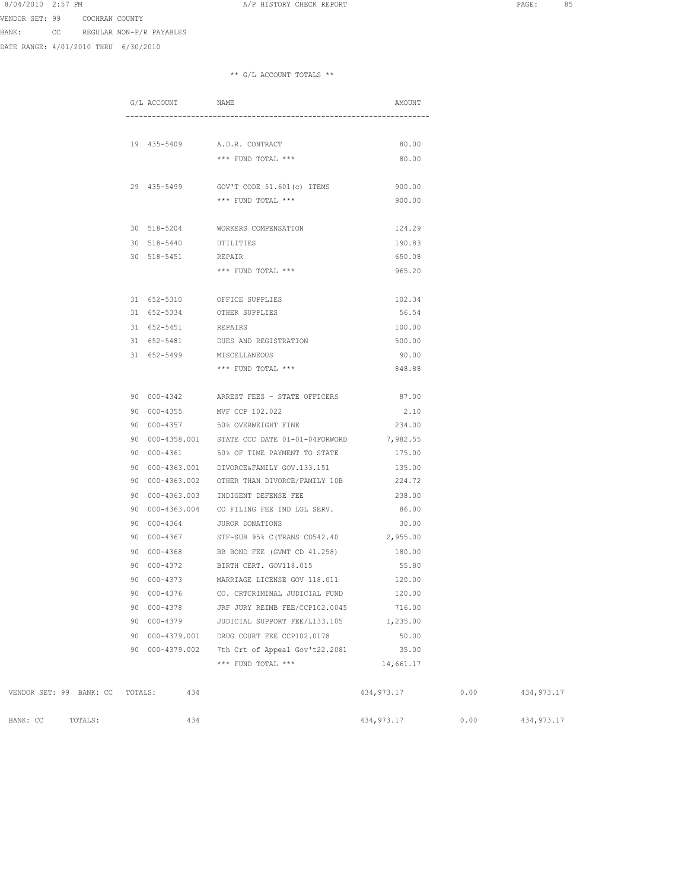VENDOR SET: 99 COCHRAN COUNTY
BANK: CC REGULAR NON-P/R PAYABLES
DATE RANGE: 4/01/2010 THRU 6/30/2010

** G/L ACCOUNT TOTALS **

| G/L ACCOUNT | NAME | AMOUNT |
|---|---|---|
| 19 435-5409 | A.D.R. CONTRACT | 80.00 |
| | *** FUND TOTAL *** | 80.00 |
| 29 435-5499 | GOV'T CODE 51.601(c) ITEMS | 900.00 |
| | *** FUND TOTAL *** | 900.00 |
| 30 518-5204 | WORKERS COMPENSATION | 124.29 |
| 30 518-5440 | UTILITIES | 190.83 |
| 30 518-5451 | REPAIR | 650.08 |
| | *** FUND TOTAL *** | 965.20 |
| 31 652-5310 | OFFICE SUPPLIES | 102.34 |
| 31 652-5334 | OTHER SUPPLIES | 56.54 |
| 31 652-5451 | REPAIRS | 100.00 |
| 31 652-5481 | DUES AND REGISTRATION | 500.00 |
| 31 652-5499 | MISCELLANEOUS | 90.00 |
| | *** FUND TOTAL *** | 848.88 |
| 90 000-4342 | ARREST FEES - STATE OFFICERS | 87.00 |
| 90 000-4355 | MVF CCP 102.022 | 2.10 |
| 90 000-4357 | 50% OVERWEIGHT FINE | 234.00 |
| 90 000-4358.001 | STATE CCC DATE 01-01-04FORWORD | 7,982.55 |
| 90 000-4361 | 50% OF TIME PAYMENT TO STATE | 175.00 |
| 90 000-4363.001 | DIVORCE&FAMILY GOV.133.151 | 135.00 |
| 90 000-4363.002 | OTHER THAN DIVORCE/FAMILY 10B | 224.72 |
| 90 000-4363.003 | INDIGENT DEFENSE FEE | 238.00 |
| 90 000-4363.004 | CO FILING FEE IND LGL SERV. | 86.00 |
| 90 000-4364 | JUROR DONATIONS | 30.00 |
| 90 000-4367 | STF-SUB 95% C(TRANS CD542.40 | 2,955.00 |
| 90 000-4368 | BB BOND FEE (GVMT CD 41.258) | 180.00 |
| 90 000-4372 | BIRTH CERT. GOV118.015 | 55.80 |
| 90 000-4373 | MARRIAGE LICENSE GOV 118.011 | 120.00 |
| 90 000-4376 | CO. CRTCRIMINAL JUDICIAL FUND | 120.00 |
| 90 000-4378 | JRF JURY REIMB FEE/CCP102.0045 | 716.00 |
| 90 000-4379 | JUDICIAL SUPPORT FEE/L133.105 | 1,235.00 |
| 90 000-4379.001 | DRUG COURT FEE CCP102.0178 | 50.00 |
| 90 000-4379.002 | 7th Crt of Appeal Gov't22.2081 | 35.00 |
| | *** FUND TOTAL *** | 14,661.17 |

| | | | | |
|---|---|---|---|---|
| VENDOR SET: 99 BANK: CC TOTALS: | 434 | 434,973.17 | 0.00 | 434,973.17 |
| BANK: CC TOTALS: | 434 | 434,973.17 | 0.00 | 434,973.17 |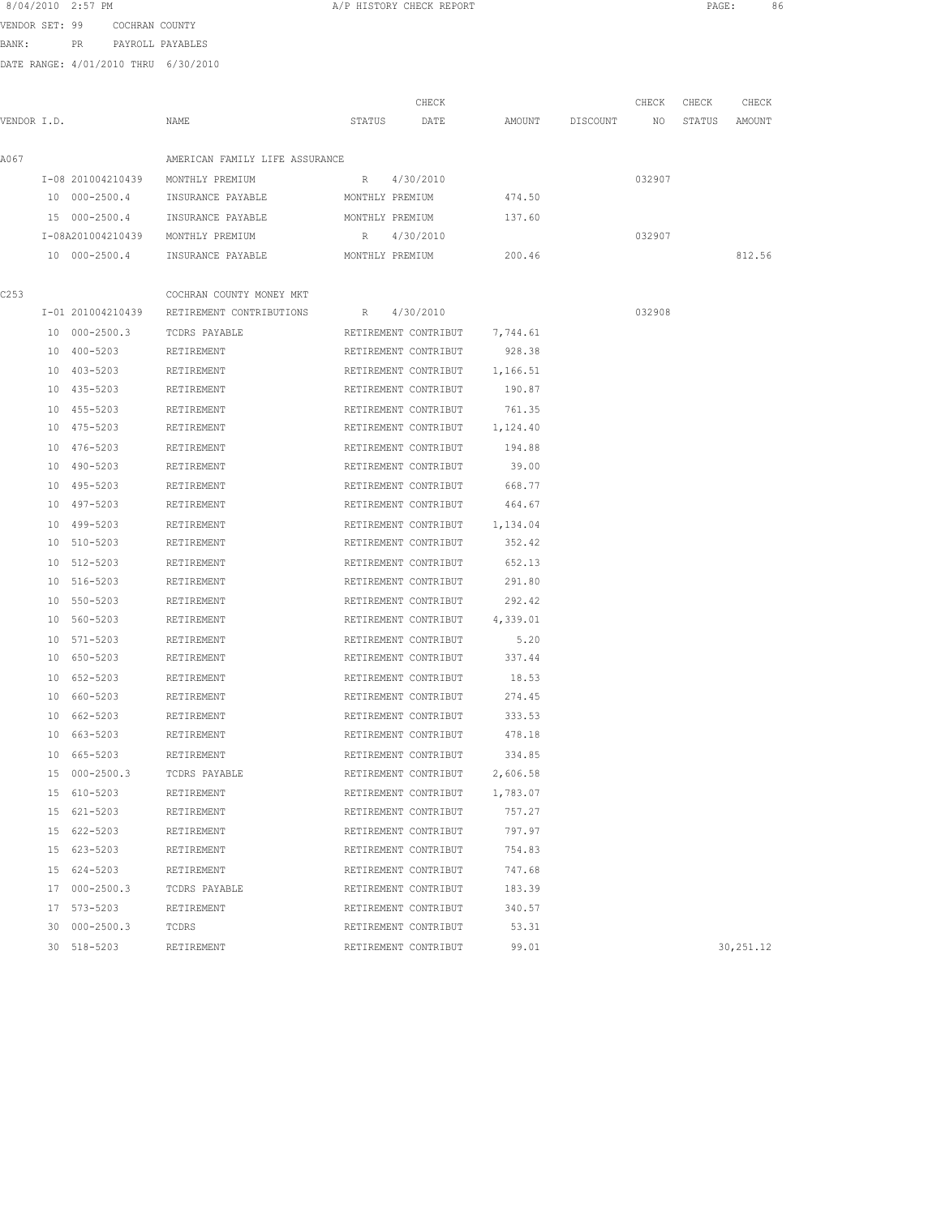8/04/2010 2:57 PM A/P HISTORY CHECK REPORT

VENDOR SET: 99 COCHRAN COUNTY

BANK: PR PAYROLL PAYABLES

DATE RANGE: 4/01/2010 THRU 6/30/2010

| VENDOR I.D. | NAME | STATUS | CHECK DATE | AMOUNT | DISCOUNT | CHECK NO | CHECK STATUS | CHECK AMOUNT |
|---|---|---|---|---|---|---|---|---|
| A067 | AMERICAN FAMILY LIFE ASSURANCE | | | | | | | |
| I-08 201004210439 | MONTHLY PREMIUM | R | 4/30/2010 | | | 032907 | | |
| 10 000-2500.4 | INSURANCE PAYABLE | MONTHLY PREMIUM | | 474.50 | | | | |
| 15 000-2500.4 | INSURANCE PAYABLE | MONTHLY PREMIUM | | 137.60 | | | | |
| I-08A201004210439 | MONTHLY PREMIUM | R | 4/30/2010 | | | 032907 | | |
| 10 000-2500.4 | INSURANCE PAYABLE | MONTHLY PREMIUM | | 200.46 | | | | 812.56 |
| C253 | COCHRAN COUNTY MONEY MKT | | | | | | | |
| I-01 201004210439 | RETIREMENT CONTRIBUTIONS | R | 4/30/2010 | | | 032908 | | |
| 10 000-2500.3 | TCDRS PAYABLE | RETIREMENT CONTRIBUT | | 7,744.61 | | | | |
| 10 400-5203 | RETIREMENT | RETIREMENT CONTRIBUT | | 928.38 | | | | |
| 10 403-5203 | RETIREMENT | RETIREMENT CONTRIBUT | | 1,166.51 | | | | |
| 10 435-5203 | RETIREMENT | RETIREMENT CONTRIBUT | | 190.87 | | | | |
| 10 455-5203 | RETIREMENT | RETIREMENT CONTRIBUT | | 761.35 | | | | |
| 10 475-5203 | RETIREMENT | RETIREMENT CONTRIBUT | | 1,124.40 | | | | |
| 10 476-5203 | RETIREMENT | RETIREMENT CONTRIBUT | | 194.88 | | | | |
| 10 490-5203 | RETIREMENT | RETIREMENT CONTRIBUT | | 39.00 | | | | |
| 10 495-5203 | RETIREMENT | RETIREMENT CONTRIBUT | | 668.77 | | | | |
| 10 497-5203 | RETIREMENT | RETIREMENT CONTRIBUT | | 464.67 | | | | |
| 10 499-5203 | RETIREMENT | RETIREMENT CONTRIBUT | | 1,134.04 | | | | |
| 10 510-5203 | RETIREMENT | RETIREMENT CONTRIBUT | | 352.42 | | | | |
| 10 512-5203 | RETIREMENT | RETIREMENT CONTRIBUT | | 652.13 | | | | |
| 10 516-5203 | RETIREMENT | RETIREMENT CONTRIBUT | | 291.80 | | | | |
| 10 550-5203 | RETIREMENT | RETIREMENT CONTRIBUT | | 292.42 | | | | |
| 10 560-5203 | RETIREMENT | RETIREMENT CONTRIBUT | | 4,339.01 | | | | |
| 10 571-5203 | RETIREMENT | RETIREMENT CONTRIBUT | | 5.20 | | | | |
| 10 650-5203 | RETIREMENT | RETIREMENT CONTRIBUT | | 337.44 | | | | |
| 10 652-5203 | RETIREMENT | RETIREMENT CONTRIBUT | | 18.53 | | | | |
| 10 660-5203 | RETIREMENT | RETIREMENT CONTRIBUT | | 274.45 | | | | |
| 10 662-5203 | RETIREMENT | RETIREMENT CONTRIBUT | | 333.53 | | | | |
| 10 663-5203 | RETIREMENT | RETIREMENT CONTRIBUT | | 478.18 | | | | |
| 10 665-5203 | RETIREMENT | RETIREMENT CONTRIBUT | | 334.85 | | | | |
| 15 000-2500.3 | TCDRS PAYABLE | RETIREMENT CONTRIBUT | | 2,606.58 | | | | |
| 15 610-5203 | RETIREMENT | RETIREMENT CONTRIBUT | | 1,783.07 | | | | |
| 15 621-5203 | RETIREMENT | RETIREMENT CONTRIBUT | | 757.27 | | | | |
| 15 622-5203 | RETIREMENT | RETIREMENT CONTRIBUT | | 797.97 | | | | |
| 15 623-5203 | RETIREMENT | RETIREMENT CONTRIBUT | | 754.83 | | | | |
| 15 624-5203 | RETIREMENT | RETIREMENT CONTRIBUT | | 747.68 | | | | |
| 17 000-2500.3 | TCDRS PAYABLE | RETIREMENT CONTRIBUT | | 183.39 | | | | |
| 17 573-5203 | RETIREMENT | RETIREMENT CONTRIBUT | | 340.57 | | | | |
| 30 000-2500.3 | TCDRS | RETIREMENT CONTRIBUT | | 53.31 | | | | |
| 30 518-5203 | RETIREMENT | RETIREMENT CONTRIBUT | | 99.01 | | | | 30,251.12 |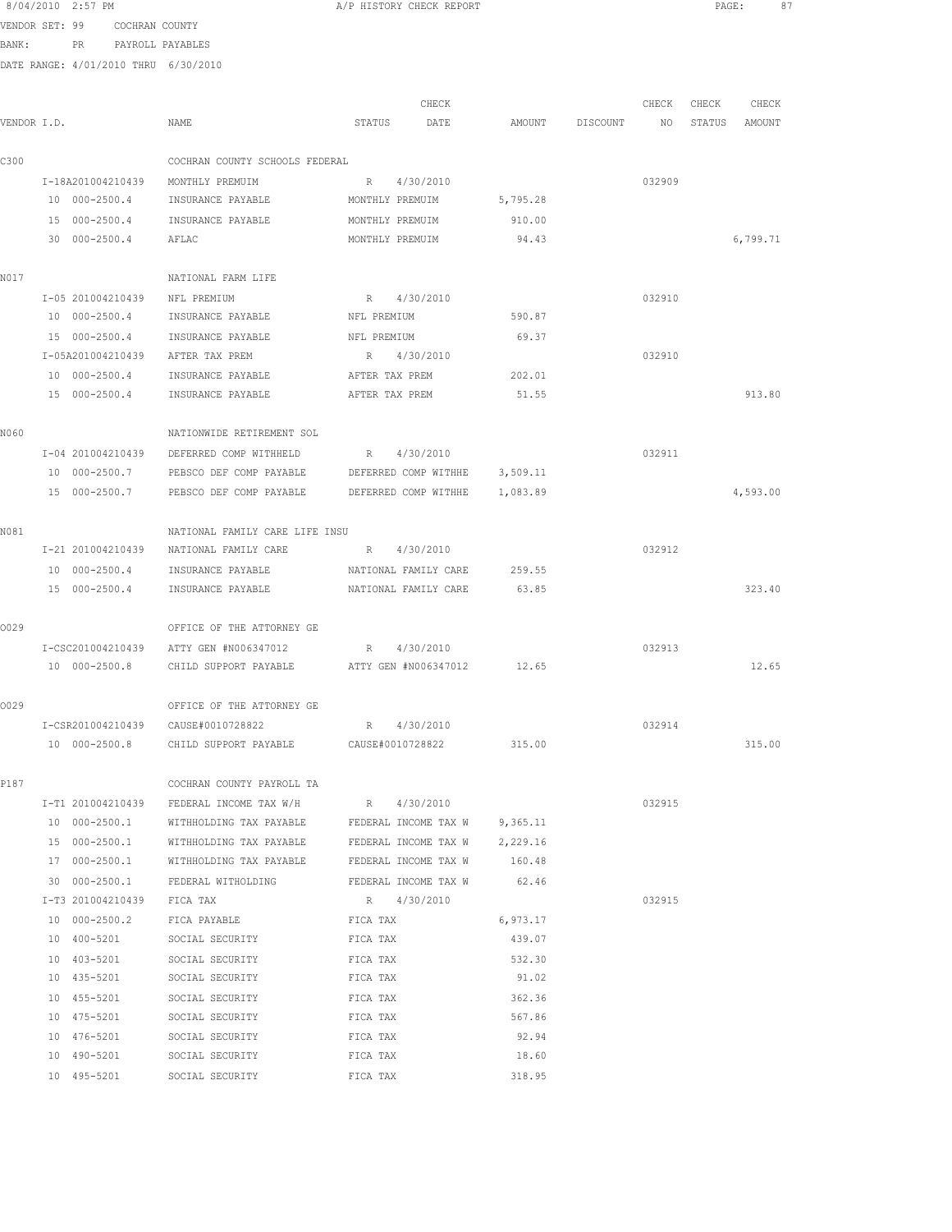8/04/2010 2:57 PM A/P HISTORY CHECK REPORT

VENDOR SET: 99 COCHRAN COUNTY
BANK: PR PAYROLL PAYABLES
DATE RANGE: 4/01/2010 THRU 6/30/2010

| VENDOR I.D. | NAME | STATUS | CHECK DATE | AMOUNT | DISCOUNT | CHECK NO | CHECK STATUS | CHECK AMOUNT |
|---|---|---|---|---|---|---|---|---|
| C300 | COCHRAN COUNTY SCHOOLS FEDERAL | | | | | | | |
| I-18A201004210439 | MONTHLY PREMUIM | R | 4/30/2010 | | | 032909 | | |
| 10 000-2500.4 | INSURANCE PAYABLE | MONTHLY PREMUIM | | 5,795.28 | | | | |
| 15 000-2500.4 | INSURANCE PAYABLE | MONTHLY PREMUIM | | 910.00 | | | | |
| 30 000-2500.4 | AFLAC | MONTHLY PREMUIM | | 94.43 | | | | 6,799.71 |
| N017 | NATIONAL FARM LIFE | | | | | | | |
| I-05 201004210439 | NFL PREMIUM | R | 4/30/2010 | | | 032910 | | |
| 10 000-2500.4 | INSURANCE PAYABLE | NFL PREMIUM | | 590.87 | | | | |
| 15 000-2500.4 | INSURANCE PAYABLE | NFL PREMIUM | | 69.37 | | | | |
| I-05A201004210439 | AFTER TAX PREM | R | 4/30/2010 | | | 032910 | | |
| 10 000-2500.4 | INSURANCE PAYABLE | AFTER TAX PREM | | 202.01 | | | | |
| 15 000-2500.4 | INSURANCE PAYABLE | AFTER TAX PREM | | 51.55 | | | | 913.80 |
| N060 | NATIONWIDE RETIREMENT SOL | | | | | | | |
| I-04 201004210439 | DEFERRED COMP WITHHELD | R | 4/30/2010 | | | 032911 | | |
| 10 000-2500.7 | PEBSCO DEF COMP PAYABLE | DEFERRED COMP WITHHE | | 3,509.11 | | | | |
| 15 000-2500.7 | PEBSCO DEF COMP PAYABLE | DEFERRED COMP WITHHE | | 1,083.89 | | | | 4,593.00 |
| N081 | NATIONAL FAMILY CARE LIFE INSU | | | | | | | |
| I-21 201004210439 | NATIONAL FAMILY CARE | R | 4/30/2010 | | | 032912 | | |
| 10 000-2500.4 | INSURANCE PAYABLE | NATIONAL FAMILY CARE | | 259.55 | | | | |
| 15 000-2500.4 | INSURANCE PAYABLE | NATIONAL FAMILY CARE | | 63.85 | | | | 323.40 |
| O029 | OFFICE OF THE ATTORNEY GE | | | | | | | |
| I-CSC201004210439 | ATTY GEN #N006347012 | R | 4/30/2010 | | | 032913 | | |
| 10 000-2500.8 | CHILD SUPPORT PAYABLE | ATTY GEN #N006347012 | | 12.65 | | | | 12.65 |
| O029 | OFFICE OF THE ATTORNEY GE | | | | | | | |
| I-CSR201004210439 | CAUSE#0010728822 | R | 4/30/2010 | | | 032914 | | |
| 10 000-2500.8 | CHILD SUPPORT PAYABLE | CAUSE#0010728822 | | 315.00 | | | | 315.00 |
| P187 | COCHRAN COUNTY PAYROLL TA | | | | | | | |
| I-T1 201004210439 | FEDERAL INCOME TAX W/H | R | 4/30/2010 | | | 032915 | | |
| 10 000-2500.1 | WITHHOLDING TAX PAYABLE | FEDERAL INCOME TAX W | | 9,365.11 | | | | |
| 15 000-2500.1 | WITHHOLDING TAX PAYABLE | FEDERAL INCOME TAX W | | 2,229.16 | | | | |
| 17 000-2500.1 | WITHHOLDING TAX PAYABLE | FEDERAL INCOME TAX W | | 160.48 | | | | |
| 30 000-2500.1 | FEDERAL WITHOLDING | FEDERAL INCOME TAX W | | 62.46 | | | | |
| I-T3 201004210439 | FICA TAX | R | 4/30/2010 | | | 032915 | | |
| 10 000-2500.2 | FICA PAYABLE | FICA TAX | | 6,973.17 | | | | |
| 10 400-5201 | SOCIAL SECURITY | FICA TAX | | 439.07 | | | | |
| 10 403-5201 | SOCIAL SECURITY | FICA TAX | | 532.30 | | | | |
| 10 435-5201 | SOCIAL SECURITY | FICA TAX | | 91.02 | | | | |
| 10 455-5201 | SOCIAL SECURITY | FICA TAX | | 362.36 | | | | |
| 10 475-5201 | SOCIAL SECURITY | FICA TAX | | 567.86 | | | | |
| 10 476-5201 | SOCIAL SECURITY | FICA TAX | | 92.94 | | | | |
| 10 490-5201 | SOCIAL SECURITY | FICA TAX | | 18.60 | | | | |
| 10 495-5201 | SOCIAL SECURITY | FICA TAX | | 318.95 | | | | |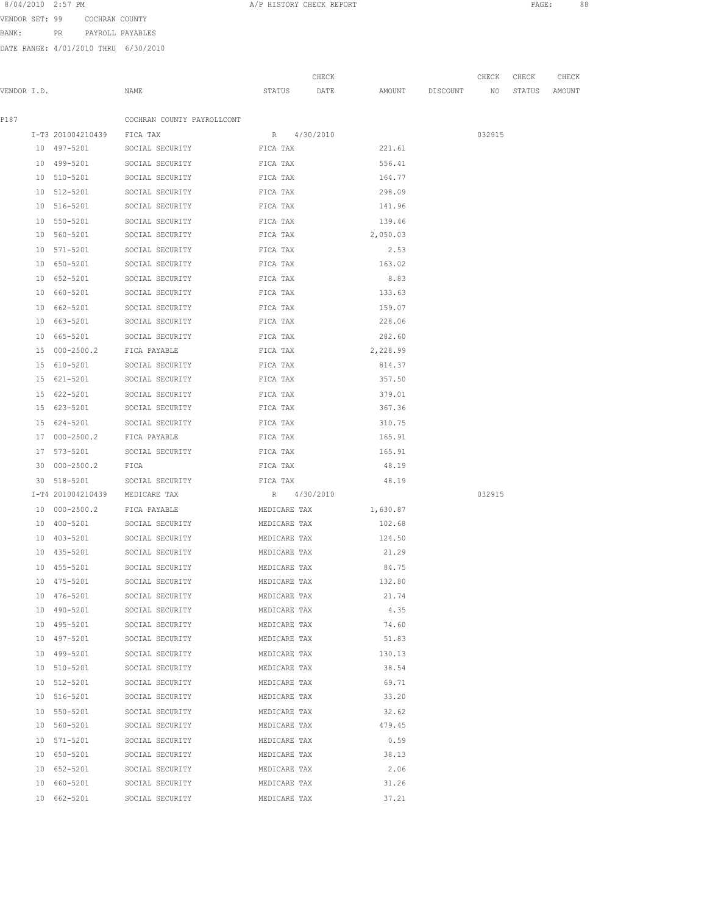VENDOR SET: 99 COCHRAN COUNTY

BANK: PR PAYROLL PAYABLES

DATE RANGE: 4/01/2010 THRU 6/30/2010

| VENDOR I.D. | NAME | STATUS | CHECK DATE | AMOUNT | DISCOUNT | CHECK NO | CHECK STATUS | CHECK AMOUNT |
|---|---|---|---|---|---|---|---|---|
| P187 | COCHRAN COUNTY PAYROLLCONT | | | | | | | |
| I-T3 201004210439 | FICA TAX | R | 4/30/2010 | | | 032915 | | |
| 10 497-5201 | SOCIAL SECURITY | FICA TAX | | 221.61 | | | | |
| 10 499-5201 | SOCIAL SECURITY | FICA TAX | | 556.41 | | | | |
| 10 510-5201 | SOCIAL SECURITY | FICA TAX | | 164.77 | | | | |
| 10 512-5201 | SOCIAL SECURITY | FICA TAX | | 298.09 | | | | |
| 10 516-5201 | SOCIAL SECURITY | FICA TAX | | 141.96 | | | | |
| 10 550-5201 | SOCIAL SECURITY | FICA TAX | | 139.46 | | | | |
| 10 560-5201 | SOCIAL SECURITY | FICA TAX | | 2,050.03 | | | | |
| 10 571-5201 | SOCIAL SECURITY | FICA TAX | | 2.53 | | | | |
| 10 650-5201 | SOCIAL SECURITY | FICA TAX | | 163.02 | | | | |
| 10 652-5201 | SOCIAL SECURITY | FICA TAX | | 8.83 | | | | |
| 10 660-5201 | SOCIAL SECURITY | FICA TAX | | 133.63 | | | | |
| 10 662-5201 | SOCIAL SECURITY | FICA TAX | | 159.07 | | | | |
| 10 663-5201 | SOCIAL SECURITY | FICA TAX | | 228.06 | | | | |
| 10 665-5201 | SOCIAL SECURITY | FICA TAX | | 282.60 | | | | |
| 15 000-2500.2 | FICA PAYABLE | FICA TAX | | 2,228.99 | | | | |
| 15 610-5201 | SOCIAL SECURITY | FICA TAX | | 814.37 | | | | |
| 15 621-5201 | SOCIAL SECURITY | FICA TAX | | 357.50 | | | | |
| 15 622-5201 | SOCIAL SECURITY | FICA TAX | | 379.01 | | | | |
| 15 623-5201 | SOCIAL SECURITY | FICA TAX | | 367.36 | | | | |
| 15 624-5201 | SOCIAL SECURITY | FICA TAX | | 310.75 | | | | |
| 17 000-2500.2 | FICA PAYABLE | FICA TAX | | 165.91 | | | | |
| 17 573-5201 | SOCIAL SECURITY | FICA TAX | | 165.91 | | | | |
| 30 000-2500.2 | FICA | FICA TAX | | 48.19 | | | | |
| 30 518-5201 | SOCIAL SECURITY | FICA TAX | | 48.19 | | | | |
| I-T4 201004210439 | MEDICARE TAX | R | 4/30/2010 | | | 032915 | | |
| 10 000-2500.2 | FICA PAYABLE | MEDICARE TAX | | 1,630.87 | | | | |
| 10 400-5201 | SOCIAL SECURITY | MEDICARE TAX | | 102.68 | | | | |
| 10 403-5201 | SOCIAL SECURITY | MEDICARE TAX | | 124.50 | | | | |
| 10 435-5201 | SOCIAL SECURITY | MEDICARE TAX | | 21.29 | | | | |
| 10 455-5201 | SOCIAL SECURITY | MEDICARE TAX | | 84.75 | | | | |
| 10 475-5201 | SOCIAL SECURITY | MEDICARE TAX | | 132.80 | | | | |
| 10 476-5201 | SOCIAL SECURITY | MEDICARE TAX | | 21.74 | | | | |
| 10 490-5201 | SOCIAL SECURITY | MEDICARE TAX | | 4.35 | | | | |
| 10 495-5201 | SOCIAL SECURITY | MEDICARE TAX | | 74.60 | | | | |
| 10 497-5201 | SOCIAL SECURITY | MEDICARE TAX | | 51.83 | | | | |
| 10 499-5201 | SOCIAL SECURITY | MEDICARE TAX | | 130.13 | | | | |
| 10 510-5201 | SOCIAL SECURITY | MEDICARE TAX | | 38.54 | | | | |
| 10 512-5201 | SOCIAL SECURITY | MEDICARE TAX | | 69.71 | | | | |
| 10 516-5201 | SOCIAL SECURITY | MEDICARE TAX | | 33.20 | | | | |
| 10 550-5201 | SOCIAL SECURITY | MEDICARE TAX | | 32.62 | | | | |
| 10 560-5201 | SOCIAL SECURITY | MEDICARE TAX | | 479.45 | | | | |
| 10 571-5201 | SOCIAL SECURITY | MEDICARE TAX | | 0.59 | | | | |
| 10 650-5201 | SOCIAL SECURITY | MEDICARE TAX | | 38.13 | | | | |
| 10 652-5201 | SOCIAL SECURITY | MEDICARE TAX | | 2.06 | | | | |
| 10 660-5201 | SOCIAL SECURITY | MEDICARE TAX | | 31.26 | | | | |
| 10 662-5201 | SOCIAL SECURITY | MEDICARE TAX | | 37.21 | | | | |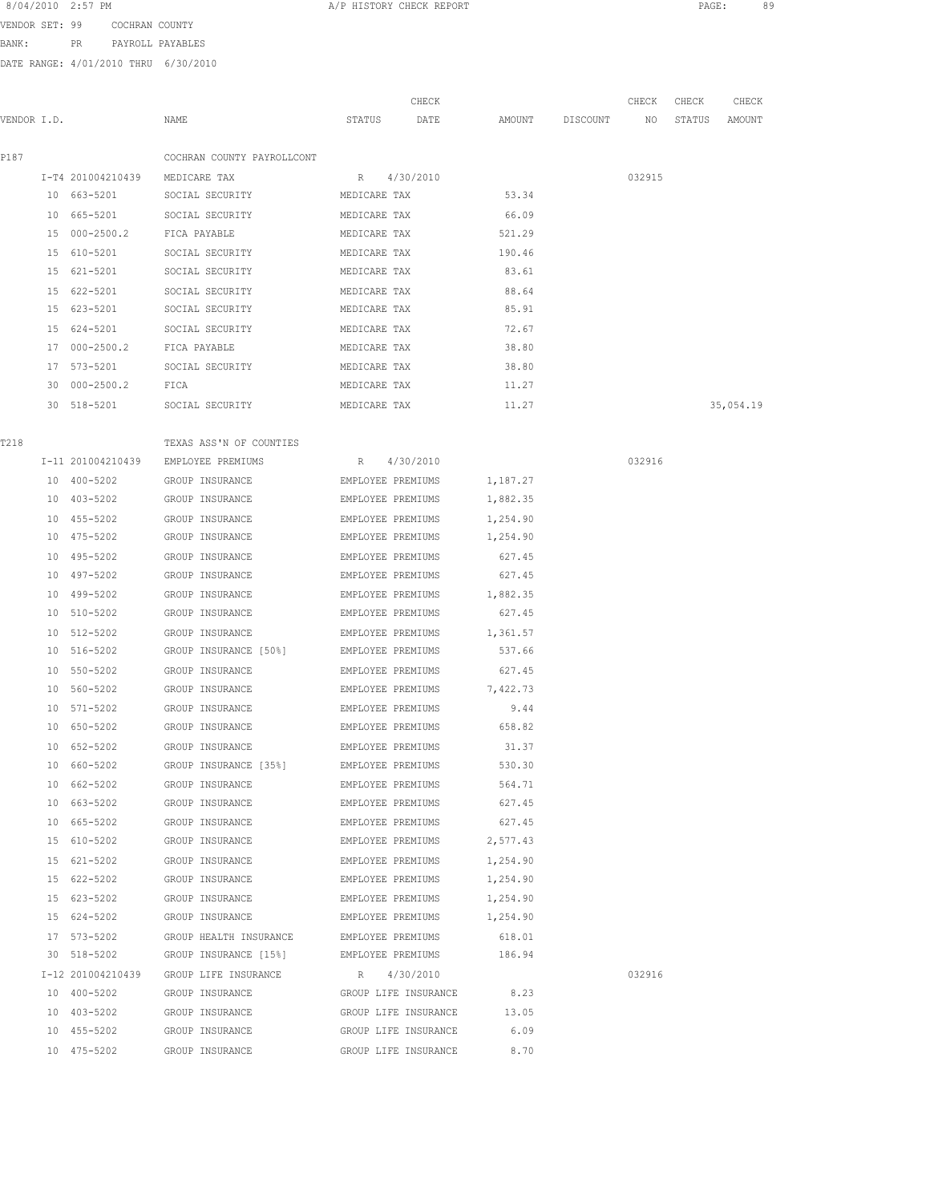8/04/2010 2:57 PM — A/P HISTORY CHECK REPORT

VENDOR SET: 99 COCHRAN COUNTY

BANK: PR PAYROLL PAYABLES

DATE RANGE: 4/01/2010 THRU 6/30/2010

| VENDOR I.D. | NAME | STATUS | CHECK DATE | AMOUNT | DISCOUNT | CHECK NO | CHECK STATUS | CHECK AMOUNT |
|---|---|---|---|---|---|---|---|---|
| P187 | COCHRAN COUNTY PAYROLLCONT | | | | | | | |
| I-T4 201004210439 | MEDICARE TAX | R | 4/30/2010 | | | 032915 | | |
| 10 663-5201 | SOCIAL SECURITY | MEDICARE TAX | | 53.34 | | | | |
| 10 665-5201 | SOCIAL SECURITY | MEDICARE TAX | | 66.09 | | | | |
| 15 000-2500.2 | FICA PAYABLE | MEDICARE TAX | | 521.29 | | | | |
| 15 610-5201 | SOCIAL SECURITY | MEDICARE TAX | | 190.46 | | | | |
| 15 621-5201 | SOCIAL SECURITY | MEDICARE TAX | | 83.61 | | | | |
| 15 622-5201 | SOCIAL SECURITY | MEDICARE TAX | | 88.64 | | | | |
| 15 623-5201 | SOCIAL SECURITY | MEDICARE TAX | | 85.91 | | | | |
| 15 624-5201 | SOCIAL SECURITY | MEDICARE TAX | | 72.67 | | | | |
| 17 000-2500.2 | FICA PAYABLE | MEDICARE TAX | | 38.80 | | | | |
| 17 573-5201 | SOCIAL SECURITY | MEDICARE TAX | | 38.80 | | | | |
| 30 000-2500.2 | FICA | MEDICARE TAX | | 11.27 | | | | |
| 30 518-5201 | SOCIAL SECURITY | MEDICARE TAX | | 11.27 | | | | 35,054.19 |
| T218 | TEXAS ASS'N OF COUNTIES | | | | | | | |
| I-11 201004210439 | EMPLOYEE PREMIUMS | R | 4/30/2010 | | | 032916 | | |
| 10 400-5202 | GROUP INSURANCE | EMPLOYEE PREMIUMS | | 1,187.27 | | | | |
| 10 403-5202 | GROUP INSURANCE | EMPLOYEE PREMIUMS | | 1,882.35 | | | | |
| 10 455-5202 | GROUP INSURANCE | EMPLOYEE PREMIUMS | | 1,254.90 | | | | |
| 10 475-5202 | GROUP INSURANCE | EMPLOYEE PREMIUMS | | 1,254.90 | | | | |
| 10 495-5202 | GROUP INSURANCE | EMPLOYEE PREMIUMS | | 627.45 | | | | |
| 10 497-5202 | GROUP INSURANCE | EMPLOYEE PREMIUMS | | 627.45 | | | | |
| 10 499-5202 | GROUP INSURANCE | EMPLOYEE PREMIUMS | | 1,882.35 | | | | |
| 10 510-5202 | GROUP INSURANCE | EMPLOYEE PREMIUMS | | 627.45 | | | | |
| 10 512-5202 | GROUP INSURANCE | EMPLOYEE PREMIUMS | | 1,361.57 | | | | |
| 10 516-5202 | GROUP INSURANCE [50%] | EMPLOYEE PREMIUMS | | 537.66 | | | | |
| 10 550-5202 | GROUP INSURANCE | EMPLOYEE PREMIUMS | | 627.45 | | | | |
| 10 560-5202 | GROUP INSURANCE | EMPLOYEE PREMIUMS | | 7,422.73 | | | | |
| 10 571-5202 | GROUP INSURANCE | EMPLOYEE PREMIUMS | | 9.44 | | | | |
| 10 650-5202 | GROUP INSURANCE | EMPLOYEE PREMIUMS | | 658.82 | | | | |
| 10 652-5202 | GROUP INSURANCE | EMPLOYEE PREMIUMS | | 31.37 | | | | |
| 10 660-5202 | GROUP INSURANCE [35%] | EMPLOYEE PREMIUMS | | 530.30 | | | | |
| 10 662-5202 | GROUP INSURANCE | EMPLOYEE PREMIUMS | | 564.71 | | | | |
| 10 663-5202 | GROUP INSURANCE | EMPLOYEE PREMIUMS | | 627.45 | | | | |
| 10 665-5202 | GROUP INSURANCE | EMPLOYEE PREMIUMS | | 627.45 | | | | |
| 15 610-5202 | GROUP INSURANCE | EMPLOYEE PREMIUMS | | 2,577.43 | | | | |
| 15 621-5202 | GROUP INSURANCE | EMPLOYEE PREMIUMS | | 1,254.90 | | | | |
| 15 622-5202 | GROUP INSURANCE | EMPLOYEE PREMIUMS | | 1,254.90 | | | | |
| 15 623-5202 | GROUP INSURANCE | EMPLOYEE PREMIUMS | | 1,254.90 | | | | |
| 15 624-5202 | GROUP INSURANCE | EMPLOYEE PREMIUMS | | 1,254.90 | | | | |
| 17 573-5202 | GROUP HEALTH INSURANCE | EMPLOYEE PREMIUMS | | 618.01 | | | | |
| 30 518-5202 | GROUP INSURANCE [15%] | EMPLOYEE PREMIUMS | | 186.94 | | | | |
| I-12 201004210439 | GROUP LIFE INSURANCE | R | 4/30/2010 | | | 032916 | | |
| 10 400-5202 | GROUP INSURANCE | GROUP LIFE INSURANCE | | 8.23 | | | | |
| 10 403-5202 | GROUP INSURANCE | GROUP LIFE INSURANCE | | 13.05 | | | | |
| 10 455-5202 | GROUP INSURANCE | GROUP LIFE INSURANCE | | 6.09 | | | | |
| 10 475-5202 | GROUP INSURANCE | GROUP LIFE INSURANCE | | 8.70 | | | | |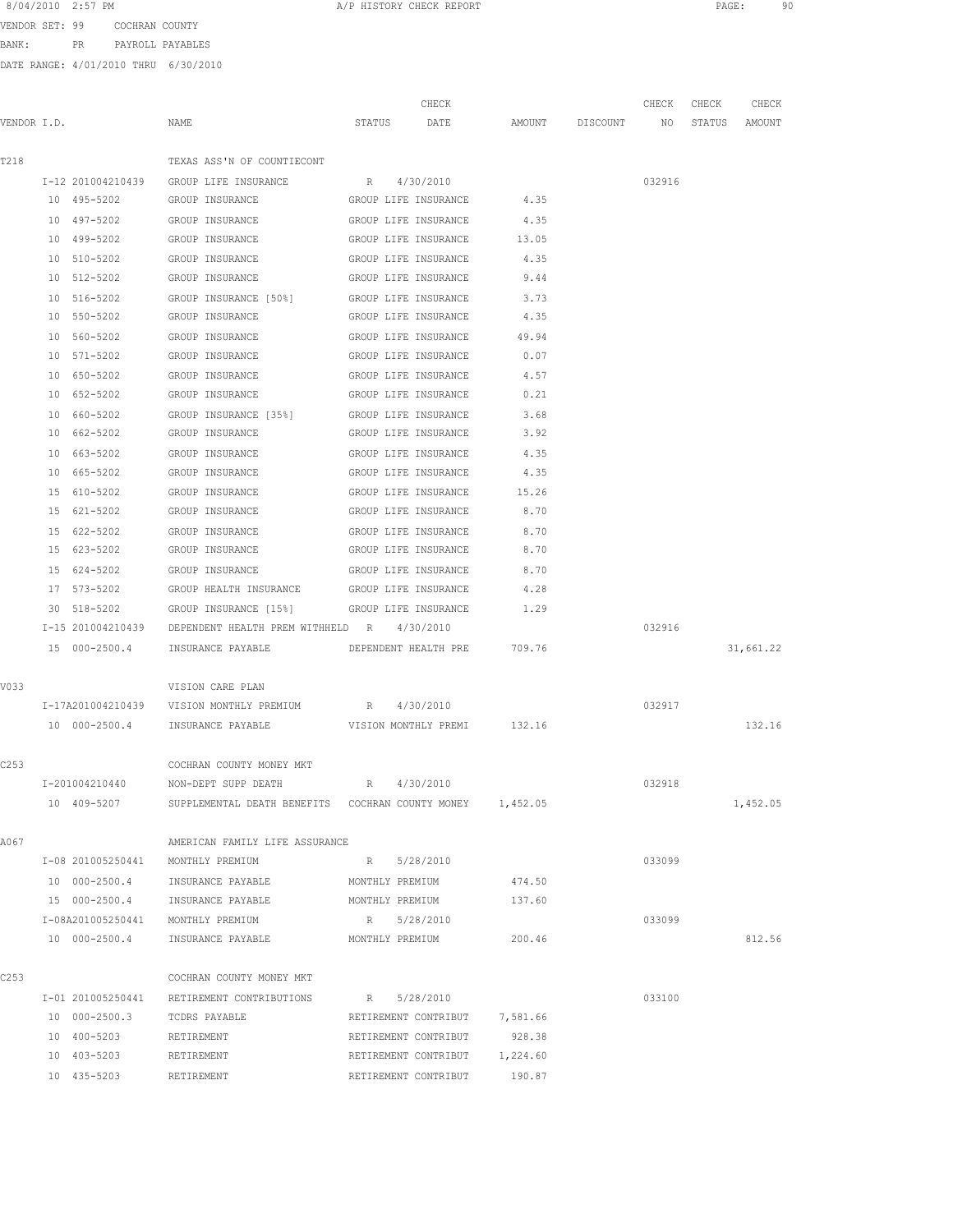8/04/2010 2:57 PM A/P HISTORY CHECK REPORT

VENDOR SET: 99 COCHRAN COUNTY

BANK: PR PAYROLL PAYABLES

DATE RANGE: 4/01/2010 THRU 6/30/2010

| VENDOR I.D. | NAME | STATUS | CHECK DATE | AMOUNT | DISCOUNT | CHECK NO | CHECK STATUS | CHECK AMOUNT |
|---|---|---|---|---|---|---|---|---|
| T218 | TEXAS ASS'N OF COUNTIECONT | | | | | | | |
| I-12 201004210439 | GROUP LIFE INSURANCE | R | 4/30/2010 | | | 032916 | | |
| 10 495-5202 | GROUP INSURANCE | GROUP LIFE INSURANCE | | 4.35 | | | | |
| 10 497-5202 | GROUP INSURANCE | GROUP LIFE INSURANCE | | 4.35 | | | | |
| 10 499-5202 | GROUP INSURANCE | GROUP LIFE INSURANCE | | 13.05 | | | | |
| 10 510-5202 | GROUP INSURANCE | GROUP LIFE INSURANCE | | 4.35 | | | | |
| 10 512-5202 | GROUP INSURANCE | GROUP LIFE INSURANCE | | 9.44 | | | | |
| 10 516-5202 | GROUP INSURANCE [50%] | GROUP LIFE INSURANCE | | 3.73 | | | | |
| 10 550-5202 | GROUP INSURANCE | GROUP LIFE INSURANCE | | 4.35 | | | | |
| 10 560-5202 | GROUP INSURANCE | GROUP LIFE INSURANCE | | 49.94 | | | | |
| 10 571-5202 | GROUP INSURANCE | GROUP LIFE INSURANCE | | 0.07 | | | | |
| 10 650-5202 | GROUP INSURANCE | GROUP LIFE INSURANCE | | 4.57 | | | | |
| 10 652-5202 | GROUP INSURANCE | GROUP LIFE INSURANCE | | 0.21 | | | | |
| 10 660-5202 | GROUP INSURANCE [35%] | GROUP LIFE INSURANCE | | 3.68 | | | | |
| 10 662-5202 | GROUP INSURANCE | GROUP LIFE INSURANCE | | 3.92 | | | | |
| 10 663-5202 | GROUP INSURANCE | GROUP LIFE INSURANCE | | 4.35 | | | | |
| 10 665-5202 | GROUP INSURANCE | GROUP LIFE INSURANCE | | 4.35 | | | | |
| 15 610-5202 | GROUP INSURANCE | GROUP LIFE INSURANCE | | 15.26 | | | | |
| 15 621-5202 | GROUP INSURANCE | GROUP LIFE INSURANCE | | 8.70 | | | | |
| 15 622-5202 | GROUP INSURANCE | GROUP LIFE INSURANCE | | 8.70 | | | | |
| 15 623-5202 | GROUP INSURANCE | GROUP LIFE INSURANCE | | 8.70 | | | | |
| 15 624-5202 | GROUP INSURANCE | GROUP LIFE INSURANCE | | 8.70 | | | | |
| 17 573-5202 | GROUP HEALTH INSURANCE | GROUP LIFE INSURANCE | | 4.28 | | | | |
| 30 518-5202 | GROUP INSURANCE [15%] | GROUP LIFE INSURANCE | | 1.29 | | | | |
| I-15 201004210439 | DEPENDENT HEALTH PREM WITHHELD | R | 4/30/2010 | | | 032916 | | |
| 15 000-2500.4 | INSURANCE PAYABLE | DEPENDENT HEALTH PRE | | 709.76 | | | | 31,661.22 |
| V033 | VISION CARE PLAN | | | | | | | |
| I-17A201004210439 | VISION MONTHLY PREMIUM | R | 4/30/2010 | | | 032917 | | |
| 10 000-2500.4 | INSURANCE PAYABLE | VISION MONTHLY PREMI | | 132.16 | | | | 132.16 |
| C253 | COCHRAN COUNTY MONEY MKT | | | | | | | |
| I-201004210440 | NON-DEPT SUPP DEATH | R | 4/30/2010 | | | 032918 | | |
| 10 409-5207 | SUPPLEMENTAL DEATH BENEFITS | COCHRAN COUNTY MONEY | | 1,452.05 | | | | 1,452.05 |
| A067 | AMERICAN FAMILY LIFE ASSURANCE | | | | | | | |
| I-08 201005250441 | MONTHLY PREMIUM | R | 5/28/2010 | | | 033099 | | |
| 10 000-2500.4 | INSURANCE PAYABLE | MONTHLY PREMIUM | | 474.50 | | | | |
| 15 000-2500.4 | INSURANCE PAYABLE | MONTHLY PREMIUM | | 137.60 | | | | |
| I-08A201005250441 | MONTHLY PREMIUM | R | 5/28/2010 | | | 033099 | | |
| 10 000-2500.4 | INSURANCE PAYABLE | MONTHLY PREMIUM | | 200.46 | | | | 812.56 |
| C253 | COCHRAN COUNTY MONEY MKT | | | | | | | |
| I-01 201005250441 | RETIREMENT CONTRIBUTIONS | R | 5/28/2010 | | | 033100 | | |
| 10 000-2500.3 | TCDRS PAYABLE | RETIREMENT CONTRIBUT | | 7,581.66 | | | | |
| 10 400-5203 | RETIREMENT | RETIREMENT CONTRIBUT | | 928.38 | | | | |
| 10 403-5203 | RETIREMENT | RETIREMENT CONTRIBUT | | 1,224.60 | | | | |
| 10 435-5203 | RETIREMENT | RETIREMENT CONTRIBUT | | 190.87 | | | | |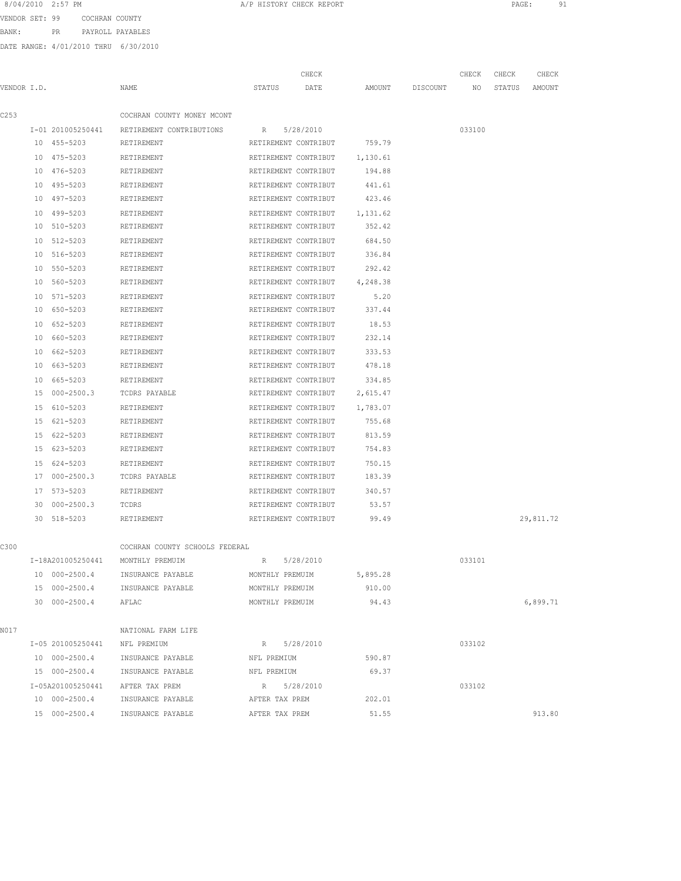8/04/2010 2:57 PM A/P HISTORY CHECK REPORT

VENDOR SET: 99 COCHRAN COUNTY

BANK: PR PAYROLL PAYABLES

DATE RANGE: 4/01/2010 THRU 6/30/2010

| VENDOR I.D. | NAME | STATUS | CHECK DATE | AMOUNT | DISCOUNT | CHECK NO | CHECK STATUS | CHECK AMOUNT |
|---|---|---|---|---|---|---|---|---|
| C253 | COCHRAN COUNTY MONEY MCONT | | | | | | | |
| I-01 201005250441 | RETIREMENT CONTRIBUTIONS | R | 5/28/2010 | | | 033100 | | |
| 10 455-5203 | RETIREMENT | RETIREMENT CONTRIBUT | | 759.79 | | | | |
| 10 475-5203 | RETIREMENT | RETIREMENT CONTRIBUT | | 1,130.61 | | | | |
| 10 476-5203 | RETIREMENT | RETIREMENT CONTRIBUT | | 194.88 | | | | |
| 10 495-5203 | RETIREMENT | RETIREMENT CONTRIBUT | | 441.61 | | | | |
| 10 497-5203 | RETIREMENT | RETIREMENT CONTRIBUT | | 423.46 | | | | |
| 10 499-5203 | RETIREMENT | RETIREMENT CONTRIBUT | | 1,131.62 | | | | |
| 10 510-5203 | RETIREMENT | RETIREMENT CONTRIBUT | | 352.42 | | | | |
| 10 512-5203 | RETIREMENT | RETIREMENT CONTRIBUT | | 684.50 | | | | |
| 10 516-5203 | RETIREMENT | RETIREMENT CONTRIBUT | | 336.84 | | | | |
| 10 550-5203 | RETIREMENT | RETIREMENT CONTRIBUT | | 292.42 | | | | |
| 10 560-5203 | RETIREMENT | RETIREMENT CONTRIBUT | | 4,248.38 | | | | |
| 10 571-5203 | RETIREMENT | RETIREMENT CONTRIBUT | | 5.20 | | | | |
| 10 650-5203 | RETIREMENT | RETIREMENT CONTRIBUT | | 337.44 | | | | |
| 10 652-5203 | RETIREMENT | RETIREMENT CONTRIBUT | | 18.53 | | | | |
| 10 660-5203 | RETIREMENT | RETIREMENT CONTRIBUT | | 232.14 | | | | |
| 10 662-5203 | RETIREMENT | RETIREMENT CONTRIBUT | | 333.53 | | | | |
| 10 663-5203 | RETIREMENT | RETIREMENT CONTRIBUT | | 478.18 | | | | |
| 10 665-5203 | RETIREMENT | RETIREMENT CONTRIBUT | | 334.85 | | | | |
| 15 000-2500.3 | TCDRS PAYABLE | RETIREMENT CONTRIBUT | | 2,615.47 | | | | |
| 15 610-5203 | RETIREMENT | RETIREMENT CONTRIBUT | | 1,783.07 | | | | |
| 15 621-5203 | RETIREMENT | RETIREMENT CONTRIBUT | | 755.68 | | | | |
| 15 622-5203 | RETIREMENT | RETIREMENT CONTRIBUT | | 813.59 | | | | |
| 15 623-5203 | RETIREMENT | RETIREMENT CONTRIBUT | | 754.83 | | | | |
| 15 624-5203 | RETIREMENT | RETIREMENT CONTRIBUT | | 750.15 | | | | |
| 17 000-2500.3 | TCDRS PAYABLE | RETIREMENT CONTRIBUT | | 183.39 | | | | |
| 17 573-5203 | RETIREMENT | RETIREMENT CONTRIBUT | | 340.57 | | | | |
| 30 000-2500.3 | TCDRS | RETIREMENT CONTRIBUT | | 53.57 | | | | |
| 30 518-5203 | RETIREMENT | RETIREMENT CONTRIBUT | | 99.49 | | | | 29,811.72 |
| C300 | COCHRAN COUNTY SCHOOLS FEDERAL | | | | | | | |
| I-18A201005250441 | MONTHLY PREMUIM | R | 5/28/2010 | | | 033101 | | |
| 10 000-2500.4 | INSURANCE PAYABLE | MONTHLY PREMUIM | | 5,895.28 | | | | |
| 15 000-2500.4 | INSURANCE PAYABLE | MONTHLY PREMUIM | | 910.00 | | | | |
| 30 000-2500.4 | AFLAC | MONTHLY PREMUIM | | 94.43 | | | | 6,899.71 |
| N017 | NATIONAL FARM LIFE | | | | | | | |
| I-05 201005250441 | NFL PREMIUM | R | 5/28/2010 | | | 033102 | | |
| 10 000-2500.4 | INSURANCE PAYABLE | NFL PREMIUM | | 590.87 | | | | |
| 15 000-2500.4 | INSURANCE PAYABLE | NFL PREMIUM | | 69.37 | | | | |
| I-05A201005250441 | AFTER TAX PREM | R | 5/28/2010 | | | 033102 | | |
| 10 000-2500.4 | INSURANCE PAYABLE | AFTER TAX PREM | | 202.01 | | | | |
| 15 000-2500.4 | INSURANCE PAYABLE | AFTER TAX PREM | | 51.55 | | | | 913.80 |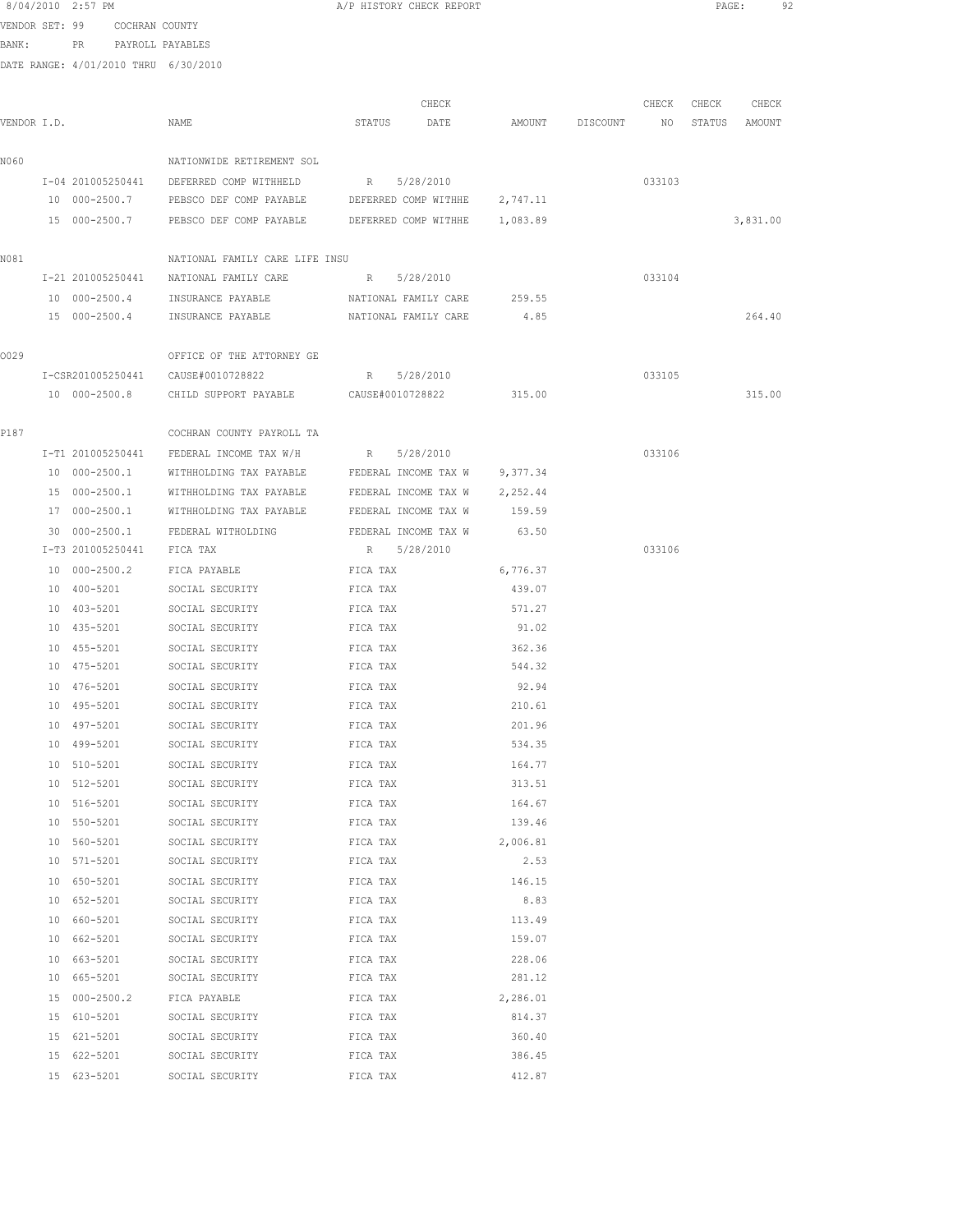8/04/2010 2:57 PM A/P HISTORY CHECK REPORT

VENDOR SET: 99 COCHRAN COUNTY
BANK: PR PAYROLL PAYABLES
DATE RANGE: 4/01/2010 THRU 6/30/2010

| VENDOR I.D. | | NAME | STATUS | CHECK DATE | AMOUNT | DISCOUNT | CHECK NO | CHECK STATUS | CHECK AMOUNT |
|---|---|---|---|---|---|---|---|---|---|
| N060 | | NATIONWIDE RETIREMENT SOL | | | | | | | |
| | I-04 201005250441 | DEFERRED COMP WITHHELD | R | 5/28/2010 | | | 033103 | | |
| | 10 000-2500.7 | PEBSCO DEF COMP PAYABLE | DEFERRED COMP WITHHE | | 2,747.11 | | | | |
| | 15 000-2500.7 | PEBSCO DEF COMP PAYABLE | DEFERRED COMP WITHHE | | 1,083.89 | | | | 3,831.00 |
| N081 | | NATIONAL FAMILY CARE LIFE INSU | | | | | | | |
| | I-21 201005250441 | NATIONAL FAMILY CARE | R | 5/28/2010 | | | 033104 | | |
| | 10 000-2500.4 | INSURANCE PAYABLE | NATIONAL FAMILY CARE | | 259.55 | | | | |
| | 15 000-2500.4 | INSURANCE PAYABLE | NATIONAL FAMILY CARE | | 4.85 | | | | 264.40 |
| O029 | | OFFICE OF THE ATTORNEY GE | | | | | | | |
| | I-CSR201005250441 | CAUSE#0010728822 | R | 5/28/2010 | | | 033105 | | |
| | 10 000-2500.8 | CHILD SUPPORT PAYABLE | CAUSE#0010728822 | | 315.00 | | | | 315.00 |
| P187 | | COCHRAN COUNTY PAYROLL TA | | | | | | | |
| | I-T1 201005250441 | FEDERAL INCOME TAX W/H | R | 5/28/2010 | | | 033106 | | |
| | 10 000-2500.1 | WITHHOLDING TAX PAYABLE | FEDERAL INCOME TAX W | | 9,377.34 | | | | |
| | 15 000-2500.1 | WITHHOLDING TAX PAYABLE | FEDERAL INCOME TAX W | | 2,252.44 | | | | |
| | 17 000-2500.1 | WITHHOLDING TAX PAYABLE | FEDERAL INCOME TAX W | | 159.59 | | | | |
| | 30 000-2500.1 | FEDERAL WITHOLDING | FEDERAL INCOME TAX W | | 63.50 | | | | |
| | I-T3 201005250441 | FICA TAX | R | 5/28/2010 | | | 033106 | | |
| | 10 000-2500.2 | FICA PAYABLE | FICA TAX | | 6,776.37 | | | | |
| | 10 400-5201 | SOCIAL SECURITY | FICA TAX | | 439.07 | | | | |
| | 10 403-5201 | SOCIAL SECURITY | FICA TAX | | 571.27 | | | | |
| | 10 435-5201 | SOCIAL SECURITY | FICA TAX | | 91.02 | | | | |
| | 10 455-5201 | SOCIAL SECURITY | FICA TAX | | 362.36 | | | | |
| | 10 475-5201 | SOCIAL SECURITY | FICA TAX | | 544.32 | | | | |
| | 10 476-5201 | SOCIAL SECURITY | FICA TAX | | 92.94 | | | | |
| | 10 495-5201 | SOCIAL SECURITY | FICA TAX | | 210.61 | | | | |
| | 10 497-5201 | SOCIAL SECURITY | FICA TAX | | 201.96 | | | | |
| | 10 499-5201 | SOCIAL SECURITY | FICA TAX | | 534.35 | | | | |
| | 10 510-5201 | SOCIAL SECURITY | FICA TAX | | 164.77 | | | | |
| | 10 512-5201 | SOCIAL SECURITY | FICA TAX | | 313.51 | | | | |
| | 10 516-5201 | SOCIAL SECURITY | FICA TAX | | 164.67 | | | | |
| | 10 550-5201 | SOCIAL SECURITY | FICA TAX | | 139.46 | | | | |
| | 10 560-5201 | SOCIAL SECURITY | FICA TAX | | 2,006.81 | | | | |
| | 10 571-5201 | SOCIAL SECURITY | FICA TAX | | 2.53 | | | | |
| | 10 650-5201 | SOCIAL SECURITY | FICA TAX | | 146.15 | | | | |
| | 10 652-5201 | SOCIAL SECURITY | FICA TAX | | 8.83 | | | | |
| | 10 660-5201 | SOCIAL SECURITY | FICA TAX | | 113.49 | | | | |
| | 10 662-5201 | SOCIAL SECURITY | FICA TAX | | 159.07 | | | | |
| | 10 663-5201 | SOCIAL SECURITY | FICA TAX | | 228.06 | | | | |
| | 10 665-5201 | SOCIAL SECURITY | FICA TAX | | 281.12 | | | | |
| | 15 000-2500.2 | FICA PAYABLE | FICA TAX | | 2,286.01 | | | | |
| | 15 610-5201 | SOCIAL SECURITY | FICA TAX | | 814.37 | | | | |
| | 15 621-5201 | SOCIAL SECURITY | FICA TAX | | 360.40 | | | | |
| | 15 622-5201 | SOCIAL SECURITY | FICA TAX | | 386.45 | | | | |
| | 15 623-5201 | SOCIAL SECURITY | FICA TAX | | 412.87 | | | | |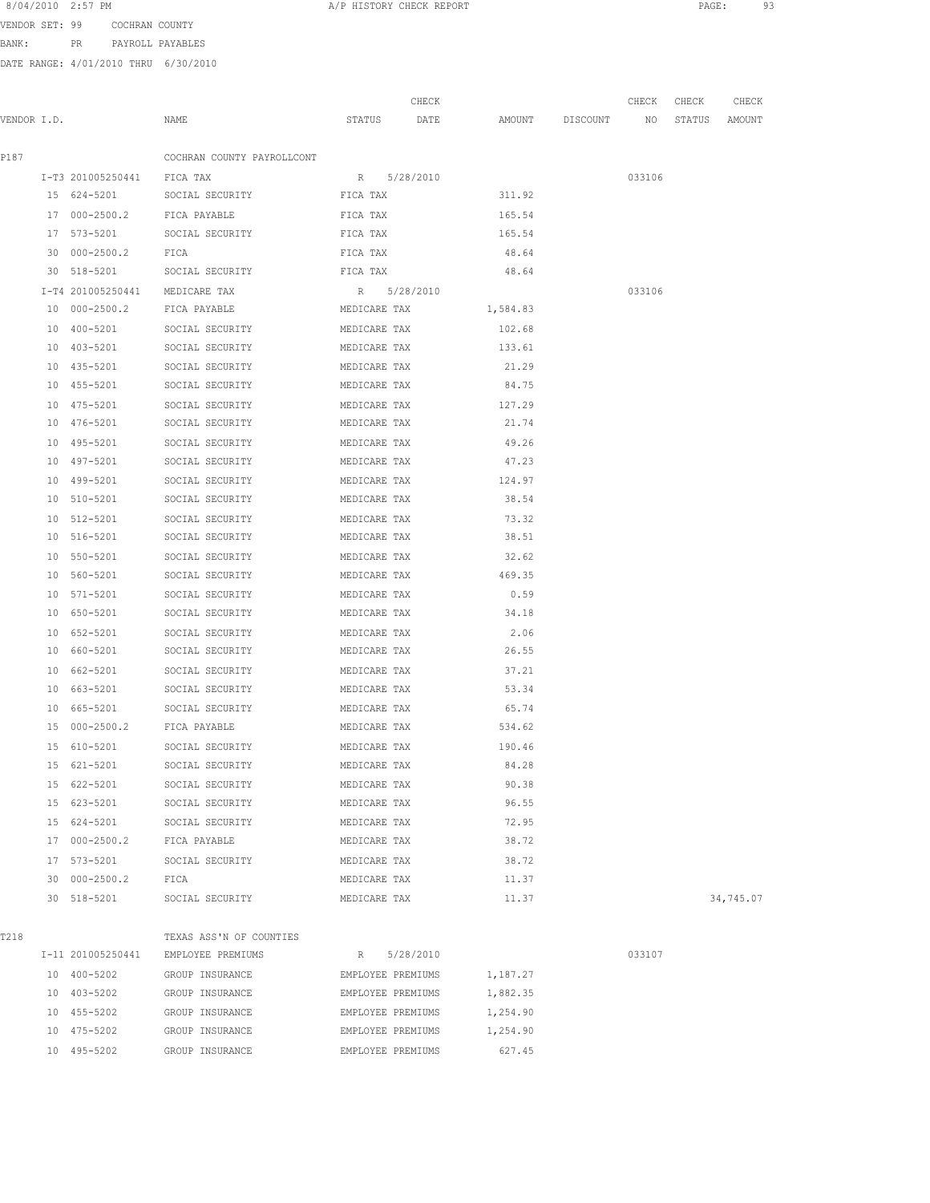8/04/2010 2:57 PM A/P HISTORY CHECK REPORT

VENDOR SET: 99 COCHRAN COUNTY

BANK: PR PAYROLL PAYABLES

DATE RANGE: 4/01/2010 THRU 6/30/2010

| VENDOR I.D. | NAME | STATUS | CHECK DATE | AMOUNT | DISCOUNT | CHECK NO | CHECK STATUS | CHECK AMOUNT |
|---|---|---|---|---|---|---|---|---|
| P187 | COCHRAN COUNTY PAYROLLCONT | | | | | | | |
| I-T3 201005250441 | FICA TAX | R | 5/28/2010 | | | 033106 | | |
| 15 624-5201 | SOCIAL SECURITY | FICA TAX | | 311.92 | | | | |
| 17 000-2500.2 | FICA PAYABLE | FICA TAX | | 165.54 | | | | |
| 17 573-5201 | SOCIAL SECURITY | FICA TAX | | 165.54 | | | | |
| 30 000-2500.2 | FICA | FICA TAX | | 48.64 | | | | |
| 30 518-5201 | SOCIAL SECURITY | FICA TAX | | 48.64 | | | | |
| I-T4 201005250441 | MEDICARE TAX | R | 5/28/2010 | | | 033106 | | |
| 10 000-2500.2 | FICA PAYABLE | MEDICARE TAX | | 1,584.83 | | | | |
| 10 400-5201 | SOCIAL SECURITY | MEDICARE TAX | | 102.68 | | | | |
| 10 403-5201 | SOCIAL SECURITY | MEDICARE TAX | | 133.61 | | | | |
| 10 435-5201 | SOCIAL SECURITY | MEDICARE TAX | | 21.29 | | | | |
| 10 455-5201 | SOCIAL SECURITY | MEDICARE TAX | | 84.75 | | | | |
| 10 475-5201 | SOCIAL SECURITY | MEDICARE TAX | | 127.29 | | | | |
| 10 476-5201 | SOCIAL SECURITY | MEDICARE TAX | | 21.74 | | | | |
| 10 495-5201 | SOCIAL SECURITY | MEDICARE TAX | | 49.26 | | | | |
| 10 497-5201 | SOCIAL SECURITY | MEDICARE TAX | | 47.23 | | | | |
| 10 499-5201 | SOCIAL SECURITY | MEDICARE TAX | | 124.97 | | | | |
| 10 510-5201 | SOCIAL SECURITY | MEDICARE TAX | | 38.54 | | | | |
| 10 512-5201 | SOCIAL SECURITY | MEDICARE TAX | | 73.32 | | | | |
| 10 516-5201 | SOCIAL SECURITY | MEDICARE TAX | | 38.51 | | | | |
| 10 550-5201 | SOCIAL SECURITY | MEDICARE TAX | | 32.62 | | | | |
| 10 560-5201 | SOCIAL SECURITY | MEDICARE TAX | | 469.35 | | | | |
| 10 571-5201 | SOCIAL SECURITY | MEDICARE TAX | | 0.59 | | | | |
| 10 650-5201 | SOCIAL SECURITY | MEDICARE TAX | | 34.18 | | | | |
| 10 652-5201 | SOCIAL SECURITY | MEDICARE TAX | | 2.06 | | | | |
| 10 660-5201 | SOCIAL SECURITY | MEDICARE TAX | | 26.55 | | | | |
| 10 662-5201 | SOCIAL SECURITY | MEDICARE TAX | | 37.21 | | | | |
| 10 663-5201 | SOCIAL SECURITY | MEDICARE TAX | | 53.34 | | | | |
| 10 665-5201 | SOCIAL SECURITY | MEDICARE TAX | | 65.74 | | | | |
| 15 000-2500.2 | FICA PAYABLE | MEDICARE TAX | | 534.62 | | | | |
| 15 610-5201 | SOCIAL SECURITY | MEDICARE TAX | | 190.46 | | | | |
| 15 621-5201 | SOCIAL SECURITY | MEDICARE TAX | | 84.28 | | | | |
| 15 622-5201 | SOCIAL SECURITY | MEDICARE TAX | | 90.38 | | | | |
| 15 623-5201 | SOCIAL SECURITY | MEDICARE TAX | | 96.55 | | | | |
| 15 624-5201 | SOCIAL SECURITY | MEDICARE TAX | | 72.95 | | | | |
| 17 000-2500.2 | FICA PAYABLE | MEDICARE TAX | | 38.72 | | | | |
| 17 573-5201 | SOCIAL SECURITY | MEDICARE TAX | | 38.72 | | | | |
| 30 000-2500.2 | FICA | MEDICARE TAX | | 11.37 | | | | |
| 30 518-5201 | SOCIAL SECURITY | MEDICARE TAX | | 11.37 | | | | 34,745.07 |
| T218 | TEXAS ASS'N OF COUNTIES | | | | | | | |
| I-11 201005250441 | EMPLOYEE PREMIUMS | R | 5/28/2010 | | | 033107 | | |
| 10 400-5202 | GROUP INSURANCE | EMPLOYEE PREMIUMS | | 1,187.27 | | | | |
| 10 403-5202 | GROUP INSURANCE | EMPLOYEE PREMIUMS | | 1,882.35 | | | | |
| 10 455-5202 | GROUP INSURANCE | EMPLOYEE PREMIUMS | | 1,254.90 | | | | |
| 10 475-5202 | GROUP INSURANCE | EMPLOYEE PREMIUMS | | 1,254.90 | | | | |
| 10 495-5202 | GROUP INSURANCE | EMPLOYEE PREMIUMS | | 627.45 | | | | |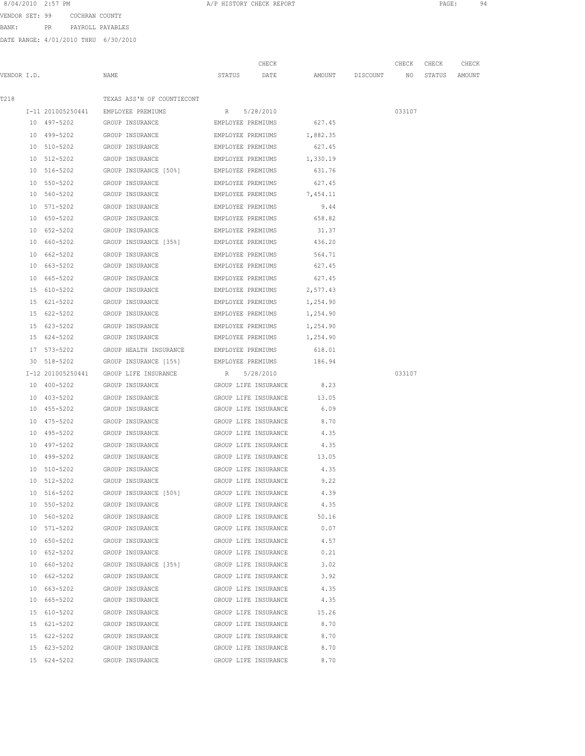8/04/2010 2:57 PM A/P HISTORY CHECK REPORT

VENDOR SET: 99 COCHRAN COUNTY
BANK: PR PAYROLL PAYABLES
DATE RANGE: 4/01/2010 THRU 6/30/2010

| VENDOR I.D. | NAME | STATUS | CHECK DATE | AMOUNT | DISCOUNT | CHECK NO | CHECK STATUS | CHECK AMOUNT |
|---|---|---|---|---|---|---|---|---|
| T218 | TEXAS ASS'N OF COUNTIECONT | | | | | | | |
| I-11 201005250441 | EMPLOYEE PREMIUMS | R | 5/28/2010 | | | 033107 | | |
| 10 497-5202 | GROUP INSURANCE | EMPLOYEE PREMIUMS | | 627.45 | | | | |
| 10 499-5202 | GROUP INSURANCE | EMPLOYEE PREMIUMS | | 1,882.35 | | | | |
| 10 510-5202 | GROUP INSURANCE | EMPLOYEE PREMIUMS | | 627.45 | | | | |
| 10 512-5202 | GROUP INSURANCE | EMPLOYEE PREMIUMS | | 1,330.19 | | | | |
| 10 516-5202 | GROUP INSURANCE [50%] | EMPLOYEE PREMIUMS | | 631.76 | | | | |
| 10 550-5202 | GROUP INSURANCE | EMPLOYEE PREMIUMS | | 627.45 | | | | |
| 10 560-5202 | GROUP INSURANCE | EMPLOYEE PREMIUMS | | 7,454.11 | | | | |
| 10 571-5202 | GROUP INSURANCE | EMPLOYEE PREMIUMS | | 9.44 | | | | |
| 10 650-5202 | GROUP INSURANCE | EMPLOYEE PREMIUMS | | 658.82 | | | | |
| 10 652-5202 | GROUP INSURANCE | EMPLOYEE PREMIUMS | | 31.37 | | | | |
| 10 660-5202 | GROUP INSURANCE [35%] | EMPLOYEE PREMIUMS | | 436.20 | | | | |
| 10 662-5202 | GROUP INSURANCE | EMPLOYEE PREMIUMS | | 564.71 | | | | |
| 10 663-5202 | GROUP INSURANCE | EMPLOYEE PREMIUMS | | 627.45 | | | | |
| 10 665-5202 | GROUP INSURANCE | EMPLOYEE PREMIUMS | | 627.45 | | | | |
| 15 610-5202 | GROUP INSURANCE | EMPLOYEE PREMIUMS | | 2,577.43 | | | | |
| 15 621-5202 | GROUP INSURANCE | EMPLOYEE PREMIUMS | | 1,254.90 | | | | |
| 15 622-5202 | GROUP INSURANCE | EMPLOYEE PREMIUMS | | 1,254.90 | | | | |
| 15 623-5202 | GROUP INSURANCE | EMPLOYEE PREMIUMS | | 1,254.90 | | | | |
| 15 624-5202 | GROUP INSURANCE | EMPLOYEE PREMIUMS | | 1,254.90 | | | | |
| 17 573-5202 | GROUP HEALTH INSURANCE | EMPLOYEE PREMIUMS | | 618.01 | | | | |
| 30 518-5202 | GROUP INSURANCE [15%] | EMPLOYEE PREMIUMS | | 186.94 | | | | |
| I-12 201005250441 | GROUP LIFE INSURANCE | R | 5/28/2010 | | | 033107 | | |
| 10 400-5202 | GROUP INSURANCE | GROUP LIFE INSURANCE | | 8.23 | | | | |
| 10 403-5202 | GROUP INSURANCE | GROUP LIFE INSURANCE | | 13.05 | | | | |
| 10 455-5202 | GROUP INSURANCE | GROUP LIFE INSURANCE | | 6.09 | | | | |
| 10 475-5202 | GROUP INSURANCE | GROUP LIFE INSURANCE | | 8.70 | | | | |
| 10 495-5202 | GROUP INSURANCE | GROUP LIFE INSURANCE | | 4.35 | | | | |
| 10 497-5202 | GROUP INSURANCE | GROUP LIFE INSURANCE | | 4.35 | | | | |
| 10 499-5202 | GROUP INSURANCE | GROUP LIFE INSURANCE | | 13.05 | | | | |
| 10 510-5202 | GROUP INSURANCE | GROUP LIFE INSURANCE | | 4.35 | | | | |
| 10 512-5202 | GROUP INSURANCE | GROUP LIFE INSURANCE | | 9.22 | | | | |
| 10 516-5202 | GROUP INSURANCE [50%] | GROUP LIFE INSURANCE | | 4.39 | | | | |
| 10 550-5202 | GROUP INSURANCE | GROUP LIFE INSURANCE | | 4.35 | | | | |
| 10 560-5202 | GROUP INSURANCE | GROUP LIFE INSURANCE | | 50.16 | | | | |
| 10 571-5202 | GROUP INSURANCE | GROUP LIFE INSURANCE | | 0.07 | | | | |
| 10 650-5202 | GROUP INSURANCE | GROUP LIFE INSURANCE | | 4.57 | | | | |
| 10 652-5202 | GROUP INSURANCE | GROUP LIFE INSURANCE | | 0.21 | | | | |
| 10 660-5202 | GROUP INSURANCE [35%] | GROUP LIFE INSURANCE | | 3.02 | | | | |
| 10 662-5202 | GROUP INSURANCE | GROUP LIFE INSURANCE | | 3.92 | | | | |
| 10 663-5202 | GROUP INSURANCE | GROUP LIFE INSURANCE | | 4.35 | | | | |
| 10 665-5202 | GROUP INSURANCE | GROUP LIFE INSURANCE | | 4.35 | | | | |
| 15 610-5202 | GROUP INSURANCE | GROUP LIFE INSURANCE | | 15.26 | | | | |
| 15 621-5202 | GROUP INSURANCE | GROUP LIFE INSURANCE | | 8.70 | | | | |
| 15 622-5202 | GROUP INSURANCE | GROUP LIFE INSURANCE | | 8.70 | | | | |
| 15 623-5202 | GROUP INSURANCE | GROUP LIFE INSURANCE | | 8.70 | | | | |
| 15 624-5202 | GROUP INSURANCE | GROUP LIFE INSURANCE | | 8.70 | | | | |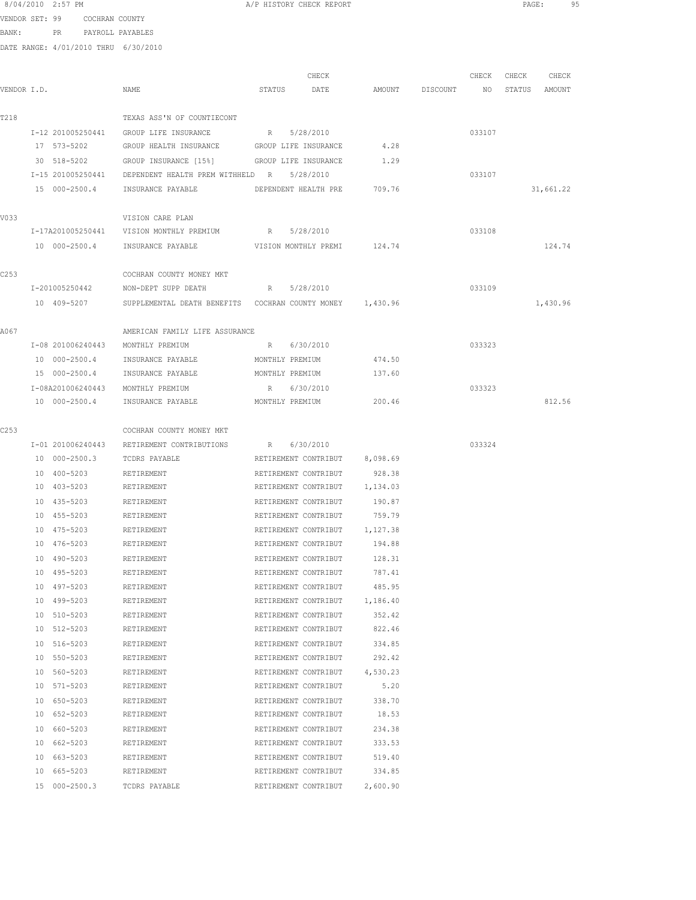8/04/2010 2:57 PM A/P HISTORY CHECK REPORT

VENDOR SET: 99 COCHRAN COUNTY
BANK: PR PAYROLL PAYABLES
DATE RANGE: 4/01/2010 THRU 6/30/2010

| VENDOR I.D. | NAME | STATUS | CHECK DATE | AMOUNT | DISCOUNT | CHECK NO | CHECK STATUS | CHECK AMOUNT |
|---|---|---|---|---|---|---|---|---|
| T218 | TEXAS ASS'N OF COUNTIECONT | | | | | | | |
| I-12 201005250441 | GROUP LIFE INSURANCE | R | 5/28/2010 | | | 033107 | | |
| 17 573-5202 | GROUP HEALTH INSURANCE | GROUP LIFE INSURANCE | | 4.28 | | | | |
| 30 518-5202 | GROUP INSURANCE [15%] | GROUP LIFE INSURANCE | | 1.29 | | | | |
| I-15 201005250441 | DEPENDENT HEALTH PREM WITHHELD | R | 5/28/2010 | | | 033107 | | |
| 15 000-2500.4 | INSURANCE PAYABLE | DEPENDENT HEALTH PRE | | 709.76 | | | | 31,661.22 |
| V033 | VISION CARE PLAN | | | | | | | |
| I-17A201005250441 | VISION MONTHLY PREMIUM | R | 5/28/2010 | | | 033108 | | |
| 10 000-2500.4 | INSURANCE PAYABLE | VISION MONTHLY PREMI | | 124.74 | | | | 124.74 |
| C253 | COCHRAN COUNTY MONEY MKT | | | | | | | |
| I-201005250442 | NON-DEPT SUPP DEATH | R | 5/28/2010 | | | 033109 | | |
| 10 409-5207 | SUPPLEMENTAL DEATH BENEFITS | COCHRAN COUNTY MONEY | | 1,430.96 | | | | 1,430.96 |
| A067 | AMERICAN FAMILY LIFE ASSURANCE | | | | | | | |
| I-08 201006240443 | MONTHLY PREMIUM | R | 6/30/2010 | | | 033323 | | |
| 10 000-2500.4 | INSURANCE PAYABLE | MONTHLY PREMIUM | | 474.50 | | | | |
| 15 000-2500.4 | INSURANCE PAYABLE | MONTHLY PREMIUM | | 137.60 | | | | |
| I-08A201006240443 | MONTHLY PREMIUM | R | 6/30/2010 | | | 033323 | | |
| 10 000-2500.4 | INSURANCE PAYABLE | MONTHLY PREMIUM | | 200.46 | | | | 812.56 |
| C253 | COCHRAN COUNTY MONEY MKT | | | | | | | |
| I-01 201006240443 | RETIREMENT CONTRIBUTIONS | R | 6/30/2010 | | | 033324 | | |
| 10 000-2500.3 | TCDRS PAYABLE | RETIREMENT CONTRIBUT | | 8,098.69 | | | | |
| 10 400-5203 | RETIREMENT | RETIREMENT CONTRIBUT | | 928.38 | | | | |
| 10 403-5203 | RETIREMENT | RETIREMENT CONTRIBUT | | 1,134.03 | | | | |
| 10 435-5203 | RETIREMENT | RETIREMENT CONTRIBUT | | 190.87 | | | | |
| 10 455-5203 | RETIREMENT | RETIREMENT CONTRIBUT | | 759.79 | | | | |
| 10 475-5203 | RETIREMENT | RETIREMENT CONTRIBUT | | 1,127.38 | | | | |
| 10 476-5203 | RETIREMENT | RETIREMENT CONTRIBUT | | 194.88 | | | | |
| 10 490-5203 | RETIREMENT | RETIREMENT CONTRIBUT | | 128.31 | | | | |
| 10 495-5203 | RETIREMENT | RETIREMENT CONTRIBUT | | 787.41 | | | | |
| 10 497-5203 | RETIREMENT | RETIREMENT CONTRIBUT | | 485.95 | | | | |
| 10 499-5203 | RETIREMENT | RETIREMENT CONTRIBUT | | 1,186.40 | | | | |
| 10 510-5203 | RETIREMENT | RETIREMENT CONTRIBUT | | 352.42 | | | | |
| 10 512-5203 | RETIREMENT | RETIREMENT CONTRIBUT | | 822.46 | | | | |
| 10 516-5203 | RETIREMENT | RETIREMENT CONTRIBUT | | 334.85 | | | | |
| 10 550-5203 | RETIREMENT | RETIREMENT CONTRIBUT | | 292.42 | | | | |
| 10 560-5203 | RETIREMENT | RETIREMENT CONTRIBUT | | 4,530.23 | | | | |
| 10 571-5203 | RETIREMENT | RETIREMENT CONTRIBUT | | 5.20 | | | | |
| 10 650-5203 | RETIREMENT | RETIREMENT CONTRIBUT | | 338.70 | | | | |
| 10 652-5203 | RETIREMENT | RETIREMENT CONTRIBUT | | 18.53 | | | | |
| 10 660-5203 | RETIREMENT | RETIREMENT CONTRIBUT | | 234.38 | | | | |
| 10 662-5203 | RETIREMENT | RETIREMENT CONTRIBUT | | 333.53 | | | | |
| 10 663-5203 | RETIREMENT | RETIREMENT CONTRIBUT | | 519.40 | | | | |
| 10 665-5203 | RETIREMENT | RETIREMENT CONTRIBUT | | 334.85 | | | | |
| 15 000-2500.3 | TCDRS PAYABLE | RETIREMENT CONTRIBUT | | 2,600.90 | | | | |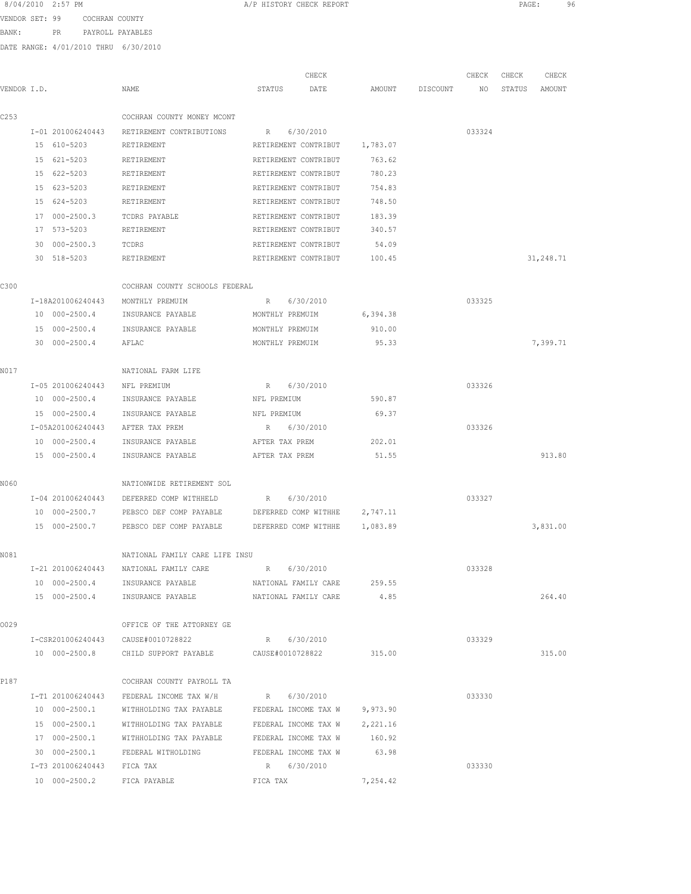8/04/2010 2:57 PM A/P HISTORY CHECK REPORT

VENDOR SET: 99 COCHRAN COUNTY
BANK: PR PAYROLL PAYABLES
DATE RANGE: 4/01/2010 THRU 6/30/2010

| VENDOR I.D. | NAME | STATUS | CHECK DATE | AMOUNT | DISCOUNT | CHECK NO | CHECK STATUS | CHECK AMOUNT |
|---|---|---|---|---|---|---|---|---|
| C253 | COCHRAN COUNTY MONEY MCONT | | | | | | | |
| I-01 201006240443 | RETIREMENT CONTRIBUTIONS | R | 6/30/2010 | | | 033324 | | |
| 15 610-5203 | RETIREMENT | RETIREMENT CONTRIBUT | | 1,783.07 | | | | |
| 15 621-5203 | RETIREMENT | RETIREMENT CONTRIBUT | | 763.62 | | | | |
| 15 622-5203 | RETIREMENT | RETIREMENT CONTRIBUT | | 780.23 | | | | |
| 15 623-5203 | RETIREMENT | RETIREMENT CONTRIBUT | | 754.83 | | | | |
| 15 624-5203 | RETIREMENT | RETIREMENT CONTRIBUT | | 748.50 | | | | |
| 17 000-2500.3 | TCDRS PAYABLE | RETIREMENT CONTRIBUT | | 183.39 | | | | |
| 17 573-5203 | RETIREMENT | RETIREMENT CONTRIBUT | | 340.57 | | | | |
| 30 000-2500.3 | TCDRS | RETIREMENT CONTRIBUT | | 54.09 | | | | |
| 30 518-5203 | RETIREMENT | RETIREMENT CONTRIBUT | | 100.45 | | | | 31,248.71 |
| C300 | COCHRAN COUNTY SCHOOLS FEDERAL | | | | | | | |
| I-18A201006240443 | MONTHLY PREMUIM | R | 6/30/2010 | | | 033325 | | |
| 10 000-2500.4 | INSURANCE PAYABLE | MONTHLY PREMUIM | | 6,394.38 | | | | |
| 15 000-2500.4 | INSURANCE PAYABLE | MONTHLY PREMUIM | | 910.00 | | | | |
| 30 000-2500.4 | AFLAC | MONTHLY PREMUIM | | 95.33 | | | | 7,399.71 |
| N017 | NATIONAL FARM LIFE | | | | | | | |
| I-05 201006240443 | NFL PREMIUM | R | 6/30/2010 | | | 033326 | | |
| 10 000-2500.4 | INSURANCE PAYABLE | NFL PREMIUM | | 590.87 | | | | |
| 15 000-2500.4 | INSURANCE PAYABLE | NFL PREMIUM | | 69.37 | | | | |
| I-05A201006240443 | AFTER TAX PREM | R | 6/30/2010 | | | 033326 | | |
| 10 000-2500.4 | INSURANCE PAYABLE | AFTER TAX PREM | | 202.01 | | | | |
| 15 000-2500.4 | INSURANCE PAYABLE | AFTER TAX PREM | | 51.55 | | | | 913.80 |
| N060 | NATIONWIDE RETIREMENT SOL | | | | | | | |
| I-04 201006240443 | DEFERRED COMP WITHHELD | R | 6/30/2010 | | | 033327 | | |
| 10 000-2500.7 | PEBSCO DEF COMP PAYABLE | DEFERRED COMP WITHHE | | 2,747.11 | | | | |
| 15 000-2500.7 | PEBSCO DEF COMP PAYABLE | DEFERRED COMP WITHHE | | 1,083.89 | | | | 3,831.00 |
| N081 | NATIONAL FAMILY CARE LIFE INSU | | | | | | | |
| I-21 201006240443 | NATIONAL FAMILY CARE | R | 6/30/2010 | | | 033328 | | |
| 10 000-2500.4 | INSURANCE PAYABLE | NATIONAL FAMILY CARE | | 259.55 | | | | |
| 15 000-2500.4 | INSURANCE PAYABLE | NATIONAL FAMILY CARE | | 4.85 | | | | 264.40 |
| O029 | OFFICE OF THE ATTORNEY GE | | | | | | | |
| I-CSR201006240443 | CAUSE#0010728822 | R | 6/30/2010 | | | 033329 | | |
| 10 000-2500.8 | CHILD SUPPORT PAYABLE | CAUSE#0010728822 | | 315.00 | | | | 315.00 |
| P187 | COCHRAN COUNTY PAYROLL TA | | | | | | | |
| I-T1 201006240443 | FEDERAL INCOME TAX W/H | R | 6/30/2010 | | | 033330 | | |
| 10 000-2500.1 | WITHHOLDING TAX PAYABLE | FEDERAL INCOME TAX W | | 9,973.90 | | | | |
| 15 000-2500.1 | WITHHOLDING TAX PAYABLE | FEDERAL INCOME TAX W | | 2,221.16 | | | | |
| 17 000-2500.1 | WITHHOLDING TAX PAYABLE | FEDERAL INCOME TAX W | | 160.92 | | | | |
| 30 000-2500.1 | FEDERAL WITHOLDING | FEDERAL INCOME TAX W | | 63.98 | | | | |
| I-T3 201006240443 | FICA TAX | R | 6/30/2010 | | | 033330 | | |
| 10 000-2500.2 | FICA PAYABLE | FICA TAX | | 7,254.42 | | | | |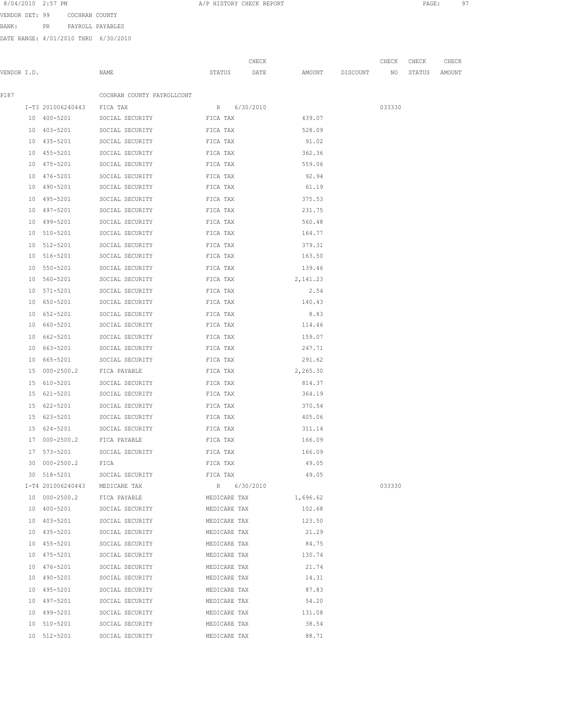8/04/2010 2:57 PM A/P HISTORY CHECK REPORT

VENDOR SET: 99 COCHRAN COUNTY

BANK: PR PAYROLL PAYABLES

DATE RANGE: 4/01/2010 THRU 6/30/2010

| VENDOR I.D. | NAME | STATUS | CHECK DATE | AMOUNT | DISCOUNT | CHECK NO | CHECK STATUS | CHECK AMOUNT |
|---|---|---|---|---|---|---|---|---|
| P187 | COCHRAN COUNTY PAYROLLCONT | | | | | | | |
| I-T3 201006240443 | FICA TAX | R | 6/30/2010 | | | 033330 | | |
| 10 400-5201 | SOCIAL SECURITY | FICA TAX | | 439.07 | | | | |
| 10 403-5201 | SOCIAL SECURITY | FICA TAX | | 528.09 | | | | |
| 10 435-5201 | SOCIAL SECURITY | FICA TAX | | 91.02 | | | | |
| 10 455-5201 | SOCIAL SECURITY | FICA TAX | | 362.36 | | | | |
| 10 475-5201 | SOCIAL SECURITY | FICA TAX | | 559.06 | | | | |
| 10 476-5201 | SOCIAL SECURITY | FICA TAX | | 92.94 | | | | |
| 10 490-5201 | SOCIAL SECURITY | FICA TAX | | 61.19 | | | | |
| 10 495-5201 | SOCIAL SECURITY | FICA TAX | | 375.53 | | | | |
| 10 497-5201 | SOCIAL SECURITY | FICA TAX | | 231.75 | | | | |
| 10 499-5201 | SOCIAL SECURITY | FICA TAX | | 560.48 | | | | |
| 10 510-5201 | SOCIAL SECURITY | FICA TAX | | 164.77 | | | | |
| 10 512-5201 | SOCIAL SECURITY | FICA TAX | | 379.31 | | | | |
| 10 516-5201 | SOCIAL SECURITY | FICA TAX | | 163.50 | | | | |
| 10 550-5201 | SOCIAL SECURITY | FICA TAX | | 139.46 | | | | |
| 10 560-5201 | SOCIAL SECURITY | FICA TAX | | 2,141.23 | | | | |
| 10 571-5201 | SOCIAL SECURITY | FICA TAX | | 2.54 | | | | |
| 10 650-5201 | SOCIAL SECURITY | FICA TAX | | 140.43 | | | | |
| 10 652-5201 | SOCIAL SECURITY | FICA TAX | | 8.83 | | | | |
| 10 660-5201 | SOCIAL SECURITY | FICA TAX | | 114.46 | | | | |
| 10 662-5201 | SOCIAL SECURITY | FICA TAX | | 159.07 | | | | |
| 10 663-5201 | SOCIAL SECURITY | FICA TAX | | 247.71 | | | | |
| 10 665-5201 | SOCIAL SECURITY | FICA TAX | | 291.62 | | | | |
| 15 000-2500.2 | FICA PAYABLE | FICA TAX | | 2,265.30 | | | | |
| 15 610-5201 | SOCIAL SECURITY | FICA TAX | | 814.37 | | | | |
| 15 621-5201 | SOCIAL SECURITY | FICA TAX | | 364.19 | | | | |
| 15 622-5201 | SOCIAL SECURITY | FICA TAX | | 370.54 | | | | |
| 15 623-5201 | SOCIAL SECURITY | FICA TAX | | 405.06 | | | | |
| 15 624-5201 | SOCIAL SECURITY | FICA TAX | | 311.14 | | | | |
| 17 000-2500.2 | FICA PAYABLE | FICA TAX | | 166.09 | | | | |
| 17 573-5201 | SOCIAL SECURITY | FICA TAX | | 166.09 | | | | |
| 30 000-2500.2 | FICA | FICA TAX | | 49.05 | | | | |
| 30 518-5201 | SOCIAL SECURITY | FICA TAX | | 49.05 | | | | |
| I-T4 201006240443 | MEDICARE TAX | R | 6/30/2010 | | | 033330 | | |
| 10 000-2500.2 | FICA PAYABLE | MEDICARE TAX | | 1,696.62 | | | | |
| 10 400-5201 | SOCIAL SECURITY | MEDICARE TAX | | 102.68 | | | | |
| 10 403-5201 | SOCIAL SECURITY | MEDICARE TAX | | 123.50 | | | | |
| 10 435-5201 | SOCIAL SECURITY | MEDICARE TAX | | 21.29 | | | | |
| 10 455-5201 | SOCIAL SECURITY | MEDICARE TAX | | 84.75 | | | | |
| 10 475-5201 | SOCIAL SECURITY | MEDICARE TAX | | 130.74 | | | | |
| 10 476-5201 | SOCIAL SECURITY | MEDICARE TAX | | 21.74 | | | | |
| 10 490-5201 | SOCIAL SECURITY | MEDICARE TAX | | 14.31 | | | | |
| 10 495-5201 | SOCIAL SECURITY | MEDICARE TAX | | 87.83 | | | | |
| 10 497-5201 | SOCIAL SECURITY | MEDICARE TAX | | 54.20 | | | | |
| 10 499-5201 | SOCIAL SECURITY | MEDICARE TAX | | 131.08 | | | | |
| 10 510-5201 | SOCIAL SECURITY | MEDICARE TAX | | 38.54 | | | | |
| 10 512-5201 | SOCIAL SECURITY | MEDICARE TAX | | 88.71 | | | | |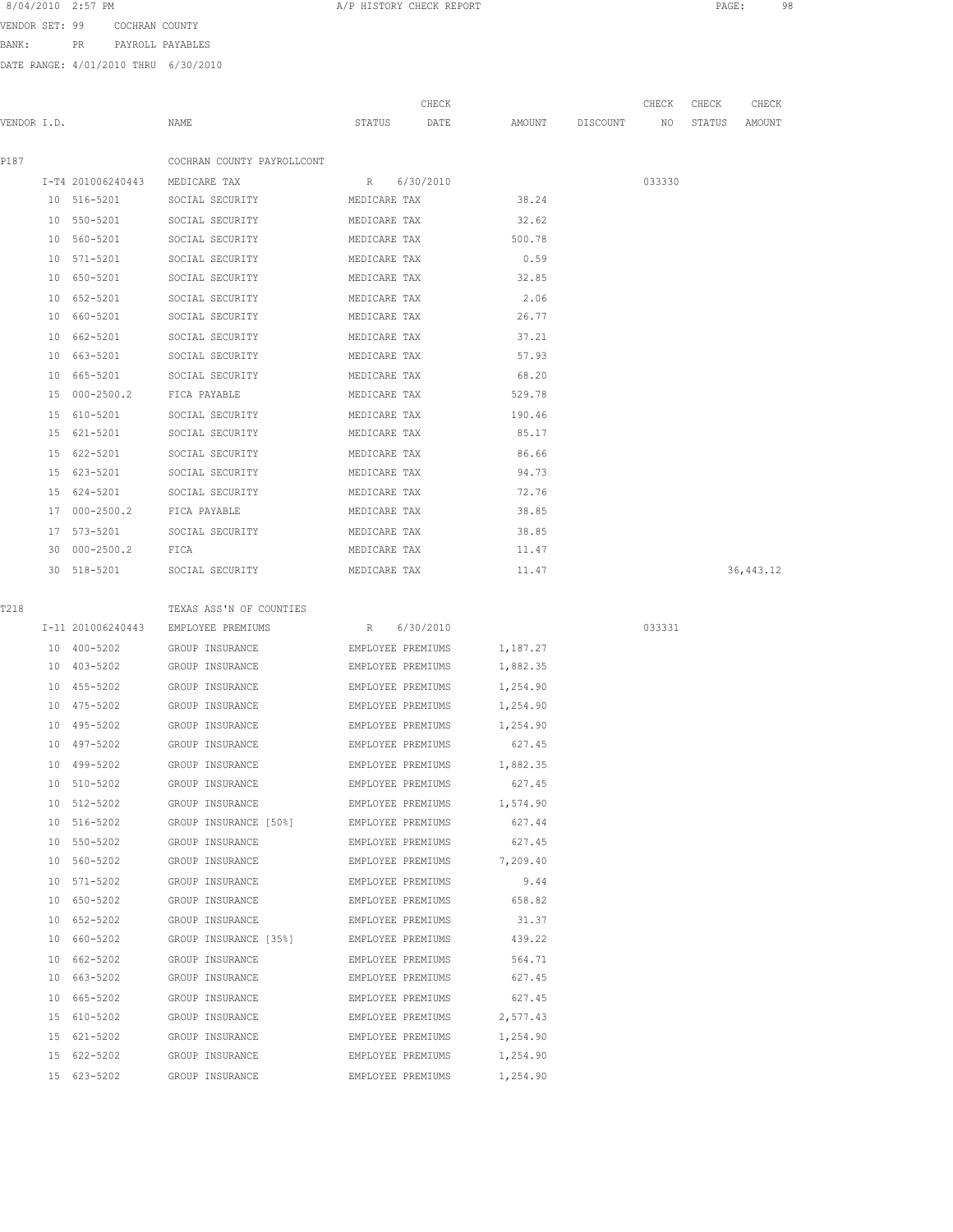8/04/2010 2:57 PM A/P HISTORY CHECK REPORT

VENDOR SET: 99 COCHRAN COUNTY

BANK: PR PAYROLL PAYABLES

DATE RANGE: 4/01/2010 THRU 6/30/2010

| VENDOR I.D. | NAME | STATUS | CHECK DATE | AMOUNT | DISCOUNT | CHECK NO | CHECK STATUS | CHECK AMOUNT |
|---|---|---|---|---|---|---|---|---|
| P187 | COCHRAN COUNTY PAYROLLCONT | | | | | | | |
| I-T4 201006240443 | MEDICARE TAX | R | 6/30/2010 | | | 033330 | | |
| 10 516-5201 | SOCIAL SECURITY | MEDICARE TAX | | 38.24 | | | | |
| 10 550-5201 | SOCIAL SECURITY | MEDICARE TAX | | 32.62 | | | | |
| 10 560-5201 | SOCIAL SECURITY | MEDICARE TAX | | 500.78 | | | | |
| 10 571-5201 | SOCIAL SECURITY | MEDICARE TAX | | 0.59 | | | | |
| 10 650-5201 | SOCIAL SECURITY | MEDICARE TAX | | 32.85 | | | | |
| 10 652-5201 | SOCIAL SECURITY | MEDICARE TAX | | 2.06 | | | | |
| 10 660-5201 | SOCIAL SECURITY | MEDICARE TAX | | 26.77 | | | | |
| 10 662-5201 | SOCIAL SECURITY | MEDICARE TAX | | 37.21 | | | | |
| 10 663-5201 | SOCIAL SECURITY | MEDICARE TAX | | 57.93 | | | | |
| 10 665-5201 | SOCIAL SECURITY | MEDICARE TAX | | 68.20 | | | | |
| 15 000-2500.2 | FICA PAYABLE | MEDICARE TAX | | 529.78 | | | | |
| 15 610-5201 | SOCIAL SECURITY | MEDICARE TAX | | 190.46 | | | | |
| 15 621-5201 | SOCIAL SECURITY | MEDICARE TAX | | 85.17 | | | | |
| 15 622-5201 | SOCIAL SECURITY | MEDICARE TAX | | 86.66 | | | | |
| 15 623-5201 | SOCIAL SECURITY | MEDICARE TAX | | 94.73 | | | | |
| 15 624-5201 | SOCIAL SECURITY | MEDICARE TAX | | 72.76 | | | | |
| 17 000-2500.2 | FICA PAYABLE | MEDICARE TAX | | 38.85 | | | | |
| 17 573-5201 | SOCIAL SECURITY | MEDICARE TAX | | 38.85 | | | | |
| 30 000-2500.2 | FICA | MEDICARE TAX | | 11.47 | | | | |
| 30 518-5201 | SOCIAL SECURITY | MEDICARE TAX | | 11.47 | | | | 36,443.12 |
| T218 | TEXAS ASS'N OF COUNTIES | | | | | | | |
| I-11 201006240443 | EMPLOYEE PREMIUMS | R | 6/30/2010 | | | 033331 | | |
| 10 400-5202 | GROUP INSURANCE | EMPLOYEE PREMIUMS | | 1,187.27 | | | | |
| 10 403-5202 | GROUP INSURANCE | EMPLOYEE PREMIUMS | | 1,882.35 | | | | |
| 10 455-5202 | GROUP INSURANCE | EMPLOYEE PREMIUMS | | 1,254.90 | | | | |
| 10 475-5202 | GROUP INSURANCE | EMPLOYEE PREMIUMS | | 1,254.90 | | | | |
| 10 495-5202 | GROUP INSURANCE | EMPLOYEE PREMIUMS | | 1,254.90 | | | | |
| 10 497-5202 | GROUP INSURANCE | EMPLOYEE PREMIUMS | | 627.45 | | | | |
| 10 499-5202 | GROUP INSURANCE | EMPLOYEE PREMIUMS | | 1,882.35 | | | | |
| 10 510-5202 | GROUP INSURANCE | EMPLOYEE PREMIUMS | | 627.45 | | | | |
| 10 512-5202 | GROUP INSURANCE | EMPLOYEE PREMIUMS | | 1,574.90 | | | | |
| 10 516-5202 | GROUP INSURANCE [50%] | EMPLOYEE PREMIUMS | | 627.44 | | | | |
| 10 550-5202 | GROUP INSURANCE | EMPLOYEE PREMIUMS | | 627.45 | | | | |
| 10 560-5202 | GROUP INSURANCE | EMPLOYEE PREMIUMS | | 7,209.40 | | | | |
| 10 571-5202 | GROUP INSURANCE | EMPLOYEE PREMIUMS | | 9.44 | | | | |
| 10 650-5202 | GROUP INSURANCE | EMPLOYEE PREMIUMS | | 658.82 | | | | |
| 10 652-5202 | GROUP INSURANCE | EMPLOYEE PREMIUMS | | 31.37 | | | | |
| 10 660-5202 | GROUP INSURANCE [35%] | EMPLOYEE PREMIUMS | | 439.22 | | | | |
| 10 662-5202 | GROUP INSURANCE | EMPLOYEE PREMIUMS | | 564.71 | | | | |
| 10 663-5202 | GROUP INSURANCE | EMPLOYEE PREMIUMS | | 627.45 | | | | |
| 10 665-5202 | GROUP INSURANCE | EMPLOYEE PREMIUMS | | 627.45 | | | | |
| 15 610-5202 | GROUP INSURANCE | EMPLOYEE PREMIUMS | | 2,577.43 | | | | |
| 15 621-5202 | GROUP INSURANCE | EMPLOYEE PREMIUMS | | 1,254.90 | | | | |
| 15 622-5202 | GROUP INSURANCE | EMPLOYEE PREMIUMS | | 1,254.90 | | | | |
| 15 623-5202 | GROUP INSURANCE | EMPLOYEE PREMIUMS | | 1,254.90 | | | | |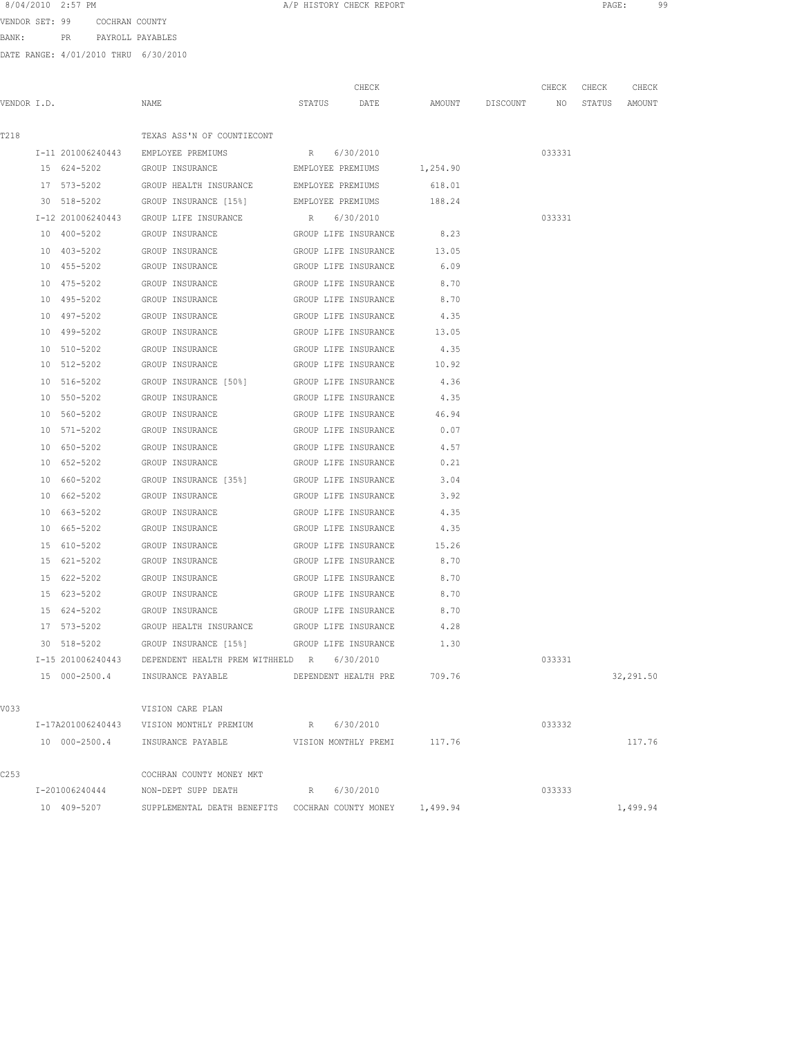8/04/2010 2:57 PM A/P HISTORY CHECK REPORT

VENDOR SET: 99 COCHRAN COUNTY

BANK: PR PAYROLL PAYABLES

DATE RANGE: 4/01/2010 THRU 6/30/2010

| VENDOR I.D. | NAME | STATUS | CHECK DATE | AMOUNT | DISCOUNT | CHECK NO | CHECK STATUS | CHECK AMOUNT |
|---|---|---|---|---|---|---|---|---|
| T218 | TEXAS ASS'N OF COUNTIECONT | | | | | | | |
| I-11 201006240443 | EMPLOYEE PREMIUMS | R | 6/30/2010 | | | 033331 | | |
| 15 624-5202 | GROUP INSURANCE | EMPLOYEE PREMIUMS | | 1,254.90 | | | | |
| 17 573-5202 | GROUP HEALTH INSURANCE | EMPLOYEE PREMIUMS | | 618.01 | | | | |
| 30 518-5202 | GROUP INSURANCE [15%] | EMPLOYEE PREMIUMS | | 188.24 | | | | |
| I-12 201006240443 | GROUP LIFE INSURANCE | R | 6/30/2010 | | | 033331 | | |
| 10 400-5202 | GROUP INSURANCE | GROUP LIFE INSURANCE | | 8.23 | | | | |
| 10 403-5202 | GROUP INSURANCE | GROUP LIFE INSURANCE | | 13.05 | | | | |
| 10 455-5202 | GROUP INSURANCE | GROUP LIFE INSURANCE | | 6.09 | | | | |
| 10 475-5202 | GROUP INSURANCE | GROUP LIFE INSURANCE | | 8.70 | | | | |
| 10 495-5202 | GROUP INSURANCE | GROUP LIFE INSURANCE | | 8.70 | | | | |
| 10 497-5202 | GROUP INSURANCE | GROUP LIFE INSURANCE | | 4.35 | | | | |
| 10 499-5202 | GROUP INSURANCE | GROUP LIFE INSURANCE | | 13.05 | | | | |
| 10 510-5202 | GROUP INSURANCE | GROUP LIFE INSURANCE | | 4.35 | | | | |
| 10 512-5202 | GROUP INSURANCE | GROUP LIFE INSURANCE | | 10.92 | | | | |
| 10 516-5202 | GROUP INSURANCE [50%] | GROUP LIFE INSURANCE | | 4.36 | | | | |
| 10 550-5202 | GROUP INSURANCE | GROUP LIFE INSURANCE | | 4.35 | | | | |
| 10 560-5202 | GROUP INSURANCE | GROUP LIFE INSURANCE | | 46.94 | | | | |
| 10 571-5202 | GROUP INSURANCE | GROUP LIFE INSURANCE | | 0.07 | | | | |
| 10 650-5202 | GROUP INSURANCE | GROUP LIFE INSURANCE | | 4.57 | | | | |
| 10 652-5202 | GROUP INSURANCE | GROUP LIFE INSURANCE | | 0.21 | | | | |
| 10 660-5202 | GROUP INSURANCE [35%] | GROUP LIFE INSURANCE | | 3.04 | | | | |
| 10 662-5202 | GROUP INSURANCE | GROUP LIFE INSURANCE | | 3.92 | | | | |
| 10 663-5202 | GROUP INSURANCE | GROUP LIFE INSURANCE | | 4.35 | | | | |
| 10 665-5202 | GROUP INSURANCE | GROUP LIFE INSURANCE | | 4.35 | | | | |
| 15 610-5202 | GROUP INSURANCE | GROUP LIFE INSURANCE | | 15.26 | | | | |
| 15 621-5202 | GROUP INSURANCE | GROUP LIFE INSURANCE | | 8.70 | | | | |
| 15 622-5202 | GROUP INSURANCE | GROUP LIFE INSURANCE | | 8.70 | | | | |
| 15 623-5202 | GROUP INSURANCE | GROUP LIFE INSURANCE | | 8.70 | | | | |
| 15 624-5202 | GROUP INSURANCE | GROUP LIFE INSURANCE | | 8.70 | | | | |
| 17 573-5202 | GROUP HEALTH INSURANCE | GROUP LIFE INSURANCE | | 4.28 | | | | |
| 30 518-5202 | GROUP INSURANCE [15%] | GROUP LIFE INSURANCE | | 1.30 | | | | |
| I-15 201006240443 | DEPENDENT HEALTH PREM WITHHELD | R | 6/30/2010 | | | 033331 | | |
| 15 000-2500.4 | INSURANCE PAYABLE | DEPENDENT HEALTH PRE | | 709.76 | | | | 32,291.50 |
| V033 | VISION CARE PLAN | | | | | | | |
| I-17A201006240443 | VISION MONTHLY PREMIUM | R | 6/30/2010 | | | 033332 | | |
| 10 000-2500.4 | INSURANCE PAYABLE | VISION MONTHLY PREMI | | 117.76 | | | | 117.76 |
| C253 | COCHRAN COUNTY MONEY MKT | | | | | | | |
| I-201006240444 | NON-DEPT SUPP DEATH | R | 6/30/2010 | | | 033333 | | |
| 10 409-5207 | SUPPLEMENTAL DEATH BENEFITS | COCHRAN COUNTY MONEY | | 1,499.94 | | | | 1,499.94 |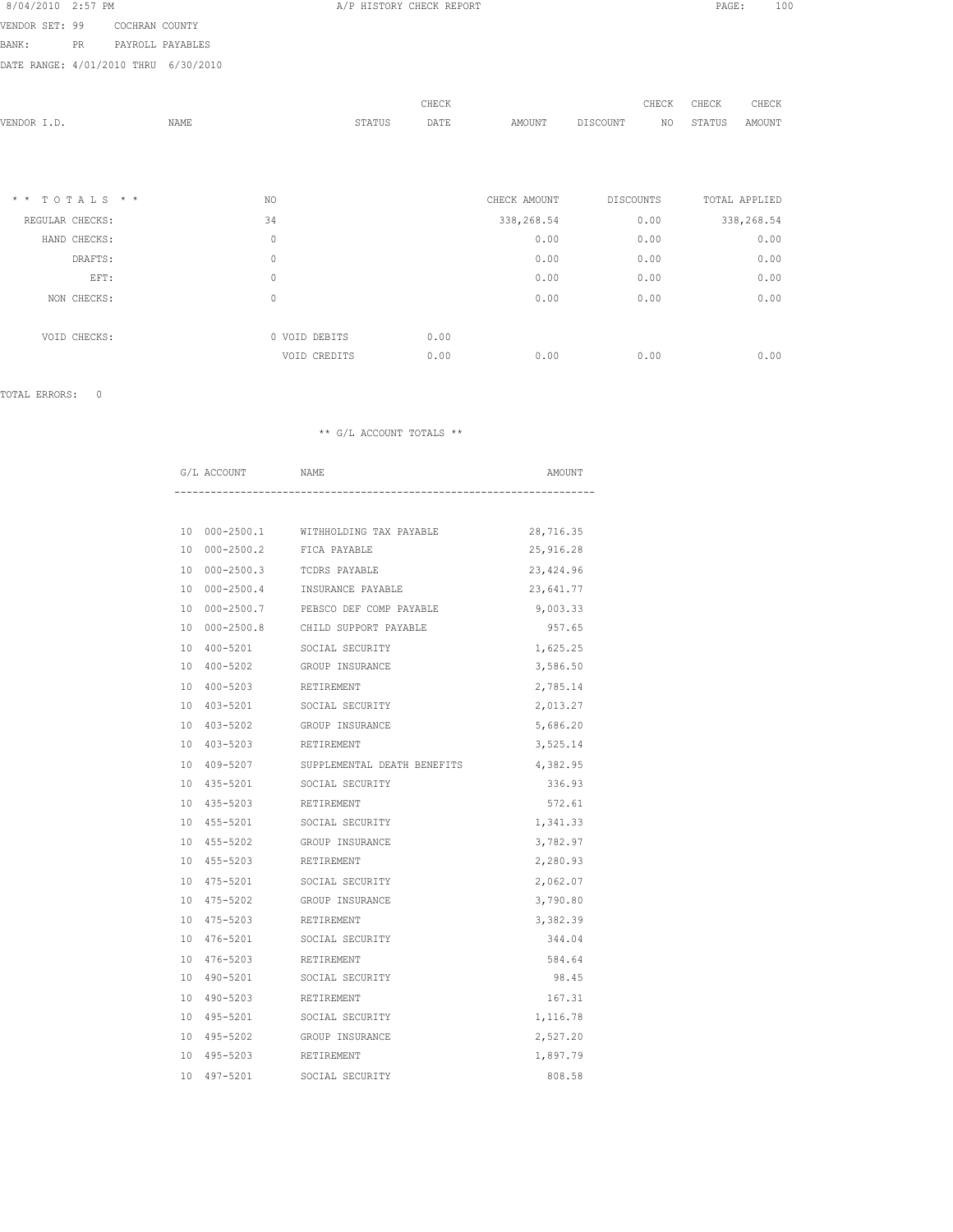A/P HISTORY CHECK REPORT

VENDOR SET: 99 COCHRAN COUNTY
BANK: PR PAYROLL PAYABLES
DATE RANGE: 4/01/2010 THRU 6/30/2010

| VENDOR I.D. | NAME | STATUS | CHECK DATE | AMOUNT | DISCOUNT | CHECK NO | CHECK STATUS | CHECK AMOUNT |
|---|---|---|---|---|---|---|---|---|

| * * TOTALS * * | NO | | CHECK AMOUNT | DISCOUNTS | TOTAL APPLIED |
|---|---|---|---|---|---|
| REGULAR CHECKS: | 34 | | 338,268.54 | 0.00 | 338,268.54 |
| HAND CHECKS: | 0 | | 0.00 | 0.00 | 0.00 |
| DRAFTS: | 0 | | 0.00 | 0.00 | 0.00 |
| EFT: | 0 | | 0.00 | 0.00 | 0.00 |
| NON CHECKS: | 0 | | 0.00 | 0.00 | 0.00 |
| VOID CHECKS: | 0 VOID DEBITS | 0.00 | | | |
| | VOID CREDITS | 0.00 | 0.00 | 0.00 | 0.00 |

TOTAL ERRORS: 0

** G/L ACCOUNT TOTALS **

| G/L ACCOUNT | NAME | AMOUNT |
|---|---|---|
| 10 000-2500.1 | WITHHOLDING TAX PAYABLE | 28,716.35 |
| 10 000-2500.2 | FICA PAYABLE | 25,916.28 |
| 10 000-2500.3 | TCDRS PAYABLE | 23,424.96 |
| 10 000-2500.4 | INSURANCE PAYABLE | 23,641.77 |
| 10 000-2500.7 | PEBSCO DEF COMP PAYABLE | 9,003.33 |
| 10 000-2500.8 | CHILD SUPPORT PAYABLE | 957.65 |
| 10 400-5201 | SOCIAL SECURITY | 1,625.25 |
| 10 400-5202 | GROUP INSURANCE | 3,586.50 |
| 10 400-5203 | RETIREMENT | 2,785.14 |
| 10 403-5201 | SOCIAL SECURITY | 2,013.27 |
| 10 403-5202 | GROUP INSURANCE | 5,686.20 |
| 10 403-5203 | RETIREMENT | 3,525.14 |
| 10 409-5207 | SUPPLEMENTAL DEATH BENEFITS | 4,382.95 |
| 10 435-5201 | SOCIAL SECURITY | 336.93 |
| 10 435-5203 | RETIREMENT | 572.61 |
| 10 455-5201 | SOCIAL SECURITY | 1,341.33 |
| 10 455-5202 | GROUP INSURANCE | 3,782.97 |
| 10 455-5203 | RETIREMENT | 2,280.93 |
| 10 475-5201 | SOCIAL SECURITY | 2,062.07 |
| 10 475-5202 | GROUP INSURANCE | 3,790.80 |
| 10 475-5203 | RETIREMENT | 3,382.39 |
| 10 476-5201 | SOCIAL SECURITY | 344.04 |
| 10 476-5203 | RETIREMENT | 584.64 |
| 10 490-5201 | SOCIAL SECURITY | 98.45 |
| 10 490-5203 | RETIREMENT | 167.31 |
| 10 495-5201 | SOCIAL SECURITY | 1,116.78 |
| 10 495-5202 | GROUP INSURANCE | 2,527.20 |
| 10 495-5203 | RETIREMENT | 1,897.79 |
| 10 497-5201 | SOCIAL SECURITY | 808.58 |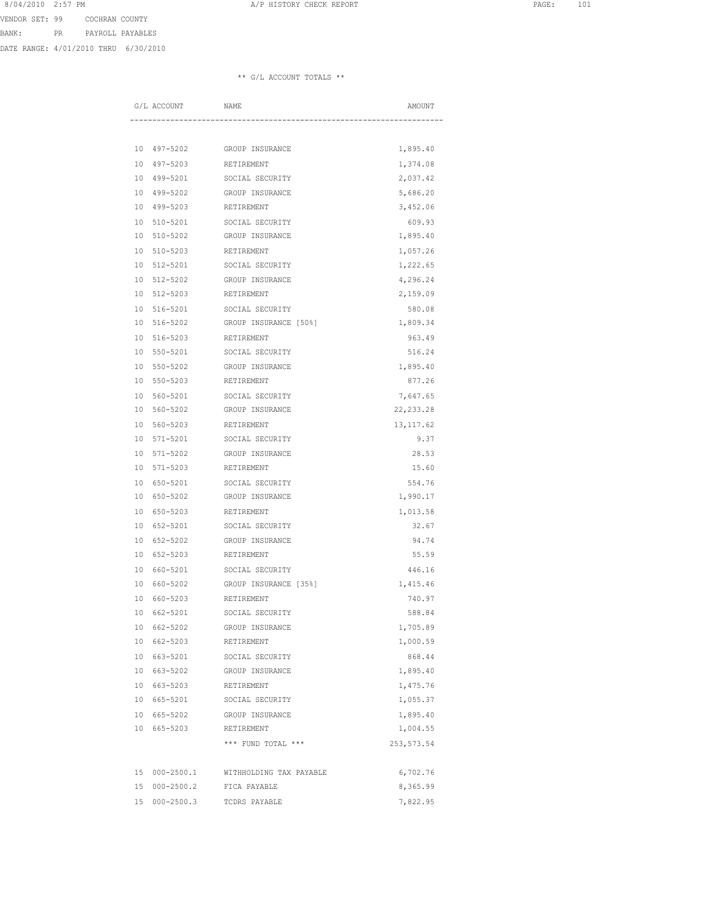VENDOR SET: 99 COCHRAN COUNTY
BANK: PR PAYROLL PAYABLES
DATE RANGE: 4/01/2010 THRU 6/30/2010

** G/L ACCOUNT TOTALS **

| G/L ACCOUNT | NAME | AMOUNT |
|---|---|---|
| 10 497-5202 | GROUP INSURANCE | 1,895.40 |
| 10 497-5203 | RETIREMENT | 1,374.08 |
| 10 499-5201 | SOCIAL SECURITY | 2,037.42 |
| 10 499-5202 | GROUP INSURANCE | 5,686.20 |
| 10 499-5203 | RETIREMENT | 3,452.06 |
| 10 510-5201 | SOCIAL SECURITY | 609.93 |
| 10 510-5202 | GROUP INSURANCE | 1,895.40 |
| 10 510-5203 | RETIREMENT | 1,057.26 |
| 10 512-5201 | SOCIAL SECURITY | 1,222.65 |
| 10 512-5202 | GROUP INSURANCE | 4,296.24 |
| 10 512-5203 | RETIREMENT | 2,159.09 |
| 10 516-5201 | SOCIAL SECURITY | 580.08 |
| 10 516-5202 | GROUP INSURANCE [50%] | 1,809.34 |
| 10 516-5203 | RETIREMENT | 963.49 |
| 10 550-5201 | SOCIAL SECURITY | 516.24 |
| 10 550-5202 | GROUP INSURANCE | 1,895.40 |
| 10 550-5203 | RETIREMENT | 877.26 |
| 10 560-5201 | SOCIAL SECURITY | 7,647.65 |
| 10 560-5202 | GROUP INSURANCE | 22,233.28 |
| 10 560-5203 | RETIREMENT | 13,117.62 |
| 10 571-5201 | SOCIAL SECURITY | 9.37 |
| 10 571-5202 | GROUP INSURANCE | 28.53 |
| 10 571-5203 | RETIREMENT | 15.60 |
| 10 650-5201 | SOCIAL SECURITY | 554.76 |
| 10 650-5202 | GROUP INSURANCE | 1,990.17 |
| 10 650-5203 | RETIREMENT | 1,013.58 |
| 10 652-5201 | SOCIAL SECURITY | 32.67 |
| 10 652-5202 | GROUP INSURANCE | 94.74 |
| 10 652-5203 | RETIREMENT | 55.59 |
| 10 660-5201 | SOCIAL SECURITY | 446.16 |
| 10 660-5202 | GROUP INSURANCE [35%] | 1,415.46 |
| 10 660-5203 | RETIREMENT | 740.97 |
| 10 662-5201 | SOCIAL SECURITY | 588.84 |
| 10 662-5202 | GROUP INSURANCE | 1,705.89 |
| 10 662-5203 | RETIREMENT | 1,000.59 |
| 10 663-5201 | SOCIAL SECURITY | 868.44 |
| 10 663-5202 | GROUP INSURANCE | 1,895.40 |
| 10 663-5203 | RETIREMENT | 1,475.76 |
| 10 665-5201 | SOCIAL SECURITY | 1,055.37 |
| 10 665-5202 | GROUP INSURANCE | 1,895.40 |
| 10 665-5203 | RETIREMENT | 1,004.55 |
| | *** FUND TOTAL *** | 253,573.54 |
| 15 000-2500.1 | WITHHOLDING TAX PAYABLE | 6,702.76 |
| 15 000-2500.2 | FICA PAYABLE | 8,365.99 |
| 15 000-2500.3 | TCDRS PAYABLE | 7,822.95 |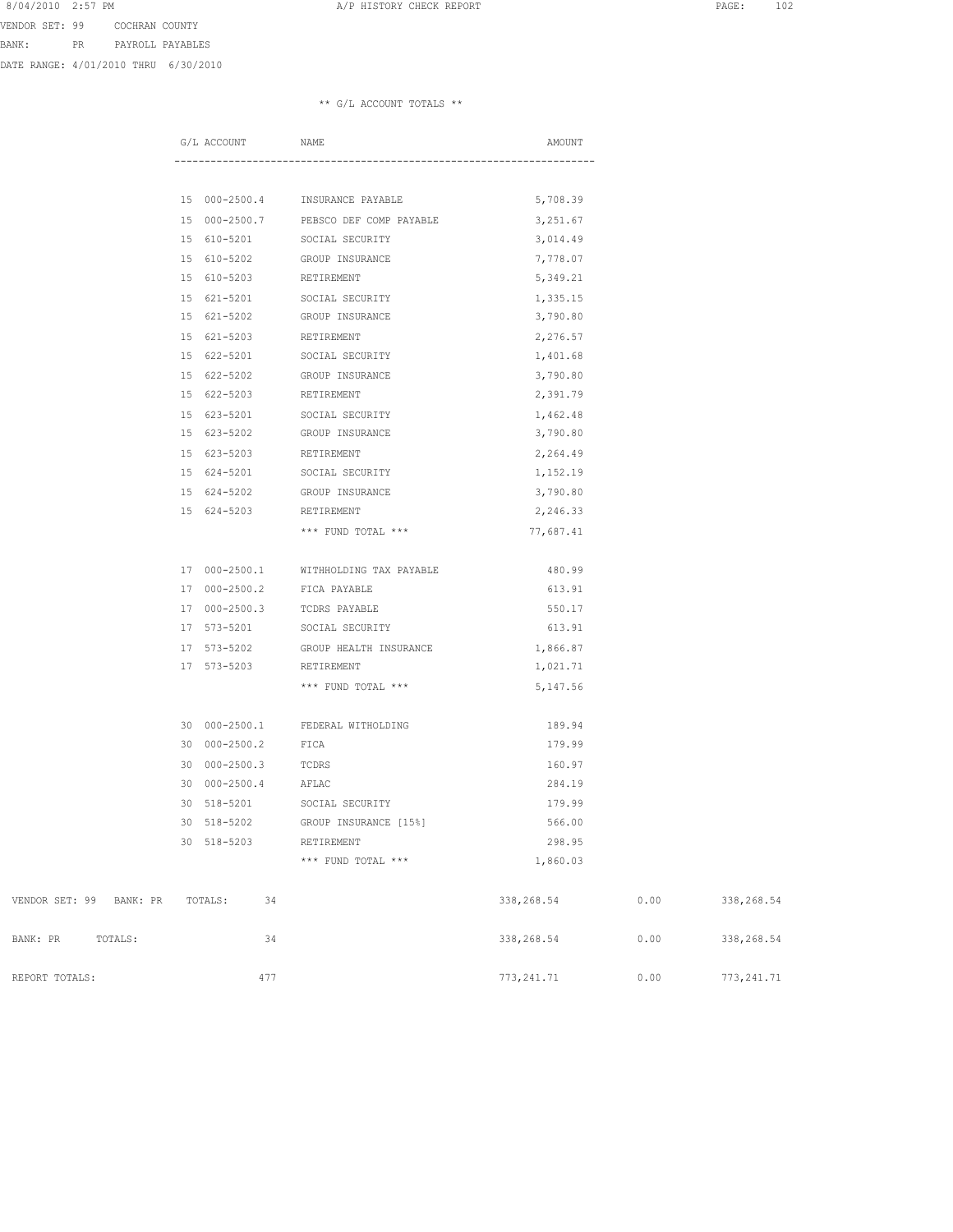VENDOR SET: 99 COCHRAN COUNTY
BANK: PR PAYROLL PAYABLES
DATE RANGE: 4/01/2010 THRU 6/30/2010

** G/L ACCOUNT TOTALS **

| G/L ACCOUNT | NAME | AMOUNT |
|---|---|---|
| 15 000-2500.4 | INSURANCE PAYABLE | 5,708.39 |
| 15 000-2500.7 | PEBSCO DEF COMP PAYABLE | 3,251.67 |
| 15 610-5201 | SOCIAL SECURITY | 3,014.49 |
| 15 610-5202 | GROUP INSURANCE | 7,778.07 |
| 15 610-5203 | RETIREMENT | 5,349.21 |
| 15 621-5201 | SOCIAL SECURITY | 1,335.15 |
| 15 621-5202 | GROUP INSURANCE | 3,790.80 |
| 15 621-5203 | RETIREMENT | 2,276.57 |
| 15 622-5201 | SOCIAL SECURITY | 1,401.68 |
| 15 622-5202 | GROUP INSURANCE | 3,790.80 |
| 15 622-5203 | RETIREMENT | 2,391.79 |
| 15 623-5201 | SOCIAL SECURITY | 1,462.48 |
| 15 623-5202 | GROUP INSURANCE | 3,790.80 |
| 15 623-5203 | RETIREMENT | 2,264.49 |
| 15 624-5201 | SOCIAL SECURITY | 1,152.19 |
| 15 624-5202 | GROUP INSURANCE | 3,790.80 |
| 15 624-5203 | RETIREMENT | 2,246.33 |
| | *** FUND TOTAL *** | 77,687.41 |
| 17 000-2500.1 | WITHHOLDING TAX PAYABLE | 480.99 |
| 17 000-2500.2 | FICA PAYABLE | 613.91 |
| 17 000-2500.3 | TCDRS PAYABLE | 550.17 |
| 17 573-5201 | SOCIAL SECURITY | 613.91 |
| 17 573-5202 | GROUP HEALTH INSURANCE | 1,866.87 |
| 17 573-5203 | RETIREMENT | 1,021.71 |
| | *** FUND TOTAL *** | 5,147.56 |
| 30 000-2500.1 | FEDERAL WITHOLDING | 189.94 |
| 30 000-2500.2 | FICA | 179.99 |
| 30 000-2500.3 | TCDRS | 160.97 |
| 30 000-2500.4 | AFLAC | 284.19 |
| 30 518-5201 | SOCIAL SECURITY | 179.99 |
| 30 518-5202 | GROUP INSURANCE [15%] | 566.00 |
| 30 518-5203 | RETIREMENT | 298.95 |
| | *** FUND TOTAL *** | 1,860.03 |

| | | | | |
|---|---|---|---|---|
| VENDOR SET: 99 BANK: PR TOTALS: | 34 | 338,268.54 | 0.00 | 338,268.54 |
| BANK: PR TOTALS: | 34 | 338,268.54 | 0.00 | 338,268.54 |
| REPORT TOTALS: | 477 | 773,241.71 | 0.00 | 773,241.71 |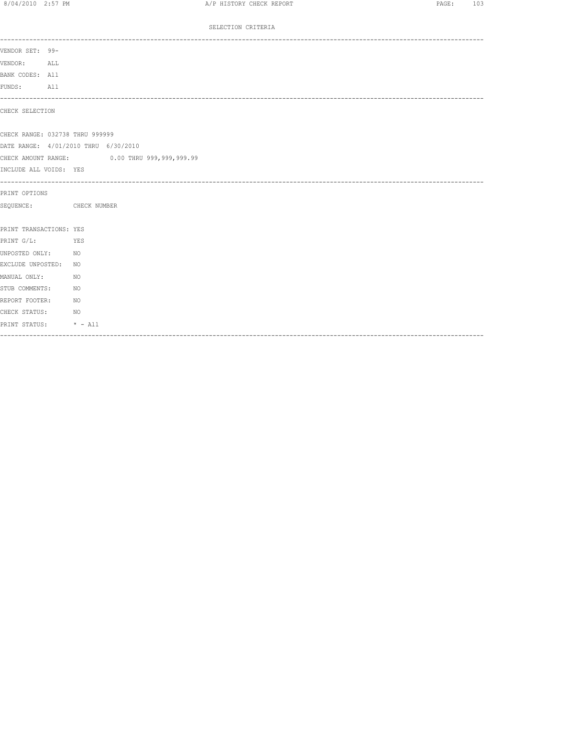SELECTION CRITERIA

---

VENDOR SET: 99-
VENDOR: ALL
BANK CODES: All
FUNDS: All

---

CHECK SELECTION

CHECK RANGE: 032738 THRU 999999
DATE RANGE: 4/01/2010 THRU 6/30/2010
CHECK AMOUNT RANGE: 0.00 THRU 999,999,999.99
INCLUDE ALL VOIDS: YES

---

PRINT OPTIONS

SEQUENCE: CHECK NUMBER

PRINT TRANSACTIONS: YES
PRINT G/L: YES
UNPOSTED ONLY: NO
EXCLUDE UNPOSTED: NO
MANUAL ONLY: NO
STUB COMMENTS: NO
REPORT FOOTER: NO
CHECK STATUS: NO
PRINT STATUS: * - All

---